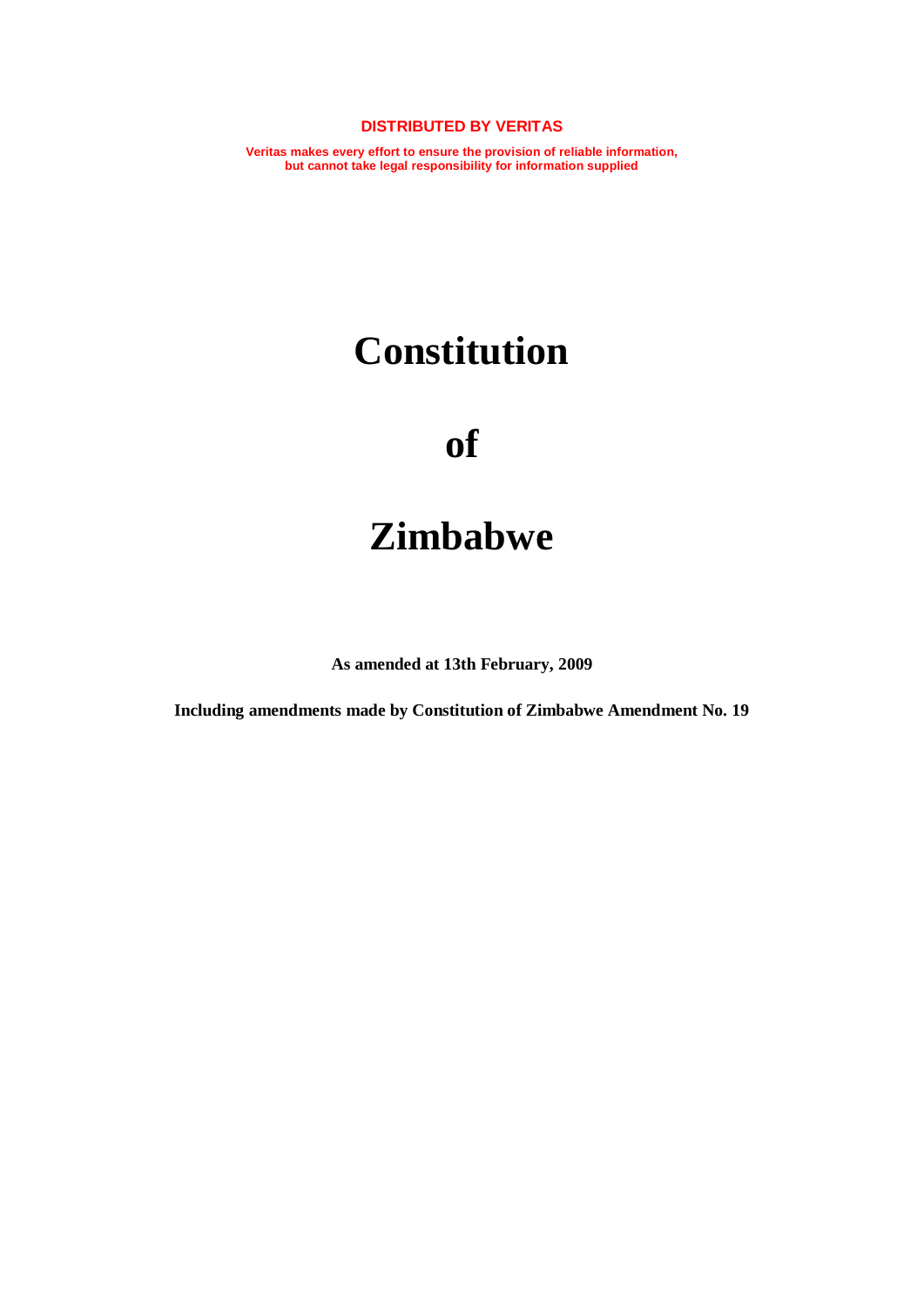**DISTRIBUTED BY VERITAS**

**Veritas makes every effort to ensure the provision of reliable information, but cannot take legal responsibility for information supplied**

# Constitution

# of

# Zimbabwe

**As amended at 13th February, 2009**

**Including amendments made by Constitution of Zimbabwe Amendment No. 19**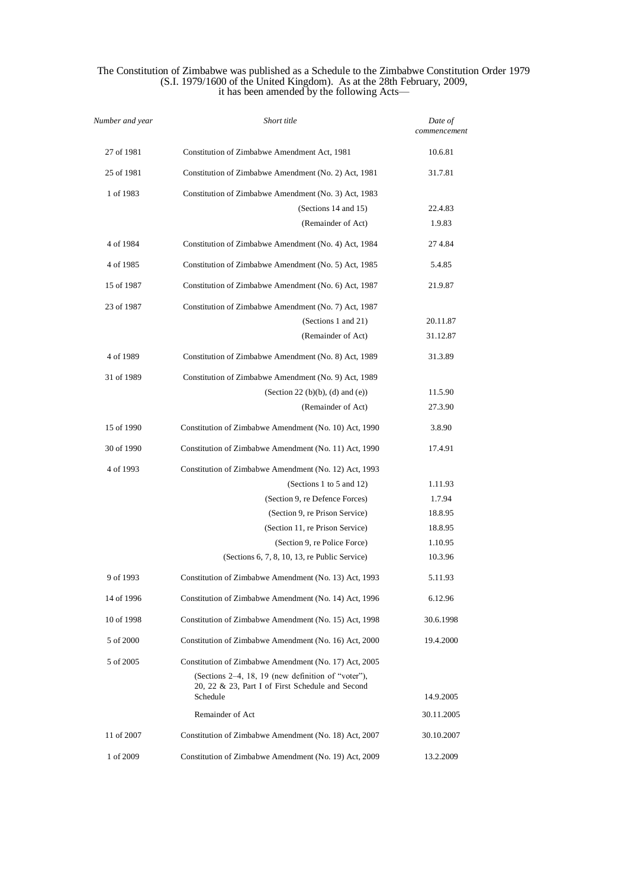The Constitution of Zimbabwe was published as a Schedule to the Zimbabwe Constitution Order 1979 (S.I. 1979/1600 of the United Kingdom). As at the 28th February, 2009, it has been amended by the following Acts—

| *Number and year* | *Short title* | *Date of commencement* |
|---|---|---|
| 27 of 1981 | Constitution of Zimbabwe Amendment Act, 1981 | 10.6.81 |
| 25 of 1981 | Constitution of Zimbabwe Amendment (No. 2) Act, 1981 | 31.7.81 |
| 1 of 1983 | Constitution of Zimbabwe Amendment (No. 3) Act, 1983 | |
| | (Sections 14 and 15) | 22.4.83 |
| | (Remainder of Act) | 1.9.83 |
| 4 of 1984 | Constitution of Zimbabwe Amendment (No. 4) Act, 1984 | 27 4.84 |
| 4 of 1985 | Constitution of Zimbabwe Amendment (No. 5) Act, 1985 | 5.4.85 |
| 15 of 1987 | Constitution of Zimbabwe Amendment (No. 6) Act, 1987 | 21.9.87 |
| 23 of 1987 | Constitution of Zimbabwe Amendment (No. 7) Act, 1987 | |
| | (Sections 1 and 21) | 20.11.87 |
| | (Remainder of Act) | 31.12.87 |
| 4 of 1989 | Constitution of Zimbabwe Amendment (No. 8) Act, 1989 | 31.3.89 |
| 31 of 1989 | Constitution of Zimbabwe Amendment (No. 9) Act, 1989 | |
| | (Section 22 (b)(b), (d) and (e)) | 11.5.90 |
| | (Remainder of Act) | 27.3.90 |
| 15 of 1990 | Constitution of Zimbabwe Amendment (No. 10) Act, 1990 | 3.8.90 |
| 30 of 1990 | Constitution of Zimbabwe Amendment (No. 11) Act, 1990 | 17.4.91 |
| 4 of 1993 | Constitution of Zimbabwe Amendment (No. 12) Act, 1993 | |
| | (Sections 1 to 5 and 12) | 1.11.93 |
| | (Section 9, re Defence Forces) | 1.7.94 |
| | (Section 9, re Prison Service) | 18.8.95 |
| | (Section 11, re Prison Service) | 18.8.95 |
| | (Section 9, re Police Force) | 1.10.95 |
| | (Sections 6, 7, 8, 10, 13, re Public Service) | 10.3.96 |
| 9 of 1993 | Constitution of Zimbabwe Amendment (No. 13) Act, 1993 | 5.11.93 |
| 14 of 1996 | Constitution of Zimbabwe Amendment (No. 14) Act, 1996 | 6.12.96 |
| 10 of 1998 | Constitution of Zimbabwe Amendment (No. 15) Act, 1998 | 30.6.1998 |
| 5 of 2000 | Constitution of Zimbabwe Amendment (No. 16) Act, 2000 | 19.4.2000 |
| 5 of 2005 | Constitution of Zimbabwe Amendment (No. 17) Act, 2005 | |
| | (Sections 2–4, 18, 19 (new definition of "voter"), 20, 22 & 23, Part I of First Schedule and Second Schedule | 14.9.2005 |
| | Remainder of Act | 30.11.2005 |
| 11 of 2007 | Constitution of Zimbabwe Amendment (No. 18) Act, 2007 | 30.10.2007 |
| 1 of 2009 | Constitution of Zimbabwe Amendment (No. 19) Act, 2009 | 13.2.2009 |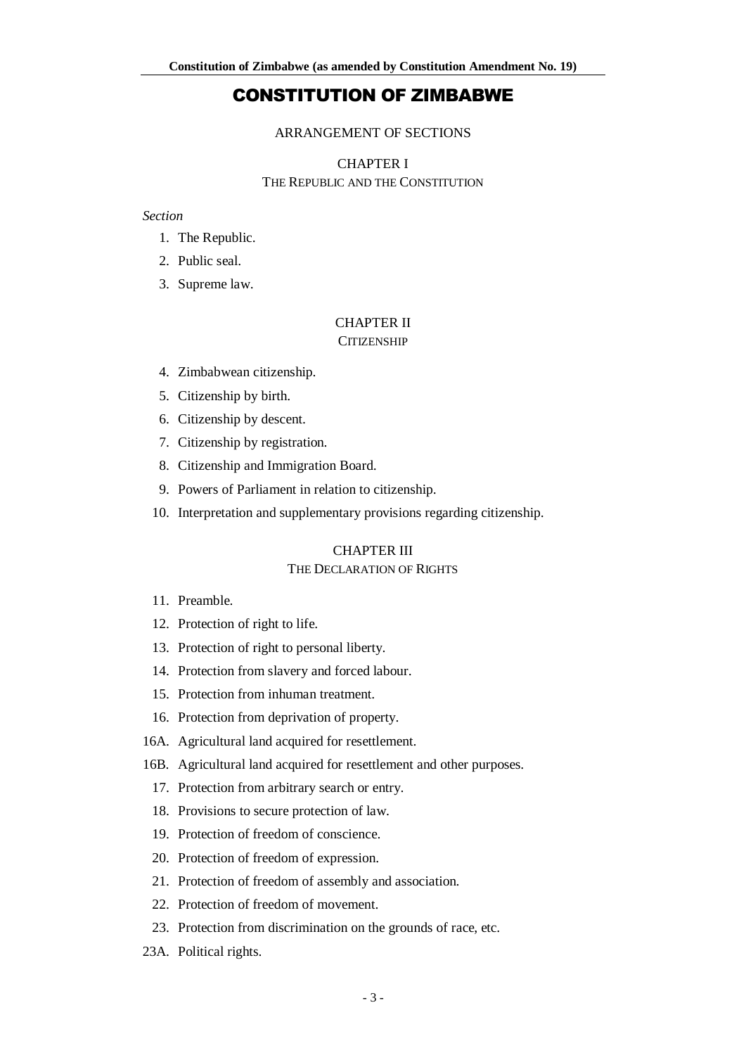# CONSTITUTION OF ZIMBABWE

ARRANGEMENT OF SECTIONS

## CHAPTER I
### THE REPUBLIC AND THE CONSTITUTION

*Section*

1. The Republic.
2. Public seal.
3. Supreme law.

## CHAPTER II
### CITIZENSHIP

4. Zimbabwean citizenship.
5. Citizenship by birth.
6. Citizenship by descent.
7. Citizenship by registration.
8. Citizenship and Immigration Board.
9. Powers of Parliament in relation to citizenship.
10. Interpretation and supplementary provisions regarding citizenship.

## CHAPTER III
### THE DECLARATION OF RIGHTS

11. Preamble.
12. Protection of right to life.
13. Protection of right to personal liberty.
14. Protection from slavery and forced labour.
15. Protection from inhuman treatment.
16. Protection from deprivation of property.

16A. Agricultural land acquired for resettlement.

16B. Agricultural land acquired for resettlement and other purposes.

17. Protection from arbitrary search or entry.
18. Provisions to secure protection of law.
19. Protection of freedom of conscience.
20. Protection of freedom of expression.
21. Protection of freedom of assembly and association.
22. Protection of freedom of movement.
23. Protection from discrimination on the grounds of race, etc.

23A. Political rights.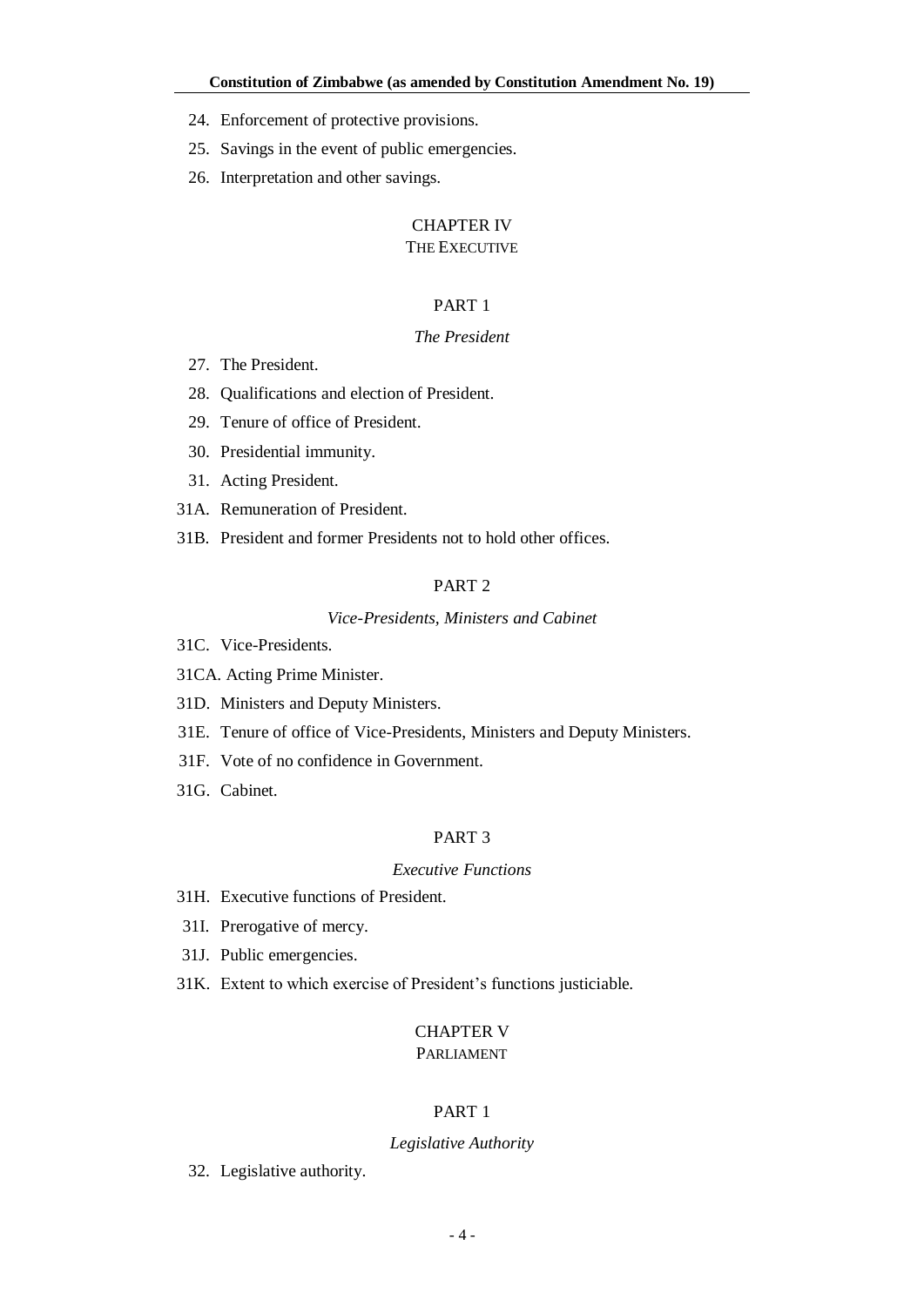24. Enforcement of protective provisions.

25. Savings in the event of public emergencies.

26. Interpretation and other savings.

## CHAPTER IV
## THE EXECUTIVE

### PART 1

#### *The President*

27. The President.

28. Qualifications and election of President.

29. Tenure of office of President.

30. Presidential immunity.

31. Acting President.

31A. Remuneration of President.

31B. President and former Presidents not to hold other offices.

### PART 2

#### *Vice-Presidents, Ministers and Cabinet*

31C. Vice-Presidents.

31CA. Acting Prime Minister.

31D. Ministers and Deputy Ministers.

31E. Tenure of office of Vice-Presidents, Ministers and Deputy Ministers.

31F. Vote of no confidence in Government.

31G. Cabinet.

### PART 3

#### *Executive Functions*

31H. Executive functions of President.

31I. Prerogative of mercy.

31J. Public emergencies.

31K. Extent to which exercise of President's functions justiciable.

## CHAPTER V
## PARLIAMENT

### PART 1

#### *Legislative Authority*

32. Legislative authority.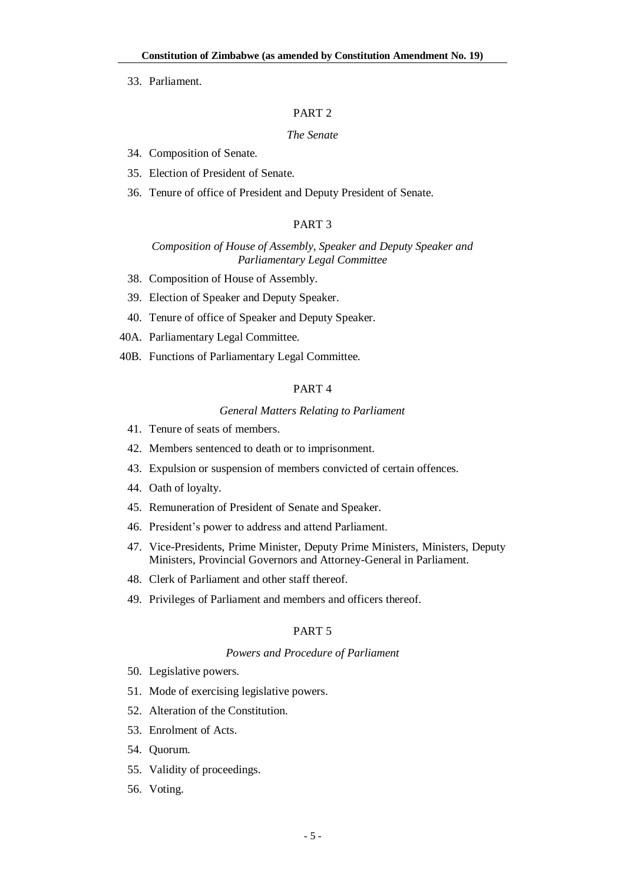33. Parliament.

PART 2

*The Senate*

34. Composition of Senate.
35. Election of President of Senate.
36. Tenure of office of President and Deputy President of Senate.

PART 3

*Composition of House of Assembly, Speaker and Deputy Speaker and Parliamentary Legal Committee*

38. Composition of House of Assembly.
39. Election of Speaker and Deputy Speaker.
40. Tenure of office of Speaker and Deputy Speaker.

40A. Parliamentary Legal Committee.

40B. Functions of Parliamentary Legal Committee.

PART 4

*General Matters Relating to Parliament*

41. Tenure of seats of members.
42. Members sentenced to death or to imprisonment.
43. Expulsion or suspension of members convicted of certain offences.
44. Oath of loyalty.
45. Remuneration of President of Senate and Speaker.
46. President's power to address and attend Parliament.
47. Vice-Presidents, Prime Minister, Deputy Prime Ministers, Ministers, Deputy Ministers, Provincial Governors and Attorney-General in Parliament.
48. Clerk of Parliament and other staff thereof.
49. Privileges of Parliament and members and officers thereof.

PART 5

*Powers and Procedure of Parliament*

50. Legislative powers.
51. Mode of exercising legislative powers.
52. Alteration of the Constitution.
53. Enrolment of Acts.
54. Quorum.
55. Validity of proceedings.
56. Voting.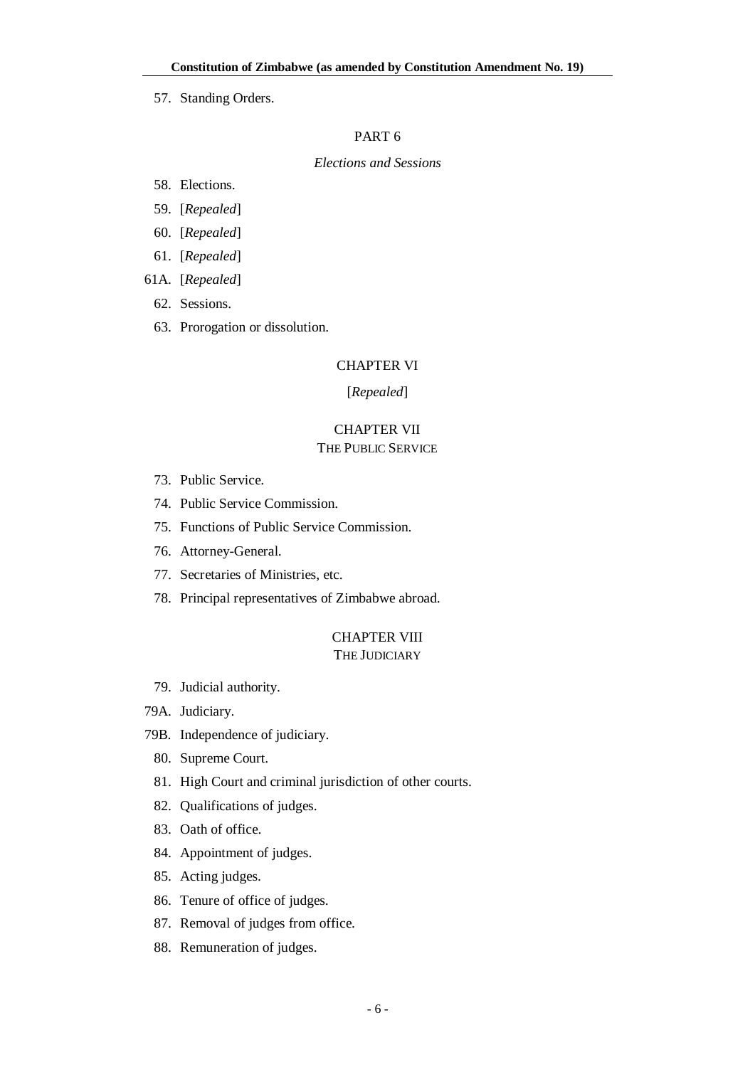57. Standing Orders.

PART 6

*Elections and Sessions*

58. Elections.

59. [*Repealed*]

60. [*Repealed*]

61. [*Repealed*]

61A. [*Repealed*]

62. Sessions.

63. Prorogation or dissolution.

CHAPTER VI

[*Repealed*]

CHAPTER VII

THE PUBLIC SERVICE

73. Public Service.

74. Public Service Commission.

75. Functions of Public Service Commission.

76. Attorney-General.

77. Secretaries of Ministries, etc.

78. Principal representatives of Zimbabwe abroad.

CHAPTER VIII

THE JUDICIARY

79. Judicial authority.

79A. Judiciary.

79B. Independence of judiciary.

80. Supreme Court.

81. High Court and criminal jurisdiction of other courts.

82. Qualifications of judges.

83. Oath of office.

84. Appointment of judges.

85. Acting judges.

86. Tenure of office of judges.

87. Removal of judges from office.

88. Remuneration of judges.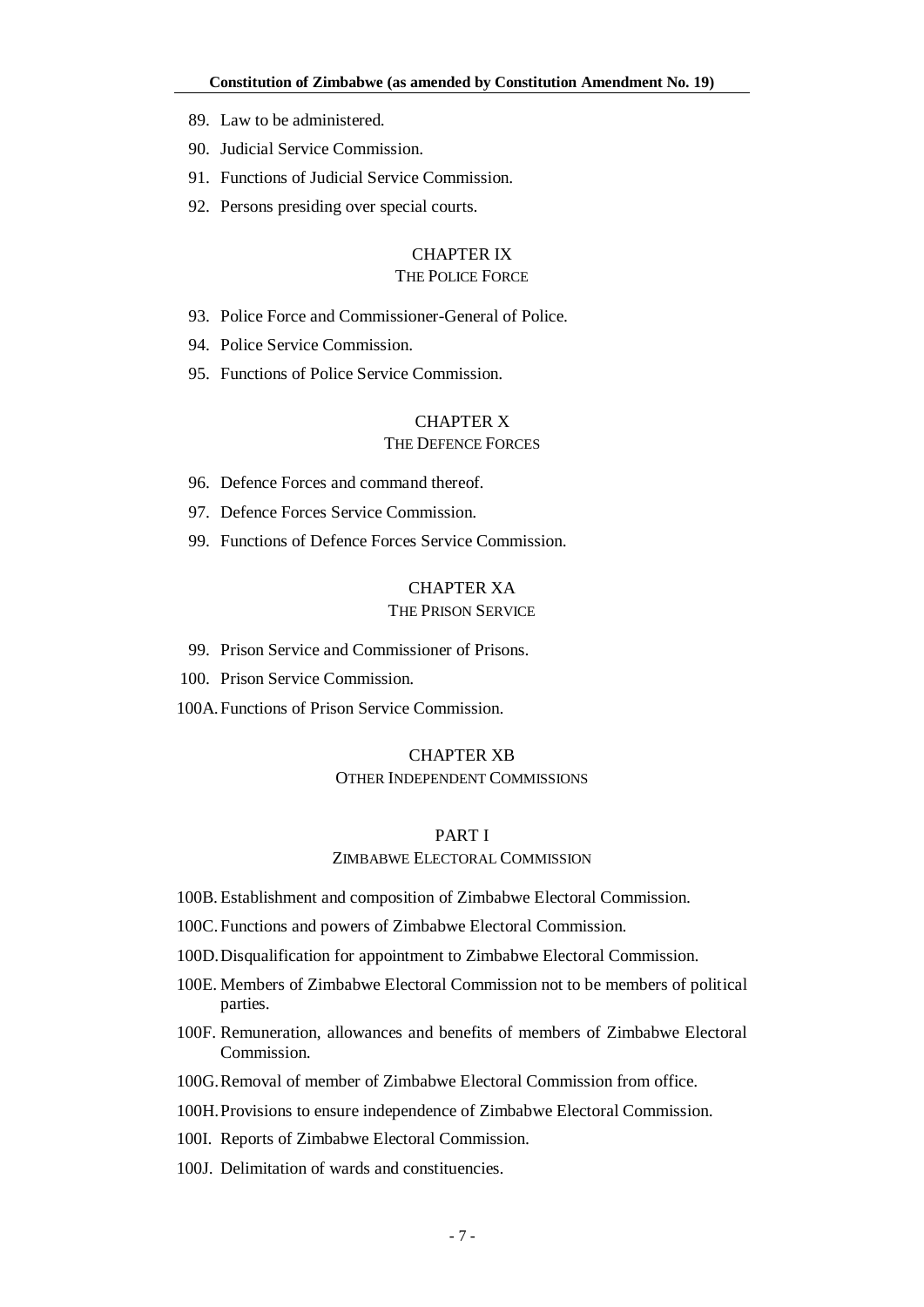89. Law to be administered.

90. Judicial Service Commission.

91. Functions of Judicial Service Commission.

92. Persons presiding over special courts.

## CHAPTER IX
### THE POLICE FORCE

93. Police Force and Commissioner-General of Police.

94. Police Service Commission.

95. Functions of Police Service Commission.

## CHAPTER X
### THE DEFENCE FORCES

96. Defence Forces and command thereof.

97. Defence Forces Service Commission.

99. Functions of Defence Forces Service Commission.

## CHAPTER XA
### THE PRISON SERVICE

99. Prison Service and Commissioner of Prisons.

100. Prison Service Commission.

100A. Functions of Prison Service Commission.

## CHAPTER XB
### OTHER INDEPENDENT COMMISSIONS

### PART I
#### ZIMBABWE ELECTORAL COMMISSION

100B. Establishment and composition of Zimbabwe Electoral Commission.

100C. Functions and powers of Zimbabwe Electoral Commission.

100D. Disqualification for appointment to Zimbabwe Electoral Commission.

100E. Members of Zimbabwe Electoral Commission not to be members of political parties.

100F. Remuneration, allowances and benefits of members of Zimbabwe Electoral Commission.

100G. Removal of member of Zimbabwe Electoral Commission from office.

100H. Provisions to ensure independence of Zimbabwe Electoral Commission.

100I. Reports of Zimbabwe Electoral Commission.

100J. Delimitation of wards and constituencies.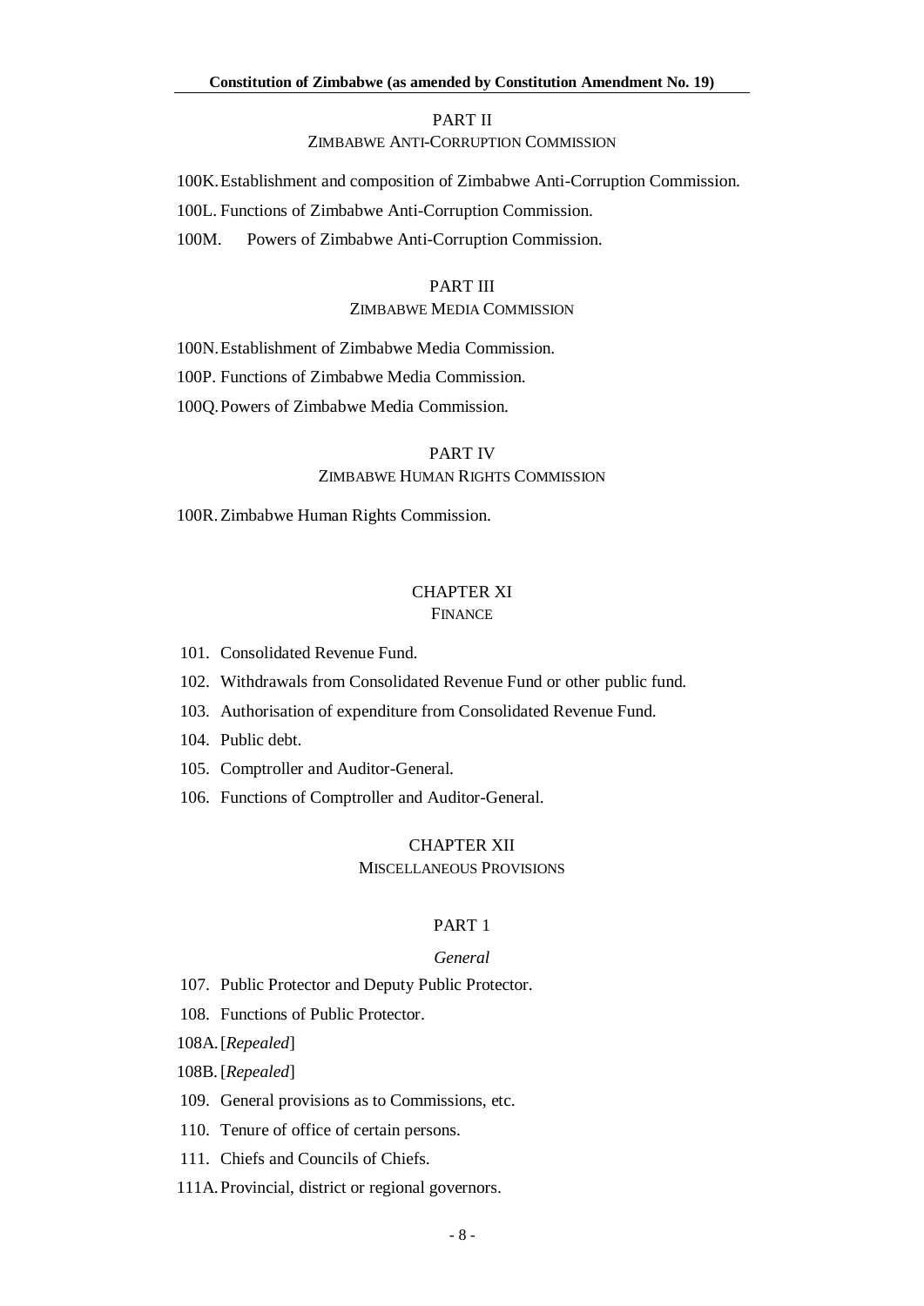PART II

ZIMBABWE ANTI-CORRUPTION COMMISSION

100K. Establishment and composition of Zimbabwe Anti-Corruption Commission.

100L. Functions of Zimbabwe Anti-Corruption Commission.

100M. Powers of Zimbabwe Anti-Corruption Commission.

PART III

ZIMBABWE MEDIA COMMISSION

100N. Establishment of Zimbabwe Media Commission.

100P. Functions of Zimbabwe Media Commission.

100Q. Powers of Zimbabwe Media Commission.

PART IV

ZIMBABWE HUMAN RIGHTS COMMISSION

100R. Zimbabwe Human Rights Commission.

CHAPTER XI

FINANCE

101. Consolidated Revenue Fund.

102. Withdrawals from Consolidated Revenue Fund or other public fund.

103. Authorisation of expenditure from Consolidated Revenue Fund.

104. Public debt.

105. Comptroller and Auditor-General.

106. Functions of Comptroller and Auditor-General.

CHAPTER XII

MISCELLANEOUS PROVISIONS

PART 1

*General*

107. Public Protector and Deputy Public Protector.

108. Functions of Public Protector.

108A. [*Repealed*]

108B. [*Repealed*]

109. General provisions as to Commissions, etc.

110. Tenure of office of certain persons.

111. Chiefs and Councils of Chiefs.

111A. Provincial, district or regional governors.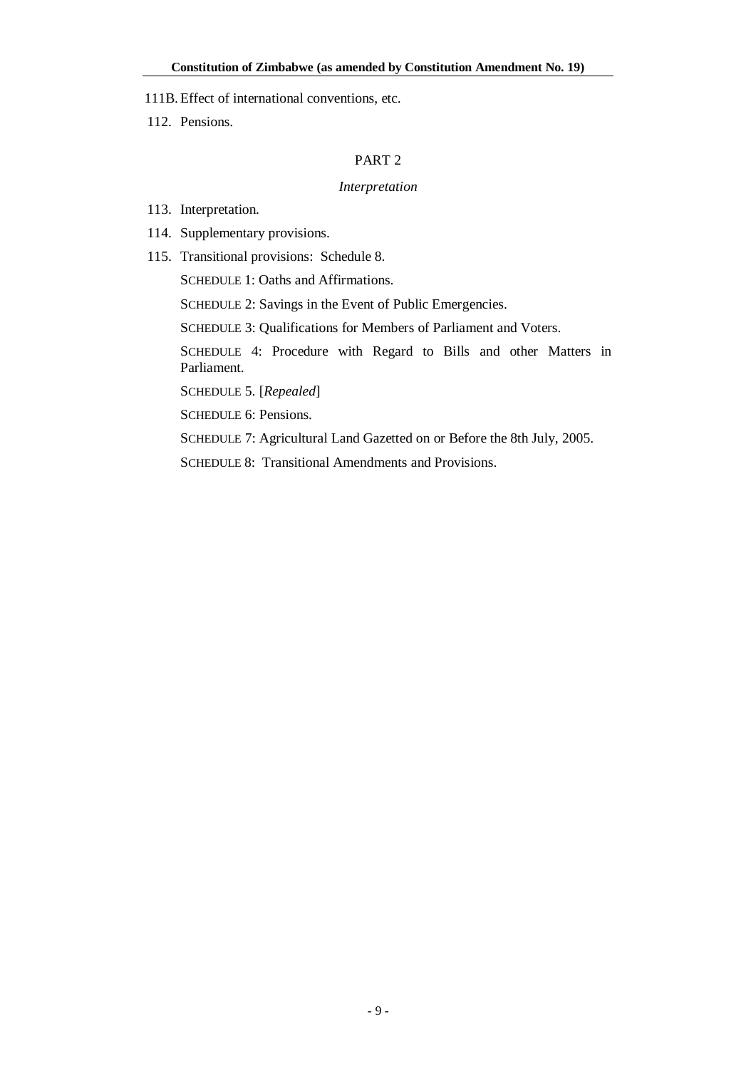111B. Effect of international conventions, etc.

112. Pensions.

PART 2

*Interpretation*

113. Interpretation.

114. Supplementary provisions.

115. Transitional provisions: Schedule 8.

SCHEDULE 1: Oaths and Affirmations.

SCHEDULE 2: Savings in the Event of Public Emergencies.

SCHEDULE 3: Qualifications for Members of Parliament and Voters.

SCHEDULE 4: Procedure with Regard to Bills and other Matters in Parliament.

SCHEDULE 5. [*Repealed*]

SCHEDULE 6: Pensions.

SCHEDULE 7: Agricultural Land Gazetted on or Before the 8th July, 2005.

SCHEDULE 8: Transitional Amendments and Provisions.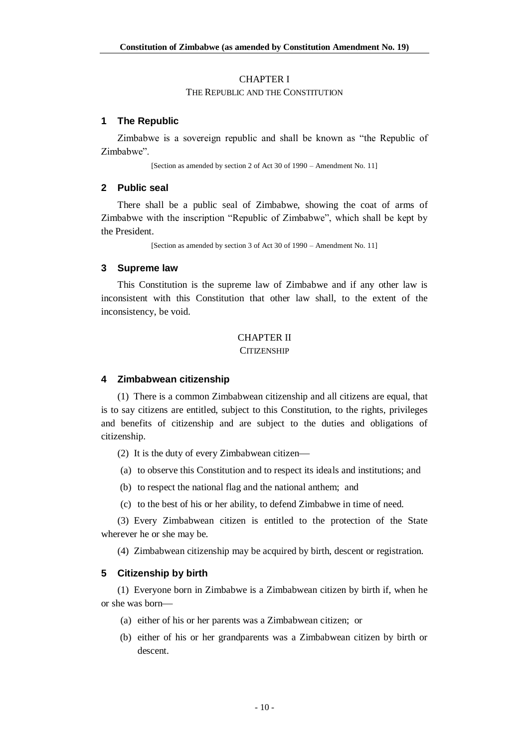## CHAPTER I
### THE REPUBLIC AND THE CONSTITUTION

### 1 The Republic

Zimbabwe is a sovereign republic and shall be known as "the Republic of Zimbabwe".

[Section as amended by section 2 of Act 30 of 1990 – Amendment No. 11]

### 2 Public seal

There shall be a public seal of Zimbabwe, showing the coat of arms of Zimbabwe with the inscription "Republic of Zimbabwe", which shall be kept by the President.

[Section as amended by section 3 of Act 30 of 1990 – Amendment No. 11]

### 3 Supreme law

This Constitution is the supreme law of Zimbabwe and if any other law is inconsistent with this Constitution that other law shall, to the extent of the inconsistency, be void.

## CHAPTER II
### CITIZENSHIP

### 4 Zimbabwean citizenship

(1) There is a common Zimbabwean citizenship and all citizens are equal, that is to say citizens are entitled, subject to this Constitution, to the rights, privileges and benefits of citizenship and are subject to the duties and obligations of citizenship.

(2) It is the duty of every Zimbabwean citizen—

(a) to observe this Constitution and to respect its ideals and institutions; and

(b) to respect the national flag and the national anthem; and

(c) to the best of his or her ability, to defend Zimbabwe in time of need.

(3) Every Zimbabwean citizen is entitled to the protection of the State wherever he or she may be.

(4) Zimbabwean citizenship may be acquired by birth, descent or registration.

### 5 Citizenship by birth

(1) Everyone born in Zimbabwe is a Zimbabwean citizen by birth if, when he or she was born—

(a) either of his or her parents was a Zimbabwean citizen; or

(b) either of his or her grandparents was a Zimbabwean citizen by birth or descent.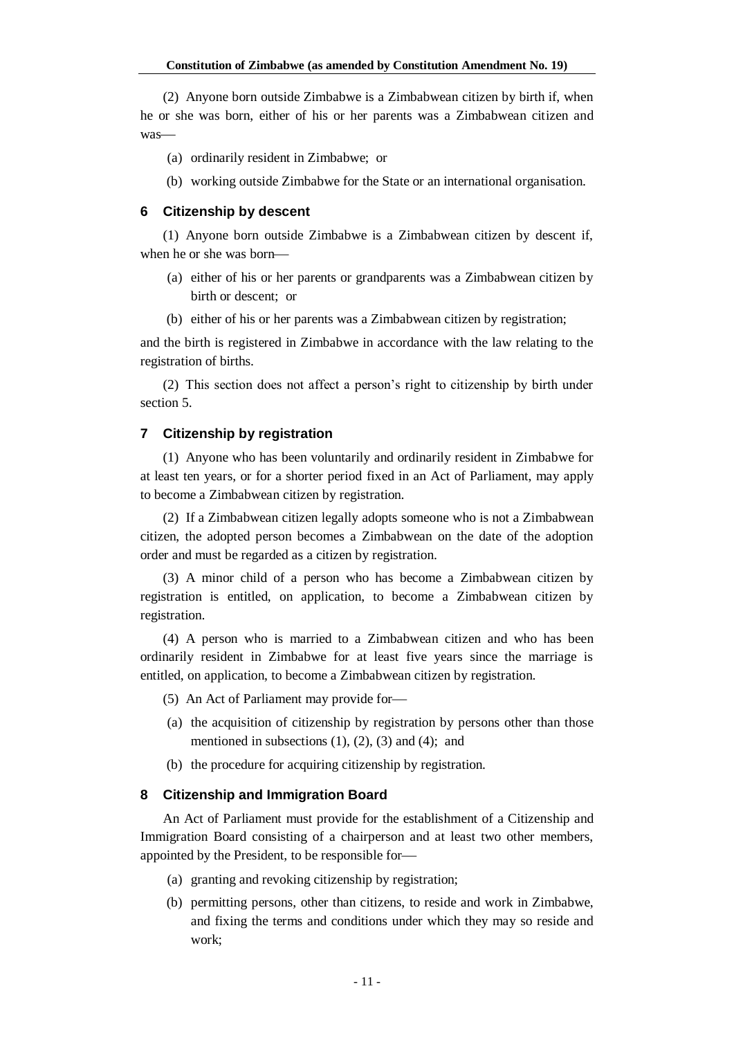(2) Anyone born outside Zimbabwe is a Zimbabwean citizen by birth if, when he or she was born, either of his or her parents was a Zimbabwean citizen and was—

(a) ordinarily resident in Zimbabwe; or

(b) working outside Zimbabwe for the State or an international organisation.

### 6 Citizenship by descent

(1) Anyone born outside Zimbabwe is a Zimbabwean citizen by descent if, when he or she was born—

(a) either of his or her parents or grandparents was a Zimbabwean citizen by birth or descent; or

(b) either of his or her parents was a Zimbabwean citizen by registration;

and the birth is registered in Zimbabwe in accordance with the law relating to the registration of births.

(2) This section does not affect a person's right to citizenship by birth under section 5.

### 7 Citizenship by registration

(1) Anyone who has been voluntarily and ordinarily resident in Zimbabwe for at least ten years, or for a shorter period fixed in an Act of Parliament, may apply to become a Zimbabwean citizen by registration.

(2) If a Zimbabwean citizen legally adopts someone who is not a Zimbabwean citizen, the adopted person becomes a Zimbabwean on the date of the adoption order and must be regarded as a citizen by registration.

(3) A minor child of a person who has become a Zimbabwean citizen by registration is entitled, on application, to become a Zimbabwean citizen by registration.

(4) A person who is married to a Zimbabwean citizen and who has been ordinarily resident in Zimbabwe for at least five years since the marriage is entitled, on application, to become a Zimbabwean citizen by registration.

(5) An Act of Parliament may provide for—

(a) the acquisition of citizenship by registration by persons other than those mentioned in subsections (1), (2), (3) and (4); and

(b) the procedure for acquiring citizenship by registration.

### 8 Citizenship and Immigration Board

An Act of Parliament must provide for the establishment of a Citizenship and Immigration Board consisting of a chairperson and at least two other members, appointed by the President, to be responsible for—

(a) granting and revoking citizenship by registration;

(b) permitting persons, other than citizens, to reside and work in Zimbabwe, and fixing the terms and conditions under which they may so reside and work;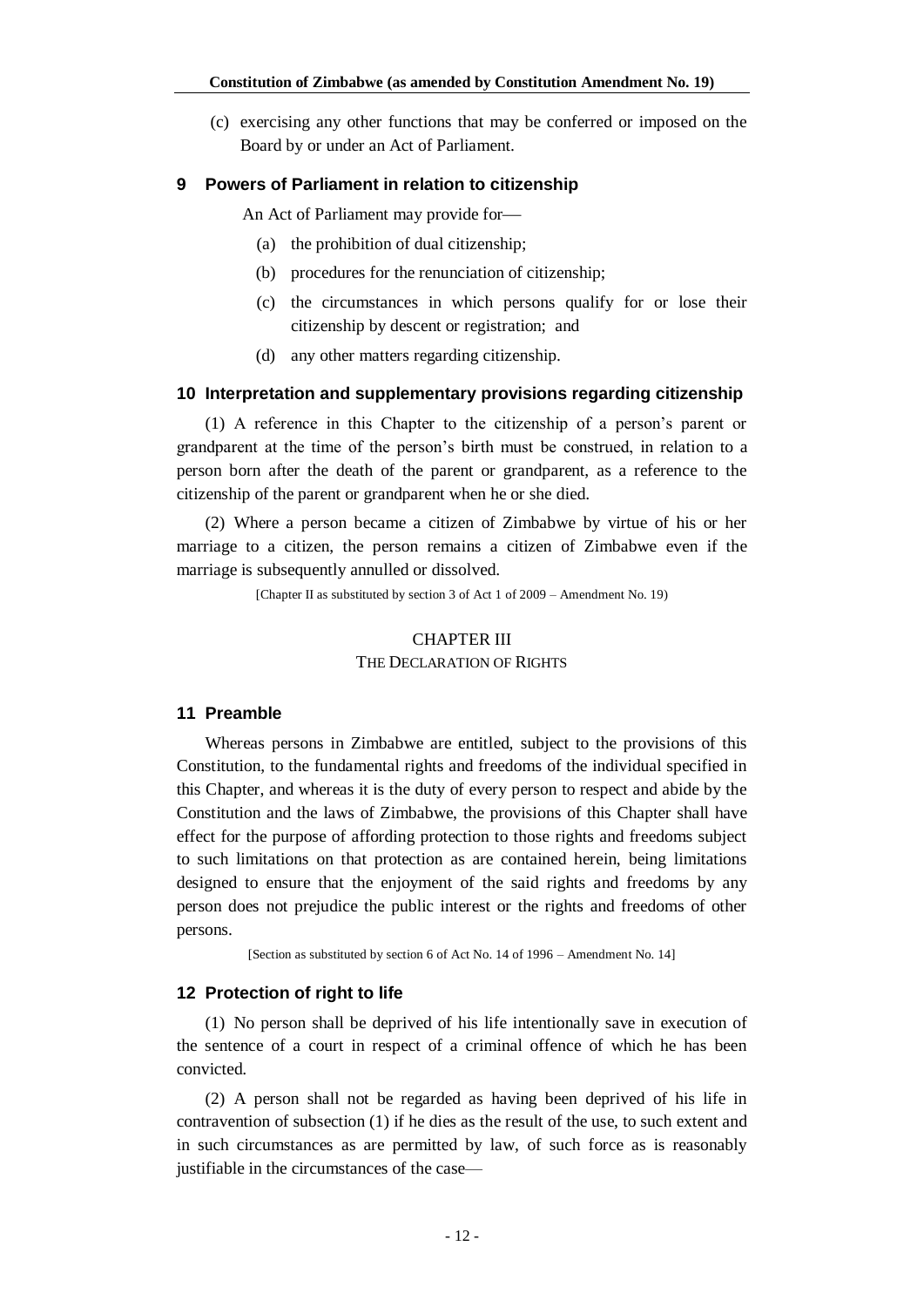(c) exercising any other functions that may be conferred or imposed on the Board by or under an Act of Parliament.

### 9 Powers of Parliament in relation to citizenship

An Act of Parliament may provide for—

(a) the prohibition of dual citizenship;

(b) procedures for the renunciation of citizenship;

(c) the circumstances in which persons qualify for or lose their citizenship by descent or registration; and

(d) any other matters regarding citizenship.

### 10 Interpretation and supplementary provisions regarding citizenship

(1) A reference in this Chapter to the citizenship of a person's parent or grandparent at the time of the person's birth must be construed, in relation to a person born after the death of the parent or grandparent, as a reference to the citizenship of the parent or grandparent when he or she died.

(2) Where a person became a citizen of Zimbabwe by virtue of his or her marriage to a citizen, the person remains a citizen of Zimbabwe even if the marriage is subsequently annulled or dissolved.

[Chapter II as substituted by section 3 of Act 1 of 2009 – Amendment No. 19)

## CHAPTER III
## THE DECLARATION OF RIGHTS

### 11 Preamble

Whereas persons in Zimbabwe are entitled, subject to the provisions of this Constitution, to the fundamental rights and freedoms of the individual specified in this Chapter, and whereas it is the duty of every person to respect and abide by the Constitution and the laws of Zimbabwe, the provisions of this Chapter shall have effect for the purpose of affording protection to those rights and freedoms subject to such limitations on that protection as are contained herein, being limitations designed to ensure that the enjoyment of the said rights and freedoms by any person does not prejudice the public interest or the rights and freedoms of other persons.

[Section as substituted by section 6 of Act No. 14 of 1996 – Amendment No. 14]

### 12 Protection of right to life

(1) No person shall be deprived of his life intentionally save in execution of the sentence of a court in respect of a criminal offence of which he has been convicted.

(2) A person shall not be regarded as having been deprived of his life in contravention of subsection (1) if he dies as the result of the use, to such extent and in such circumstances as are permitted by law, of such force as is reasonably justifiable in the circumstances of the case—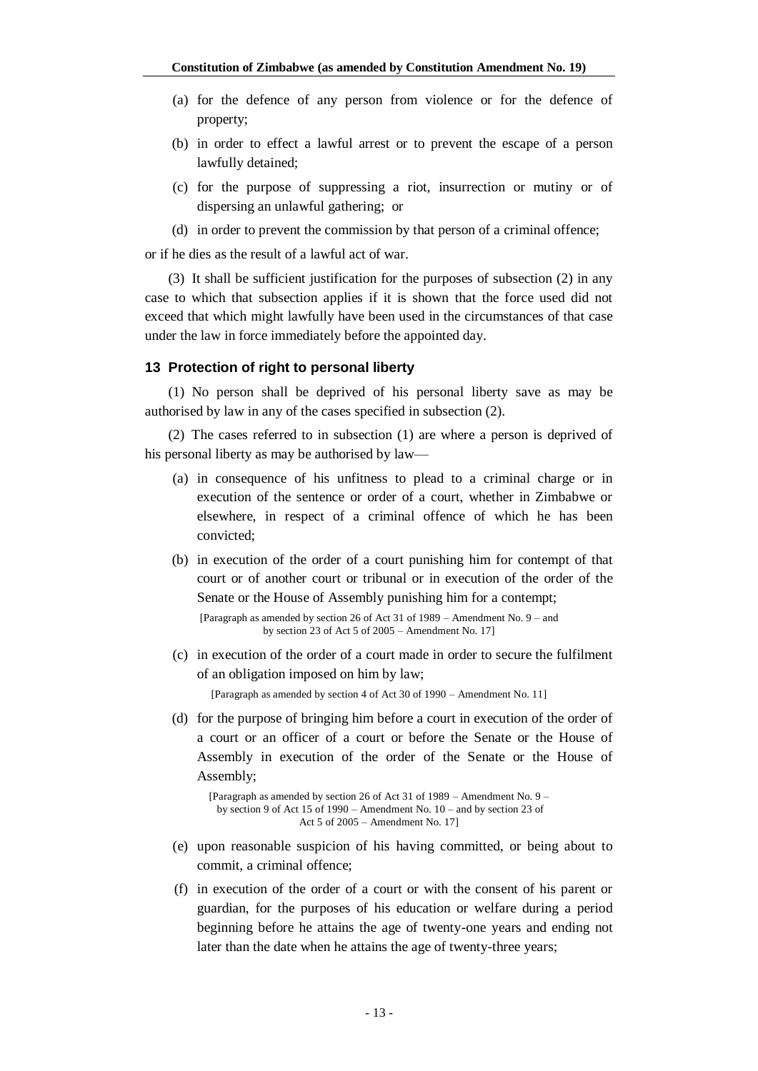(a) for the defence of any person from violence or for the defence of property;

(b) in order to effect a lawful arrest or to prevent the escape of a person lawfully detained;

(c) for the purpose of suppressing a riot, insurrection or mutiny or of dispersing an unlawful gathering; or

(d) in order to prevent the commission by that person of a criminal offence;

or if he dies as the result of a lawful act of war.

(3) It shall be sufficient justification for the purposes of subsection (2) in any case to which that subsection applies if it is shown that the force used did not exceed that which might lawfully have been used in the circumstances of that case under the law in force immediately before the appointed day.

### 13 Protection of right to personal liberty

(1) No person shall be deprived of his personal liberty save as may be authorised by law in any of the cases specified in subsection (2).

(2) The cases referred to in subsection (1) are where a person is deprived of his personal liberty as may be authorised by law—

(a) in consequence of his unfitness to plead to a criminal charge or in execution of the sentence or order of a court, whether in Zimbabwe or elsewhere, in respect of a criminal offence of which he has been convicted;

(b) in execution of the order of a court punishing him for contempt of that court or of another court or tribunal or in execution of the order of the Senate or the House of Assembly punishing him for a contempt;

[Paragraph as amended by section 26 of Act 31 of 1989 – Amendment No. 9 – and by section 23 of Act 5 of 2005 – Amendment No. 17]

(c) in execution of the order of a court made in order to secure the fulfilment of an obligation imposed on him by law;

[Paragraph as amended by section 4 of Act 30 of 1990 – Amendment No. 11]

(d) for the purpose of bringing him before a court in execution of the order of a court or an officer of a court or before the Senate or the House of Assembly in execution of the order of the Senate or the House of Assembly;

[Paragraph as amended by section 26 of Act 31 of 1989 – Amendment No. 9 – by section 9 of Act 15 of 1990 – Amendment No. 10 – and by section 23 of Act 5 of 2005 – Amendment No. 17]

(e) upon reasonable suspicion of his having committed, or being about to commit, a criminal offence;

(f) in execution of the order of a court or with the consent of his parent or guardian, for the purposes of his education or welfare during a period beginning before he attains the age of twenty-one years and ending not later than the date when he attains the age of twenty-three years;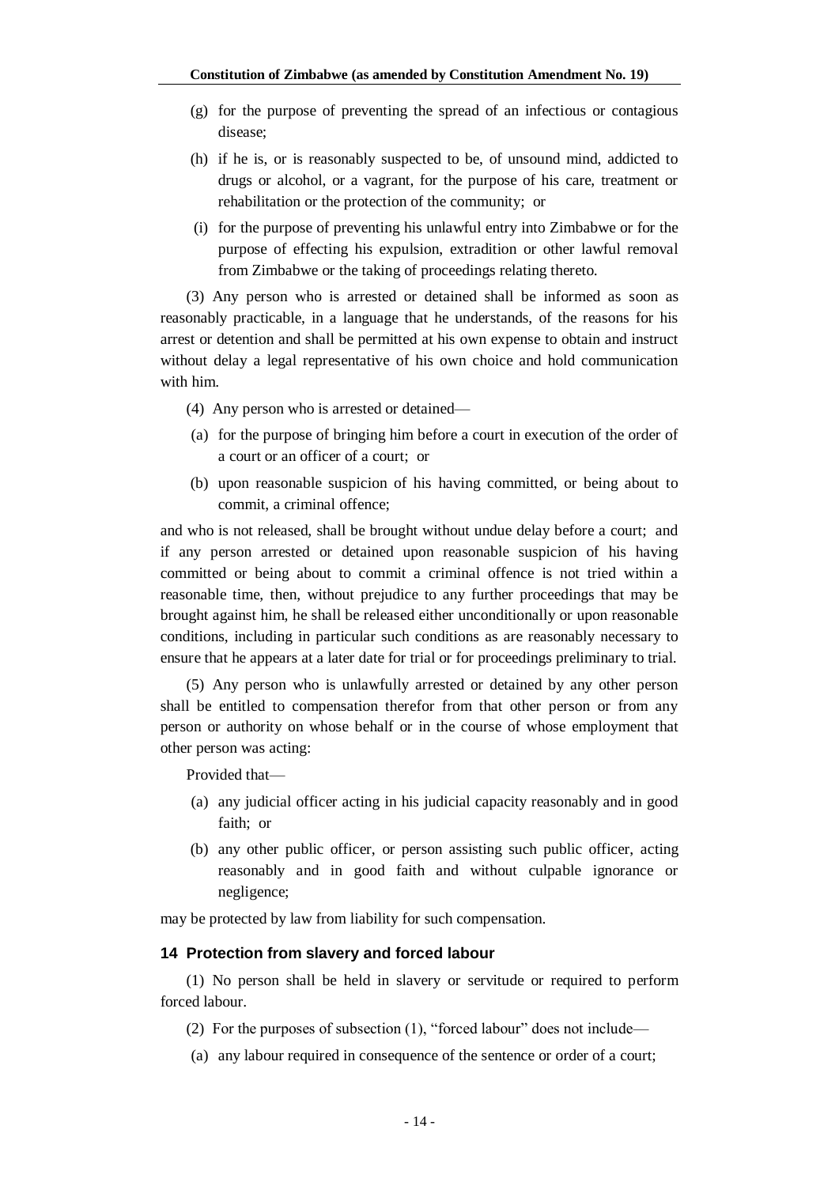(g) for the purpose of preventing the spread of an infectious or contagious disease;

(h) if he is, or is reasonably suspected to be, of unsound mind, addicted to drugs or alcohol, or a vagrant, for the purpose of his care, treatment or rehabilitation or the protection of the community; or

(i) for the purpose of preventing his unlawful entry into Zimbabwe or for the purpose of effecting his expulsion, extradition or other lawful removal from Zimbabwe or the taking of proceedings relating thereto.

(3) Any person who is arrested or detained shall be informed as soon as reasonably practicable, in a language that he understands, of the reasons for his arrest or detention and shall be permitted at his own expense to obtain and instruct without delay a legal representative of his own choice and hold communication with him.

(4) Any person who is arrested or detained—

(a) for the purpose of bringing him before a court in execution of the order of a court or an officer of a court; or

(b) upon reasonable suspicion of his having committed, or being about to commit, a criminal offence;

and who is not released, shall be brought without undue delay before a court; and if any person arrested or detained upon reasonable suspicion of his having committed or being about to commit a criminal offence is not tried within a reasonable time, then, without prejudice to any further proceedings that may be brought against him, he shall be released either unconditionally or upon reasonable conditions, including in particular such conditions as are reasonably necessary to ensure that he appears at a later date for trial or for proceedings preliminary to trial.

(5) Any person who is unlawfully arrested or detained by any other person shall be entitled to compensation therefor from that other person or from any person or authority on whose behalf or in the course of whose employment that other person was acting:

Provided that—

(a) any judicial officer acting in his judicial capacity reasonably and in good faith; or

(b) any other public officer, or person assisting such public officer, acting reasonably and in good faith and without culpable ignorance or negligence;

may be protected by law from liability for such compensation.

### 14 Protection from slavery and forced labour

(1) No person shall be held in slavery or servitude or required to perform forced labour.

(2) For the purposes of subsection (1), "forced labour" does not include—

(a) any labour required in consequence of the sentence or order of a court;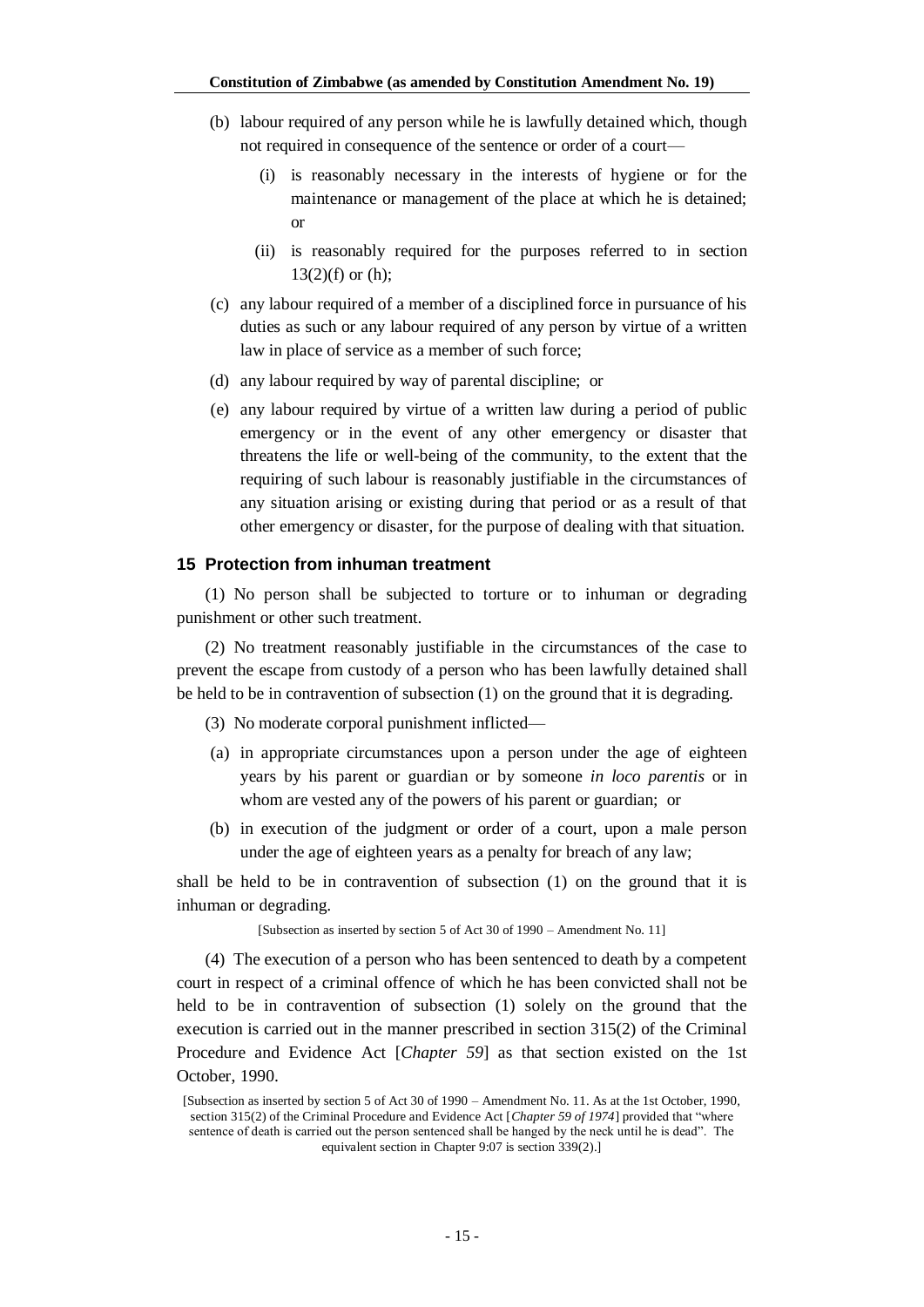(b) labour required of any person while he is lawfully detained which, though not required in consequence of the sentence or order of a court—

  (i) is reasonably necessary in the interests of hygiene or for the maintenance or management of the place at which he is detained; or

  (ii) is reasonably required for the purposes referred to in section 13(2)(f) or (h);

(c) any labour required of a member of a disciplined force in pursuance of his duties as such or any labour required of any person by virtue of a written law in place of service as a member of such force;

(d) any labour required by way of parental discipline; or

(e) any labour required by virtue of a written law during a period of public emergency or in the event of any other emergency or disaster that threatens the life or well-being of the community, to the extent that the requiring of such labour is reasonably justifiable in the circumstances of any situation arising or existing during that period or as a result of that other emergency or disaster, for the purpose of dealing with that situation.

### 15 Protection from inhuman treatment

(1) No person shall be subjected to torture or to inhuman or degrading punishment or other such treatment.

(2) No treatment reasonably justifiable in the circumstances of the case to prevent the escape from custody of a person who has been lawfully detained shall be held to be in contravention of subsection (1) on the ground that it is degrading.

(3) No moderate corporal punishment inflicted—

(a) in appropriate circumstances upon a person under the age of eighteen years by his parent or guardian or by someone *in loco parentis* or in whom are vested any of the powers of his parent or guardian; or

(b) in execution of the judgment or order of a court, upon a male person under the age of eighteen years as a penalty for breach of any law;

shall be held to be in contravention of subsection (1) on the ground that it is inhuman or degrading.

[Subsection as inserted by section 5 of Act 30 of 1990 – Amendment No. 11]

(4) The execution of a person who has been sentenced to death by a competent court in respect of a criminal offence of which he has been convicted shall not be held to be in contravention of subsection (1) solely on the ground that the execution is carried out in the manner prescribed in section 315(2) of the Criminal Procedure and Evidence Act [*Chapter 59*] as that section existed on the 1st October, 1990.

[Subsection as inserted by section 5 of Act 30 of 1990 – Amendment No. 11. As at the 1st October, 1990, section 315(2) of the Criminal Procedure and Evidence Act [*Chapter 59 of 1974*] provided that "where sentence of death is carried out the person sentenced shall be hanged by the neck until he is dead". The equivalent section in Chapter 9:07 is section 339(2).]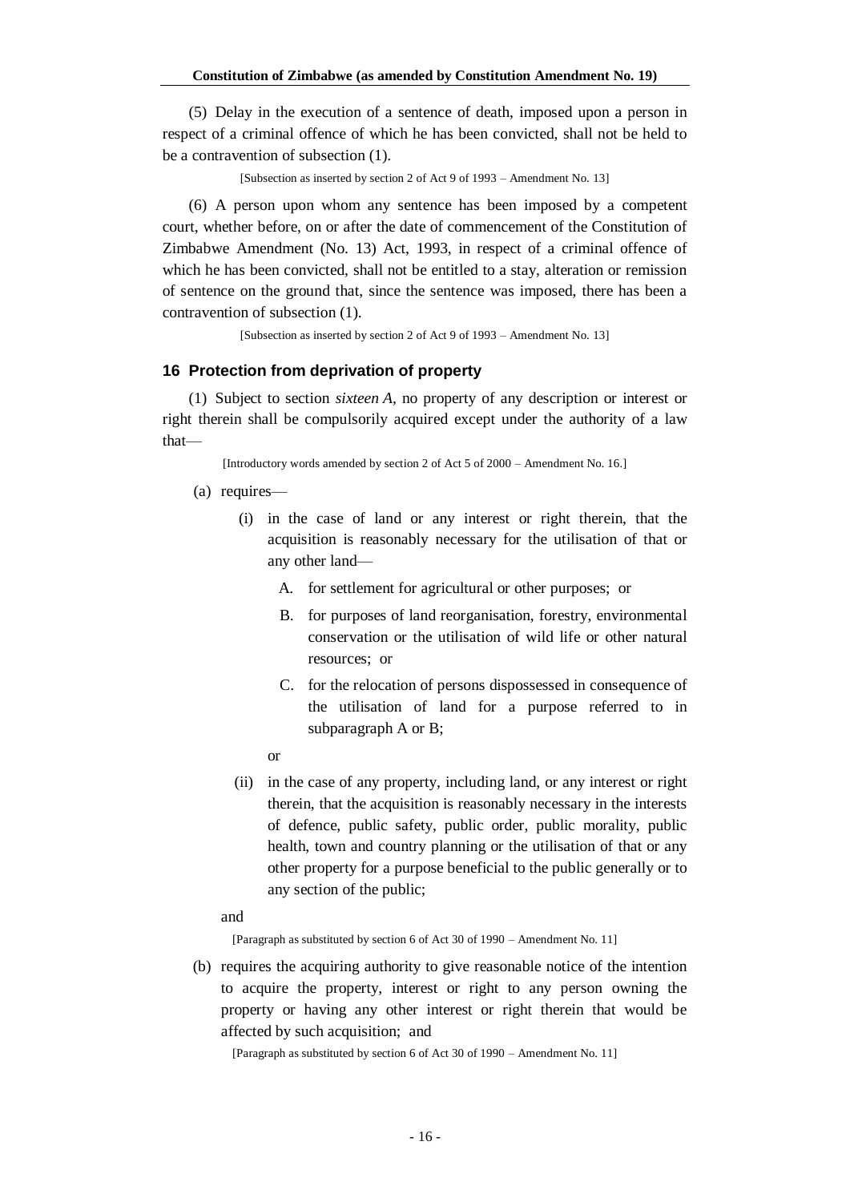(5) Delay in the execution of a sentence of death, imposed upon a person in respect of a criminal offence of which he has been convicted, shall not be held to be a contravention of subsection (1).

[Subsection as inserted by section 2 of Act 9 of 1993 – Amendment No. 13]

(6) A person upon whom any sentence has been imposed by a competent court, whether before, on or after the date of commencement of the Constitution of Zimbabwe Amendment (No. 13) Act, 1993, in respect of a criminal offence of which he has been convicted, shall not be entitled to a stay, alteration or remission of sentence on the ground that, since the sentence was imposed, there has been a contravention of subsection (1).

[Subsection as inserted by section 2 of Act 9 of 1993 – Amendment No. 13]

### 16 Protection from deprivation of property

(1) Subject to section *sixteen A*, no property of any description or interest or right therein shall be compulsorily acquired except under the authority of a law that—

[Introductory words amended by section 2 of Act 5 of 2000 – Amendment No. 16.]

(a) requires—

(i) in the case of land or any interest or right therein, that the acquisition is reasonably necessary for the utilisation of that or any other land—

A. for settlement for agricultural or other purposes; or

B. for purposes of land reorganisation, forestry, environmental conservation or the utilisation of wild life or other natural resources; or

C. for the relocation of persons dispossessed in consequence of the utilisation of land for a purpose referred to in subparagraph A or B;

or

(ii) in the case of any property, including land, or any interest or right therein, that the acquisition is reasonably necessary in the interests of defence, public safety, public order, public morality, public health, town and country planning or the utilisation of that or any other property for a purpose beneficial to the public generally or to any section of the public;

and

[Paragraph as substituted by section 6 of Act 30 of 1990 – Amendment No. 11]

(b) requires the acquiring authority to give reasonable notice of the intention to acquire the property, interest or right to any person owning the property or having any other interest or right therein that would be affected by such acquisition; and

[Paragraph as substituted by section 6 of Act 30 of 1990 – Amendment No. 11]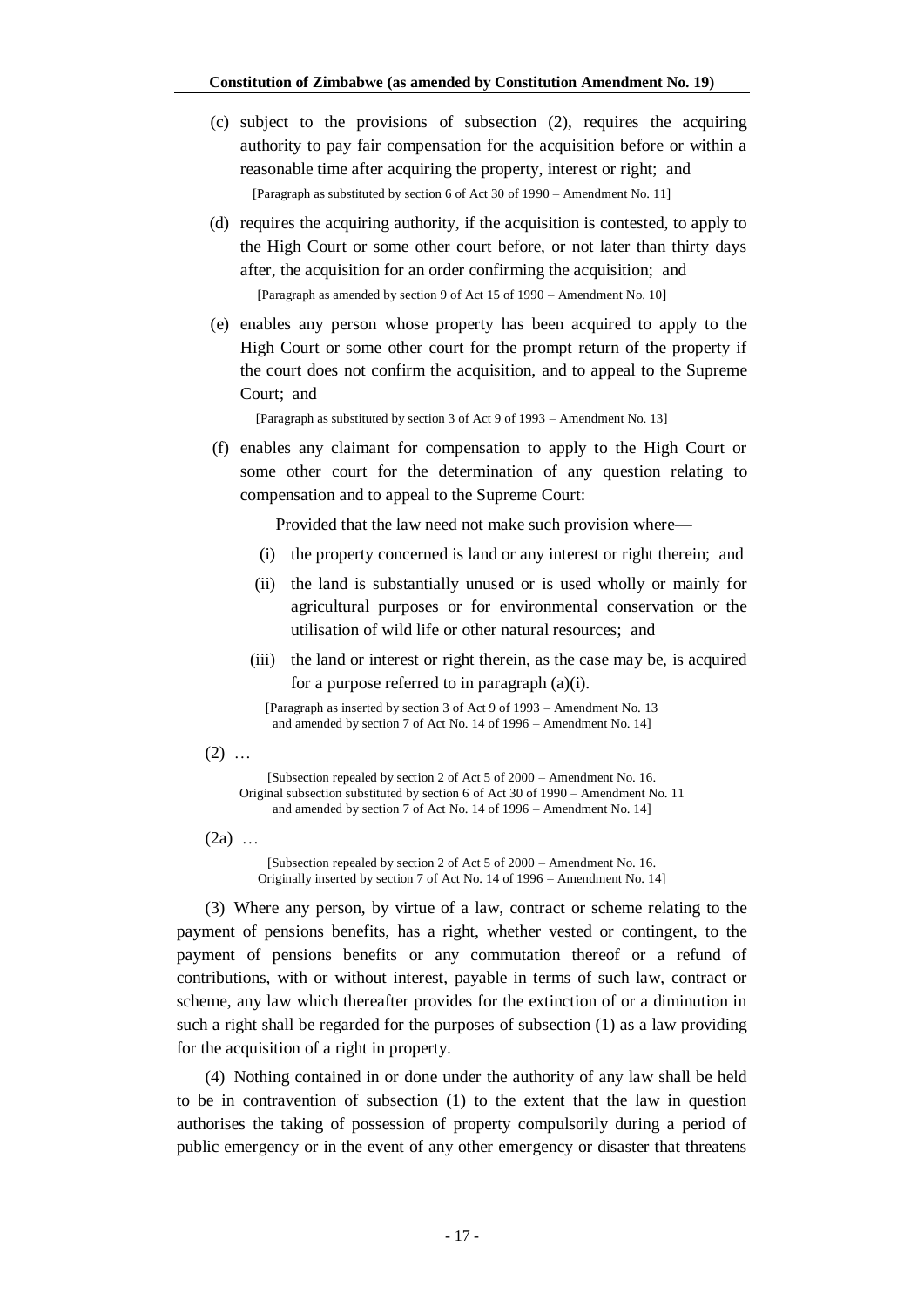(c) subject to the provisions of subsection (2), requires the acquiring authority to pay fair compensation for the acquisition before or within a reasonable time after acquiring the property, interest or right; and

[Paragraph as substituted by section 6 of Act 30 of 1990 – Amendment No. 11]

(d) requires the acquiring authority, if the acquisition is contested, to apply to the High Court or some other court before, or not later than thirty days after, the acquisition for an order confirming the acquisition; and

[Paragraph as amended by section 9 of Act 15 of 1990 – Amendment No. 10]

(e) enables any person whose property has been acquired to apply to the High Court or some other court for the prompt return of the property if the court does not confirm the acquisition, and to appeal to the Supreme Court; and

[Paragraph as substituted by section 3 of Act 9 of 1993 – Amendment No. 13]

(f) enables any claimant for compensation to apply to the High Court or some other court for the determination of any question relating to compensation and to appeal to the Supreme Court:

Provided that the law need not make such provision where—

(i) the property concerned is land or any interest or right therein; and

(ii) the land is substantially unused or is used wholly or mainly for agricultural purposes or for environmental conservation or the utilisation of wild life or other natural resources; and

(iii) the land or interest or right therein, as the case may be, is acquired for a purpose referred to in paragraph (a)(i).

[Paragraph as inserted by section 3 of Act 9 of 1993 – Amendment No. 13 and amended by section 7 of Act No. 14 of 1996 – Amendment No. 14]

(2) …

[Subsection repealed by section 2 of Act 5 of 2000 – Amendment No. 16. Original subsection substituted by section 6 of Act 30 of 1990 – Amendment No. 11 and amended by section 7 of Act No. 14 of 1996 – Amendment No. 14]

(2a) …

[Subsection repealed by section 2 of Act 5 of 2000 – Amendment No. 16. Originally inserted by section 7 of Act No. 14 of 1996 – Amendment No. 14]

(3) Where any person, by virtue of a law, contract or scheme relating to the payment of pensions benefits, has a right, whether vested or contingent, to the payment of pensions benefits or any commutation thereof or a refund of contributions, with or without interest, payable in terms of such law, contract or scheme, any law which thereafter provides for the extinction of or a diminution in such a right shall be regarded for the purposes of subsection (1) as a law providing for the acquisition of a right in property.

(4) Nothing contained in or done under the authority of any law shall be held to be in contravention of subsection (1) to the extent that the law in question authorises the taking of possession of property compulsorily during a period of public emergency or in the event of any other emergency or disaster that threatens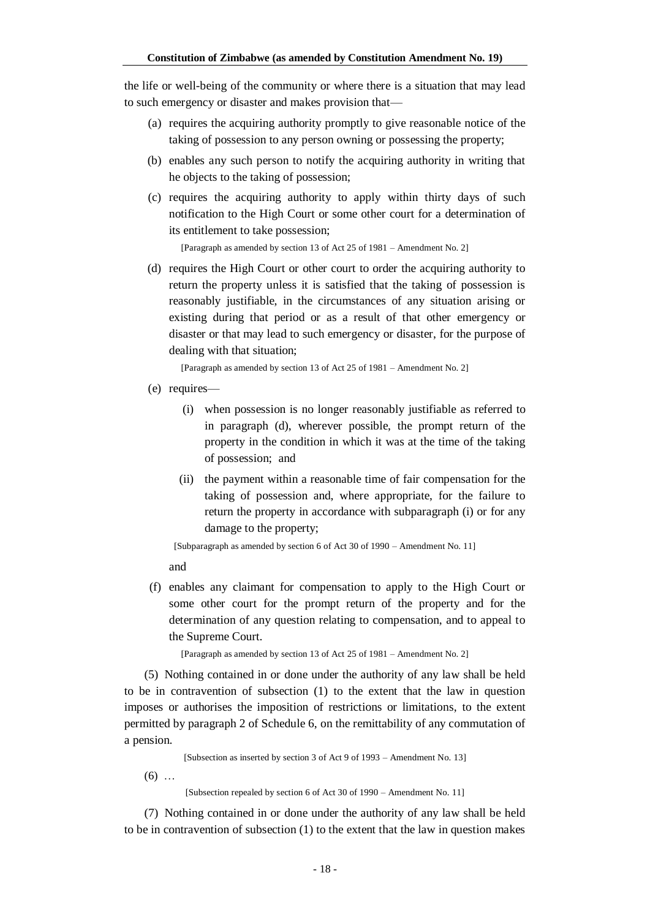the life or well-being of the community or where there is a situation that may lead to such emergency or disaster and makes provision that—

(a) requires the acquiring authority promptly to give reasonable notice of the taking of possession to any person owning or possessing the property;

(b) enables any such person to notify the acquiring authority in writing that he objects to the taking of possession;

(c) requires the acquiring authority to apply within thirty days of such notification to the High Court or some other court for a determination of its entitlement to take possession;

[Paragraph as amended by section 13 of Act 25 of 1981 – Amendment No. 2]

(d) requires the High Court or other court to order the acquiring authority to return the property unless it is satisfied that the taking of possession is reasonably justifiable, in the circumstances of any situation arising or existing during that period or as a result of that other emergency or disaster or that may lead to such emergency or disaster, for the purpose of dealing with that situation;

[Paragraph as amended by section 13 of Act 25 of 1981 – Amendment No. 2]

(e) requires—

(i) when possession is no longer reasonably justifiable as referred to in paragraph (d), wherever possible, the prompt return of the property in the condition in which it was at the time of the taking of possession; and

(ii) the payment within a reasonable time of fair compensation for the taking of possession and, where appropriate, for the failure to return the property in accordance with subparagraph (i) or for any damage to the property;

[Subparagraph as amended by section 6 of Act 30 of 1990 – Amendment No. 11]

and

(f) enables any claimant for compensation to apply to the High Court or some other court for the prompt return of the property and for the determination of any question relating to compensation, and to appeal to the Supreme Court.

[Paragraph as amended by section 13 of Act 25 of 1981 – Amendment No. 2]

(5) Nothing contained in or done under the authority of any law shall be held to be in contravention of subsection (1) to the extent that the law in question imposes or authorises the imposition of restrictions or limitations, to the extent permitted by paragraph 2 of Schedule 6, on the remittability of any commutation of a pension.

[Subsection as inserted by section 3 of Act 9 of 1993 – Amendment No. 13]

(6) …

[Subsection repealed by section 6 of Act 30 of 1990 – Amendment No. 11]

(7) Nothing contained in or done under the authority of any law shall be held to be in contravention of subsection (1) to the extent that the law in question makes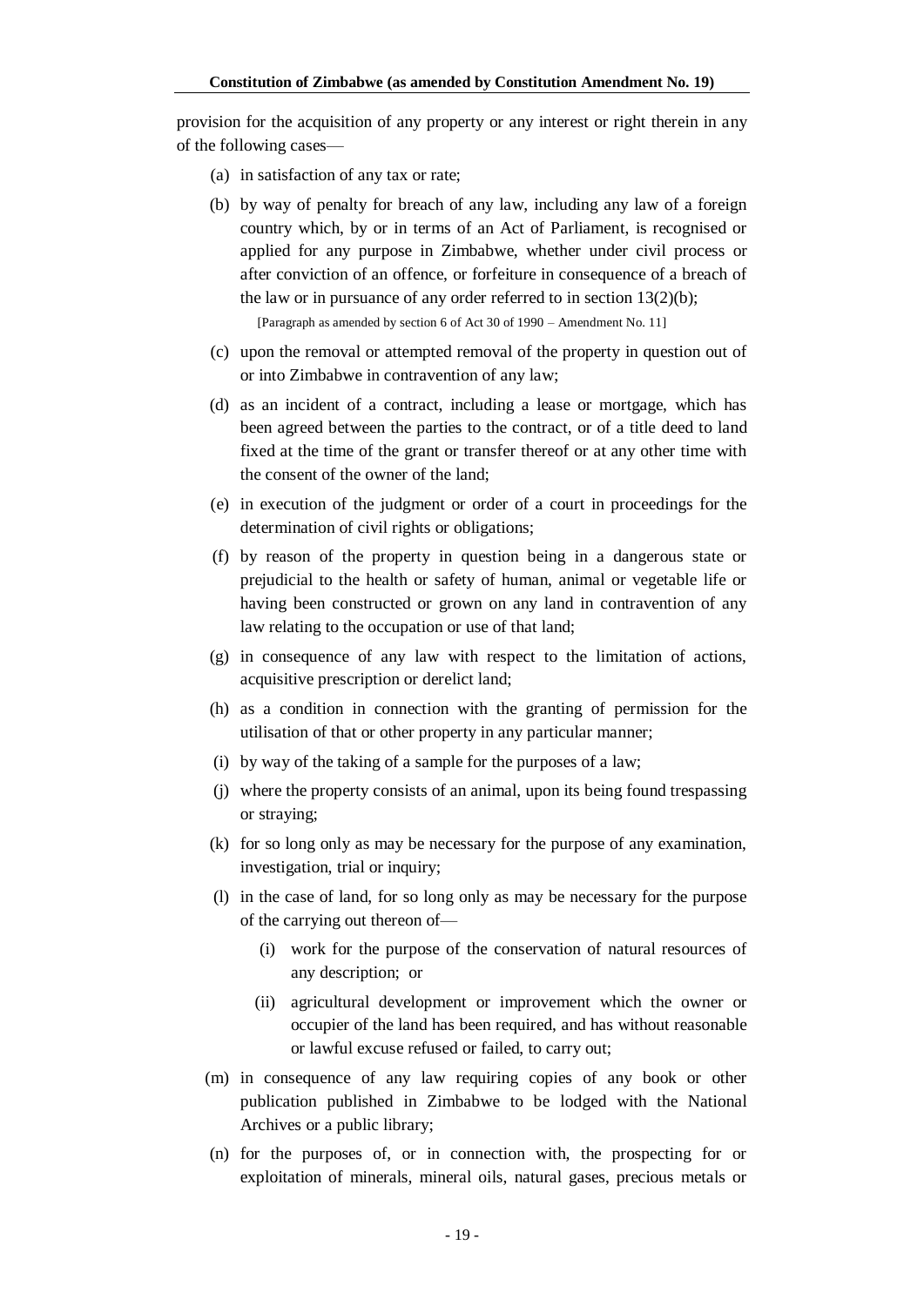provision for the acquisition of any property or any interest or right therein in any of the following cases—

(a) in satisfaction of any tax or rate;

(b) by way of penalty for breach of any law, including any law of a foreign country which, by or in terms of an Act of Parliament, is recognised or applied for any purpose in Zimbabwe, whether under civil process or after conviction of an offence, or forfeiture in consequence of a breach of the law or in pursuance of any order referred to in section 13(2)(b);

[Paragraph as amended by section 6 of Act 30 of 1990 – Amendment No. 11]

(c) upon the removal or attempted removal of the property in question out of or into Zimbabwe in contravention of any law;

(d) as an incident of a contract, including a lease or mortgage, which has been agreed between the parties to the contract, or of a title deed to land fixed at the time of the grant or transfer thereof or at any other time with the consent of the owner of the land;

(e) in execution of the judgment or order of a court in proceedings for the determination of civil rights or obligations;

(f) by reason of the property in question being in a dangerous state or prejudicial to the health or safety of human, animal or vegetable life or having been constructed or grown on any land in contravention of any law relating to the occupation or use of that land;

(g) in consequence of any law with respect to the limitation of actions, acquisitive prescription or derelict land;

(h) as a condition in connection with the granting of permission for the utilisation of that or other property in any particular manner;

(i) by way of the taking of a sample for the purposes of a law;

(j) where the property consists of an animal, upon its being found trespassing or straying;

(k) for so long only as may be necessary for the purpose of any examination, investigation, trial or inquiry;

(l) in the case of land, for so long only as may be necessary for the purpose of the carrying out thereon of—

   (i) work for the purpose of the conservation of natural resources of any description; or

   (ii) agricultural development or improvement which the owner or occupier of the land has been required, and has without reasonable or lawful excuse refused or failed, to carry out;

(m) in consequence of any law requiring copies of any book or other publication published in Zimbabwe to be lodged with the National Archives or a public library;

(n) for the purposes of, or in connection with, the prospecting for or exploitation of minerals, mineral oils, natural gases, precious metals or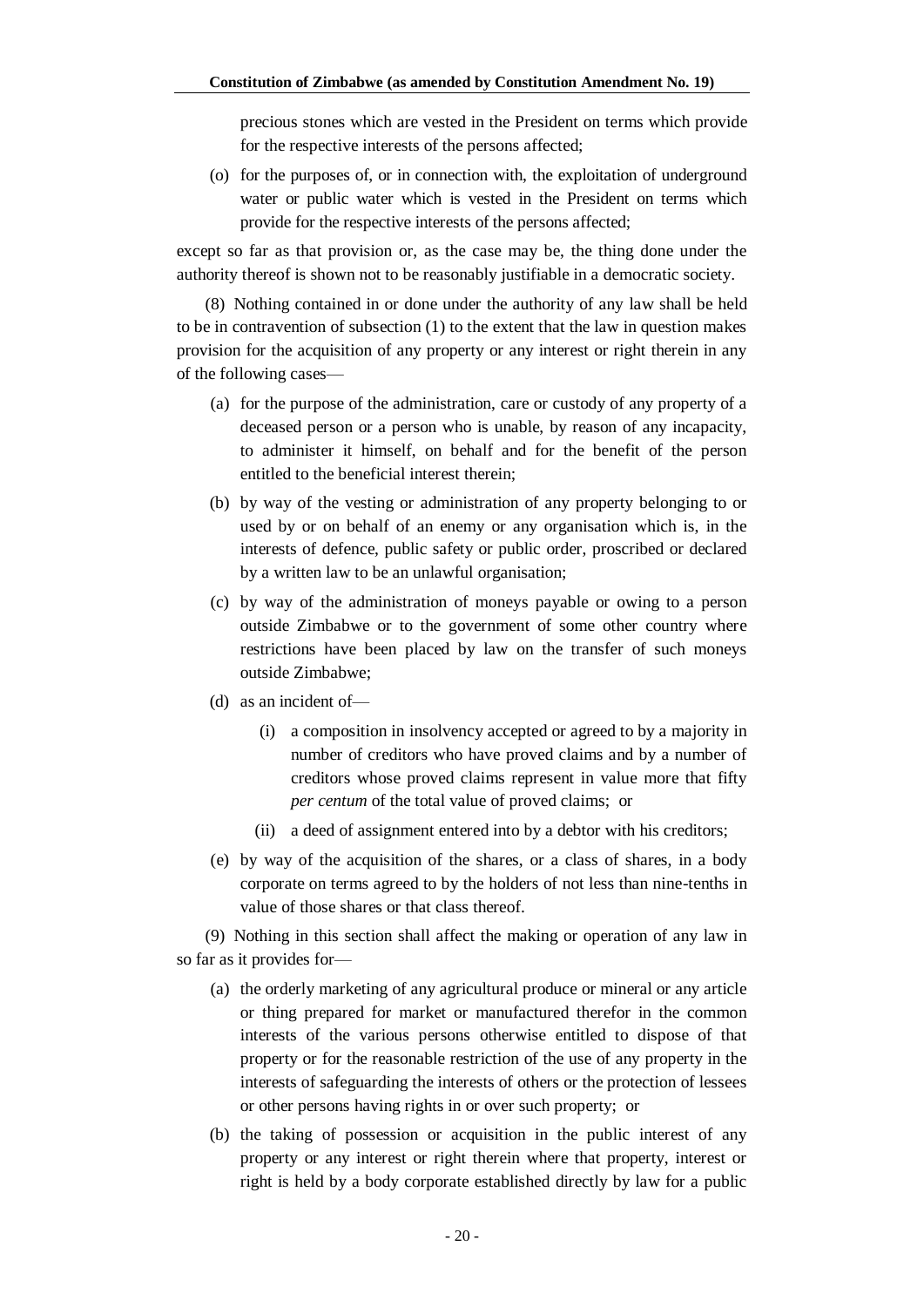precious stones which are vested in the President on terms which provide for the respective interests of the persons affected;

(o) for the purposes of, or in connection with, the exploitation of underground water or public water which is vested in the President on terms which provide for the respective interests of the persons affected;

except so far as that provision or, as the case may be, the thing done under the authority thereof is shown not to be reasonably justifiable in a democratic society.

(8) Nothing contained in or done under the authority of any law shall be held to be in contravention of subsection (1) to the extent that the law in question makes provision for the acquisition of any property or any interest or right therein in any of the following cases—

(a) for the purpose of the administration, care or custody of any property of a deceased person or a person who is unable, by reason of any incapacity, to administer it himself, on behalf and for the benefit of the person entitled to the beneficial interest therein;

(b) by way of the vesting or administration of any property belonging to or used by or on behalf of an enemy or any organisation which is, in the interests of defence, public safety or public order, proscribed or declared by a written law to be an unlawful organisation;

(c) by way of the administration of moneys payable or owing to a person outside Zimbabwe or to the government of some other country where restrictions have been placed by law on the transfer of such moneys outside Zimbabwe;

(d) as an incident of—

(i) a composition in insolvency accepted or agreed to by a majority in number of creditors who have proved claims and by a number of creditors whose proved claims represent in value more that fifty *per centum* of the total value of proved claims; or

(ii) a deed of assignment entered into by a debtor with his creditors;

(e) by way of the acquisition of the shares, or a class of shares, in a body corporate on terms agreed to by the holders of not less than nine-tenths in value of those shares or that class thereof.

(9) Nothing in this section shall affect the making or operation of any law in so far as it provides for—

(a) the orderly marketing of any agricultural produce or mineral or any article or thing prepared for market or manufactured therefor in the common interests of the various persons otherwise entitled to dispose of that property or for the reasonable restriction of the use of any property in the interests of safeguarding the interests of others or the protection of lessees or other persons having rights in or over such property; or

(b) the taking of possession or acquisition in the public interest of any property or any interest or right therein where that property, interest or right is held by a body corporate established directly by law for a public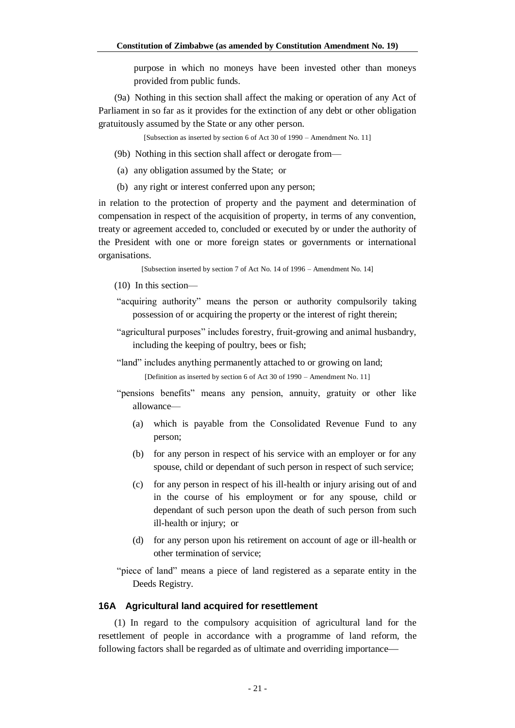purpose in which no moneys have been invested other than moneys provided from public funds.

(9a) Nothing in this section shall affect the making or operation of any Act of Parliament in so far as it provides for the extinction of any debt or other obligation gratuitously assumed by the State or any other person.

[Subsection as inserted by section 6 of Act 30 of 1990 – Amendment No. 11]

(9b) Nothing in this section shall affect or derogate from—

(a) any obligation assumed by the State; or

(b) any right or interest conferred upon any person;

in relation to the protection of property and the payment and determination of compensation in respect of the acquisition of property, in terms of any convention, treaty or agreement acceded to, concluded or executed by or under the authority of the President with one or more foreign states or governments or international organisations.

[Subsection inserted by section 7 of Act No. 14 of 1996 – Amendment No. 14]

(10) In this section—

"acquiring authority" means the person or authority compulsorily taking possession of or acquiring the property or the interest of right therein;

"agricultural purposes" includes forestry, fruit-growing and animal husbandry, including the keeping of poultry, bees or fish;

"land" includes anything permanently attached to or growing on land;

[Definition as inserted by section 6 of Act 30 of 1990 – Amendment No. 11]

"pensions benefits" means any pension, annuity, gratuity or other like allowance—

(a) which is payable from the Consolidated Revenue Fund to any person;

(b) for any person in respect of his service with an employer or for any spouse, child or dependant of such person in respect of such service;

(c) for any person in respect of his ill-health or injury arising out of and in the course of his employment or for any spouse, child or dependant of such person upon the death of such person from such ill-health or injury; or

(d) for any person upon his retirement on account of age or ill-health or other termination of service;

"piece of land" means a piece of land registered as a separate entity in the Deeds Registry.

### 16A Agricultural land acquired for resettlement

(1) In regard to the compulsory acquisition of agricultural land for the resettlement of people in accordance with a programme of land reform, the following factors shall be regarded as of ultimate and overriding importance—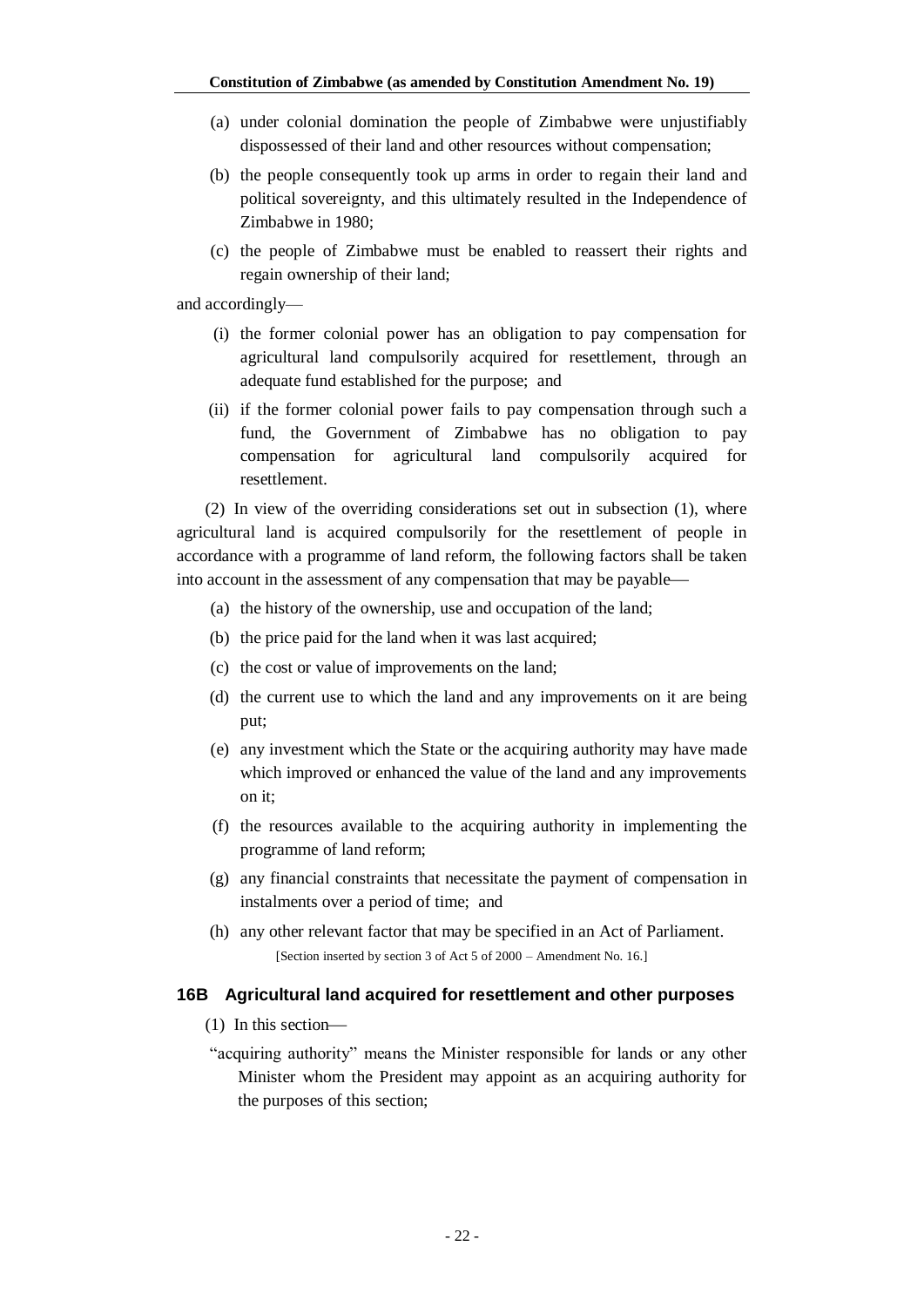(a) under colonial domination the people of Zimbabwe were unjustifiably dispossessed of their land and other resources without compensation;

(b) the people consequently took up arms in order to regain their land and political sovereignty, and this ultimately resulted in the Independence of Zimbabwe in 1980;

(c) the people of Zimbabwe must be enabled to reassert their rights and regain ownership of their land;

and accordingly—

(i) the former colonial power has an obligation to pay compensation for agricultural land compulsorily acquired for resettlement, through an adequate fund established for the purpose; and

(ii) if the former colonial power fails to pay compensation through such a fund, the Government of Zimbabwe has no obligation to pay compensation for agricultural land compulsorily acquired for resettlement.

(2) In view of the overriding considerations set out in subsection (1), where agricultural land is acquired compulsorily for the resettlement of people in accordance with a programme of land reform, the following factors shall be taken into account in the assessment of any compensation that may be payable—

(a) the history of the ownership, use and occupation of the land;

(b) the price paid for the land when it was last acquired;

(c) the cost or value of improvements on the land;

(d) the current use to which the land and any improvements on it are being put;

(e) any investment which the State or the acquiring authority may have made which improved or enhanced the value of the land and any improvements on it;

(f) the resources available to the acquiring authority in implementing the programme of land reform;

(g) any financial constraints that necessitate the payment of compensation in instalments over a period of time; and

(h) any other relevant factor that may be specified in an Act of Parliament.

[Section inserted by section 3 of Act 5 of 2000 – Amendment No. 16.]

### 16B Agricultural land acquired for resettlement and other purposes

(1) In this section—

"acquiring authority" means the Minister responsible for lands or any other Minister whom the President may appoint as an acquiring authority for the purposes of this section;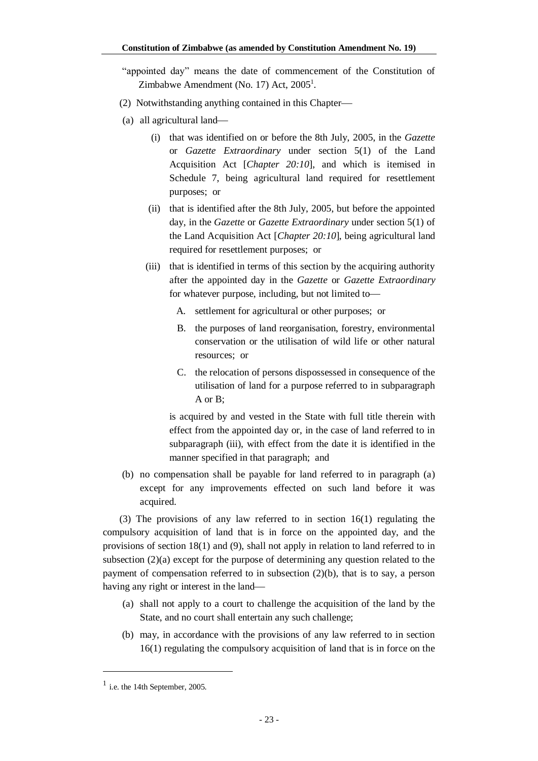"appointed day" means the date of commencement of the Constitution of Zimbabwe Amendment (No. 17) Act, 2005[1].

(2) Notwithstanding anything contained in this Chapter—

(a) all agricultural land—

(i) that was identified on or before the 8th July, 2005, in the *Gazette* or *Gazette Extraordinary* under section 5(1) of the Land Acquisition Act [*Chapter 20:10*], and which is itemised in Schedule 7, being agricultural land required for resettlement purposes; or

(ii) that is identified after the 8th July, 2005, but before the appointed day, in the *Gazette* or *Gazette Extraordinary* under section 5(1) of the Land Acquisition Act [*Chapter 20:10*], being agricultural land required for resettlement purposes; or

(iii) that is identified in terms of this section by the acquiring authority after the appointed day in the *Gazette* or *Gazette Extraordinary* for whatever purpose, including, but not limited to—

A. settlement for agricultural or other purposes; or

B. the purposes of land reorganisation, forestry, environmental conservation or the utilisation of wild life or other natural resources; or

C. the relocation of persons dispossessed in consequence of the utilisation of land for a purpose referred to in subparagraph A or B;

is acquired by and vested in the State with full title therein with effect from the appointed day or, in the case of land referred to in subparagraph (iii), with effect from the date it is identified in the manner specified in that paragraph; and

(b) no compensation shall be payable for land referred to in paragraph (a) except for any improvements effected on such land before it was acquired.

(3) The provisions of any law referred to in section 16(1) regulating the compulsory acquisition of land that is in force on the appointed day, and the provisions of section 18(1) and (9), shall not apply in relation to land referred to in subsection (2)(a) except for the purpose of determining any question related to the payment of compensation referred to in subsection (2)(b), that is to say, a person having any right or interest in the land—

(a) shall not apply to a court to challenge the acquisition of the land by the State, and no court shall entertain any such challenge;

(b) may, in accordance with the provisions of any law referred to in section 16(1) regulating the compulsory acquisition of land that is in force on the

[1] i.e. the 14th September, 2005.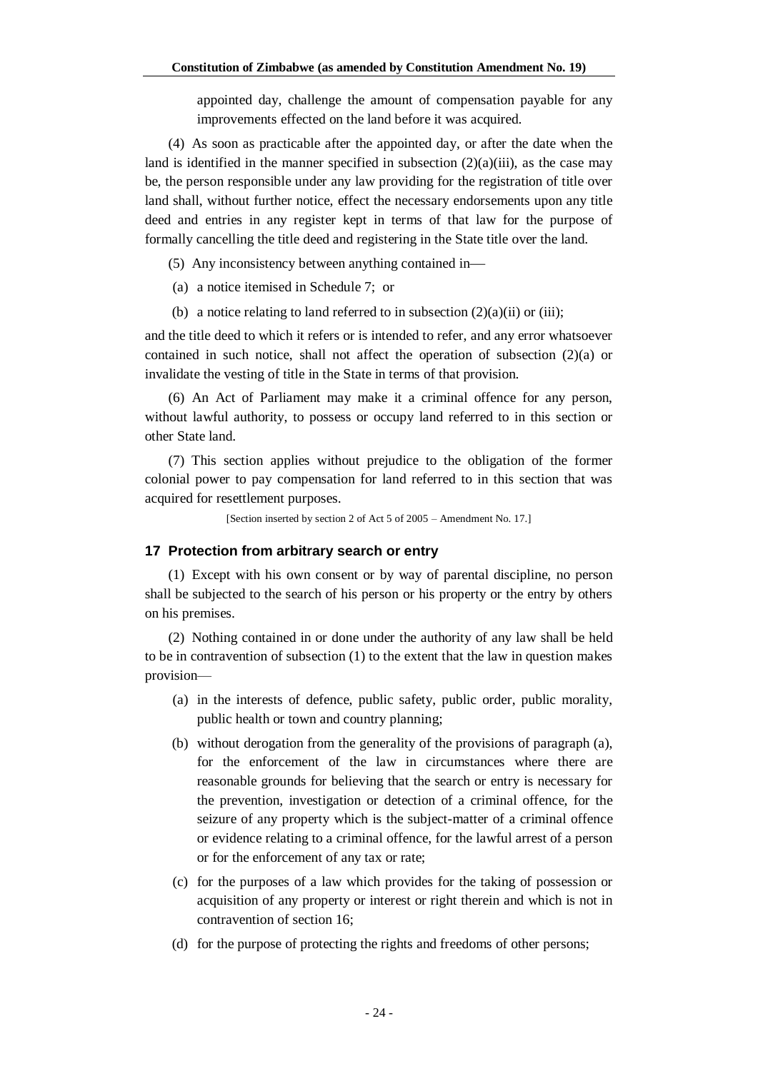appointed day, challenge the amount of compensation payable for any improvements effected on the land before it was acquired.

(4) As soon as practicable after the appointed day, or after the date when the land is identified in the manner specified in subsection (2)(a)(iii), as the case may be, the person responsible under any law providing for the registration of title over land shall, without further notice, effect the necessary endorsements upon any title deed and entries in any register kept in terms of that law for the purpose of formally cancelling the title deed and registering in the State title over the land.

(5) Any inconsistency between anything contained in—

(a) a notice itemised in Schedule 7; or

(b) a notice relating to land referred to in subsection (2)(a)(ii) or (iii);

and the title deed to which it refers or is intended to refer, and any error whatsoever contained in such notice, shall not affect the operation of subsection (2)(a) or invalidate the vesting of title in the State in terms of that provision.

(6) An Act of Parliament may make it a criminal offence for any person, without lawful authority, to possess or occupy land referred to in this section or other State land.

(7) This section applies without prejudice to the obligation of the former colonial power to pay compensation for land referred to in this section that was acquired for resettlement purposes.

[Section inserted by section 2 of Act 5 of 2005 – Amendment No. 17.]

### 17 Protection from arbitrary search or entry

(1) Except with his own consent or by way of parental discipline, no person shall be subjected to the search of his person or his property or the entry by others on his premises.

(2) Nothing contained in or done under the authority of any law shall be held to be in contravention of subsection (1) to the extent that the law in question makes provision—

(a) in the interests of defence, public safety, public order, public morality, public health or town and country planning;

(b) without derogation from the generality of the provisions of paragraph (a), for the enforcement of the law in circumstances where there are reasonable grounds for believing that the search or entry is necessary for the prevention, investigation or detection of a criminal offence, for the seizure of any property which is the subject-matter of a criminal offence or evidence relating to a criminal offence, for the lawful arrest of a person or for the enforcement of any tax or rate;

(c) for the purposes of a law which provides for the taking of possession or acquisition of any property or interest or right therein and which is not in contravention of section 16;

(d) for the purpose of protecting the rights and freedoms of other persons;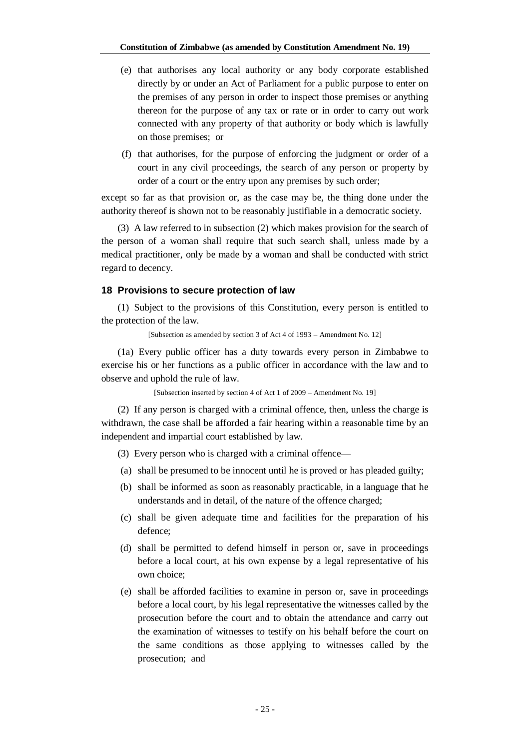(e) that authorises any local authority or any body corporate established directly by or under an Act of Parliament for a public purpose to enter on the premises of any person in order to inspect those premises or anything thereon for the purpose of any tax or rate or in order to carry out work connected with any property of that authority or body which is lawfully on those premises; or

(f) that authorises, for the purpose of enforcing the judgment or order of a court in any civil proceedings, the search of any person or property by order of a court or the entry upon any premises by such order;

except so far as that provision or, as the case may be, the thing done under the authority thereof is shown not to be reasonably justifiable in a democratic society.

(3) A law referred to in subsection (2) which makes provision for the search of the person of a woman shall require that such search shall, unless made by a medical practitioner, only be made by a woman and shall be conducted with strict regard to decency.

### 18 Provisions to secure protection of law

(1) Subject to the provisions of this Constitution, every person is entitled to the protection of the law.

[Subsection as amended by section 3 of Act 4 of 1993 – Amendment No. 12]

(1a) Every public officer has a duty towards every person in Zimbabwe to exercise his or her functions as a public officer in accordance with the law and to observe and uphold the rule of law.

[Subsection inserted by section 4 of Act 1 of 2009 – Amendment No. 19]

(2) If any person is charged with a criminal offence, then, unless the charge is withdrawn, the case shall be afforded a fair hearing within a reasonable time by an independent and impartial court established by law.

(3) Every person who is charged with a criminal offence—

(a) shall be presumed to be innocent until he is proved or has pleaded guilty;

(b) shall be informed as soon as reasonably practicable, in a language that he understands and in detail, of the nature of the offence charged;

(c) shall be given adequate time and facilities for the preparation of his defence;

(d) shall be permitted to defend himself in person or, save in proceedings before a local court, at his own expense by a legal representative of his own choice;

(e) shall be afforded facilities to examine in person or, save in proceedings before a local court, by his legal representative the witnesses called by the prosecution before the court and to obtain the attendance and carry out the examination of witnesses to testify on his behalf before the court on the same conditions as those applying to witnesses called by the prosecution; and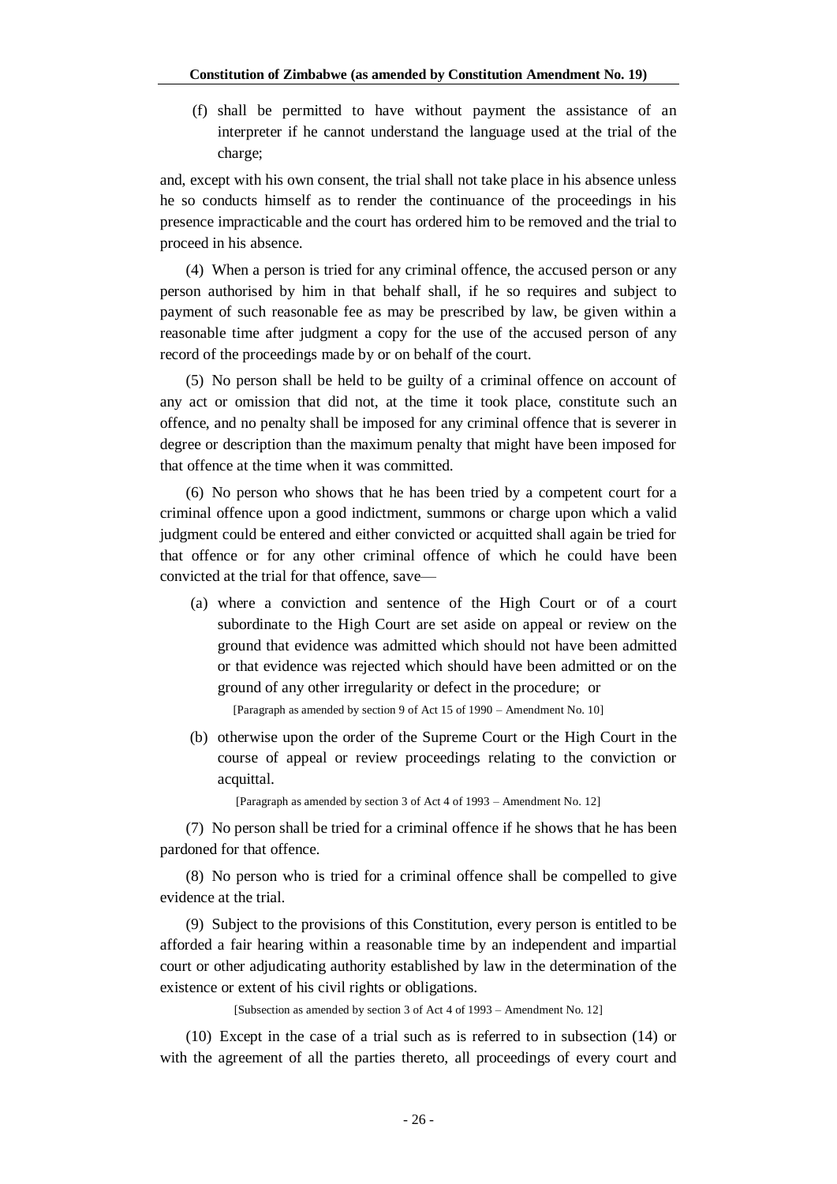(f) shall be permitted to have without payment the assistance of an interpreter if he cannot understand the language used at the trial of the charge;

and, except with his own consent, the trial shall not take place in his absence unless he so conducts himself as to render the continuance of the proceedings in his presence impracticable and the court has ordered him to be removed and the trial to proceed in his absence.

(4) When a person is tried for any criminal offence, the accused person or any person authorised by him in that behalf shall, if he so requires and subject to payment of such reasonable fee as may be prescribed by law, be given within a reasonable time after judgment a copy for the use of the accused person of any record of the proceedings made by or on behalf of the court.

(5) No person shall be held to be guilty of a criminal offence on account of any act or omission that did not, at the time it took place, constitute such an offence, and no penalty shall be imposed for any criminal offence that is severer in degree or description than the maximum penalty that might have been imposed for that offence at the time when it was committed.

(6) No person who shows that he has been tried by a competent court for a criminal offence upon a good indictment, summons or charge upon which a valid judgment could be entered and either convicted or acquitted shall again be tried for that offence or for any other criminal offence of which he could have been convicted at the trial for that offence, save—

(a) where a conviction and sentence of the High Court or of a court subordinate to the High Court are set aside on appeal or review on the ground that evidence was admitted which should not have been admitted or that evidence was rejected which should have been admitted or on the ground of any other irregularity or defect in the procedure; or

[Paragraph as amended by section 9 of Act 15 of 1990 – Amendment No. 10]

(b) otherwise upon the order of the Supreme Court or the High Court in the course of appeal or review proceedings relating to the conviction or acquittal.

[Paragraph as amended by section 3 of Act 4 of 1993 – Amendment No. 12]

(7) No person shall be tried for a criminal offence if he shows that he has been pardoned for that offence.

(8) No person who is tried for a criminal offence shall be compelled to give evidence at the trial.

(9) Subject to the provisions of this Constitution, every person is entitled to be afforded a fair hearing within a reasonable time by an independent and impartial court or other adjudicating authority established by law in the determination of the existence or extent of his civil rights or obligations.

[Subsection as amended by section 3 of Act 4 of 1993 – Amendment No. 12]

(10) Except in the case of a trial such as is referred to in subsection (14) or with the agreement of all the parties thereto, all proceedings of every court and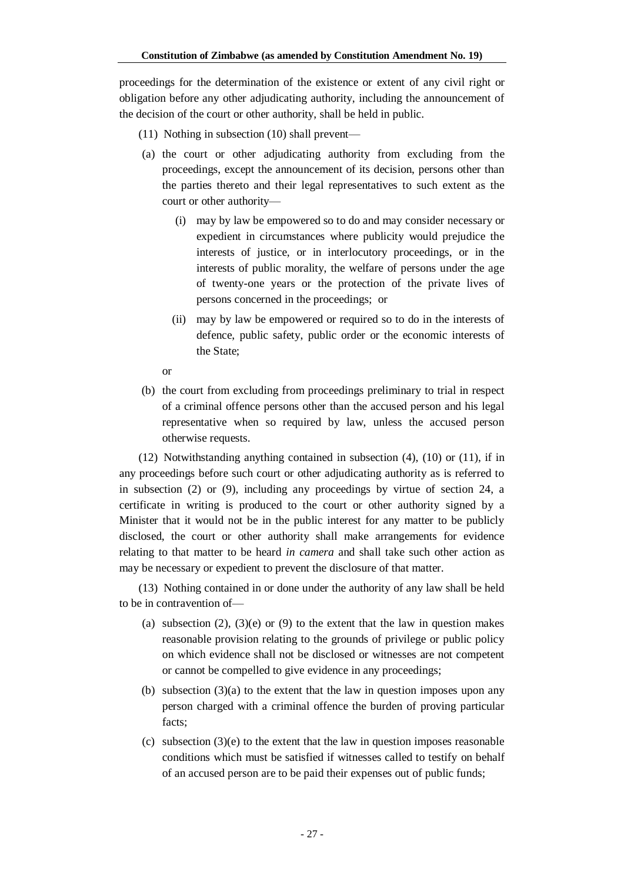proceedings for the determination of the existence or extent of any civil right or obligation before any other adjudicating authority, including the announcement of the decision of the court or other authority, shall be held in public.

(11) Nothing in subsection (10) shall prevent—

(a) the court or other adjudicating authority from excluding from the proceedings, except the announcement of its decision, persons other than the parties thereto and their legal representatives to such extent as the court or other authority—

(i) may by law be empowered so to do and may consider necessary or expedient in circumstances where publicity would prejudice the interests of justice, or in interlocutory proceedings, or in the interests of public morality, the welfare of persons under the age of twenty-one years or the protection of the private lives of persons concerned in the proceedings; or

(ii) may by law be empowered or required so to do in the interests of defence, public safety, public order or the economic interests of the State;

or

(b) the court from excluding from proceedings preliminary to trial in respect of a criminal offence persons other than the accused person and his legal representative when so required by law, unless the accused person otherwise requests.

(12) Notwithstanding anything contained in subsection (4), (10) or (11), if in any proceedings before such court or other adjudicating authority as is referred to in subsection (2) or (9), including any proceedings by virtue of section 24, a certificate in writing is produced to the court or other authority signed by a Minister that it would not be in the public interest for any matter to be publicly disclosed, the court or other authority shall make arrangements for evidence relating to that matter to be heard *in camera* and shall take such other action as may be necessary or expedient to prevent the disclosure of that matter.

(13) Nothing contained in or done under the authority of any law shall be held to be in contravention of—

(a) subsection (2), (3)(e) or (9) to the extent that the law in question makes reasonable provision relating to the grounds of privilege or public policy on which evidence shall not be disclosed or witnesses are not competent or cannot be compelled to give evidence in any proceedings;

(b) subsection (3)(a) to the extent that the law in question imposes upon any person charged with a criminal offence the burden of proving particular facts;

(c) subsection (3)(e) to the extent that the law in question imposes reasonable conditions which must be satisfied if witnesses called to testify on behalf of an accused person are to be paid their expenses out of public funds;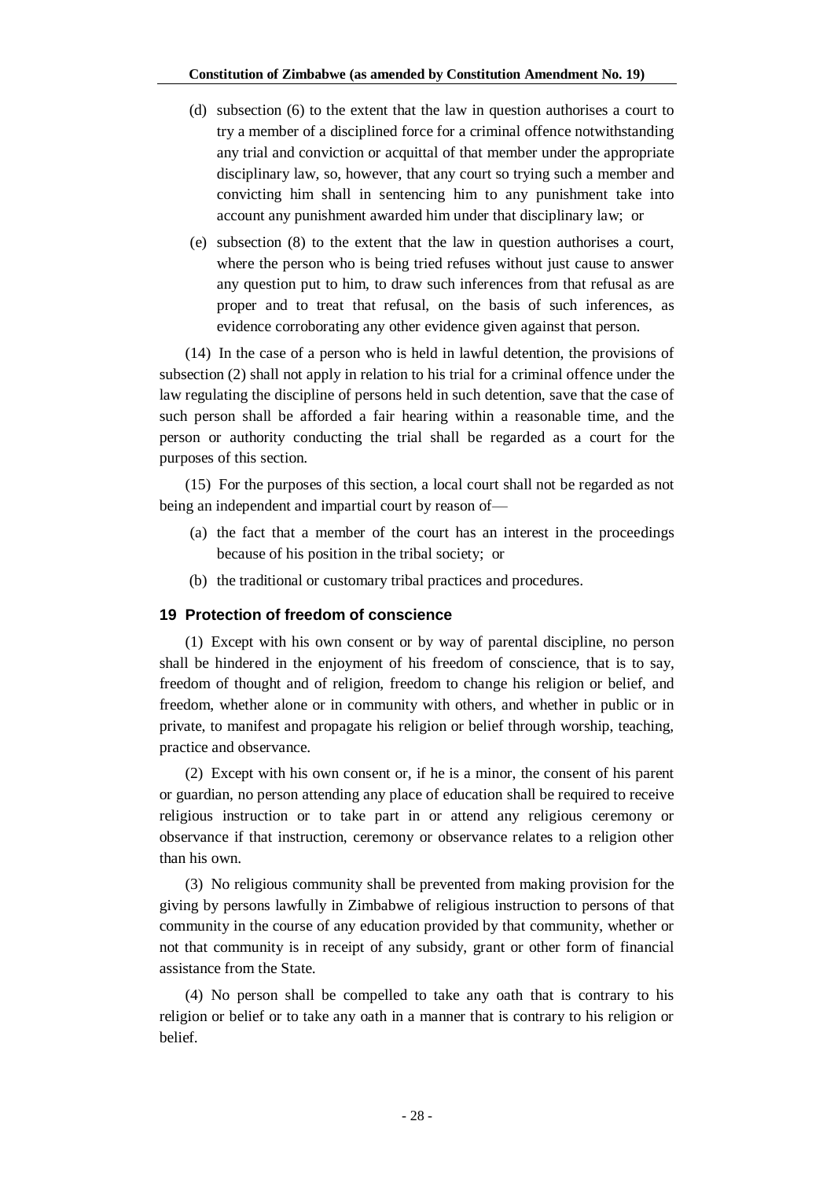(d) subsection (6) to the extent that the law in question authorises a court to try a member of a disciplined force for a criminal offence notwithstanding any trial and conviction or acquittal of that member under the appropriate disciplinary law, so, however, that any court so trying such a member and convicting him shall in sentencing him to any punishment take into account any punishment awarded him under that disciplinary law; or

(e) subsection (8) to the extent that the law in question authorises a court, where the person who is being tried refuses without just cause to answer any question put to him, to draw such inferences from that refusal as are proper and to treat that refusal, on the basis of such inferences, as evidence corroborating any other evidence given against that person.

(14) In the case of a person who is held in lawful detention, the provisions of subsection (2) shall not apply in relation to his trial for a criminal offence under the law regulating the discipline of persons held in such detention, save that the case of such person shall be afforded a fair hearing within a reasonable time, and the person or authority conducting the trial shall be regarded as a court for the purposes of this section.

(15) For the purposes of this section, a local court shall not be regarded as not being an independent and impartial court by reason of—

(a) the fact that a member of the court has an interest in the proceedings because of his position in the tribal society; or

(b) the traditional or customary tribal practices and procedures.

### 19 Protection of freedom of conscience

(1) Except with his own consent or by way of parental discipline, no person shall be hindered in the enjoyment of his freedom of conscience, that is to say, freedom of thought and of religion, freedom to change his religion or belief, and freedom, whether alone or in community with others, and whether in public or in private, to manifest and propagate his religion or belief through worship, teaching, practice and observance.

(2) Except with his own consent or, if he is a minor, the consent of his parent or guardian, no person attending any place of education shall be required to receive religious instruction or to take part in or attend any religious ceremony or observance if that instruction, ceremony or observance relates to a religion other than his own.

(3) No religious community shall be prevented from making provision for the giving by persons lawfully in Zimbabwe of religious instruction to persons of that community in the course of any education provided by that community, whether or not that community is in receipt of any subsidy, grant or other form of financial assistance from the State.

(4) No person shall be compelled to take any oath that is contrary to his religion or belief or to take any oath in a manner that is contrary to his religion or belief.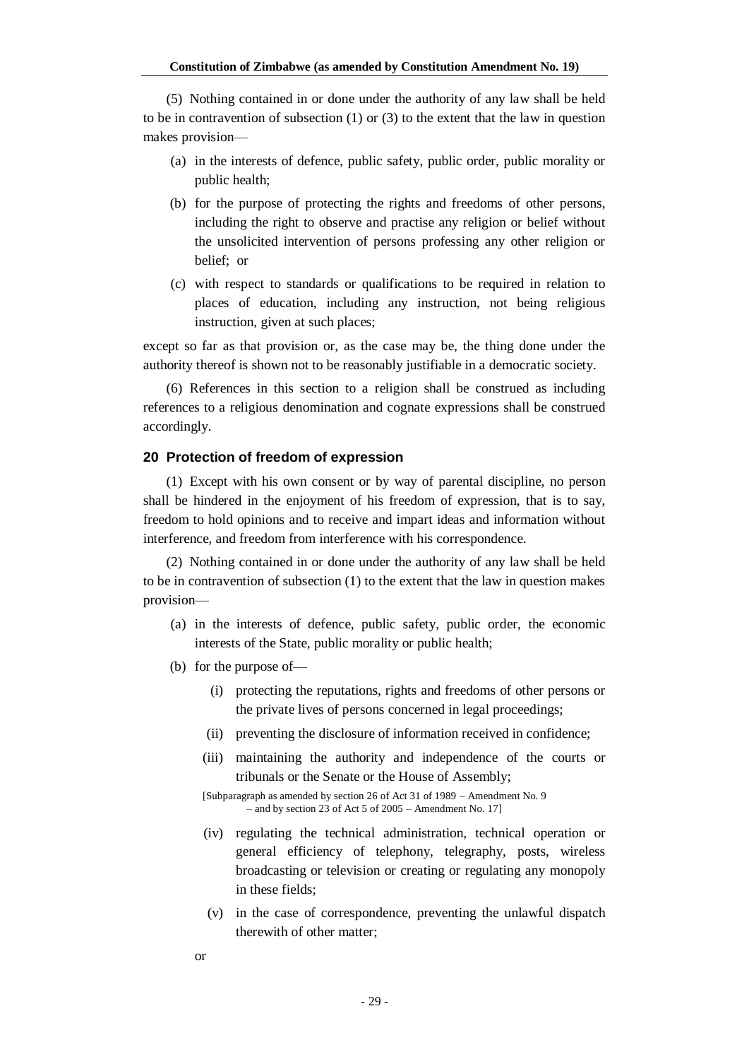(5) Nothing contained in or done under the authority of any law shall be held to be in contravention of subsection (1) or (3) to the extent that the law in question makes provision—

(a) in the interests of defence, public safety, public order, public morality or public health;

(b) for the purpose of protecting the rights and freedoms of other persons, including the right to observe and practise any religion or belief without the unsolicited intervention of persons professing any other religion or belief; or

(c) with respect to standards or qualifications to be required in relation to places of education, including any instruction, not being religious instruction, given at such places;

except so far as that provision or, as the case may be, the thing done under the authority thereof is shown not to be reasonably justifiable in a democratic society.

(6) References in this section to a religion shall be construed as including references to a religious denomination and cognate expressions shall be construed accordingly.

### 20 Protection of freedom of expression

(1) Except with his own consent or by way of parental discipline, no person shall be hindered in the enjoyment of his freedom of expression, that is to say, freedom to hold opinions and to receive and impart ideas and information without interference, and freedom from interference with his correspondence.

(2) Nothing contained in or done under the authority of any law shall be held to be in contravention of subsection (1) to the extent that the law in question makes provision—

(a) in the interests of defence, public safety, public order, the economic interests of the State, public morality or public health;

(b) for the purpose of—

(i) protecting the reputations, rights and freedoms of other persons or the private lives of persons concerned in legal proceedings;

(ii) preventing the disclosure of information received in confidence;

(iii) maintaining the authority and independence of the courts or tribunals or the Senate or the House of Assembly;

[Subparagraph as amended by section 26 of Act 31 of 1989 – Amendment No. 9 – and by section 23 of Act 5 of 2005 – Amendment No. 17]

(iv) regulating the technical administration, technical operation or general efficiency of telephony, telegraphy, posts, wireless broadcasting or television or creating or regulating any monopoly in these fields;

(v) in the case of correspondence, preventing the unlawful dispatch therewith of other matter;

or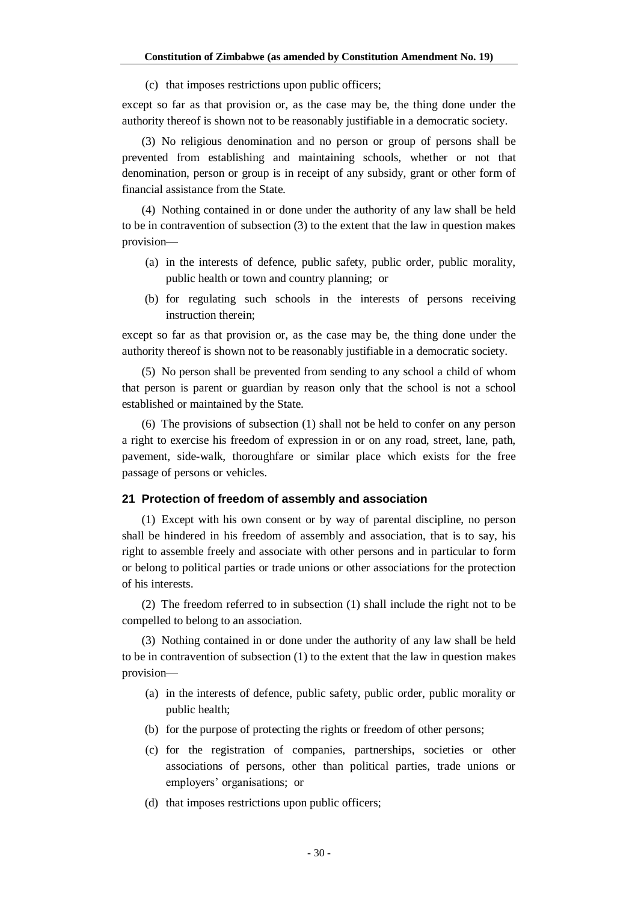(c) that imposes restrictions upon public officers;

except so far as that provision or, as the case may be, the thing done under the authority thereof is shown not to be reasonably justifiable in a democratic society.

(3) No religious denomination and no person or group of persons shall be prevented from establishing and maintaining schools, whether or not that denomination, person or group is in receipt of any subsidy, grant or other form of financial assistance from the State.

(4) Nothing contained in or done under the authority of any law shall be held to be in contravention of subsection (3) to the extent that the law in question makes provision—

(a) in the interests of defence, public safety, public order, public morality, public health or town and country planning; or

(b) for regulating such schools in the interests of persons receiving instruction therein;

except so far as that provision or, as the case may be, the thing done under the authority thereof is shown not to be reasonably justifiable in a democratic society.

(5) No person shall be prevented from sending to any school a child of whom that person is parent or guardian by reason only that the school is not a school established or maintained by the State.

(6) The provisions of subsection (1) shall not be held to confer on any person a right to exercise his freedom of expression in or on any road, street, lane, path, pavement, side-walk, thoroughfare or similar place which exists for the free passage of persons or vehicles.

### 21 Protection of freedom of assembly and association

(1) Except with his own consent or by way of parental discipline, no person shall be hindered in his freedom of assembly and association, that is to say, his right to assemble freely and associate with other persons and in particular to form or belong to political parties or trade unions or other associations for the protection of his interests.

(2) The freedom referred to in subsection (1) shall include the right not to be compelled to belong to an association.

(3) Nothing contained in or done under the authority of any law shall be held to be in contravention of subsection (1) to the extent that the law in question makes provision—

(a) in the interests of defence, public safety, public order, public morality or public health;

(b) for the purpose of protecting the rights or freedom of other persons;

(c) for the registration of companies, partnerships, societies or other associations of persons, other than political parties, trade unions or employers' organisations; or

(d) that imposes restrictions upon public officers;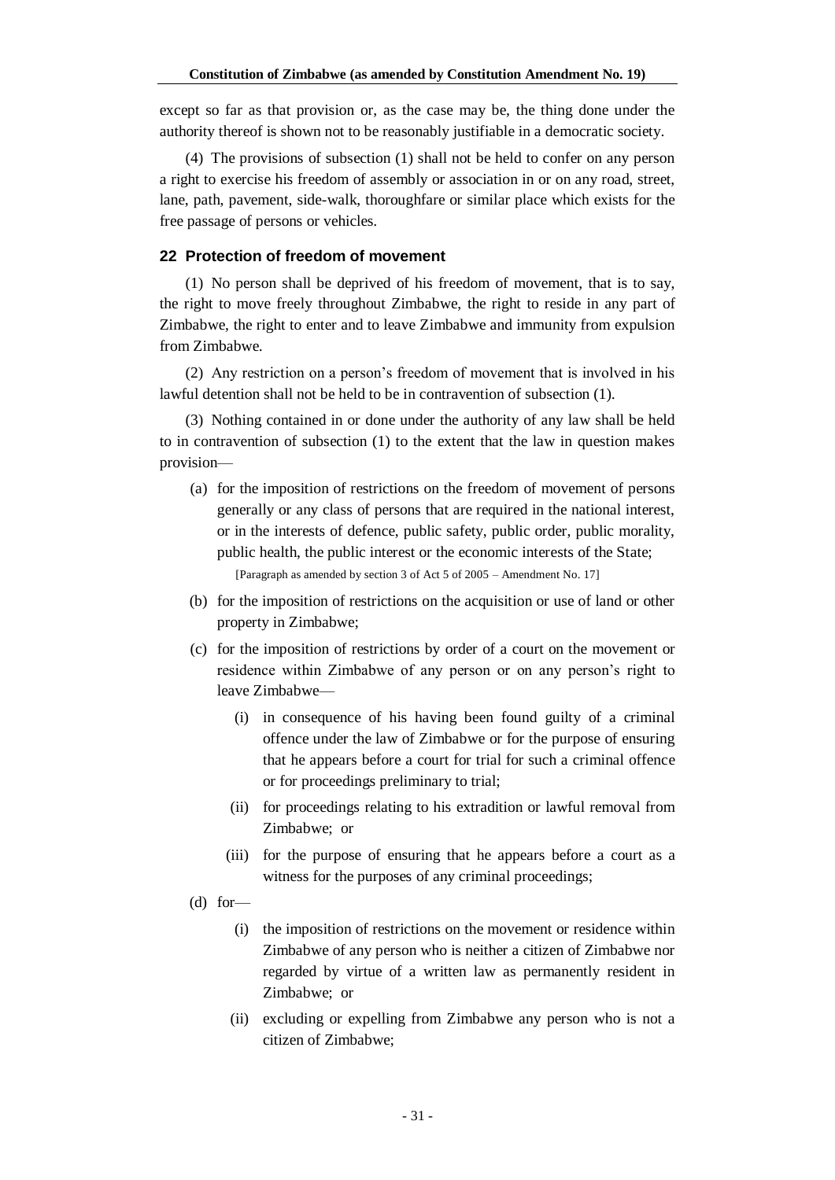except so far as that provision or, as the case may be, the thing done under the authority thereof is shown not to be reasonably justifiable in a democratic society.

(4) The provisions of subsection (1) shall not be held to confer on any person a right to exercise his freedom of assembly or association in or on any road, street, lane, path, pavement, side-walk, thoroughfare or similar place which exists for the free passage of persons or vehicles.

### 22 Protection of freedom of movement

(1) No person shall be deprived of his freedom of movement, that is to say, the right to move freely throughout Zimbabwe, the right to reside in any part of Zimbabwe, the right to enter and to leave Zimbabwe and immunity from expulsion from Zimbabwe.

(2) Any restriction on a person's freedom of movement that is involved in his lawful detention shall not be held to be in contravention of subsection (1).

(3) Nothing contained in or done under the authority of any law shall be held to in contravention of subsection (1) to the extent that the law in question makes provision—

(a) for the imposition of restrictions on the freedom of movement of persons generally or any class of persons that are required in the national interest, or in the interests of defence, public safety, public order, public morality, public health, the public interest or the economic interests of the State;

[Paragraph as amended by section 3 of Act 5 of 2005 – Amendment No. 17]

(b) for the imposition of restrictions on the acquisition or use of land or other property in Zimbabwe;

(c) for the imposition of restrictions by order of a court on the movement or residence within Zimbabwe of any person or on any person's right to leave Zimbabwe—

(i) in consequence of his having been found guilty of a criminal offence under the law of Zimbabwe or for the purpose of ensuring that he appears before a court for trial for such a criminal offence or for proceedings preliminary to trial;

(ii) for proceedings relating to his extradition or lawful removal from Zimbabwe; or

(iii) for the purpose of ensuring that he appears before a court as a witness for the purposes of any criminal proceedings;

(d) for—

(i) the imposition of restrictions on the movement or residence within Zimbabwe of any person who is neither a citizen of Zimbabwe nor regarded by virtue of a written law as permanently resident in Zimbabwe; or

(ii) excluding or expelling from Zimbabwe any person who is not a citizen of Zimbabwe;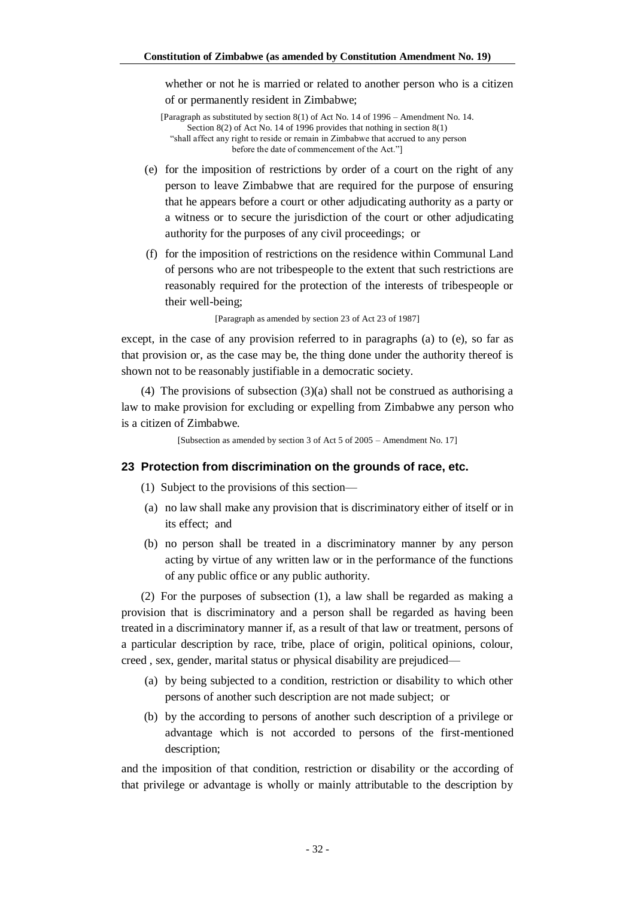whether or not he is married or related to another person who is a citizen of or permanently resident in Zimbabwe;

[Paragraph as substituted by section 8(1) of Act No. 14 of 1996 – Amendment No. 14. Section 8(2) of Act No. 14 of 1996 provides that nothing in section 8(1) "shall affect any right to reside or remain in Zimbabwe that accrued to any person before the date of commencement of the Act."]

(e) for the imposition of restrictions by order of a court on the right of any person to leave Zimbabwe that are required for the purpose of ensuring that he appears before a court or other adjudicating authority as a party or a witness or to secure the jurisdiction of the court or other adjudicating authority for the purposes of any civil proceedings; or

(f) for the imposition of restrictions on the residence within Communal Land of persons who are not tribespeople to the extent that such restrictions are reasonably required for the protection of the interests of tribespeople or their well-being;

[Paragraph as amended by section 23 of Act 23 of 1987]

except, in the case of any provision referred to in paragraphs (a) to (e), so far as that provision or, as the case may be, the thing done under the authority thereof is shown not to be reasonably justifiable in a democratic society.

(4) The provisions of subsection (3)(a) shall not be construed as authorising a law to make provision for excluding or expelling from Zimbabwe any person who is a citizen of Zimbabwe.

[Subsection as amended by section 3 of Act 5 of 2005 – Amendment No. 17]

### 23 Protection from discrimination on the grounds of race, etc.

(1) Subject to the provisions of this section—

(a) no law shall make any provision that is discriminatory either of itself or in its effect; and

(b) no person shall be treated in a discriminatory manner by any person acting by virtue of any written law or in the performance of the functions of any public office or any public authority.

(2) For the purposes of subsection (1), a law shall be regarded as making a provision that is discriminatory and a person shall be regarded as having been treated in a discriminatory manner if, as a result of that law or treatment, persons of a particular description by race, tribe, place of origin, political opinions, colour, creed , sex, gender, marital status or physical disability are prejudiced—

(a) by being subjected to a condition, restriction or disability to which other persons of another such description are not made subject; or

(b) by the according to persons of another such description of a privilege or advantage which is not accorded to persons of the first-mentioned description;

and the imposition of that condition, restriction or disability or the according of that privilege or advantage is wholly or mainly attributable to the description by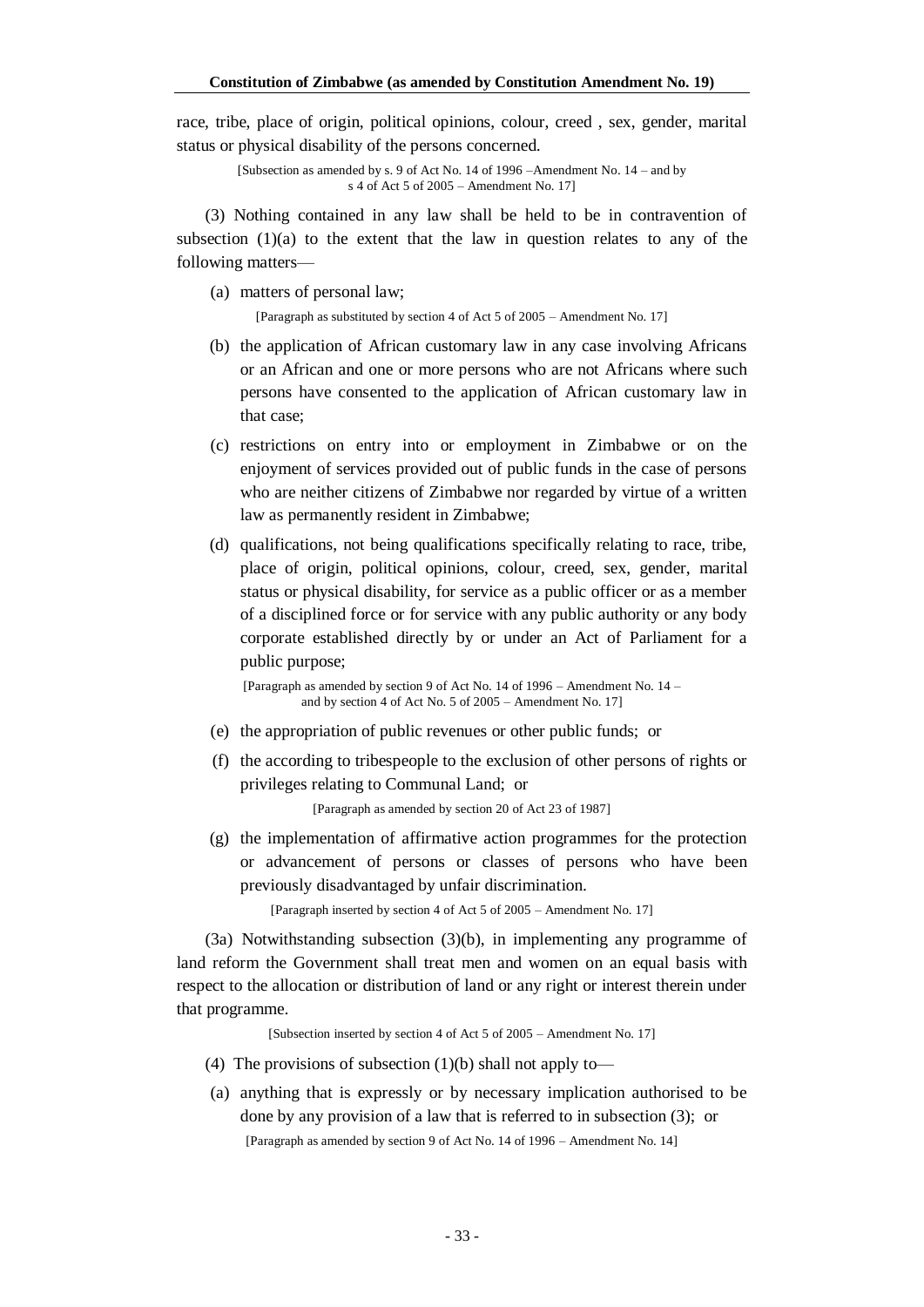race, tribe, place of origin, political opinions, colour, creed , sex, gender, marital status or physical disability of the persons concerned.

[Subsection as amended by s. 9 of Act No. 14 of 1996 –Amendment No. 14 – and by s 4 of Act 5 of 2005 – Amendment No. 17]

(3) Nothing contained in any law shall be held to be in contravention of subsection (1)(a) to the extent that the law in question relates to any of the following matters—

(a) matters of personal law;

[Paragraph as substituted by section 4 of Act 5 of 2005 – Amendment No. 17]

(b) the application of African customary law in any case involving Africans or an African and one or more persons who are not Africans where such persons have consented to the application of African customary law in that case;

(c) restrictions on entry into or employment in Zimbabwe or on the enjoyment of services provided out of public funds in the case of persons who are neither citizens of Zimbabwe nor regarded by virtue of a written law as permanently resident in Zimbabwe;

(d) qualifications, not being qualifications specifically relating to race, tribe, place of origin, political opinions, colour, creed, sex, gender, marital status or physical disability, for service as a public officer or as a member of a disciplined force or for service with any public authority or any body corporate established directly by or under an Act of Parliament for a public purpose;

[Paragraph as amended by section 9 of Act No. 14 of 1996 – Amendment No. 14 – and by section 4 of Act No. 5 of 2005 – Amendment No. 17]

(e) the appropriation of public revenues or other public funds; or

(f) the according to tribespeople to the exclusion of other persons of rights or privileges relating to Communal Land; or

[Paragraph as amended by section 20 of Act 23 of 1987]

(g) the implementation of affirmative action programmes for the protection or advancement of persons or classes of persons who have been previously disadvantaged by unfair discrimination.

[Paragraph inserted by section 4 of Act 5 of 2005 – Amendment No. 17]

(3a) Notwithstanding subsection (3)(b), in implementing any programme of land reform the Government shall treat men and women on an equal basis with respect to the allocation or distribution of land or any right or interest therein under that programme.

[Subsection inserted by section 4 of Act 5 of 2005 – Amendment No. 17]

(4) The provisions of subsection (1)(b) shall not apply to—

(a) anything that is expressly or by necessary implication authorised to be done by any provision of a law that is referred to in subsection (3); or

[Paragraph as amended by section 9 of Act No. 14 of 1996 – Amendment No. 14]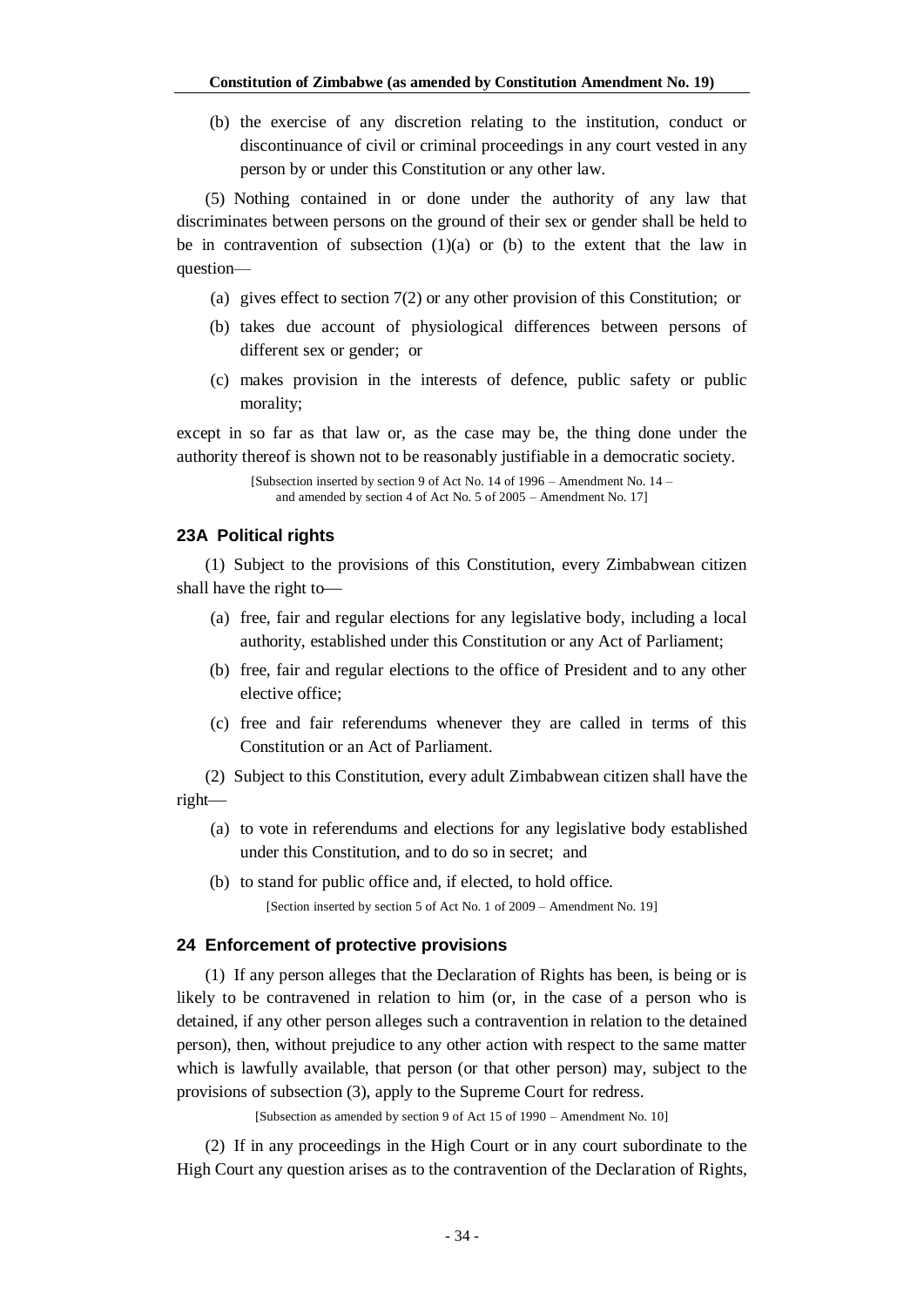(b) the exercise of any discretion relating to the institution, conduct or discontinuance of civil or criminal proceedings in any court vested in any person by or under this Constitution or any other law.

(5) Nothing contained in or done under the authority of any law that discriminates between persons on the ground of their sex or gender shall be held to be in contravention of subsection (1)(a) or (b) to the extent that the law in question—

(a) gives effect to section 7(2) or any other provision of this Constitution; or

(b) takes due account of physiological differences between persons of different sex or gender; or

(c) makes provision in the interests of defence, public safety or public morality;

except in so far as that law or, as the case may be, the thing done under the authority thereof is shown not to be reasonably justifiable in a democratic society.

[Subsection inserted by section 9 of Act No. 14 of 1996 – Amendment No. 14 – and amended by section 4 of Act No. 5 of 2005 – Amendment No. 17]

### 23A Political rights

(1) Subject to the provisions of this Constitution, every Zimbabwean citizen shall have the right to—

(a) free, fair and regular elections for any legislative body, including a local authority, established under this Constitution or any Act of Parliament;

(b) free, fair and regular elections to the office of President and to any other elective office;

(c) free and fair referendums whenever they are called in terms of this Constitution or an Act of Parliament.

(2) Subject to this Constitution, every adult Zimbabwean citizen shall have the right—

(a) to vote in referendums and elections for any legislative body established under this Constitution, and to do so in secret; and

(b) to stand for public office and, if elected, to hold office.

[Section inserted by section 5 of Act No. 1 of 2009 – Amendment No. 19]

### 24 Enforcement of protective provisions

(1) If any person alleges that the Declaration of Rights has been, is being or is likely to be contravened in relation to him (or, in the case of a person who is detained, if any other person alleges such a contravention in relation to the detained person), then, without prejudice to any other action with respect to the same matter which is lawfully available, that person (or that other person) may, subject to the provisions of subsection (3), apply to the Supreme Court for redress.

[Subsection as amended by section 9 of Act 15 of 1990 – Amendment No. 10]

(2) If in any proceedings in the High Court or in any court subordinate to the High Court any question arises as to the contravention of the Declaration of Rights,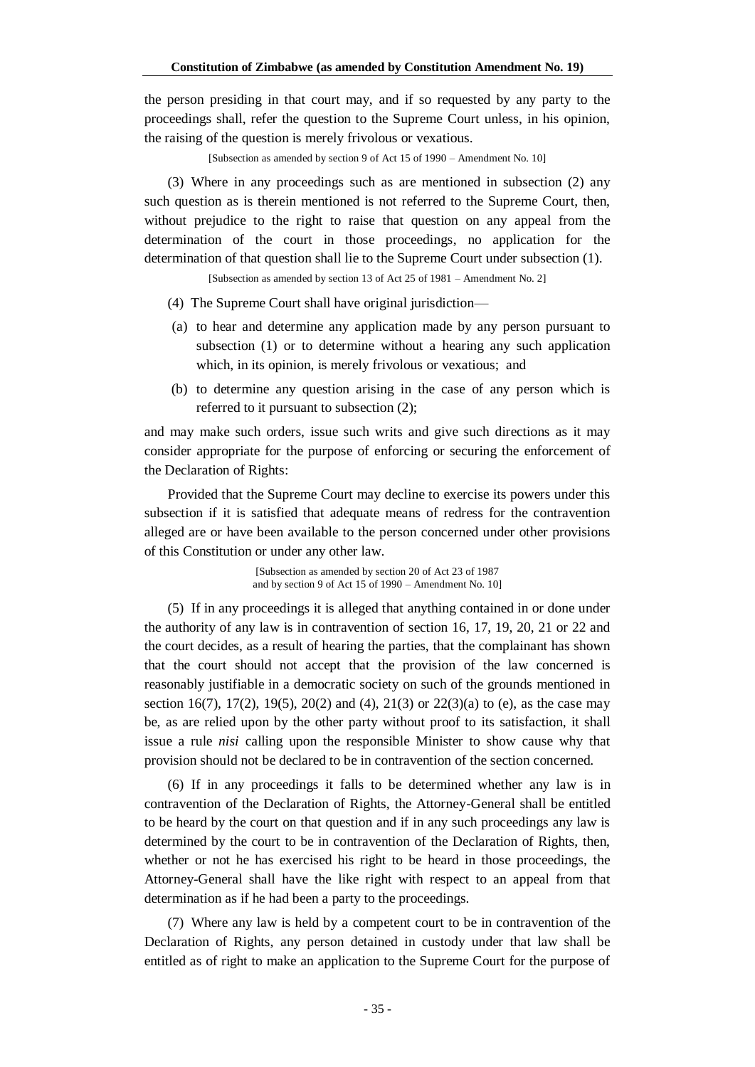the person presiding in that court may, and if so requested by any party to the proceedings shall, refer the question to the Supreme Court unless, in his opinion, the raising of the question is merely frivolous or vexatious.

[Subsection as amended by section 9 of Act 15 of 1990 – Amendment No. 10]

(3) Where in any proceedings such as are mentioned in subsection (2) any such question as is therein mentioned is not referred to the Supreme Court, then, without prejudice to the right to raise that question on any appeal from the determination of the court in those proceedings, no application for the determination of that question shall lie to the Supreme Court under subsection (1).

[Subsection as amended by section 13 of Act 25 of 1981 – Amendment No. 2]

(4) The Supreme Court shall have original jurisdiction—

(a) to hear and determine any application made by any person pursuant to subsection (1) or to determine without a hearing any such application which, in its opinion, is merely frivolous or vexatious; and

(b) to determine any question arising in the case of any person which is referred to it pursuant to subsection (2);

and may make such orders, issue such writs and give such directions as it may consider appropriate for the purpose of enforcing or securing the enforcement of the Declaration of Rights:

Provided that the Supreme Court may decline to exercise its powers under this subsection if it is satisfied that adequate means of redress for the contravention alleged are or have been available to the person concerned under other provisions of this Constitution or under any other law.

[Subsection as amended by section 20 of Act 23 of 1987 and by section 9 of Act 15 of 1990 – Amendment No. 10]

(5) If in any proceedings it is alleged that anything contained in or done under the authority of any law is in contravention of section 16, 17, 19, 20, 21 or 22 and the court decides, as a result of hearing the parties, that the complainant has shown that the court should not accept that the provision of the law concerned is reasonably justifiable in a democratic society on such of the grounds mentioned in section 16(7), 17(2), 19(5), 20(2) and (4), 21(3) or 22(3)(a) to (e), as the case may be, as are relied upon by the other party without proof to its satisfaction, it shall issue a rule *nisi* calling upon the responsible Minister to show cause why that provision should not be declared to be in contravention of the section concerned.

(6) If in any proceedings it falls to be determined whether any law is in contravention of the Declaration of Rights, the Attorney-General shall be entitled to be heard by the court on that question and if in any such proceedings any law is determined by the court to be in contravention of the Declaration of Rights, then, whether or not he has exercised his right to be heard in those proceedings, the Attorney-General shall have the like right with respect to an appeal from that determination as if he had been a party to the proceedings.

(7) Where any law is held by a competent court to be in contravention of the Declaration of Rights, any person detained in custody under that law shall be entitled as of right to make an application to the Supreme Court for the purpose of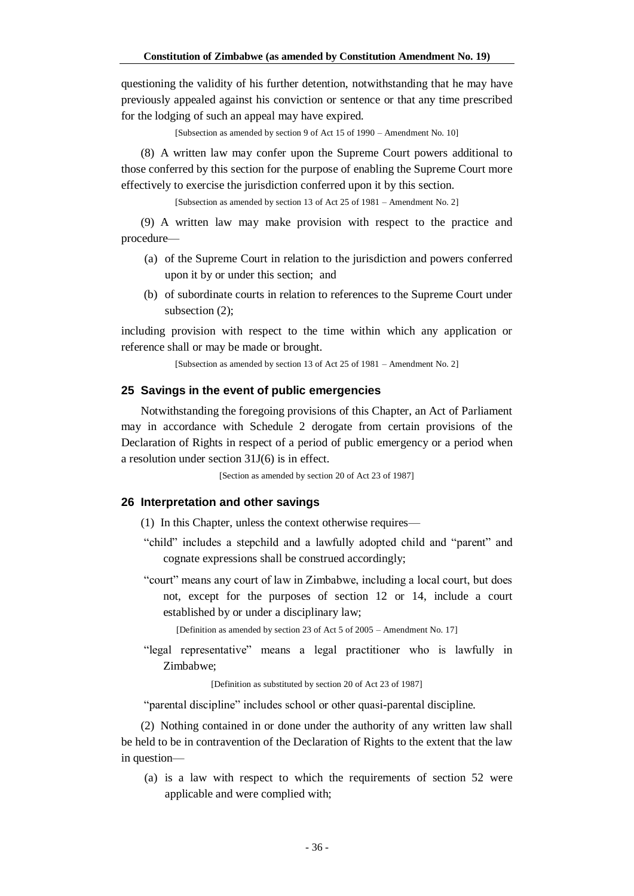questioning the validity of his further detention, notwithstanding that he may have previously appealed against his conviction or sentence or that any time prescribed for the lodging of such an appeal may have expired.

[Subsection as amended by section 9 of Act 15 of 1990 – Amendment No. 10]

(8) A written law may confer upon the Supreme Court powers additional to those conferred by this section for the purpose of enabling the Supreme Court more effectively to exercise the jurisdiction conferred upon it by this section.

[Subsection as amended by section 13 of Act 25 of 1981 – Amendment No. 2]

(9) A written law may make provision with respect to the practice and procedure—

- (a) of the Supreme Court in relation to the jurisdiction and powers conferred upon it by or under this section; and
- (b) of subordinate courts in relation to references to the Supreme Court under subsection (2);

including provision with respect to the time within which any application or reference shall or may be made or brought.

[Subsection as amended by section 13 of Act 25 of 1981 – Amendment No. 2]

### 25 Savings in the event of public emergencies

Notwithstanding the foregoing provisions of this Chapter, an Act of Parliament may in accordance with Schedule 2 derogate from certain provisions of the Declaration of Rights in respect of a period of public emergency or a period when a resolution under section 31J(6) is in effect.

[Section as amended by section 20 of Act 23 of 1987]

### 26 Interpretation and other savings

(1) In this Chapter, unless the context otherwise requires—

"child" includes a stepchild and a lawfully adopted child and "parent" and cognate expressions shall be construed accordingly;

"court" means any court of law in Zimbabwe, including a local court, but does not, except for the purposes of section 12 or 14, include a court established by or under a disciplinary law;

[Definition as amended by section 23 of Act 5 of 2005 – Amendment No. 17]

"legal representative" means a legal practitioner who is lawfully in Zimbabwe;

[Definition as substituted by section 20 of Act 23 of 1987]

"parental discipline" includes school or other quasi-parental discipline.

(2) Nothing contained in or done under the authority of any written law shall be held to be in contravention of the Declaration of Rights to the extent that the law in question—

- (a) is a law with respect to which the requirements of section 52 were applicable and were complied with;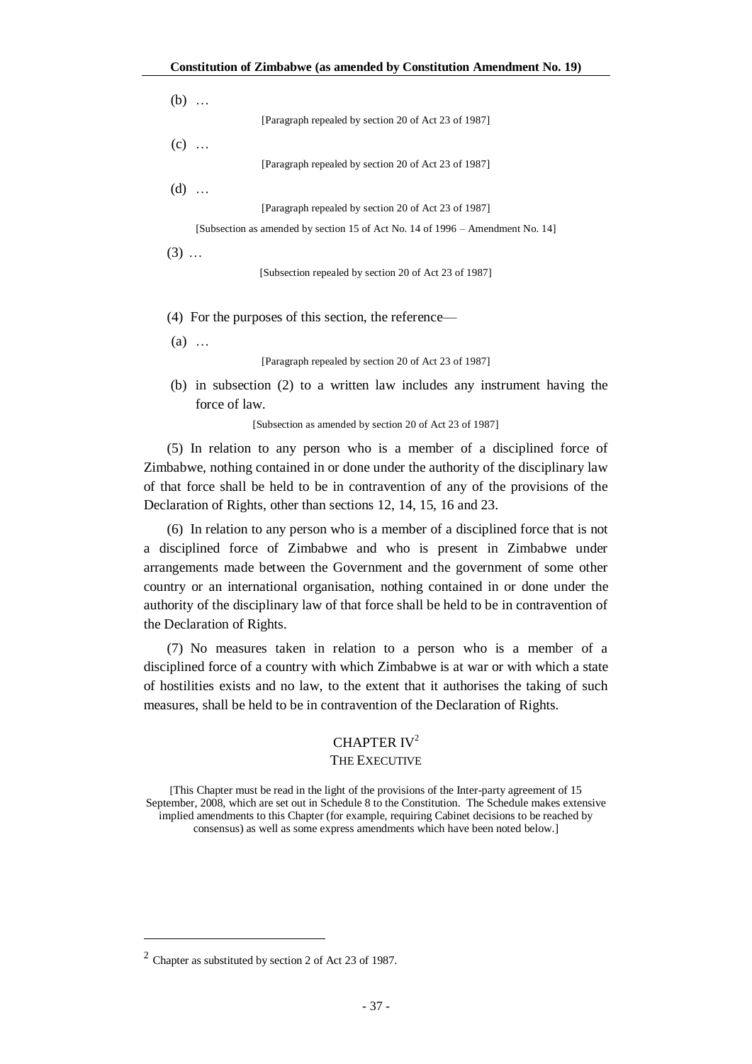(b) …

[Paragraph repealed by section 20 of Act 23 of 1987]

(c) …

[Paragraph repealed by section 20 of Act 23 of 1987]

(d) …

[Paragraph repealed by section 20 of Act 23 of 1987]

[Subsection as amended by section 15 of Act No. 14 of 1996 – Amendment No. 14]

(3) …

[Subsection repealed by section 20 of Act 23 of 1987]

(4) For the purposes of this section, the reference—

(a) …

[Paragraph repealed by section 20 of Act 23 of 1987]

(b) in subsection (2) to a written law includes any instrument having the force of law.

[Subsection as amended by section 20 of Act 23 of 1987]

(5) In relation to any person who is a member of a disciplined force of Zimbabwe, nothing contained in or done under the authority of the disciplinary law of that force shall be held to be in contravention of any of the provisions of the Declaration of Rights, other than sections 12, 14, 15, 16 and 23.

(6) In relation to any person who is a member of a disciplined force that is not a disciplined force of Zimbabwe and who is present in Zimbabwe under arrangements made between the Government and the government of some other country or an international organisation, nothing contained in or done under the authority of the disciplinary law of that force shall be held to be in contravention of the Declaration of Rights.

(7) No measures taken in relation to a person who is a member of a disciplined force of a country with which Zimbabwe is at war or with which a state of hostilities exists and no law, to the extent that it authorises the taking of such measures, shall be held to be in contravention of the Declaration of Rights.

## CHAPTER IV[2]

## THE EXECUTIVE

[This Chapter must be read in the light of the provisions of the Inter-party agreement of 15 September, 2008, which are set out in Schedule 8 to the Constitution. The Schedule makes extensive implied amendments to this Chapter (for example, requiring Cabinet decisions to be reached by consensus) as well as some express amendments which have been noted below.]

[2] Chapter as substituted by section 2 of Act 23 of 1987.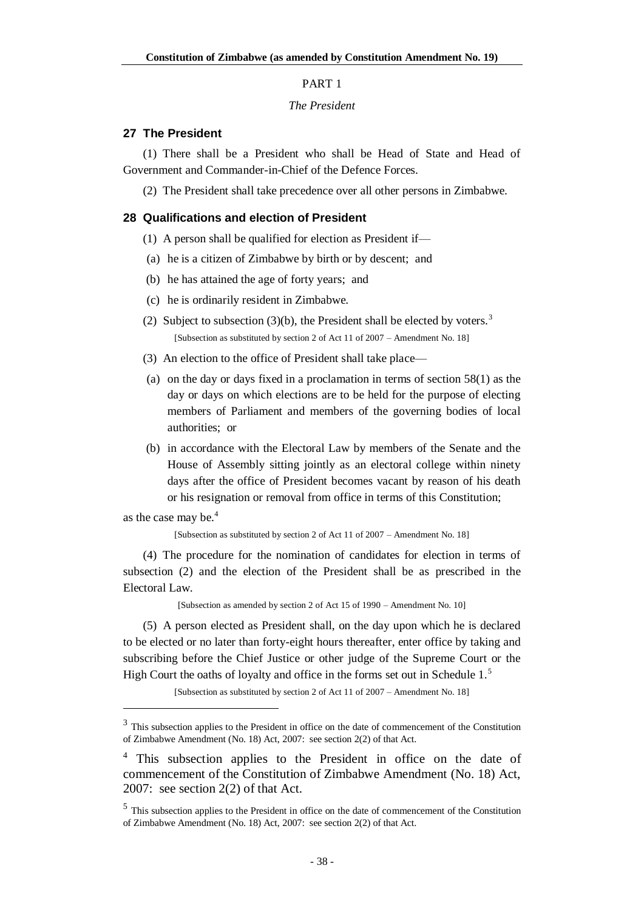PART 1

*The President*

### 27 The President

(1) There shall be a President who shall be Head of State and Head of Government and Commander-in-Chief of the Defence Forces.

(2) The President shall take precedence over all other persons in Zimbabwe.

### 28 Qualifications and election of President

(1) A person shall be qualified for election as President if—

(a) he is a citizen of Zimbabwe by birth or by descent; and

(b) he has attained the age of forty years; and

(c) he is ordinarily resident in Zimbabwe.

(2) Subject to subsection (3)(b), the President shall be elected by voters.[3]

[Subsection as substituted by section 2 of Act 11 of 2007 – Amendment No. 18]

(3) An election to the office of President shall take place—

(a) on the day or days fixed in a proclamation in terms of section 58(1) as the day or days on which elections are to be held for the purpose of electing members of Parliament and members of the governing bodies of local authorities; or

(b) in accordance with the Electoral Law by members of the Senate and the House of Assembly sitting jointly as an electoral college within ninety days after the office of President becomes vacant by reason of his death or his resignation or removal from office in terms of this Constitution;

as the case may be.[4]

[Subsection as substituted by section 2 of Act 11 of 2007 – Amendment No. 18]

(4) The procedure for the nomination of candidates for election in terms of subsection (2) and the election of the President shall be as prescribed in the Electoral Law.

[Subsection as amended by section 2 of Act 15 of 1990 – Amendment No. 10]

(5) A person elected as President shall, on the day upon which he is declared to be elected or no later than forty-eight hours thereafter, enter office by taking and subscribing before the Chief Justice or other judge of the Supreme Court or the High Court the oaths of loyalty and office in the forms set out in Schedule 1.[5]

[Subsection as substituted by section 2 of Act 11 of 2007 – Amendment No. 18]

---

[3] This subsection applies to the President in office on the date of commencement of the Constitution of Zimbabwe Amendment (No. 18) Act, 2007: see section 2(2) of that Act.

[4] This subsection applies to the President in office on the date of commencement of the Constitution of Zimbabwe Amendment (No. 18) Act, 2007: see section 2(2) of that Act.

[5] This subsection applies to the President in office on the date of commencement of the Constitution of Zimbabwe Amendment (No. 18) Act, 2007: see section 2(2) of that Act.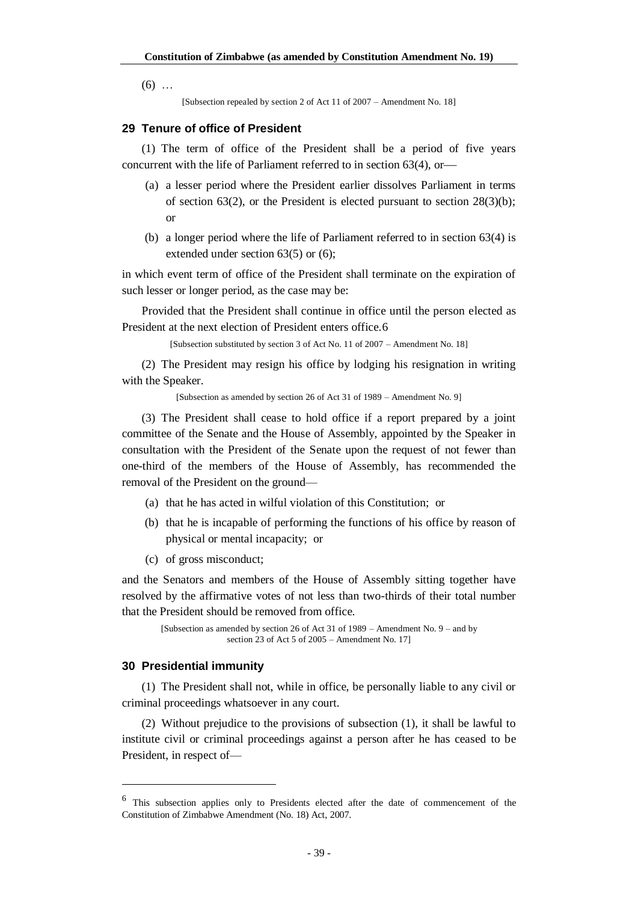(6) …

[Subsection repealed by section 2 of Act 11 of 2007 – Amendment No. 18]

### 29 Tenure of office of President

(1) The term of office of the President shall be a period of five years concurrent with the life of Parliament referred to in section 63(4), or—

(a) a lesser period where the President earlier dissolves Parliament in terms of section 63(2), or the President is elected pursuant to section 28(3)(b); or

(b) a longer period where the life of Parliament referred to in section 63(4) is extended under section 63(5) or (6);

in which event term of office of the President shall terminate on the expiration of such lesser or longer period, as the case may be:

Provided that the President shall continue in office until the person elected as President at the next election of President enters office.[6]

[Subsection substituted by section 3 of Act No. 11 of 2007 – Amendment No. 18]

(2) The President may resign his office by lodging his resignation in writing with the Speaker.

[Subsection as amended by section 26 of Act 31 of 1989 – Amendment No. 9]

(3) The President shall cease to hold office if a report prepared by a joint committee of the Senate and the House of Assembly, appointed by the Speaker in consultation with the President of the Senate upon the request of not fewer than one-third of the members of the House of Assembly, has recommended the removal of the President on the ground—

(a) that he has acted in wilful violation of this Constitution; or

(b) that he is incapable of performing the functions of his office by reason of physical or mental incapacity; or

(c) of gross misconduct;

and the Senators and members of the House of Assembly sitting together have resolved by the affirmative votes of not less than two-thirds of their total number that the President should be removed from office.

[Subsection as amended by section 26 of Act 31 of 1989 – Amendment No. 9 – and by section 23 of Act 5 of 2005 – Amendment No. 17]

### 30 Presidential immunity

(1) The President shall not, while in office, be personally liable to any civil or criminal proceedings whatsoever in any court.

(2) Without prejudice to the provisions of subsection (1), it shall be lawful to institute civil or criminal proceedings against a person after he has ceased to be President, in respect of—

---

[6] This subsection applies only to Presidents elected after the date of commencement of the Constitution of Zimbabwe Amendment (No. 18) Act, 2007.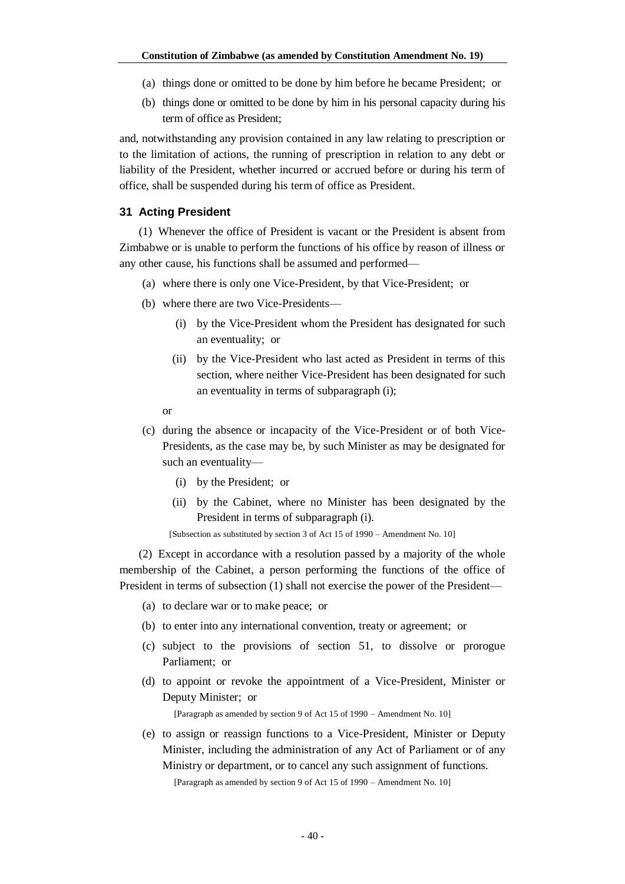(a) things done or omitted to be done by him before he became President; or

(b) things done or omitted to be done by him in his personal capacity during his term of office as President;

and, notwithstanding any provision contained in any law relating to prescription or to the limitation of actions, the running of prescription in relation to any debt or liability of the President, whether incurred or accrued before or during his term of office, shall be suspended during his term of office as President.

### 31 Acting President

(1) Whenever the office of President is vacant or the President is absent from Zimbabwe or is unable to perform the functions of his office by reason of illness or any other cause, his functions shall be assumed and performed—

(a) where there is only one Vice-President, by that Vice-President; or

(b) where there are two Vice-Presidents—

  (i) by the Vice-President whom the President has designated for such an eventuality; or

  (ii) by the Vice-President who last acted as President in terms of this section, where neither Vice-President has been designated for such an eventuality in terms of subparagraph (i);

or

(c) during the absence or incapacity of the Vice-President or of both Vice-Presidents, as the case may be, by such Minister as may be designated for such an eventuality—

  (i) by the President; or

  (ii) by the Cabinet, where no Minister has been designated by the President in terms of subparagraph (i).

[Subsection as substituted by section 3 of Act 15 of 1990 – Amendment No. 10]

(2) Except in accordance with a resolution passed by a majority of the whole membership of the Cabinet, a person performing the functions of the office of President in terms of subsection (1) shall not exercise the power of the President—

(a) to declare war or to make peace; or

(b) to enter into any international convention, treaty or agreement; or

(c) subject to the provisions of section 51, to dissolve or prorogue Parliament; or

(d) to appoint or revoke the appointment of a Vice-President, Minister or Deputy Minister; or

[Paragraph as amended by section 9 of Act 15 of 1990 – Amendment No. 10]

(e) to assign or reassign functions to a Vice-President, Minister or Deputy Minister, including the administration of any Act of Parliament or of any Ministry or department, or to cancel any such assignment of functions.

[Paragraph as amended by section 9 of Act 15 of 1990 – Amendment No. 10]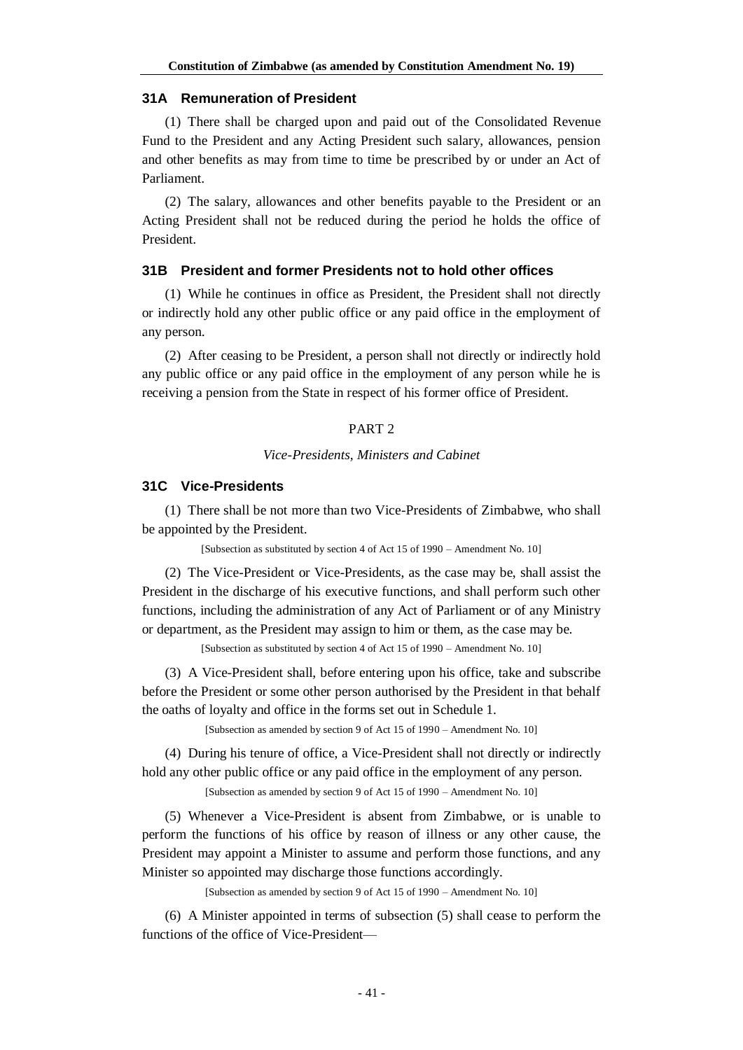### 31A Remuneration of President

(1) There shall be charged upon and paid out of the Consolidated Revenue Fund to the President and any Acting President such salary, allowances, pension and other benefits as may from time to time be prescribed by or under an Act of Parliament.

(2) The salary, allowances and other benefits payable to the President or an Acting President shall not be reduced during the period he holds the office of President.

### 31B President and former Presidents not to hold other offices

(1) While he continues in office as President, the President shall not directly or indirectly hold any other public office or any paid office in the employment of any person.

(2) After ceasing to be President, a person shall not directly or indirectly hold any public office or any paid office in the employment of any person while he is receiving a pension from the State in respect of his former office of President.

## PART 2

*Vice-Presidents, Ministers and Cabinet*

### 31C Vice-Presidents

(1) There shall be not more than two Vice-Presidents of Zimbabwe, who shall be appointed by the President.

[Subsection as substituted by section 4 of Act 15 of 1990 – Amendment No. 10]

(2) The Vice-President or Vice-Presidents, as the case may be, shall assist the President in the discharge of his executive functions, and shall perform such other functions, including the administration of any Act of Parliament or of any Ministry or department, as the President may assign to him or them, as the case may be.

[Subsection as substituted by section 4 of Act 15 of 1990 – Amendment No. 10]

(3) A Vice-President shall, before entering upon his office, take and subscribe before the President or some other person authorised by the President in that behalf the oaths of loyalty and office in the forms set out in Schedule 1.

[Subsection as amended by section 9 of Act 15 of 1990 – Amendment No. 10]

(4) During his tenure of office, a Vice-President shall not directly or indirectly hold any other public office or any paid office in the employment of any person.

[Subsection as amended by section 9 of Act 15 of 1990 – Amendment No. 10]

(5) Whenever a Vice-President is absent from Zimbabwe, or is unable to perform the functions of his office by reason of illness or any other cause, the President may appoint a Minister to assume and perform those functions, and any Minister so appointed may discharge those functions accordingly.

[Subsection as amended by section 9 of Act 15 of 1990 – Amendment No. 10]

(6) A Minister appointed in terms of subsection (5) shall cease to perform the functions of the office of Vice-President—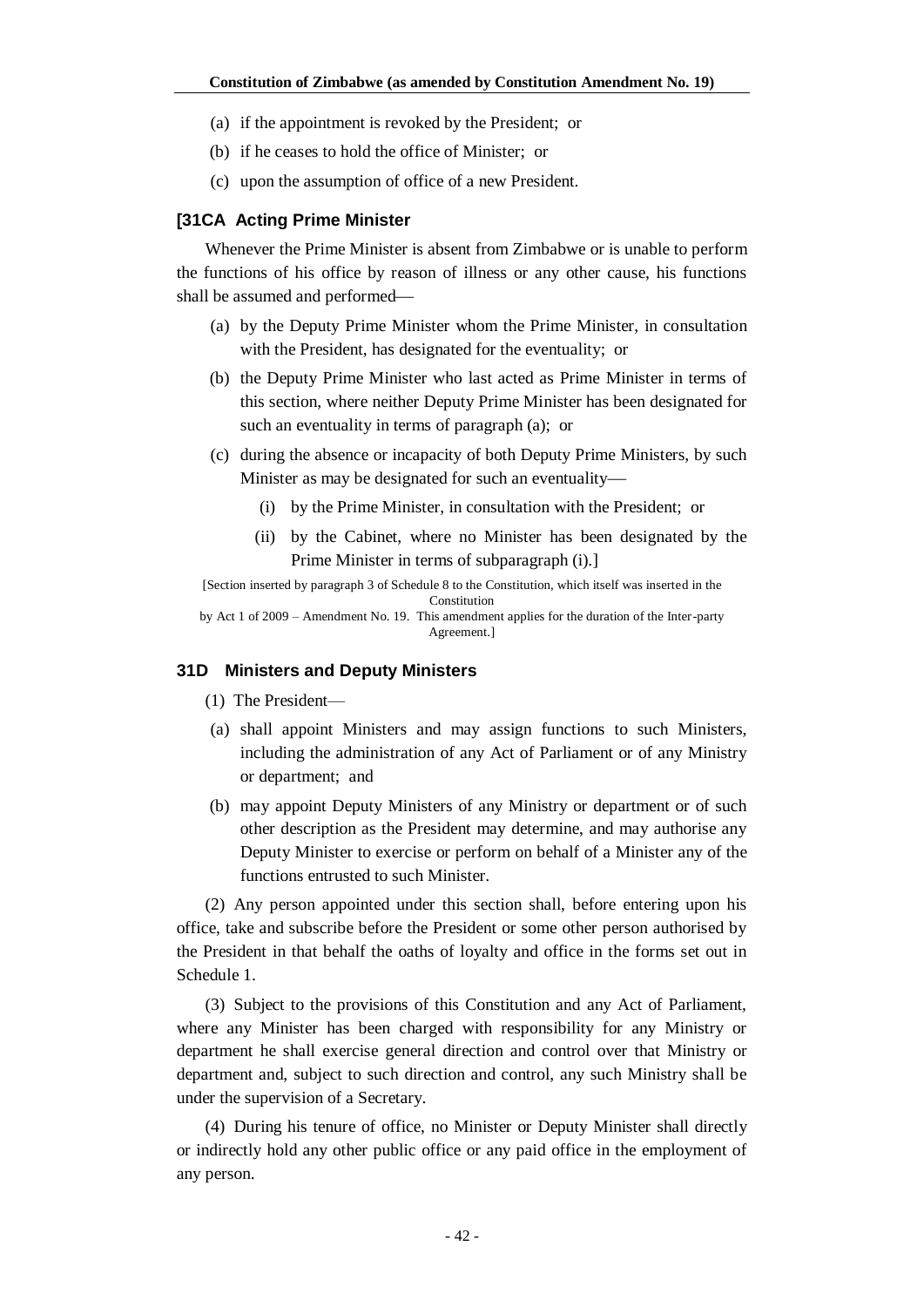(a) if the appointment is revoked by the President; or

(b) if he ceases to hold the office of Minister; or

(c) upon the assumption of office of a new President.

### [31CA Acting Prime Minister

Whenever the Prime Minister is absent from Zimbabwe or is unable to perform the functions of his office by reason of illness or any other cause, his functions shall be assumed and performed—

(a) by the Deputy Prime Minister whom the Prime Minister, in consultation with the President, has designated for the eventuality; or

(b) the Deputy Prime Minister who last acted as Prime Minister in terms of this section, where neither Deputy Prime Minister has been designated for such an eventuality in terms of paragraph (a); or

(c) during the absence or incapacity of both Deputy Prime Ministers, by such Minister as may be designated for such an eventuality—

(i) by the Prime Minister, in consultation with the President; or

(ii) by the Cabinet, where no Minister has been designated by the Prime Minister in terms of subparagraph (i).]

[Section inserted by paragraph 3 of Schedule 8 to the Constitution, which itself was inserted in the Constitution by Act 1 of 2009 – Amendment No. 19. This amendment applies for the duration of the Inter-party Agreement.]

### 31D Ministers and Deputy Ministers

(1) The President—

(a) shall appoint Ministers and may assign functions to such Ministers, including the administration of any Act of Parliament or of any Ministry or department; and

(b) may appoint Deputy Ministers of any Ministry or department or of such other description as the President may determine, and may authorise any Deputy Minister to exercise or perform on behalf of a Minister any of the functions entrusted to such Minister.

(2) Any person appointed under this section shall, before entering upon his office, take and subscribe before the President or some other person authorised by the President in that behalf the oaths of loyalty and office in the forms set out in Schedule 1.

(3) Subject to the provisions of this Constitution and any Act of Parliament, where any Minister has been charged with responsibility for any Ministry or department he shall exercise general direction and control over that Ministry or department and, subject to such direction and control, any such Ministry shall be under the supervision of a Secretary.

(4) During his tenure of office, no Minister or Deputy Minister shall directly or indirectly hold any other public office or any paid office in the employment of any person.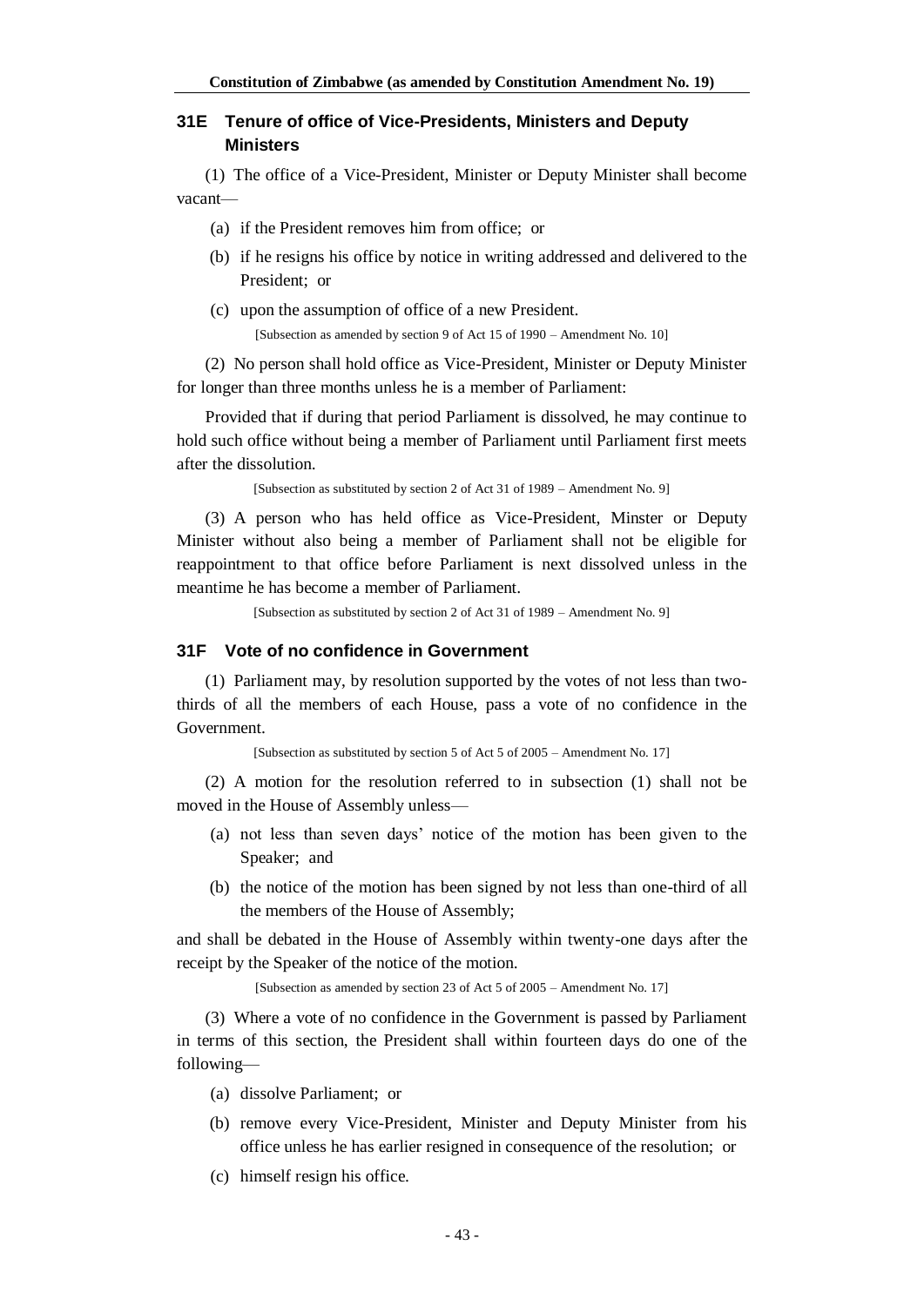### 31E Tenure of office of Vice-Presidents, Ministers and Deputy Ministers

(1) The office of a Vice-President, Minister or Deputy Minister shall become vacant—

(a) if the President removes him from office; or

(b) if he resigns his office by notice in writing addressed and delivered to the President; or

(c) upon the assumption of office of a new President.

[Subsection as amended by section 9 of Act 15 of 1990 – Amendment No. 10]

(2) No person shall hold office as Vice-President, Minister or Deputy Minister for longer than three months unless he is a member of Parliament:

Provided that if during that period Parliament is dissolved, he may continue to hold such office without being a member of Parliament until Parliament first meets after the dissolution.

[Subsection as substituted by section 2 of Act 31 of 1989 – Amendment No. 9]

(3) A person who has held office as Vice-President, Minster or Deputy Minister without also being a member of Parliament shall not be eligible for reappointment to that office before Parliament is next dissolved unless in the meantime he has become a member of Parliament.

[Subsection as substituted by section 2 of Act 31 of 1989 – Amendment No. 9]

### 31F Vote of no confidence in Government

(1) Parliament may, by resolution supported by the votes of not less than two-thirds of all the members of each House, pass a vote of no confidence in the Government.

[Subsection as substituted by section 5 of Act 5 of 2005 – Amendment No. 17]

(2) A motion for the resolution referred to in subsection (1) shall not be moved in the House of Assembly unless—

(a) not less than seven days' notice of the motion has been given to the Speaker; and

(b) the notice of the motion has been signed by not less than one-third of all the members of the House of Assembly;

and shall be debated in the House of Assembly within twenty-one days after the receipt by the Speaker of the notice of the motion.

[Subsection as amended by section 23 of Act 5 of 2005 – Amendment No. 17]

(3) Where a vote of no confidence in the Government is passed by Parliament in terms of this section, the President shall within fourteen days do one of the following—

(a) dissolve Parliament; or

(b) remove every Vice-President, Minister and Deputy Minister from his office unless he has earlier resigned in consequence of the resolution; or

(c) himself resign his office.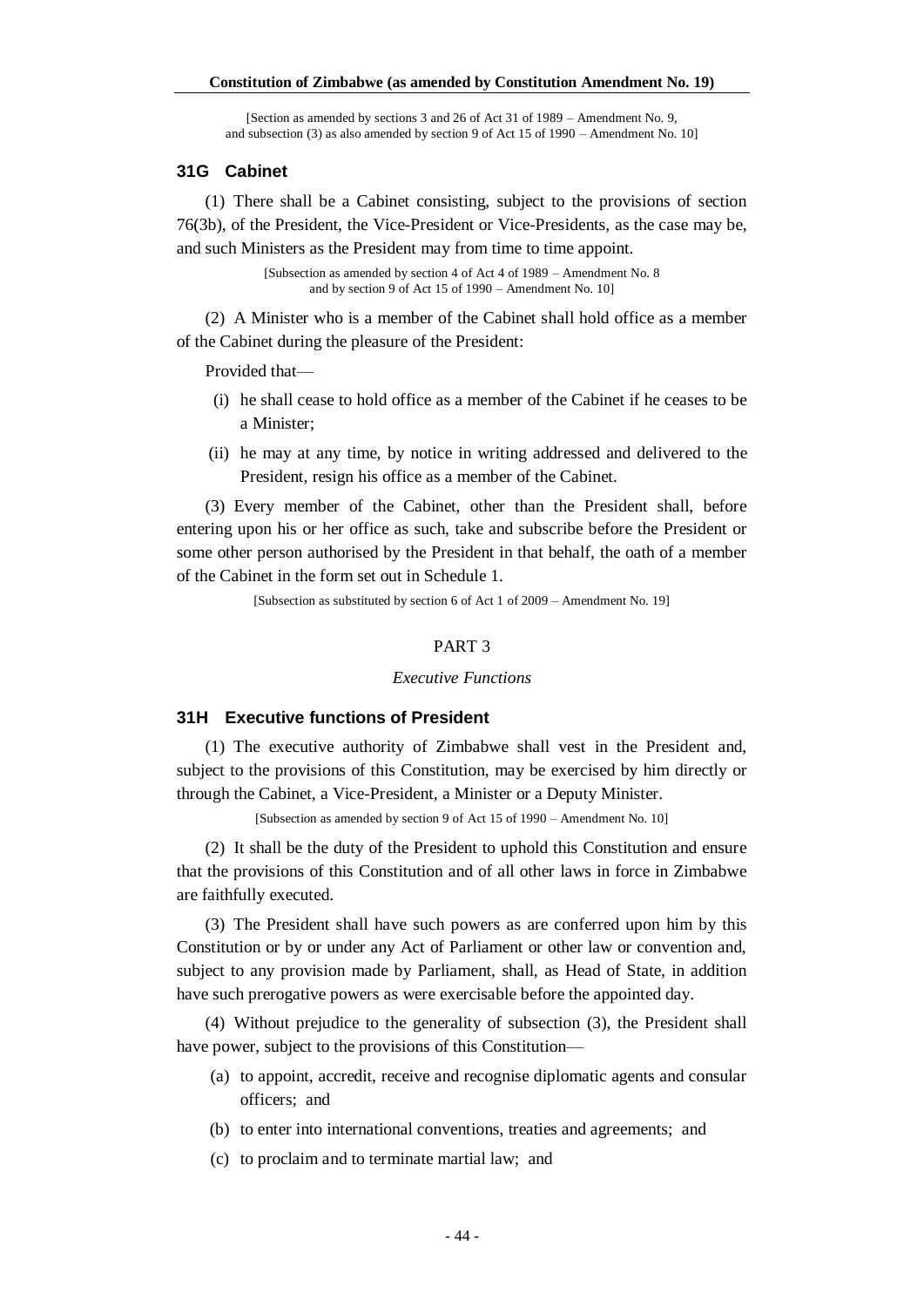[Section as amended by sections 3 and 26 of Act 31 of 1989 – Amendment No. 9, and subsection (3) as also amended by section 9 of Act 15 of 1990 – Amendment No. 10]

### 31G Cabinet

(1) There shall be a Cabinet consisting, subject to the provisions of section 76(3b), of the President, the Vice-President or Vice-Presidents, as the case may be, and such Ministers as the President may from time to time appoint.

[Subsection as amended by section 4 of Act 4 of 1989 – Amendment No. 8 and by section 9 of Act 15 of 1990 – Amendment No. 10]

(2) A Minister who is a member of the Cabinet shall hold office as a member of the Cabinet during the pleasure of the President:

Provided that—

- (i) he shall cease to hold office as a member of the Cabinet if he ceases to be a Minister;
- (ii) he may at any time, by notice in writing addressed and delivered to the President, resign his office as a member of the Cabinet.

(3) Every member of the Cabinet, other than the President shall, before entering upon his or her office as such, take and subscribe before the President or some other person authorised by the President in that behalf, the oath of a member of the Cabinet in the form set out in Schedule 1.

[Subsection as substituted by section 6 of Act 1 of 2009 – Amendment No. 19]

## PART 3

*Executive Functions*

### 31H Executive functions of President

(1) The executive authority of Zimbabwe shall vest in the President and, subject to the provisions of this Constitution, may be exercised by him directly or through the Cabinet, a Vice-President, a Minister or a Deputy Minister.

[Subsection as amended by section 9 of Act 15 of 1990 – Amendment No. 10]

(2) It shall be the duty of the President to uphold this Constitution and ensure that the provisions of this Constitution and of all other laws in force in Zimbabwe are faithfully executed.

(3) The President shall have such powers as are conferred upon him by this Constitution or by or under any Act of Parliament or other law or convention and, subject to any provision made by Parliament, shall, as Head of State, in addition have such prerogative powers as were exercisable before the appointed day.

(4) Without prejudice to the generality of subsection (3), the President shall have power, subject to the provisions of this Constitution—

- (a) to appoint, accredit, receive and recognise diplomatic agents and consular officers; and
- (b) to enter into international conventions, treaties and agreements; and
- (c) to proclaim and to terminate martial law; and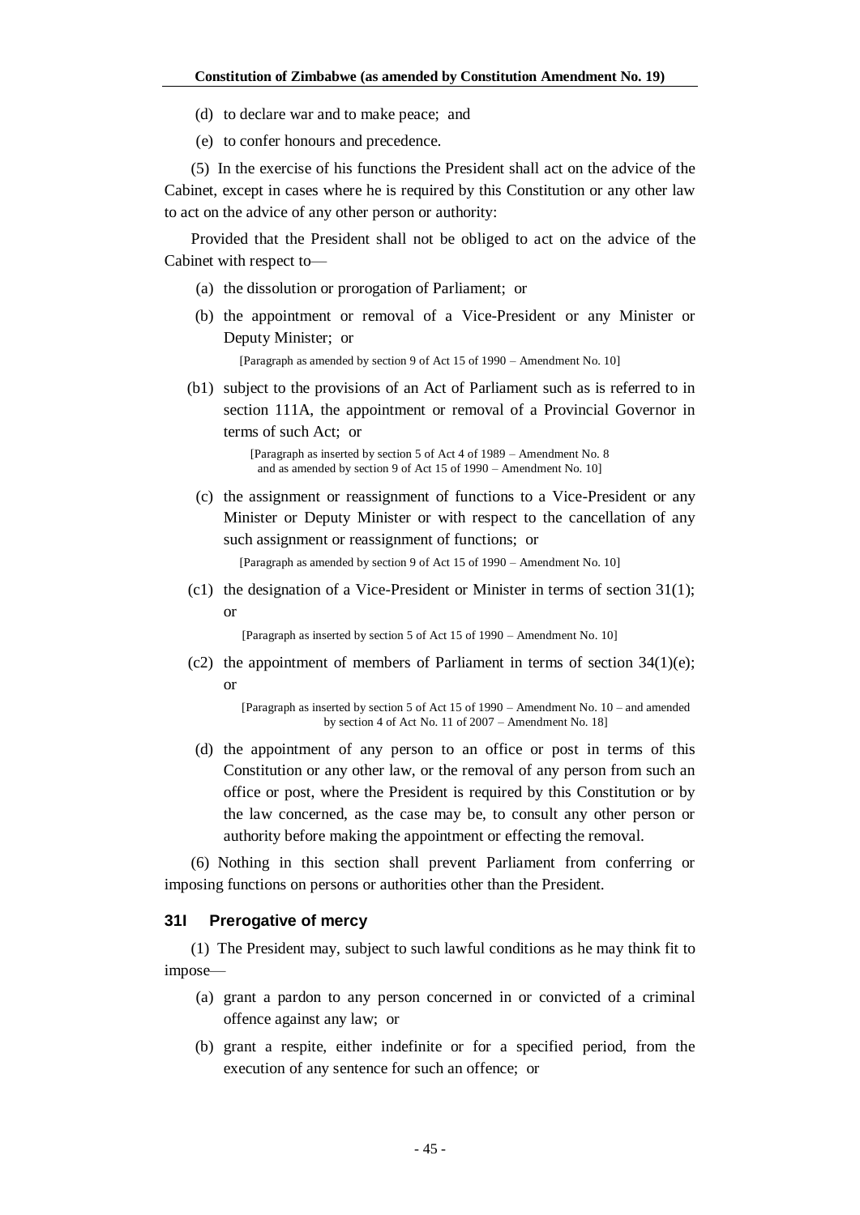(d) to declare war and to make peace; and

(e) to confer honours and precedence.

(5) In the exercise of his functions the President shall act on the advice of the Cabinet, except in cases where he is required by this Constitution or any other law to act on the advice of any other person or authority:

Provided that the President shall not be obliged to act on the advice of the Cabinet with respect to—

(a) the dissolution or prorogation of Parliament; or

(b) the appointment or removal of a Vice-President or any Minister or Deputy Minister; or

[Paragraph as amended by section 9 of Act 15 of 1990 – Amendment No. 10]

(b1) subject to the provisions of an Act of Parliament such as is referred to in section 111A, the appointment or removal of a Provincial Governor in terms of such Act; or

[Paragraph as inserted by section 5 of Act 4 of 1989 – Amendment No. 8 and as amended by section 9 of Act 15 of 1990 – Amendment No. 10]

(c) the assignment or reassignment of functions to a Vice-President or any Minister or Deputy Minister or with respect to the cancellation of any such assignment or reassignment of functions; or

[Paragraph as amended by section 9 of Act 15 of 1990 – Amendment No. 10]

(c1) the designation of a Vice-President or Minister in terms of section 31(1); or

[Paragraph as inserted by section 5 of Act 15 of 1990 – Amendment No. 10]

(c2) the appointment of members of Parliament in terms of section 34(1)(e); or

[Paragraph as inserted by section 5 of Act 15 of 1990 – Amendment No. 10 – and amended by section 4 of Act No. 11 of 2007 – Amendment No. 18]

(d) the appointment of any person to an office or post in terms of this Constitution or any other law, or the removal of any person from such an office or post, where the President is required by this Constitution or by the law concerned, as the case may be, to consult any other person or authority before making the appointment or effecting the removal.

(6) Nothing in this section shall prevent Parliament from conferring or imposing functions on persons or authorities other than the President.

### 31I Prerogative of mercy

(1) The President may, subject to such lawful conditions as he may think fit to impose—

(a) grant a pardon to any person concerned in or convicted of a criminal offence against any law; or

(b) grant a respite, either indefinite or for a specified period, from the execution of any sentence for such an offence; or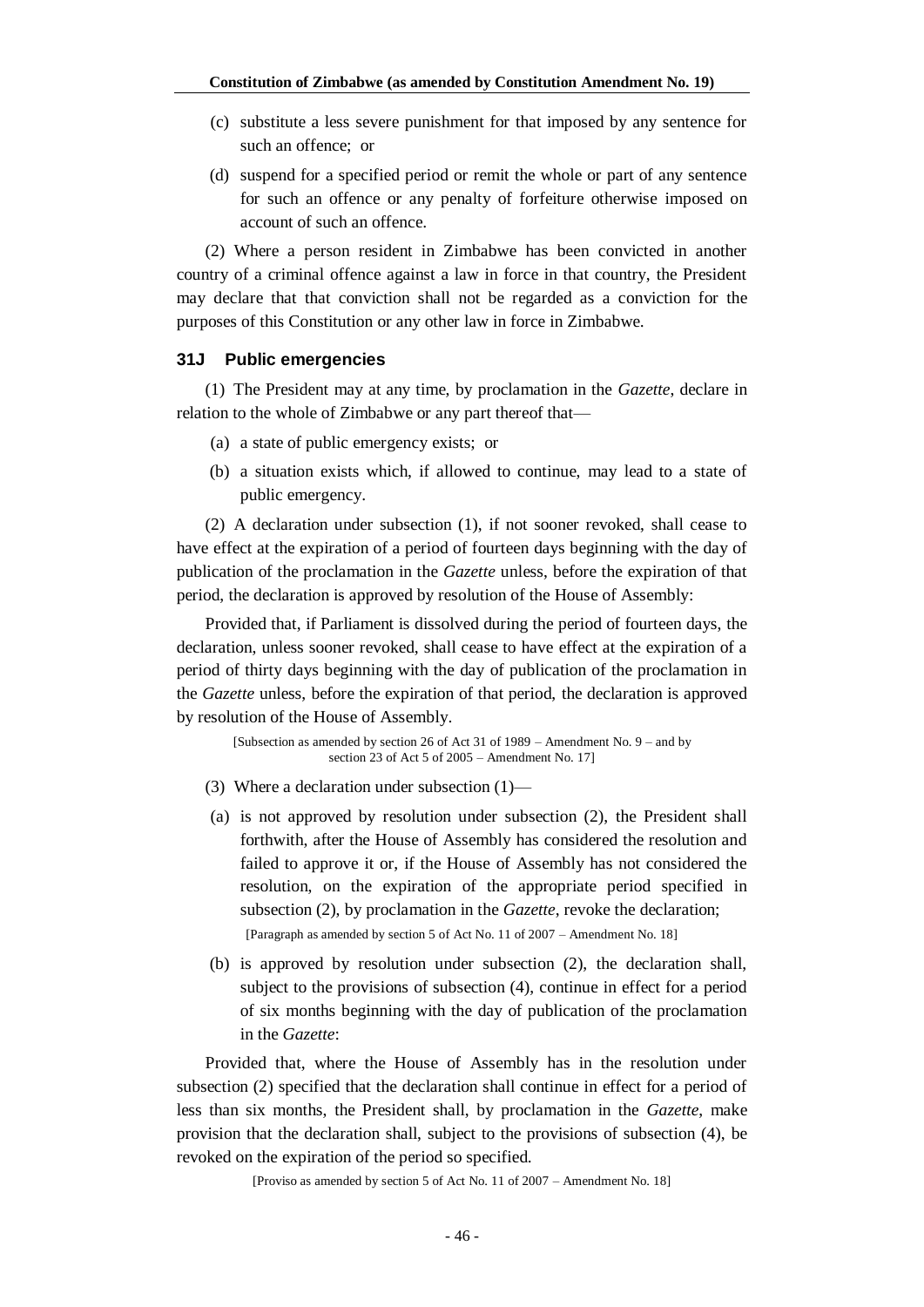(c) substitute a less severe punishment for that imposed by any sentence for such an offence; or

(d) suspend for a specified period or remit the whole or part of any sentence for such an offence or any penalty of forfeiture otherwise imposed on account of such an offence.

(2) Where a person resident in Zimbabwe has been convicted in another country of a criminal offence against a law in force in that country, the President may declare that that conviction shall not be regarded as a conviction for the purposes of this Constitution or any other law in force in Zimbabwe.

### 31J Public emergencies

(1) The President may at any time, by proclamation in the *Gazette*, declare in relation to the whole of Zimbabwe or any part thereof that—

(a) a state of public emergency exists; or

(b) a situation exists which, if allowed to continue, may lead to a state of public emergency.

(2) A declaration under subsection (1), if not sooner revoked, shall cease to have effect at the expiration of a period of fourteen days beginning with the day of publication of the proclamation in the *Gazette* unless, before the expiration of that period, the declaration is approved by resolution of the House of Assembly:

Provided that, if Parliament is dissolved during the period of fourteen days, the declaration, unless sooner revoked, shall cease to have effect at the expiration of a period of thirty days beginning with the day of publication of the proclamation in the *Gazette* unless, before the expiration of that period, the declaration is approved by resolution of the House of Assembly.

[Subsection as amended by section 26 of Act 31 of 1989 – Amendment No. 9 – and by section 23 of Act 5 of 2005 – Amendment No. 17]

(3) Where a declaration under subsection (1)—

(a) is not approved by resolution under subsection (2), the President shall forthwith, after the House of Assembly has considered the resolution and failed to approve it or, if the House of Assembly has not considered the resolution, on the expiration of the appropriate period specified in subsection (2), by proclamation in the *Gazette*, revoke the declaration;

[Paragraph as amended by section 5 of Act No. 11 of 2007 – Amendment No. 18]

(b) is approved by resolution under subsection (2), the declaration shall, subject to the provisions of subsection (4), continue in effect for a period of six months beginning with the day of publication of the proclamation in the *Gazette*:

Provided that, where the House of Assembly has in the resolution under subsection (2) specified that the declaration shall continue in effect for a period of less than six months, the President shall, by proclamation in the *Gazette*, make provision that the declaration shall, subject to the provisions of subsection (4), be revoked on the expiration of the period so specified.

[Proviso as amended by section 5 of Act No. 11 of 2007 – Amendment No. 18]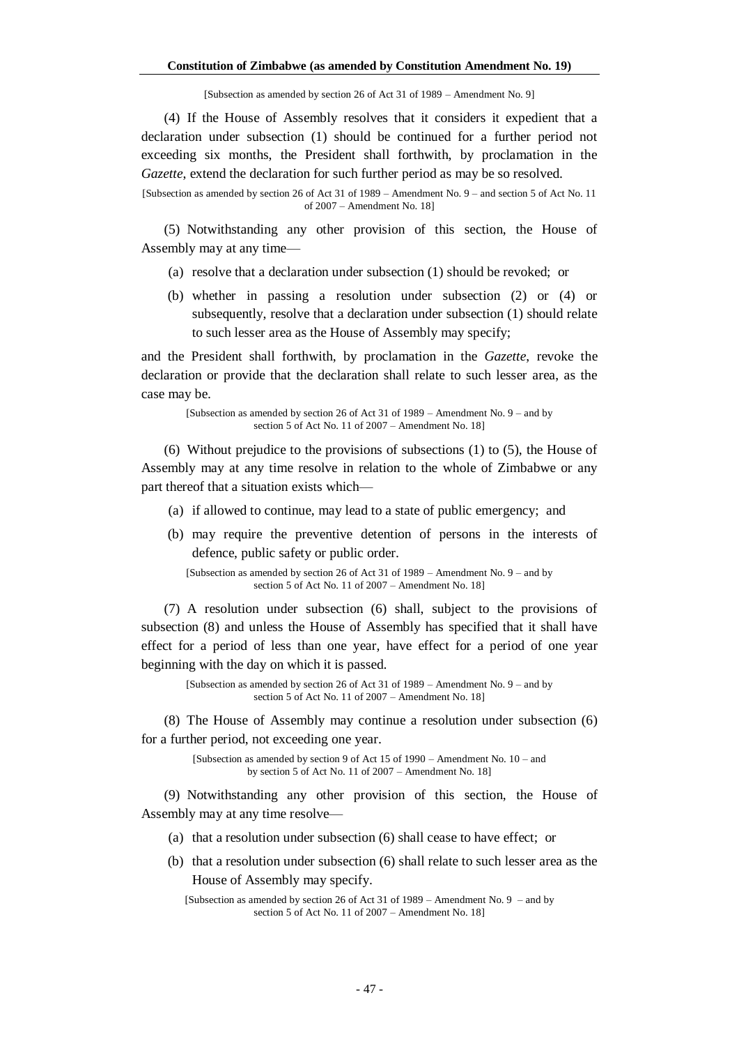[Subsection as amended by section 26 of Act 31 of 1989 – Amendment No. 9]

(4) If the House of Assembly resolves that it considers it expedient that a declaration under subsection (1) should be continued for a further period not exceeding six months, the President shall forthwith, by proclamation in the *Gazette*, extend the declaration for such further period as may be so resolved.

[Subsection as amended by section 26 of Act 31 of 1989 – Amendment No. 9 – and section 5 of Act No. 11 of 2007 – Amendment No. 18]

(5) Notwithstanding any other provision of this section, the House of Assembly may at any time—

(a) resolve that a declaration under subsection (1) should be revoked; or

(b) whether in passing a resolution under subsection (2) or (4) or subsequently, resolve that a declaration under subsection (1) should relate to such lesser area as the House of Assembly may specify;

and the President shall forthwith, by proclamation in the *Gazette*, revoke the declaration or provide that the declaration shall relate to such lesser area, as the case may be.

[Subsection as amended by section 26 of Act 31 of 1989 – Amendment No. 9 – and by section 5 of Act No. 11 of 2007 – Amendment No. 18]

(6) Without prejudice to the provisions of subsections (1) to (5), the House of Assembly may at any time resolve in relation to the whole of Zimbabwe or any part thereof that a situation exists which—

(a) if allowed to continue, may lead to a state of public emergency; and

(b) may require the preventive detention of persons in the interests of defence, public safety or public order.

[Subsection as amended by section 26 of Act 31 of 1989 – Amendment No. 9 – and by section 5 of Act No. 11 of 2007 – Amendment No. 18]

(7) A resolution under subsection (6) shall, subject to the provisions of subsection (8) and unless the House of Assembly has specified that it shall have effect for a period of less than one year, have effect for a period of one year beginning with the day on which it is passed.

[Subsection as amended by section 26 of Act 31 of 1989 – Amendment No. 9 – and by section 5 of Act No. 11 of 2007 – Amendment No. 18]

(8) The House of Assembly may continue a resolution under subsection (6) for a further period, not exceeding one year.

[Subsection as amended by section 9 of Act 15 of 1990 – Amendment No. 10 – and by section 5 of Act No. 11 of 2007 – Amendment No. 18]

(9) Notwithstanding any other provision of this section, the House of Assembly may at any time resolve—

(a) that a resolution under subsection (6) shall cease to have effect; or

(b) that a resolution under subsection (6) shall relate to such lesser area as the House of Assembly may specify.

[Subsection as amended by section 26 of Act 31 of 1989 – Amendment No. 9 – and by section 5 of Act No. 11 of 2007 – Amendment No. 18]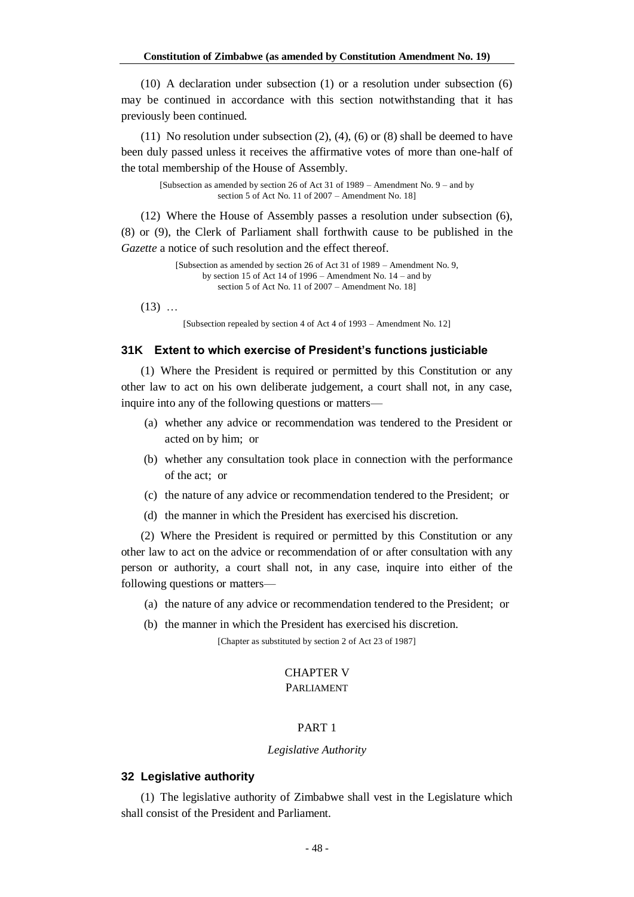(10) A declaration under subsection (1) or a resolution under subsection (6) may be continued in accordance with this section notwithstanding that it has previously been continued.

(11) No resolution under subsection (2), (4), (6) or (8) shall be deemed to have been duly passed unless it receives the affirmative votes of more than one-half of the total membership of the House of Assembly.

[Subsection as amended by section 26 of Act 31 of 1989 – Amendment No. 9 – and by section 5 of Act No. 11 of 2007 – Amendment No. 18]

(12) Where the House of Assembly passes a resolution under subsection (6), (8) or (9), the Clerk of Parliament shall forthwith cause to be published in the *Gazette* a notice of such resolution and the effect thereof.

[Subsection as amended by section 26 of Act 31 of 1989 – Amendment No. 9, by section 15 of Act 14 of 1996 – Amendment No. 14 – and by section 5 of Act No. 11 of 2007 – Amendment No. 18]

(13) …

[Subsection repealed by section 4 of Act 4 of 1993 – Amendment No. 12]

### 31K Extent to which exercise of President's functions justiciable

(1) Where the President is required or permitted by this Constitution or any other law to act on his own deliberate judgement, a court shall not, in any case, inquire into any of the following questions or matters—

(a) whether any advice or recommendation was tendered to the President or acted on by him; or

(b) whether any consultation took place in connection with the performance of the act; or

(c) the nature of any advice or recommendation tendered to the President; or

(d) the manner in which the President has exercised his discretion.

(2) Where the President is required or permitted by this Constitution or any other law to act on the advice or recommendation of or after consultation with any person or authority, a court shall not, in any case, inquire into either of the following questions or matters—

(a) the nature of any advice or recommendation tendered to the President; or

(b) the manner in which the President has exercised his discretion.

[Chapter as substituted by section 2 of Act 23 of 1987]

## CHAPTER V
## PARLIAMENT

## PART 1

*Legislative Authority*

### 32 Legislative authority

(1) The legislative authority of Zimbabwe shall vest in the Legislature which shall consist of the President and Parliament.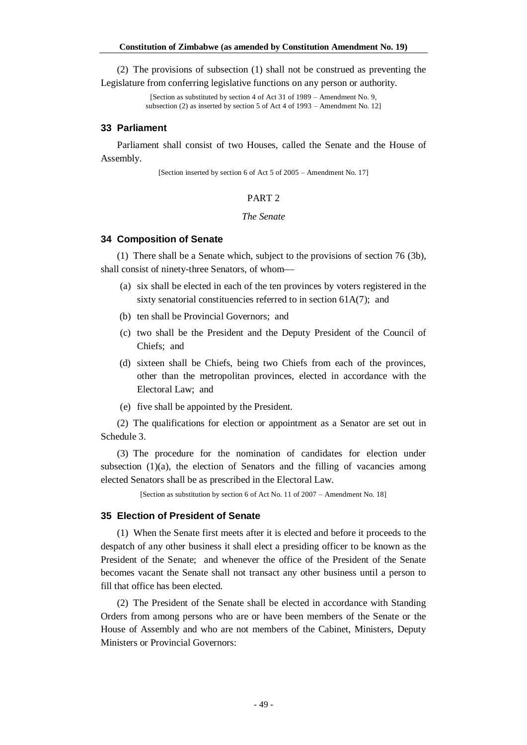(2) The provisions of subsection (1) shall not be construed as preventing the Legislature from conferring legislative functions on any person or authority.

[Section as substituted by section 4 of Act 31 of 1989 – Amendment No. 9, subsection (2) as inserted by section 5 of Act 4 of 1993 – Amendment No. 12]

### 33 Parliament

Parliament shall consist of two Houses, called the Senate and the House of Assembly.

[Section inserted by section 6 of Act 5 of 2005 – Amendment No. 17]

## PART 2

*The Senate*

### 34 Composition of Senate

(1) There shall be a Senate which, subject to the provisions of section 76 (3b), shall consist of ninety-three Senators, of whom—

- (a) six shall be elected in each of the ten provinces by voters registered in the sixty senatorial constituencies referred to in section 61A(7); and
- (b) ten shall be Provincial Governors; and
- (c) two shall be the President and the Deputy President of the Council of Chiefs; and
- (d) sixteen shall be Chiefs, being two Chiefs from each of the provinces, other than the metropolitan provinces, elected in accordance with the Electoral Law; and
- (e) five shall be appointed by the President.

(2) The qualifications for election or appointment as a Senator are set out in Schedule 3.

(3) The procedure for the nomination of candidates for election under subsection (1)(a), the election of Senators and the filling of vacancies among elected Senators shall be as prescribed in the Electoral Law.

[Section as substitution by section 6 of Act No. 11 of 2007 – Amendment No. 18]

### 35 Election of President of Senate

(1) When the Senate first meets after it is elected and before it proceeds to the despatch of any other business it shall elect a presiding officer to be known as the President of the Senate; and whenever the office of the President of the Senate becomes vacant the Senate shall not transact any other business until a person to fill that office has been elected.

(2) The President of the Senate shall be elected in accordance with Standing Orders from among persons who are or have been members of the Senate or the House of Assembly and who are not members of the Cabinet, Ministers, Deputy Ministers or Provincial Governors: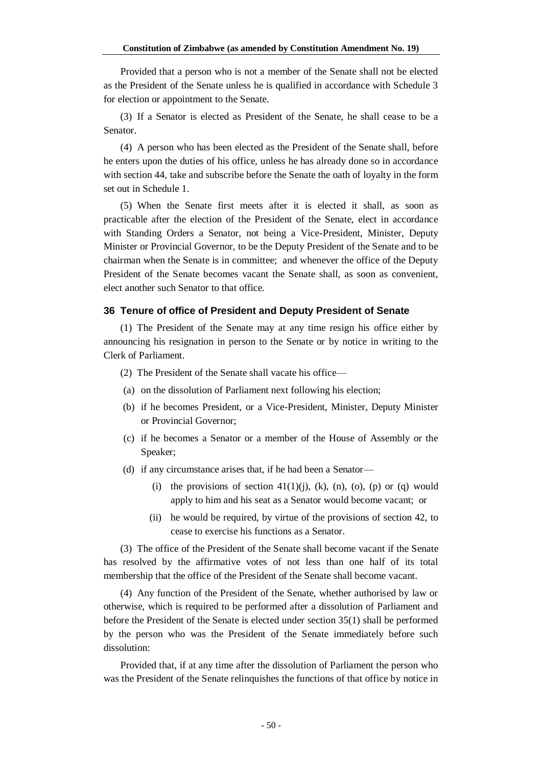Provided that a person who is not a member of the Senate shall not be elected as the President of the Senate unless he is qualified in accordance with Schedule 3 for election or appointment to the Senate.

(3) If a Senator is elected as President of the Senate, he shall cease to be a Senator.

(4) A person who has been elected as the President of the Senate shall, before he enters upon the duties of his office, unless he has already done so in accordance with section 44, take and subscribe before the Senate the oath of loyalty in the form set out in Schedule 1.

(5) When the Senate first meets after it is elected it shall, as soon as practicable after the election of the President of the Senate, elect in accordance with Standing Orders a Senator, not being a Vice-President, Minister, Deputy Minister or Provincial Governor, to be the Deputy President of the Senate and to be chairman when the Senate is in committee; and whenever the office of the Deputy President of the Senate becomes vacant the Senate shall, as soon as convenient, elect another such Senator to that office.

### 36 Tenure of office of President and Deputy President of Senate

(1) The President of the Senate may at any time resign his office either by announcing his resignation in person to the Senate or by notice in writing to the Clerk of Parliament.

(2) The President of the Senate shall vacate his office—

(a) on the dissolution of Parliament next following his election;

(b) if he becomes President, or a Vice-President, Minister, Deputy Minister or Provincial Governor;

(c) if he becomes a Senator or a member of the House of Assembly or the Speaker;

(d) if any circumstance arises that, if he had been a Senator—

(i) the provisions of section 41(1)(j), (k), (n), (o), (p) or (q) would apply to him and his seat as a Senator would become vacant; or

(ii) he would be required, by virtue of the provisions of section 42, to cease to exercise his functions as a Senator.

(3) The office of the President of the Senate shall become vacant if the Senate has resolved by the affirmative votes of not less than one half of its total membership that the office of the President of the Senate shall become vacant.

(4) Any function of the President of the Senate, whether authorised by law or otherwise, which is required to be performed after a dissolution of Parliament and before the President of the Senate is elected under section 35(1) shall be performed by the person who was the President of the Senate immediately before such dissolution:

Provided that, if at any time after the dissolution of Parliament the person who was the President of the Senate relinquishes the functions of that office by notice in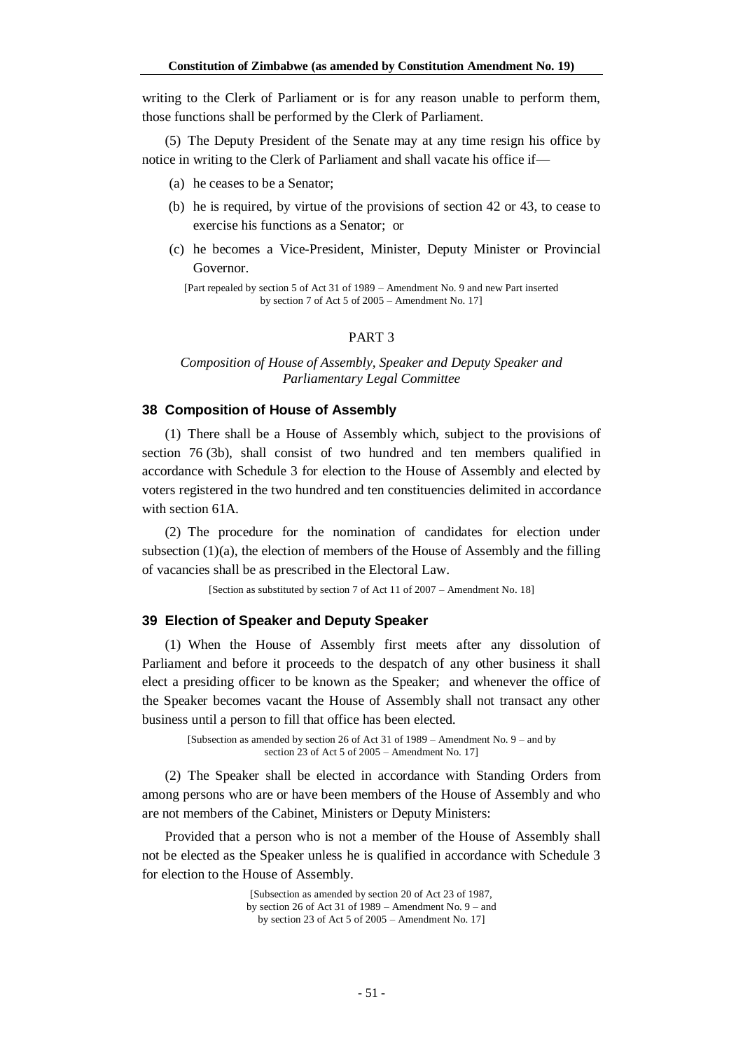writing to the Clerk of Parliament or is for any reason unable to perform them, those functions shall be performed by the Clerk of Parliament.

(5) The Deputy President of the Senate may at any time resign his office by notice in writing to the Clerk of Parliament and shall vacate his office if—

(a) he ceases to be a Senator;

(b) he is required, by virtue of the provisions of section 42 or 43, to cease to exercise his functions as a Senator; or

(c) he becomes a Vice-President, Minister, Deputy Minister or Provincial Governor.

[Part repealed by section 5 of Act 31 of 1989 – Amendment No. 9 and new Part inserted by section 7 of Act 5 of 2005 – Amendment No. 17]

## PART 3

*Composition of House of Assembly, Speaker and Deputy Speaker and Parliamentary Legal Committee*

### 38 Composition of House of Assembly

(1) There shall be a House of Assembly which, subject to the provisions of section 76 (3b), shall consist of two hundred and ten members qualified in accordance with Schedule 3 for election to the House of Assembly and elected by voters registered in the two hundred and ten constituencies delimited in accordance with section 61A.

(2) The procedure for the nomination of candidates for election under subsection (1)(a), the election of members of the House of Assembly and the filling of vacancies shall be as prescribed in the Electoral Law.

[Section as substituted by section 7 of Act 11 of 2007 – Amendment No. 18]

### 39 Election of Speaker and Deputy Speaker

(1) When the House of Assembly first meets after any dissolution of Parliament and before it proceeds to the despatch of any other business it shall elect a presiding officer to be known as the Speaker; and whenever the office of the Speaker becomes vacant the House of Assembly shall not transact any other business until a person to fill that office has been elected.

[Subsection as amended by section 26 of Act 31 of 1989 – Amendment No. 9 – and by section 23 of Act 5 of 2005 – Amendment No. 17]

(2) The Speaker shall be elected in accordance with Standing Orders from among persons who are or have been members of the House of Assembly and who are not members of the Cabinet, Ministers or Deputy Ministers:

Provided that a person who is not a member of the House of Assembly shall not be elected as the Speaker unless he is qualified in accordance with Schedule 3 for election to the House of Assembly.

[Subsection as amended by section 20 of Act 23 of 1987, by section 26 of Act 31 of 1989 – Amendment No. 9 – and by section 23 of Act 5 of 2005 – Amendment No. 17]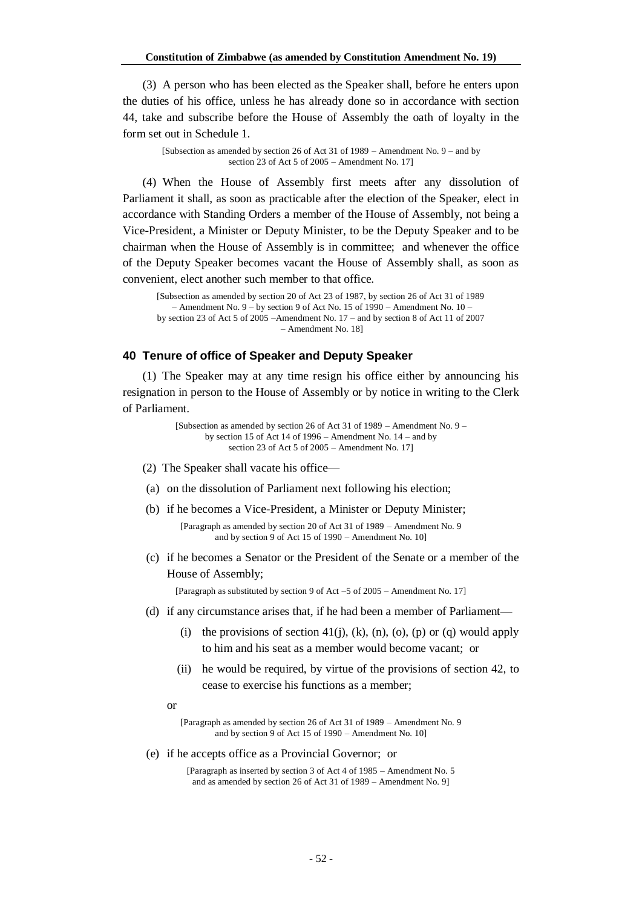(3) A person who has been elected as the Speaker shall, before he enters upon the duties of his office, unless he has already done so in accordance with section 44, take and subscribe before the House of Assembly the oath of loyalty in the form set out in Schedule 1.

[Subsection as amended by section 26 of Act 31 of 1989 – Amendment No. 9 – and by section 23 of Act 5 of 2005 – Amendment No. 17]

(4) When the House of Assembly first meets after any dissolution of Parliament it shall, as soon as practicable after the election of the Speaker, elect in accordance with Standing Orders a member of the House of Assembly, not being a Vice-President, a Minister or Deputy Minister, to be the Deputy Speaker and to be chairman when the House of Assembly is in committee; and whenever the office of the Deputy Speaker becomes vacant the House of Assembly shall, as soon as convenient, elect another such member to that office.

[Subsection as amended by section 20 of Act 23 of 1987, by section 26 of Act 31 of 1989 – Amendment No. 9 – by section 9 of Act No. 15 of 1990 – Amendment No. 10 – by section 23 of Act 5 of 2005 –Amendment No. 17 – and by section 8 of Act 11 of 2007 – Amendment No. 18]

### 40 Tenure of office of Speaker and Deputy Speaker

(1) The Speaker may at any time resign his office either by announcing his resignation in person to the House of Assembly or by notice in writing to the Clerk of Parliament.

[Subsection as amended by section 26 of Act 31 of 1989 – Amendment No. 9 – by section 15 of Act 14 of 1996 – Amendment No. 14 – and by section 23 of Act 5 of 2005 – Amendment No. 17]

(2) The Speaker shall vacate his office—

(a) on the dissolution of Parliament next following his election;

(b) if he becomes a Vice-President, a Minister or Deputy Minister;

[Paragraph as amended by section 20 of Act 31 of 1989 – Amendment No. 9 and by section 9 of Act 15 of 1990 – Amendment No. 10]

(c) if he becomes a Senator or the President of the Senate or a member of the House of Assembly;

[Paragraph as substituted by section 9 of Act –5 of 2005 – Amendment No. 17]

(d) if any circumstance arises that, if he had been a member of Parliament—

(i) the provisions of section 41(j), (k), (n), (o), (p) or (q) would apply to him and his seat as a member would become vacant; or

(ii) he would be required, by virtue of the provisions of section 42, to cease to exercise his functions as a member;

or

[Paragraph as amended by section 26 of Act 31 of 1989 – Amendment No. 9 and by section 9 of Act 15 of 1990 – Amendment No. 10]

(e) if he accepts office as a Provincial Governor; or

[Paragraph as inserted by section 3 of Act 4 of 1985 – Amendment No. 5 and as amended by section 26 of Act 31 of 1989 – Amendment No. 9]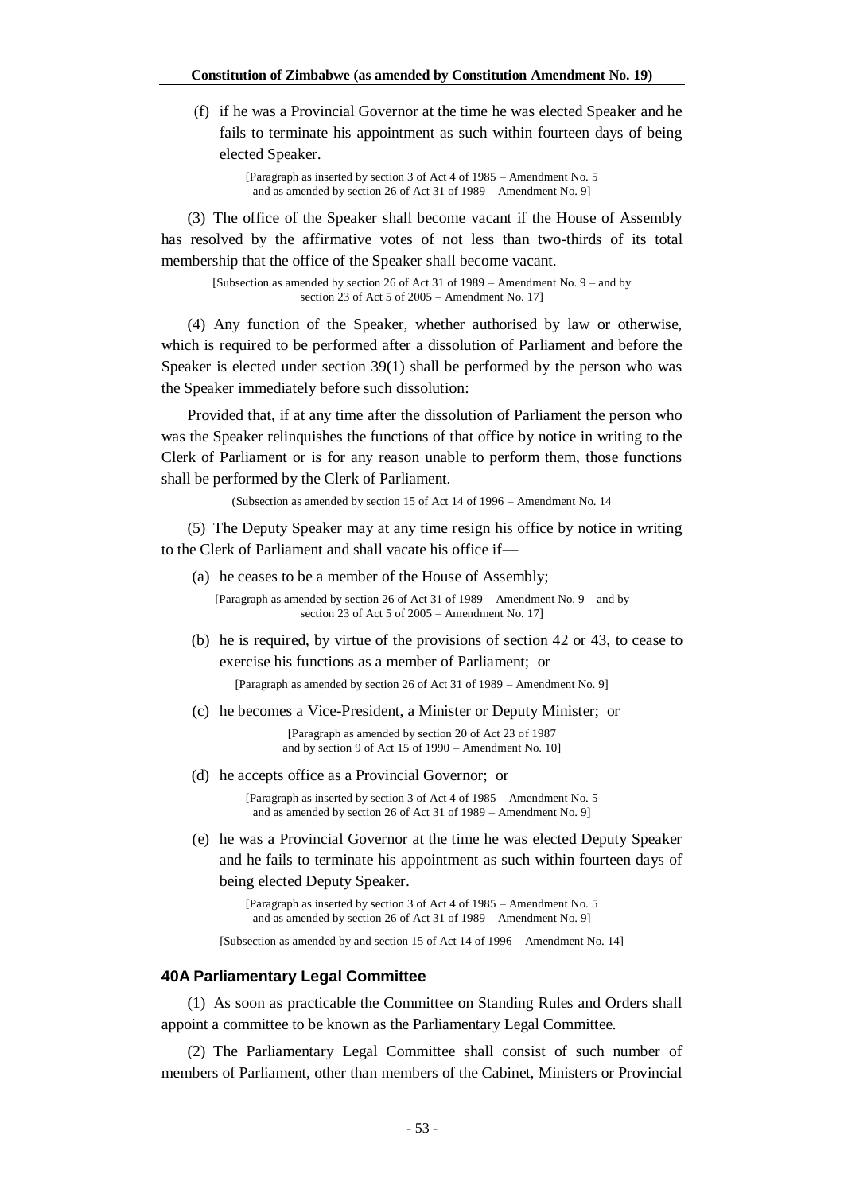(f) if he was a Provincial Governor at the time he was elected Speaker and he fails to terminate his appointment as such within fourteen days of being elected Speaker.

[Paragraph as inserted by section 3 of Act 4 of 1985 – Amendment No. 5 and as amended by section 26 of Act 31 of 1989 – Amendment No. 9]

(3) The office of the Speaker shall become vacant if the House of Assembly has resolved by the affirmative votes of not less than two-thirds of its total membership that the office of the Speaker shall become vacant.

[Subsection as amended by section 26 of Act 31 of 1989 – Amendment No. 9 – and by section 23 of Act 5 of 2005 – Amendment No. 17]

(4) Any function of the Speaker, whether authorised by law or otherwise, which is required to be performed after a dissolution of Parliament and before the Speaker is elected under section 39(1) shall be performed by the person who was the Speaker immediately before such dissolution:

Provided that, if at any time after the dissolution of Parliament the person who was the Speaker relinquishes the functions of that office by notice in writing to the Clerk of Parliament or is for any reason unable to perform them, those functions shall be performed by the Clerk of Parliament.

(Subsection as amended by section 15 of Act 14 of 1996 – Amendment No. 14

(5) The Deputy Speaker may at any time resign his office by notice in writing to the Clerk of Parliament and shall vacate his office if—

(a) he ceases to be a member of the House of Assembly;

[Paragraph as amended by section 26 of Act 31 of 1989 – Amendment No. 9 – and by section 23 of Act 5 of 2005 – Amendment No. 17]

(b) he is required, by virtue of the provisions of section 42 or 43, to cease to exercise his functions as a member of Parliament; or

[Paragraph as amended by section 26 of Act 31 of 1989 – Amendment No. 9]

(c) he becomes a Vice-President, a Minister or Deputy Minister; or

[Paragraph as amended by section 20 of Act 23 of 1987 and by section 9 of Act 15 of 1990 – Amendment No. 10]

(d) he accepts office as a Provincial Governor; or

[Paragraph as inserted by section 3 of Act 4 of 1985 – Amendment No. 5 and as amended by section 26 of Act 31 of 1989 – Amendment No. 9]

(e) he was a Provincial Governor at the time he was elected Deputy Speaker and he fails to terminate his appointment as such within fourteen days of being elected Deputy Speaker.

[Paragraph as inserted by section 3 of Act 4 of 1985 – Amendment No. 5 and as amended by section 26 of Act 31 of 1989 – Amendment No. 9]

[Subsection as amended by and section 15 of Act 14 of 1996 – Amendment No. 14]

#### 40A Parliamentary Legal Committee

(1) As soon as practicable the Committee on Standing Rules and Orders shall appoint a committee to be known as the Parliamentary Legal Committee.

(2) The Parliamentary Legal Committee shall consist of such number of members of Parliament, other than members of the Cabinet, Ministers or Provincial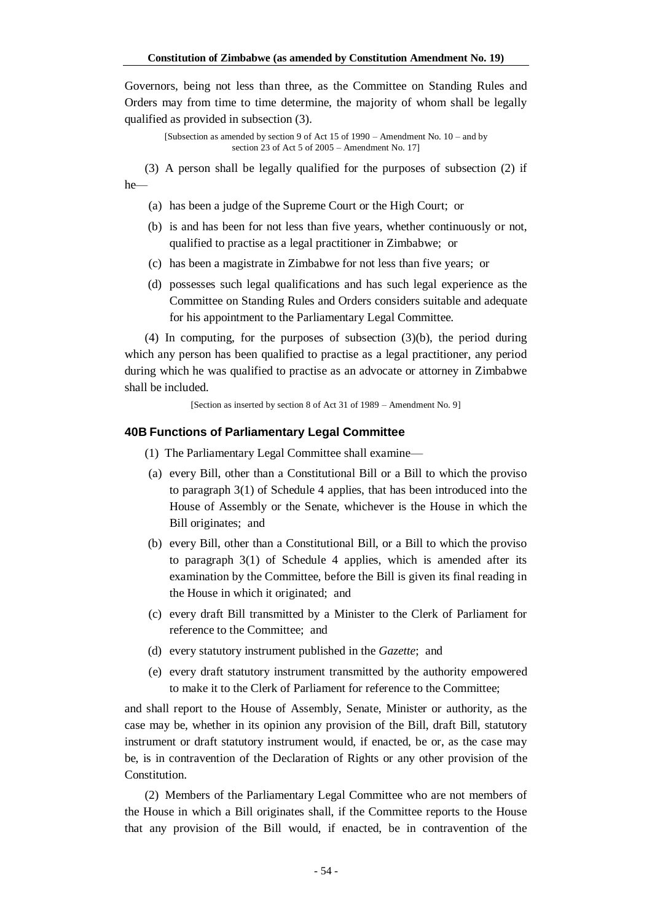Governors, being not less than three, as the Committee on Standing Rules and Orders may from time to time determine, the majority of whom shall be legally qualified as provided in subsection (3).

[Subsection as amended by section 9 of Act 15 of 1990 – Amendment No. 10 – and by section 23 of Act 5 of 2005 – Amendment No. 17]

(3) A person shall be legally qualified for the purposes of subsection (2) if he—

(a) has been a judge of the Supreme Court or the High Court; or

(b) is and has been for not less than five years, whether continuously or not, qualified to practise as a legal practitioner in Zimbabwe; or

(c) has been a magistrate in Zimbabwe for not less than five years; or

(d) possesses such legal qualifications and has such legal experience as the Committee on Standing Rules and Orders considers suitable and adequate for his appointment to the Parliamentary Legal Committee.

(4) In computing, for the purposes of subsection (3)(b), the period during which any person has been qualified to practise as a legal practitioner, any period during which he was qualified to practise as an advocate or attorney in Zimbabwe shall be included.

[Section as inserted by section 8 of Act 31 of 1989 – Amendment No. 9]

### 40B Functions of Parliamentary Legal Committee

(1) The Parliamentary Legal Committee shall examine—

(a) every Bill, other than a Constitutional Bill or a Bill to which the proviso to paragraph 3(1) of Schedule 4 applies, that has been introduced into the House of Assembly or the Senate, whichever is the House in which the Bill originates; and

(b) every Bill, other than a Constitutional Bill, or a Bill to which the proviso to paragraph 3(1) of Schedule 4 applies, which is amended after its examination by the Committee, before the Bill is given its final reading in the House in which it originated; and

(c) every draft Bill transmitted by a Minister to the Clerk of Parliament for reference to the Committee; and

(d) every statutory instrument published in the *Gazette*; and

(e) every draft statutory instrument transmitted by the authority empowered to make it to the Clerk of Parliament for reference to the Committee;

and shall report to the House of Assembly, Senate, Minister or authority, as the case may be, whether in its opinion any provision of the Bill, draft Bill, statutory instrument or draft statutory instrument would, if enacted, be or, as the case may be, is in contravention of the Declaration of Rights or any other provision of the Constitution.

(2) Members of the Parliamentary Legal Committee who are not members of the House in which a Bill originates shall, if the Committee reports to the House that any provision of the Bill would, if enacted, be in contravention of the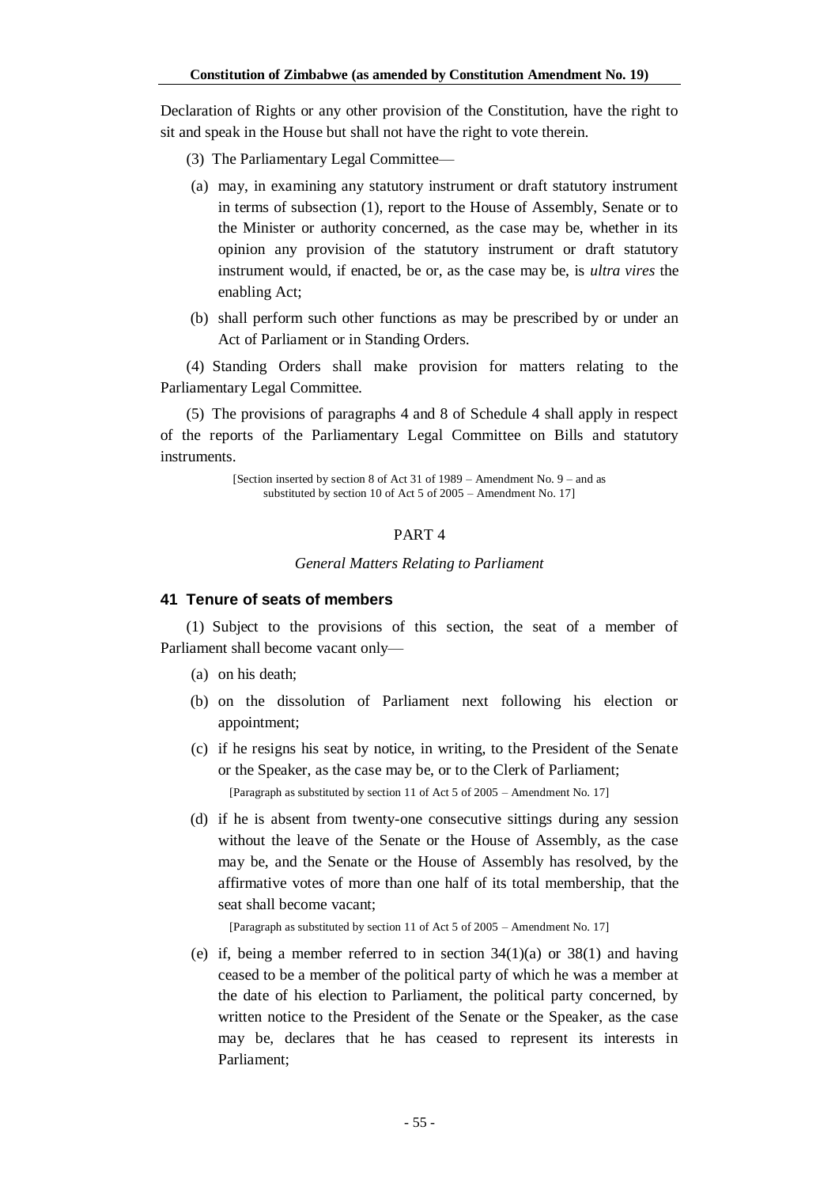Declaration of Rights or any other provision of the Constitution, have the right to sit and speak in the House but shall not have the right to vote therein.

(3) The Parliamentary Legal Committee—

(a) may, in examining any statutory instrument or draft statutory instrument in terms of subsection (1), report to the House of Assembly, Senate or to the Minister or authority concerned, as the case may be, whether in its opinion any provision of the statutory instrument or draft statutory instrument would, if enacted, be or, as the case may be, is *ultra vires* the enabling Act;

(b) shall perform such other functions as may be prescribed by or under an Act of Parliament or in Standing Orders.

(4) Standing Orders shall make provision for matters relating to the Parliamentary Legal Committee.

(5) The provisions of paragraphs 4 and 8 of Schedule 4 shall apply in respect of the reports of the Parliamentary Legal Committee on Bills and statutory instruments.

[Section inserted by section 8 of Act 31 of 1989 – Amendment No. 9 – and as substituted by section 10 of Act 5 of 2005 – Amendment No. 17]

PART 4

*General Matters Relating to Parliament*

### 41 Tenure of seats of members

(1) Subject to the provisions of this section, the seat of a member of Parliament shall become vacant only—

(a) on his death;

(b) on the dissolution of Parliament next following his election or appointment;

(c) if he resigns his seat by notice, in writing, to the President of the Senate or the Speaker, as the case may be, or to the Clerk of Parliament;

[Paragraph as substituted by section 11 of Act 5 of 2005 – Amendment No. 17]

(d) if he is absent from twenty-one consecutive sittings during any session without the leave of the Senate or the House of Assembly, as the case may be, and the Senate or the House of Assembly has resolved, by the affirmative votes of more than one half of its total membership, that the seat shall become vacant;

[Paragraph as substituted by section 11 of Act 5 of 2005 – Amendment No. 17]

(e) if, being a member referred to in section 34(1)(a) or 38(1) and having ceased to be a member of the political party of which he was a member at the date of his election to Parliament, the political party concerned, by written notice to the President of the Senate or the Speaker, as the case may be, declares that he has ceased to represent its interests in Parliament;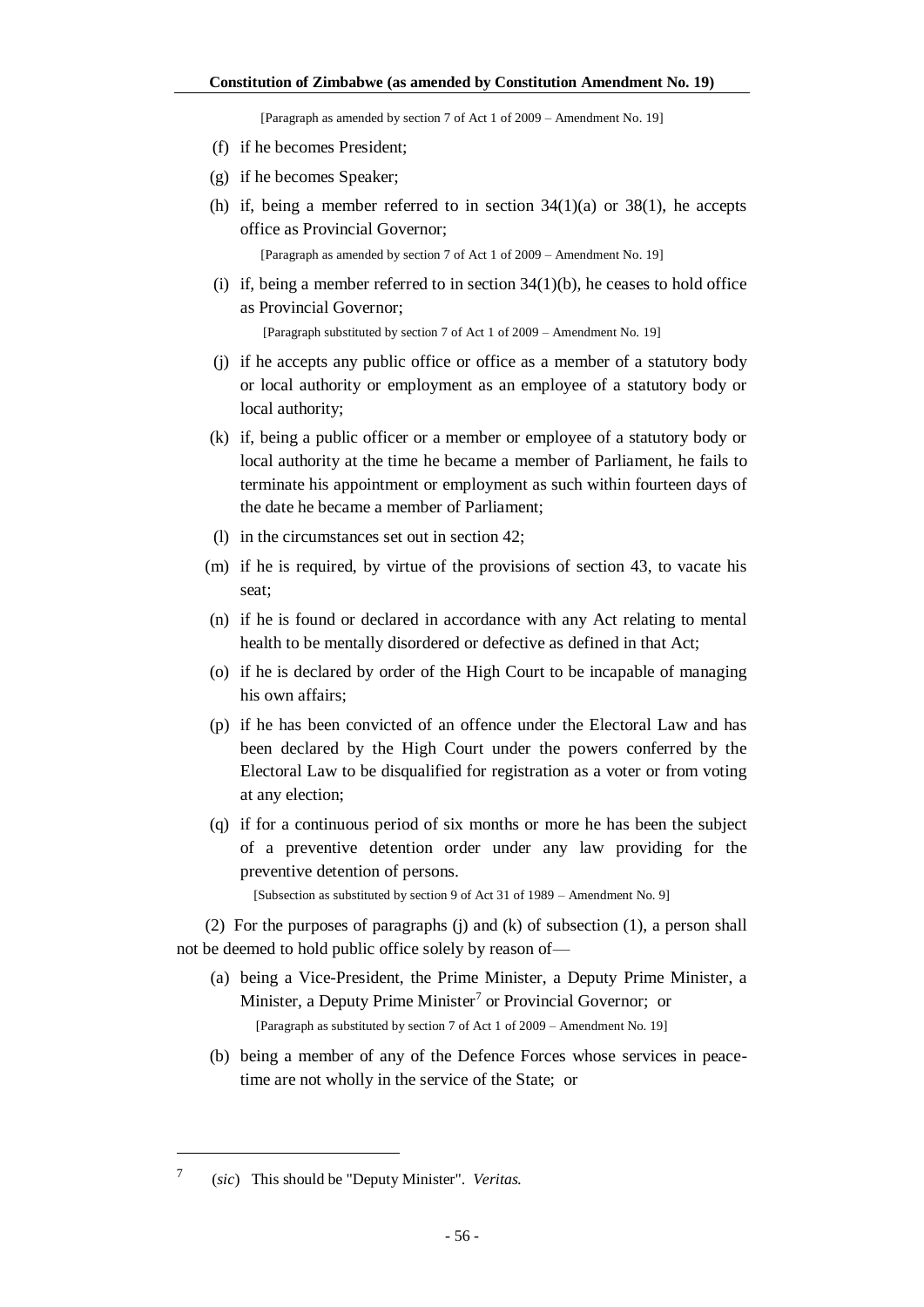[Paragraph as amended by section 7 of Act 1 of 2009 – Amendment No. 19]

(f) if he becomes President;

(g) if he becomes Speaker;

(h) if, being a member referred to in section 34(1)(a) or 38(1), he accepts office as Provincial Governor;

[Paragraph as amended by section 7 of Act 1 of 2009 – Amendment No. 19]

(i) if, being a member referred to in section 34(1)(b), he ceases to hold office as Provincial Governor;

[Paragraph substituted by section 7 of Act 1 of 2009 – Amendment No. 19]

(j) if he accepts any public office or office as a member of a statutory body or local authority or employment as an employee of a statutory body or local authority;

(k) if, being a public officer or a member or employee of a statutory body or local authority at the time he became a member of Parliament, he fails to terminate his appointment or employment as such within fourteen days of the date he became a member of Parliament;

(l) in the circumstances set out in section 42;

(m) if he is required, by virtue of the provisions of section 43, to vacate his seat;

(n) if he is found or declared in accordance with any Act relating to mental health to be mentally disordered or defective as defined in that Act;

(o) if he is declared by order of the High Court to be incapable of managing his own affairs;

(p) if he has been convicted of an offence under the Electoral Law and has been declared by the High Court under the powers conferred by the Electoral Law to be disqualified for registration as a voter or from voting at any election;

(q) if for a continuous period of six months or more he has been the subject of a preventive detention order under any law providing for the preventive detention of persons.

[Subsection as substituted by section 9 of Act 31 of 1989 – Amendment No. 9]

(2) For the purposes of paragraphs (j) and (k) of subsection (1), a person shall not be deemed to hold public office solely by reason of—

(a) being a Vice-President, the Prime Minister, a Deputy Prime Minister, a Minister, a Deputy Prime Minister[7] or Provincial Governor; or

[Paragraph as substituted by section 7 of Act 1 of 2009 – Amendment No. 19]

(b) being a member of any of the Defence Forces whose services in peace-time are not wholly in the service of the State; or

---

[7] (*sic*) This should be "Deputy Minister". *Veritas.*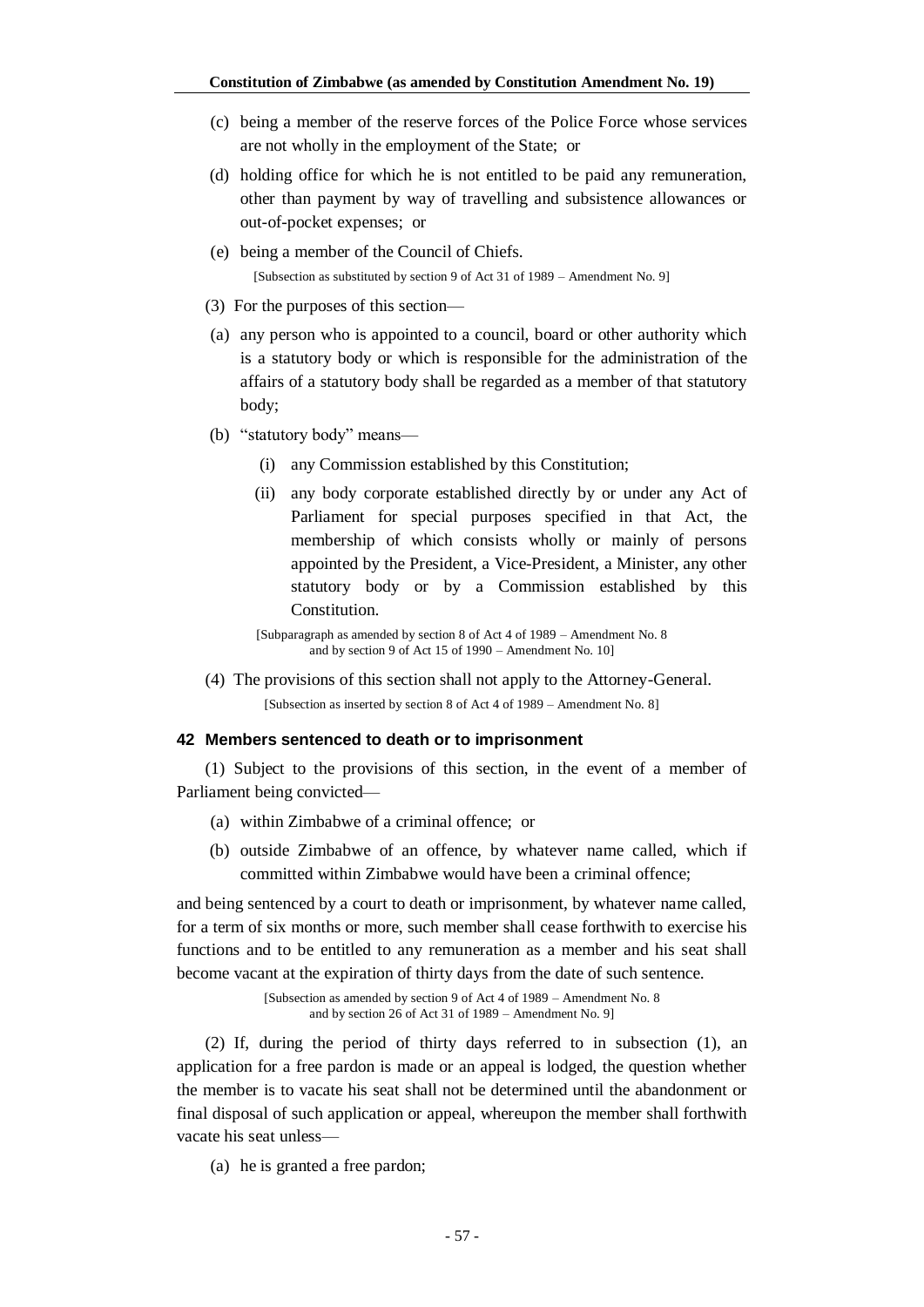(c) being a member of the reserve forces of the Police Force whose services are not wholly in the employment of the State; or

(d) holding office for which he is not entitled to be paid any remuneration, other than payment by way of travelling and subsistence allowances or out-of-pocket expenses; or

(e) being a member of the Council of Chiefs.

[Subsection as substituted by section 9 of Act 31 of 1989 – Amendment No. 9]

(3) For the purposes of this section—

(a) any person who is appointed to a council, board or other authority which is a statutory body or which is responsible for the administration of the affairs of a statutory body shall be regarded as a member of that statutory body;

(b) "statutory body" means—

(i) any Commission established by this Constitution;

(ii) any body corporate established directly by or under any Act of Parliament for special purposes specified in that Act, the membership of which consists wholly or mainly of persons appointed by the President, a Vice-President, a Minister, any other statutory body or by a Commission established by this Constitution.

[Subparagraph as amended by section 8 of Act 4 of 1989 – Amendment No. 8 and by section 9 of Act 15 of 1990 – Amendment No. 10]

(4) The provisions of this section shall not apply to the Attorney-General.

[Subsection as inserted by section 8 of Act 4 of 1989 – Amendment No. 8]

### 42 Members sentenced to death or to imprisonment

(1) Subject to the provisions of this section, in the event of a member of Parliament being convicted—

(a) within Zimbabwe of a criminal offence; or

(b) outside Zimbabwe of an offence, by whatever name called, which if committed within Zimbabwe would have been a criminal offence;

and being sentenced by a court to death or imprisonment, by whatever name called, for a term of six months or more, such member shall cease forthwith to exercise his functions and to be entitled to any remuneration as a member and his seat shall become vacant at the expiration of thirty days from the date of such sentence.

[Subsection as amended by section 9 of Act 4 of 1989 – Amendment No. 8 and by section 26 of Act 31 of 1989 – Amendment No. 9]

(2) If, during the period of thirty days referred to in subsection (1), an application for a free pardon is made or an appeal is lodged, the question whether the member is to vacate his seat shall not be determined until the abandonment or final disposal of such application or appeal, whereupon the member shall forthwith vacate his seat unless—

(a) he is granted a free pardon;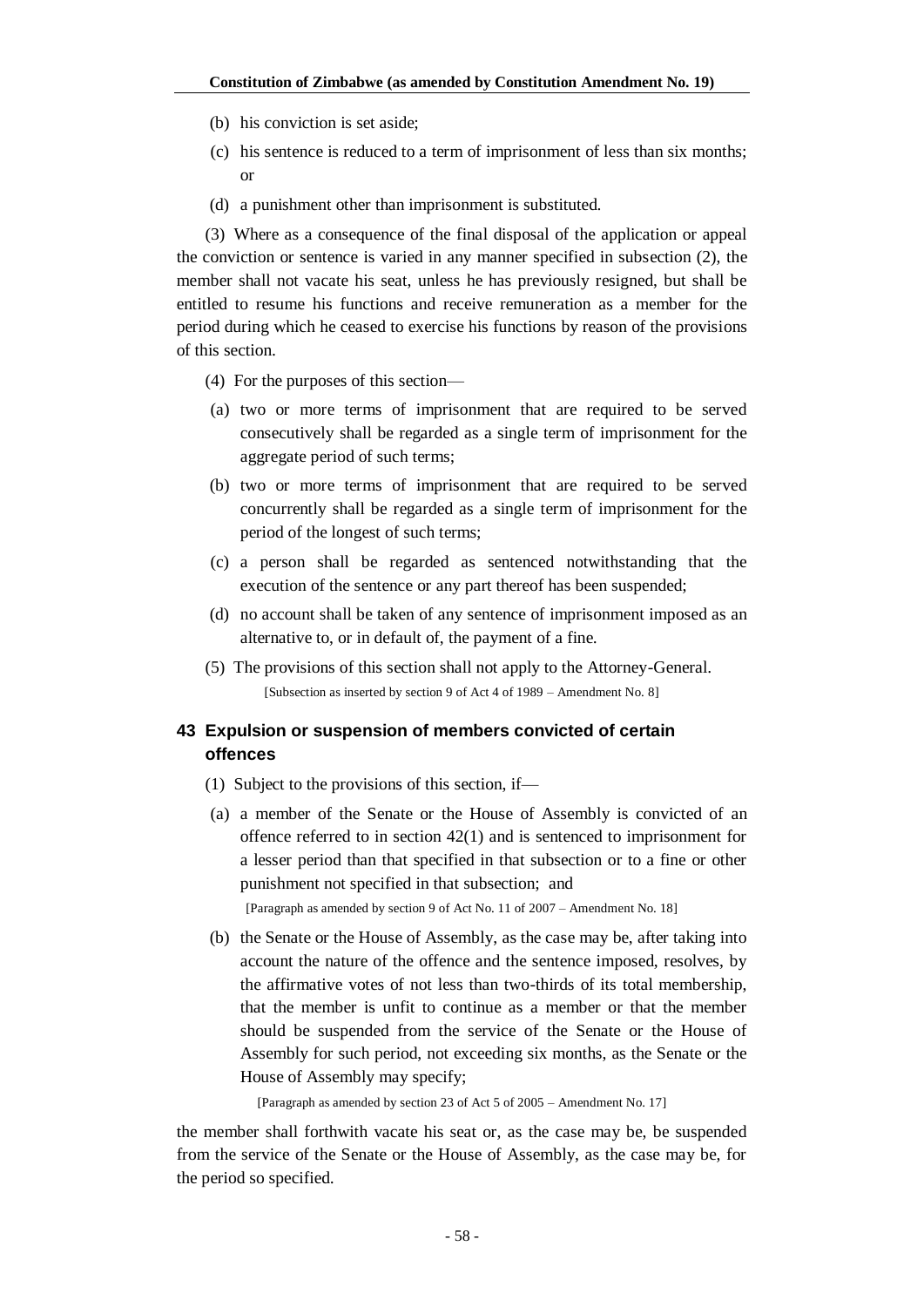(b) his conviction is set aside;

(c) his sentence is reduced to a term of imprisonment of less than six months; or

(d) a punishment other than imprisonment is substituted.

(3) Where as a consequence of the final disposal of the application or appeal the conviction or sentence is varied in any manner specified in subsection (2), the member shall not vacate his seat, unless he has previously resigned, but shall be entitled to resume his functions and receive remuneration as a member for the period during which he ceased to exercise his functions by reason of the provisions of this section.

(4) For the purposes of this section—

(a) two or more terms of imprisonment that are required to be served consecutively shall be regarded as a single term of imprisonment for the aggregate period of such terms;

(b) two or more terms of imprisonment that are required to be served concurrently shall be regarded as a single term of imprisonment for the period of the longest of such terms;

(c) a person shall be regarded as sentenced notwithstanding that the execution of the sentence or any part thereof has been suspended;

(d) no account shall be taken of any sentence of imprisonment imposed as an alternative to, or in default of, the payment of a fine.

(5) The provisions of this section shall not apply to the Attorney-General.

[Subsection as inserted by section 9 of Act 4 of 1989 – Amendment No. 8]

### 43 Expulsion or suspension of members convicted of certain offences

(1) Subject to the provisions of this section, if—

(a) a member of the Senate or the House of Assembly is convicted of an offence referred to in section 42(1) and is sentenced to imprisonment for a lesser period than that specified in that subsection or to a fine or other punishment not specified in that subsection; and

[Paragraph as amended by section 9 of Act No. 11 of 2007 – Amendment No. 18]

(b) the Senate or the House of Assembly, as the case may be, after taking into account the nature of the offence and the sentence imposed, resolves, by the affirmative votes of not less than two-thirds of its total membership, that the member is unfit to continue as a member or that the member should be suspended from the service of the Senate or the House of Assembly for such period, not exceeding six months, as the Senate or the House of Assembly may specify;

[Paragraph as amended by section 23 of Act 5 of 2005 – Amendment No. 17]

the member shall forthwith vacate his seat or, as the case may be, be suspended from the service of the Senate or the House of Assembly, as the case may be, for the period so specified.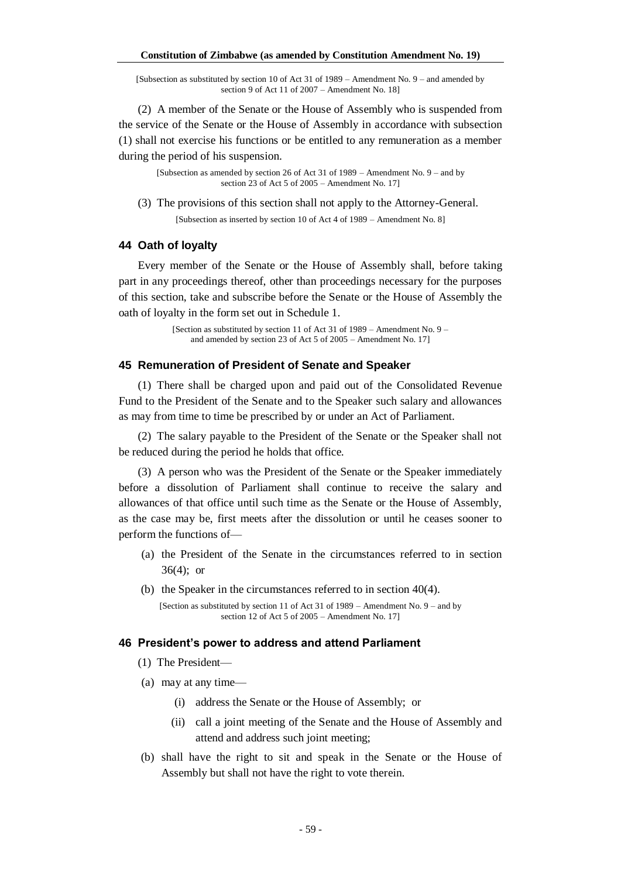[Subsection as substituted by section 10 of Act 31 of 1989 – Amendment No. 9 – and amended by section 9 of Act 11 of 2007 – Amendment No. 18]

(2) A member of the Senate or the House of Assembly who is suspended from the service of the Senate or the House of Assembly in accordance with subsection (1) shall not exercise his functions or be entitled to any remuneration as a member during the period of his suspension.

[Subsection as amended by section 26 of Act 31 of 1989 – Amendment No. 9 – and by section 23 of Act 5 of 2005 – Amendment No. 17]

(3) The provisions of this section shall not apply to the Attorney-General.

[Subsection as inserted by section 10 of Act 4 of 1989 – Amendment No. 8]

### 44 Oath of loyalty

Every member of the Senate or the House of Assembly shall, before taking part in any proceedings thereof, other than proceedings necessary for the purposes of this section, take and subscribe before the Senate or the House of Assembly the oath of loyalty in the form set out in Schedule 1.

[Section as substituted by section 11 of Act 31 of 1989 – Amendment No. 9 – and amended by section 23 of Act 5 of 2005 – Amendment No. 17]

### 45 Remuneration of President of Senate and Speaker

(1) There shall be charged upon and paid out of the Consolidated Revenue Fund to the President of the Senate and to the Speaker such salary and allowances as may from time to time be prescribed by or under an Act of Parliament.

(2) The salary payable to the President of the Senate or the Speaker shall not be reduced during the period he holds that office.

(3) A person who was the President of the Senate or the Speaker immediately before a dissolution of Parliament shall continue to receive the salary and allowances of that office until such time as the Senate or the House of Assembly, as the case may be, first meets after the dissolution or until he ceases sooner to perform the functions of—

(a) the President of the Senate in the circumstances referred to in section 36(4); or

(b) the Speaker in the circumstances referred to in section 40(4).

[Section as substituted by section 11 of Act 31 of 1989 – Amendment No. 9 – and by section 12 of Act 5 of 2005 – Amendment No. 17]

### 46 President's power to address and attend Parliament

(1) The President—

(a) may at any time—

(i) address the Senate or the House of Assembly; or

(ii) call a joint meeting of the Senate and the House of Assembly and attend and address such joint meeting;

(b) shall have the right to sit and speak in the Senate or the House of Assembly but shall not have the right to vote therein.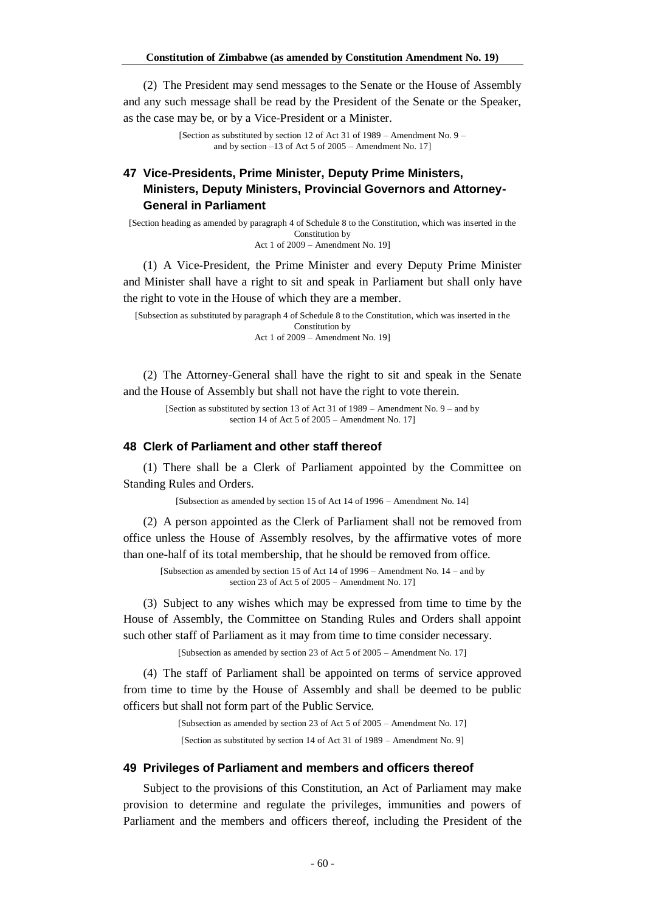(2) The President may send messages to the Senate or the House of Assembly and any such message shall be read by the President of the Senate or the Speaker, as the case may be, or by a Vice-President or a Minister.

[Section as substituted by section 12 of Act 31 of 1989 – Amendment No. 9 – and by section –13 of Act 5 of 2005 – Amendment No. 17]

### 47 Vice-Presidents, Prime Minister, Deputy Prime Ministers, Ministers, Deputy Ministers, Provincial Governors and Attorney-General in Parliament

[Section heading as amended by paragraph 4 of Schedule 8 to the Constitution, which was inserted in the Constitution by Act 1 of 2009 – Amendment No. 19]

(1) A Vice-President, the Prime Minister and every Deputy Prime Minister and Minister shall have a right to sit and speak in Parliament but shall only have the right to vote in the House of which they are a member.

[Subsection as substituted by paragraph 4 of Schedule 8 to the Constitution, which was inserted in the Constitution by Act 1 of 2009 – Amendment No. 19]

(2) The Attorney-General shall have the right to sit and speak in the Senate and the House of Assembly but shall not have the right to vote therein.

[Section as substituted by section 13 of Act 31 of 1989 – Amendment No. 9 – and by section 14 of Act 5 of 2005 – Amendment No. 17]

### 48 Clerk of Parliament and other staff thereof

(1) There shall be a Clerk of Parliament appointed by the Committee on Standing Rules and Orders.

[Subsection as amended by section 15 of Act 14 of 1996 – Amendment No. 14]

(2) A person appointed as the Clerk of Parliament shall not be removed from office unless the House of Assembly resolves, by the affirmative votes of more than one-half of its total membership, that he should be removed from office.

[Subsection as amended by section 15 of Act 14 of 1996 – Amendment No. 14 – and by section 23 of Act 5 of 2005 – Amendment No. 17]

(3) Subject to any wishes which may be expressed from time to time by the House of Assembly, the Committee on Standing Rules and Orders shall appoint such other staff of Parliament as it may from time to time consider necessary.

[Subsection as amended by section 23 of Act 5 of 2005 – Amendment No. 17]

(4) The staff of Parliament shall be appointed on terms of service approved from time to time by the House of Assembly and shall be deemed to be public officers but shall not form part of the Public Service.

[Subsection as amended by section 23 of Act 5 of 2005 – Amendment No. 17]

[Section as substituted by section 14 of Act 31 of 1989 – Amendment No. 9]

### 49 Privileges of Parliament and members and officers thereof

Subject to the provisions of this Constitution, an Act of Parliament may make provision to determine and regulate the privileges, immunities and powers of Parliament and the members and officers thereof, including the President of the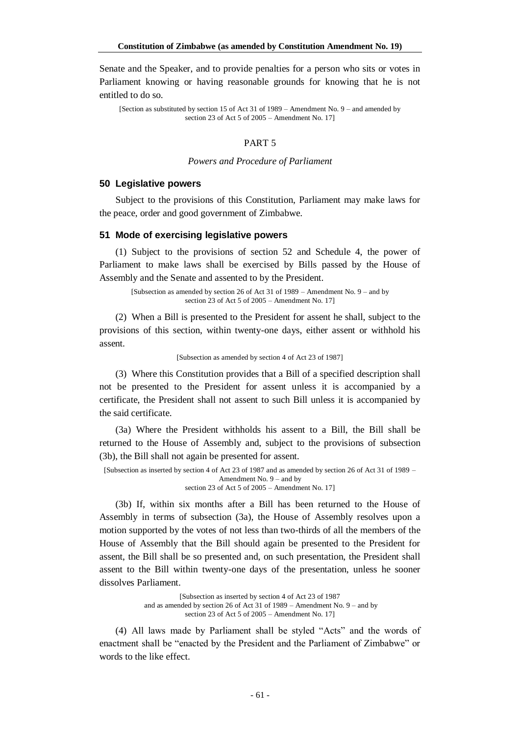Senate and the Speaker, and to provide penalties for a person who sits or votes in Parliament knowing or having reasonable grounds for knowing that he is not entitled to do so.

[Section as substituted by section 15 of Act 31 of 1989 – Amendment No. 9 – and amended by section 23 of Act 5 of 2005 – Amendment No. 17]

## PART 5

*Powers and Procedure of Parliament*

### 50 Legislative powers

Subject to the provisions of this Constitution, Parliament may make laws for the peace, order and good government of Zimbabwe.

### 51 Mode of exercising legislative powers

(1) Subject to the provisions of section 52 and Schedule 4, the power of Parliament to make laws shall be exercised by Bills passed by the House of Assembly and the Senate and assented to by the President.

[Subsection as amended by section 26 of Act 31 of 1989 – Amendment No. 9 – and by section 23 of Act 5 of 2005 – Amendment No. 17]

(2) When a Bill is presented to the President for assent he shall, subject to the provisions of this section, within twenty-one days, either assent or withhold his assent.

[Subsection as amended by section 4 of Act 23 of 1987]

(3) Where this Constitution provides that a Bill of a specified description shall not be presented to the President for assent unless it is accompanied by a certificate, the President shall not assent to such Bill unless it is accompanied by the said certificate.

(3a) Where the President withholds his assent to a Bill, the Bill shall be returned to the House of Assembly and, subject to the provisions of subsection (3b), the Bill shall not again be presented for assent.

[Subsection as inserted by section 4 of Act 23 of 1987 and as amended by section 26 of Act 31 of 1989 – Amendment No. 9 – and by section 23 of Act 5 of 2005 – Amendment No. 17]

(3b) If, within six months after a Bill has been returned to the House of Assembly in terms of subsection (3a), the House of Assembly resolves upon a motion supported by the votes of not less than two-thirds of all the members of the House of Assembly that the Bill should again be presented to the President for assent, the Bill shall be so presented and, on such presentation, the President shall assent to the Bill within twenty-one days of the presentation, unless he sooner dissolves Parliament.

[Subsection as inserted by section 4 of Act 23 of 1987 and as amended by section 26 of Act 31 of 1989 – Amendment No. 9 – and by section 23 of Act 5 of 2005 – Amendment No. 17]

(4) All laws made by Parliament shall be styled "Acts" and the words of enactment shall be "enacted by the President and the Parliament of Zimbabwe" or words to the like effect.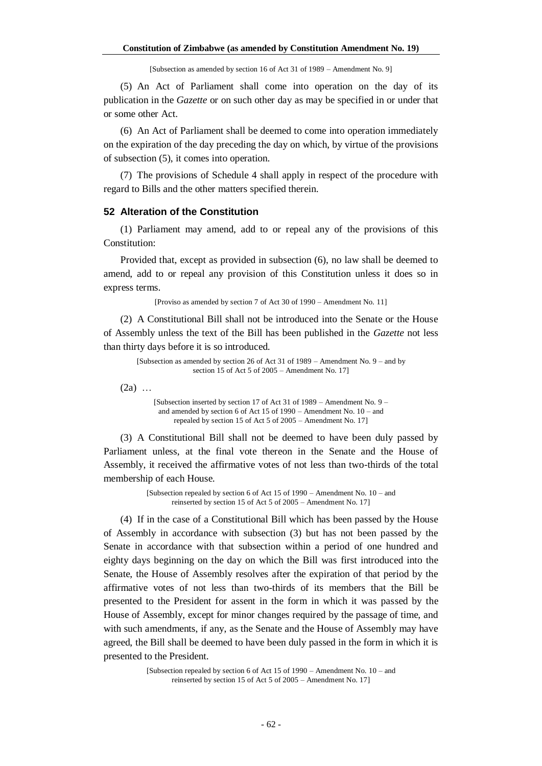[Subsection as amended by section 16 of Act 31 of 1989 – Amendment No. 9]

(5) An Act of Parliament shall come into operation on the day of its publication in the *Gazette* or on such other day as may be specified in or under that or some other Act.

(6) An Act of Parliament shall be deemed to come into operation immediately on the expiration of the day preceding the day on which, by virtue of the provisions of subsection (5), it comes into operation.

(7) The provisions of Schedule 4 shall apply in respect of the procedure with regard to Bills and the other matters specified therein.

### 52 Alteration of the Constitution

(1) Parliament may amend, add to or repeal any of the provisions of this Constitution:

Provided that, except as provided in subsection (6), no law shall be deemed to amend, add to or repeal any provision of this Constitution unless it does so in express terms.

[Proviso as amended by section 7 of Act 30 of 1990 – Amendment No. 11]

(2) A Constitutional Bill shall not be introduced into the Senate or the House of Assembly unless the text of the Bill has been published in the *Gazette* not less than thirty days before it is so introduced.

[Subsection as amended by section 26 of Act 31 of 1989 – Amendment No. 9 – and by section 15 of Act 5 of 2005 – Amendment No. 17]

(2a) …

[Subsection inserted by section 17 of Act 31 of 1989 – Amendment No. 9 – and amended by section 6 of Act 15 of 1990 – Amendment No. 10 – and repealed by section 15 of Act 5 of 2005 – Amendment No. 17]

(3) A Constitutional Bill shall not be deemed to have been duly passed by Parliament unless, at the final vote thereon in the Senate and the House of Assembly, it received the affirmative votes of not less than two-thirds of the total membership of each House.

[Subsection repealed by section 6 of Act 15 of 1990 – Amendment No. 10 – and reinserted by section 15 of Act 5 of 2005 – Amendment No. 17]

(4) If in the case of a Constitutional Bill which has been passed by the House of Assembly in accordance with subsection (3) but has not been passed by the Senate in accordance with that subsection within a period of one hundred and eighty days beginning on the day on which the Bill was first introduced into the Senate, the House of Assembly resolves after the expiration of that period by the affirmative votes of not less than two-thirds of its members that the Bill be presented to the President for assent in the form in which it was passed by the House of Assembly, except for minor changes required by the passage of time, and with such amendments, if any, as the Senate and the House of Assembly may have agreed, the Bill shall be deemed to have been duly passed in the form in which it is presented to the President.

[Subsection repealed by section 6 of Act 15 of 1990 – Amendment No. 10 – and reinserted by section 15 of Act 5 of 2005 – Amendment No. 17]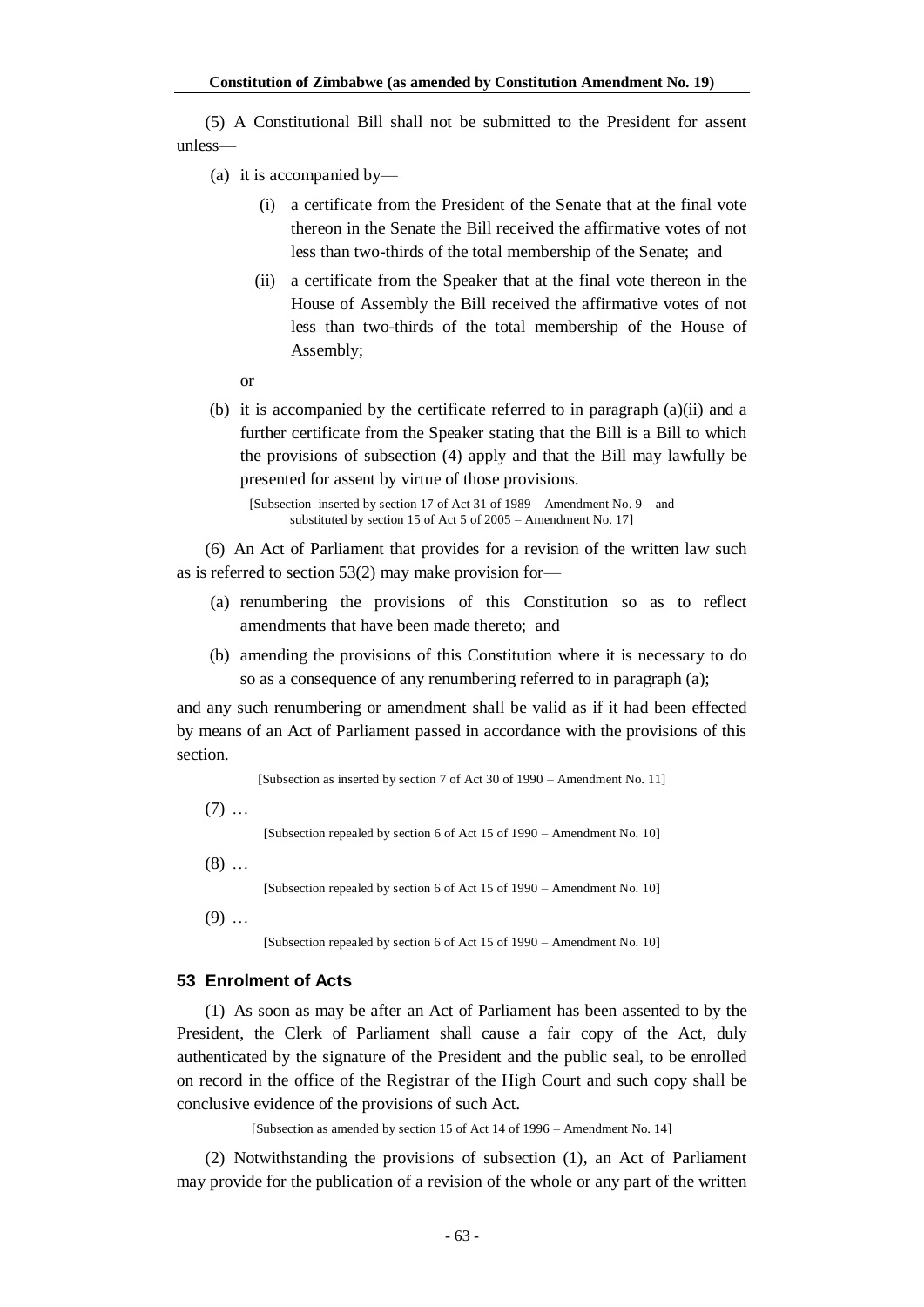(5) A Constitutional Bill shall not be submitted to the President for assent unless—

(a) it is accompanied by—

(i) a certificate from the President of the Senate that at the final vote thereon in the Senate the Bill received the affirmative votes of not less than two-thirds of the total membership of the Senate; and

(ii) a certificate from the Speaker that at the final vote thereon in the House of Assembly the Bill received the affirmative votes of not less than two-thirds of the total membership of the House of Assembly;

or

(b) it is accompanied by the certificate referred to in paragraph (a)(ii) and a further certificate from the Speaker stating that the Bill is a Bill to which the provisions of subsection (4) apply and that the Bill may lawfully be presented for assent by virtue of those provisions.

[Subsection inserted by section 17 of Act 31 of 1989 – Amendment No. 9 – and substituted by section 15 of Act 5 of 2005 – Amendment No. 17]

(6) An Act of Parliament that provides for a revision of the written law such as is referred to section 53(2) may make provision for—

(a) renumbering the provisions of this Constitution so as to reflect amendments that have been made thereto; and

(b) amending the provisions of this Constitution where it is necessary to do so as a consequence of any renumbering referred to in paragraph (a);

and any such renumbering or amendment shall be valid as if it had been effected by means of an Act of Parliament passed in accordance with the provisions of this section.

[Subsection as inserted by section 7 of Act 30 of 1990 – Amendment No. 11]

(7) …

[Subsection repealed by section 6 of Act 15 of 1990 – Amendment No. 10]

(8) …

[Subsection repealed by section 6 of Act 15 of 1990 – Amendment No. 10]

(9) …

[Subsection repealed by section 6 of Act 15 of 1990 – Amendment No. 10]

### 53 Enrolment of Acts

(1) As soon as may be after an Act of Parliament has been assented to by the President, the Clerk of Parliament shall cause a fair copy of the Act, duly authenticated by the signature of the President and the public seal, to be enrolled on record in the office of the Registrar of the High Court and such copy shall be conclusive evidence of the provisions of such Act.

[Subsection as amended by section 15 of Act 14 of 1996 – Amendment No. 14]

(2) Notwithstanding the provisions of subsection (1), an Act of Parliament may provide for the publication of a revision of the whole or any part of the written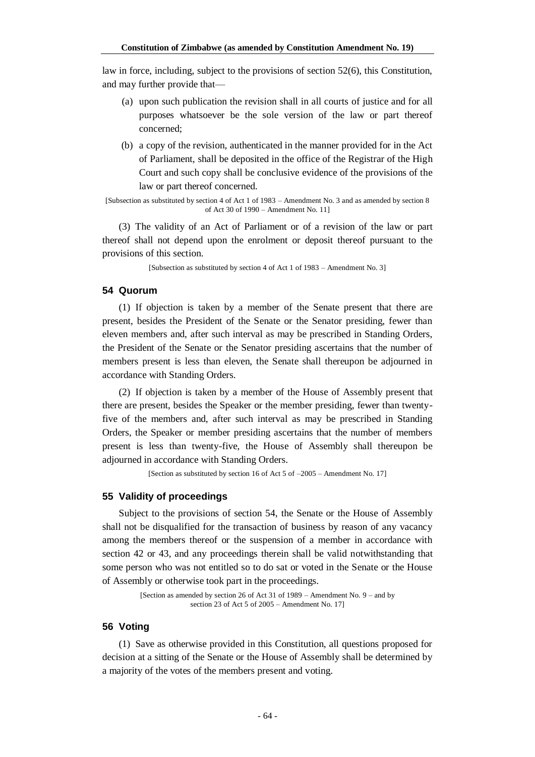law in force, including, subject to the provisions of section 52(6), this Constitution, and may further provide that—

(a) upon such publication the revision shall in all courts of justice and for all purposes whatsoever be the sole version of the law or part thereof concerned;

(b) a copy of the revision, authenticated in the manner provided for in the Act of Parliament, shall be deposited in the office of the Registrar of the High Court and such copy shall be conclusive evidence of the provisions of the law or part thereof concerned.

[Subsection as substituted by section 4 of Act 1 of 1983 – Amendment No. 3 and as amended by section 8 of Act 30 of 1990 – Amendment No. 11]

(3) The validity of an Act of Parliament or of a revision of the law or part thereof shall not depend upon the enrolment or deposit thereof pursuant to the provisions of this section.

[Subsection as substituted by section 4 of Act 1 of 1983 – Amendment No. 3]

### 54 Quorum

(1) If objection is taken by a member of the Senate present that there are present, besides the President of the Senate or the Senator presiding, fewer than eleven members and, after such interval as may be prescribed in Standing Orders, the President of the Senate or the Senator presiding ascertains that the number of members present is less than eleven, the Senate shall thereupon be adjourned in accordance with Standing Orders.

(2) If objection is taken by a member of the House of Assembly present that there are present, besides the Speaker or the member presiding, fewer than twenty-five of the members and, after such interval as may be prescribed in Standing Orders, the Speaker or member presiding ascertains that the number of members present is less than twenty-five, the House of Assembly shall thereupon be adjourned in accordance with Standing Orders.

[Section as substituted by section 16 of Act 5 of –2005 – Amendment No. 17]

### 55 Validity of proceedings

Subject to the provisions of section 54, the Senate or the House of Assembly shall not be disqualified for the transaction of business by reason of any vacancy among the members thereof or the suspension of a member in accordance with section 42 or 43, and any proceedings therein shall be valid notwithstanding that some person who was not entitled so to do sat or voted in the Senate or the House of Assembly or otherwise took part in the proceedings.

[Section as amended by section 26 of Act 31 of 1989 – Amendment No. 9 – and by section 23 of Act 5 of 2005 – Amendment No. 17]

### 56 Voting

(1) Save as otherwise provided in this Constitution, all questions proposed for decision at a sitting of the Senate or the House of Assembly shall be determined by a majority of the votes of the members present and voting.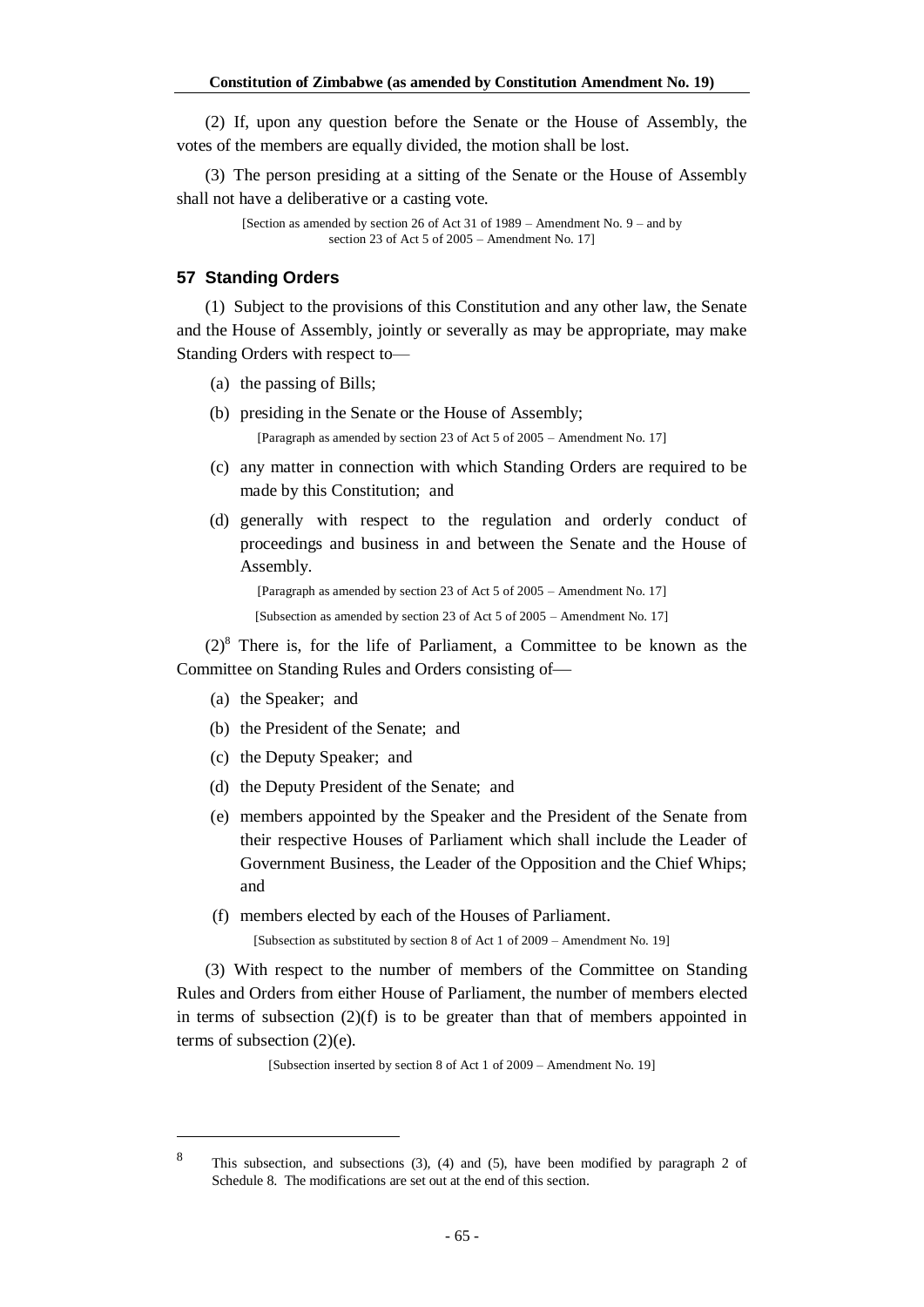(2) If, upon any question before the Senate or the House of Assembly, the votes of the members are equally divided, the motion shall be lost.

(3) The person presiding at a sitting of the Senate or the House of Assembly shall not have a deliberative or a casting vote.

[Section as amended by section 26 of Act 31 of 1989 – Amendment No. 9 – and by section 23 of Act 5 of 2005 – Amendment No. 17]

### 57 Standing Orders

(1) Subject to the provisions of this Constitution and any other law, the Senate and the House of Assembly, jointly or severally as may be appropriate, may make Standing Orders with respect to—

(a) the passing of Bills;

(b) presiding in the Senate or the House of Assembly;

[Paragraph as amended by section 23 of Act 5 of 2005 – Amendment No. 17]

(c) any matter in connection with which Standing Orders are required to be made by this Constitution; and

(d) generally with respect to the regulation and orderly conduct of proceedings and business in and between the Senate and the House of Assembly.

[Paragraph as amended by section 23 of Act 5 of 2005 – Amendment No. 17]

[Subsection as amended by section 23 of Act 5 of 2005 – Amendment No. 17]

(2)[8] There is, for the life of Parliament, a Committee to be known as the Committee on Standing Rules and Orders consisting of—

(a) the Speaker; and

(b) the President of the Senate; and

(c) the Deputy Speaker; and

(d) the Deputy President of the Senate; and

(e) members appointed by the Speaker and the President of the Senate from their respective Houses of Parliament which shall include the Leader of Government Business, the Leader of the Opposition and the Chief Whips; and

(f) members elected by each of the Houses of Parliament.

[Subsection as substituted by section 8 of Act 1 of 2009 – Amendment No. 19]

(3) With respect to the number of members of the Committee on Standing Rules and Orders from either House of Parliament, the number of members elected in terms of subsection (2)(f) is to be greater than that of members appointed in terms of subsection (2)(e).

[Subsection inserted by section 8 of Act 1 of 2009 – Amendment No. 19]

---

[8] This subsection, and subsections (3), (4) and (5), have been modified by paragraph 2 of Schedule 8. The modifications are set out at the end of this section.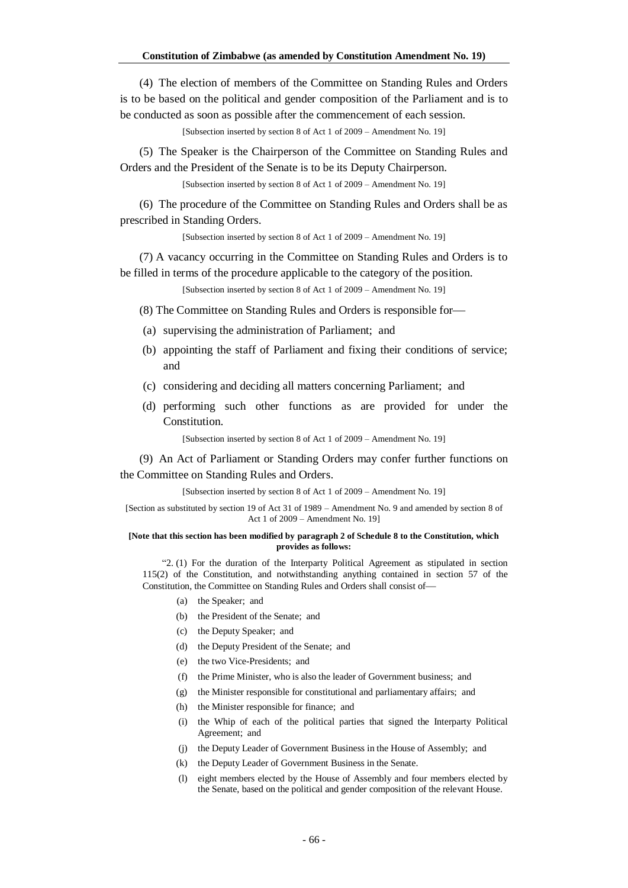(4) The election of members of the Committee on Standing Rules and Orders is to be based on the political and gender composition of the Parliament and is to be conducted as soon as possible after the commencement of each session.

[Subsection inserted by section 8 of Act 1 of 2009 – Amendment No. 19]

(5) The Speaker is the Chairperson of the Committee on Standing Rules and Orders and the President of the Senate is to be its Deputy Chairperson.

[Subsection inserted by section 8 of Act 1 of 2009 – Amendment No. 19]

(6) The procedure of the Committee on Standing Rules and Orders shall be as prescribed in Standing Orders.

[Subsection inserted by section 8 of Act 1 of 2009 – Amendment No. 19]

(7) A vacancy occurring in the Committee on Standing Rules and Orders is to be filled in terms of the procedure applicable to the category of the position.

[Subsection inserted by section 8 of Act 1 of 2009 – Amendment No. 19]

(8) The Committee on Standing Rules and Orders is responsible for—

(a) supervising the administration of Parliament; and

(b) appointing the staff of Parliament and fixing their conditions of service; and

(c) considering and deciding all matters concerning Parliament; and

(d) performing such other functions as are provided for under the Constitution.

[Subsection inserted by section 8 of Act 1 of 2009 – Amendment No. 19]

(9) An Act of Parliament or Standing Orders may confer further functions on the Committee on Standing Rules and Orders.

[Subsection inserted by section 8 of Act 1 of 2009 – Amendment No. 19]

[Section as substituted by section 19 of Act 31 of 1989 – Amendment No. 9 and amended by section 8 of Act 1 of 2009 – Amendment No. 19]

**[Note that this section has been modified by paragraph 2 of Schedule 8 to the Constitution, which provides as follows:**

"2. (1) For the duration of the Interparty Political Agreement as stipulated in section 115(2) of the Constitution, and notwithstanding anything contained in section 57 of the Constitution, the Committee on Standing Rules and Orders shall consist of—

(a) the Speaker; and

(b) the President of the Senate; and

(c) the Deputy Speaker; and

(d) the Deputy President of the Senate; and

(e) the two Vice-Presidents; and

(f) the Prime Minister, who is also the leader of Government business; and

(g) the Minister responsible for constitutional and parliamentary affairs; and

(h) the Minister responsible for finance; and

(i) the Whip of each of the political parties that signed the Interparty Political Agreement; and

(j) the Deputy Leader of Government Business in the House of Assembly; and

(k) the Deputy Leader of Government Business in the Senate.

(l) eight members elected by the House of Assembly and four members elected by the Senate, based on the political and gender composition of the relevant House.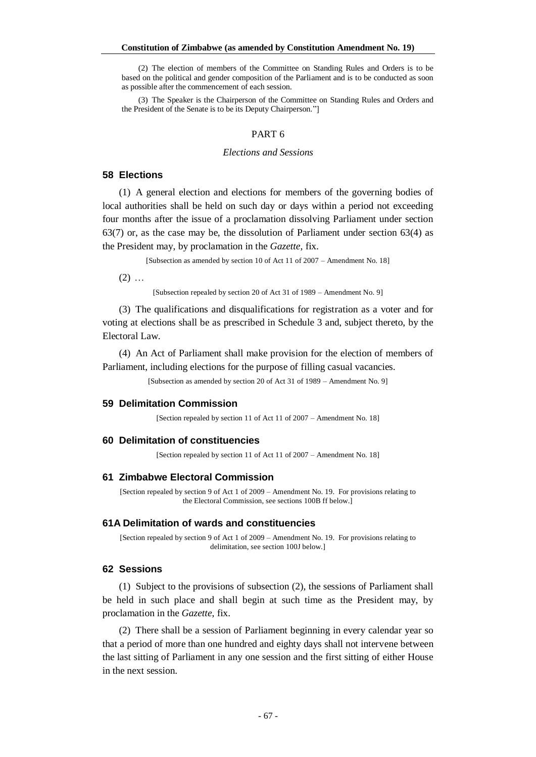(2) The election of members of the Committee on Standing Rules and Orders is to be based on the political and gender composition of the Parliament and is to be conducted as soon as possible after the commencement of each session.

(3) The Speaker is the Chairperson of the Committee on Standing Rules and Orders and the President of the Senate is to be its Deputy Chairperson."]

PART 6

*Elections and Sessions*

### 58 Elections

(1) A general election and elections for members of the governing bodies of local authorities shall be held on such day or days within a period not exceeding four months after the issue of a proclamation dissolving Parliament under section 63(7) or, as the case may be, the dissolution of Parliament under section 63(4) as the President may, by proclamation in the *Gazette*, fix.

[Subsection as amended by section 10 of Act 11 of 2007 – Amendment No. 18]

(2) …

[Subsection repealed by section 20 of Act 31 of 1989 – Amendment No. 9]

(3) The qualifications and disqualifications for registration as a voter and for voting at elections shall be as prescribed in Schedule 3 and, subject thereto, by the Electoral Law.

(4) An Act of Parliament shall make provision for the election of members of Parliament, including elections for the purpose of filling casual vacancies.

[Subsection as amended by section 20 of Act 31 of 1989 – Amendment No. 9]

### 59 Delimitation Commission

[Section repealed by section 11 of Act 11 of 2007 – Amendment No. 18]

### 60 Delimitation of constituencies

[Section repealed by section 11 of Act 11 of 2007 – Amendment No. 18]

### 61 Zimbabwe Electoral Commission

[Section repealed by section 9 of Act 1 of 2009 – Amendment No. 19. For provisions relating to the Electoral Commission, see sections 100B ff below.]

### 61A Delimitation of wards and constituencies

[Section repealed by section 9 of Act 1 of 2009 – Amendment No. 19. For provisions relating to delimitation, see section 100J below.]

### 62 Sessions

(1) Subject to the provisions of subsection (2), the sessions of Parliament shall be held in such place and shall begin at such time as the President may, by proclamation in the *Gazette*, fix.

(2) There shall be a session of Parliament beginning in every calendar year so that a period of more than one hundred and eighty days shall not intervene between the last sitting of Parliament in any one session and the first sitting of either House in the next session.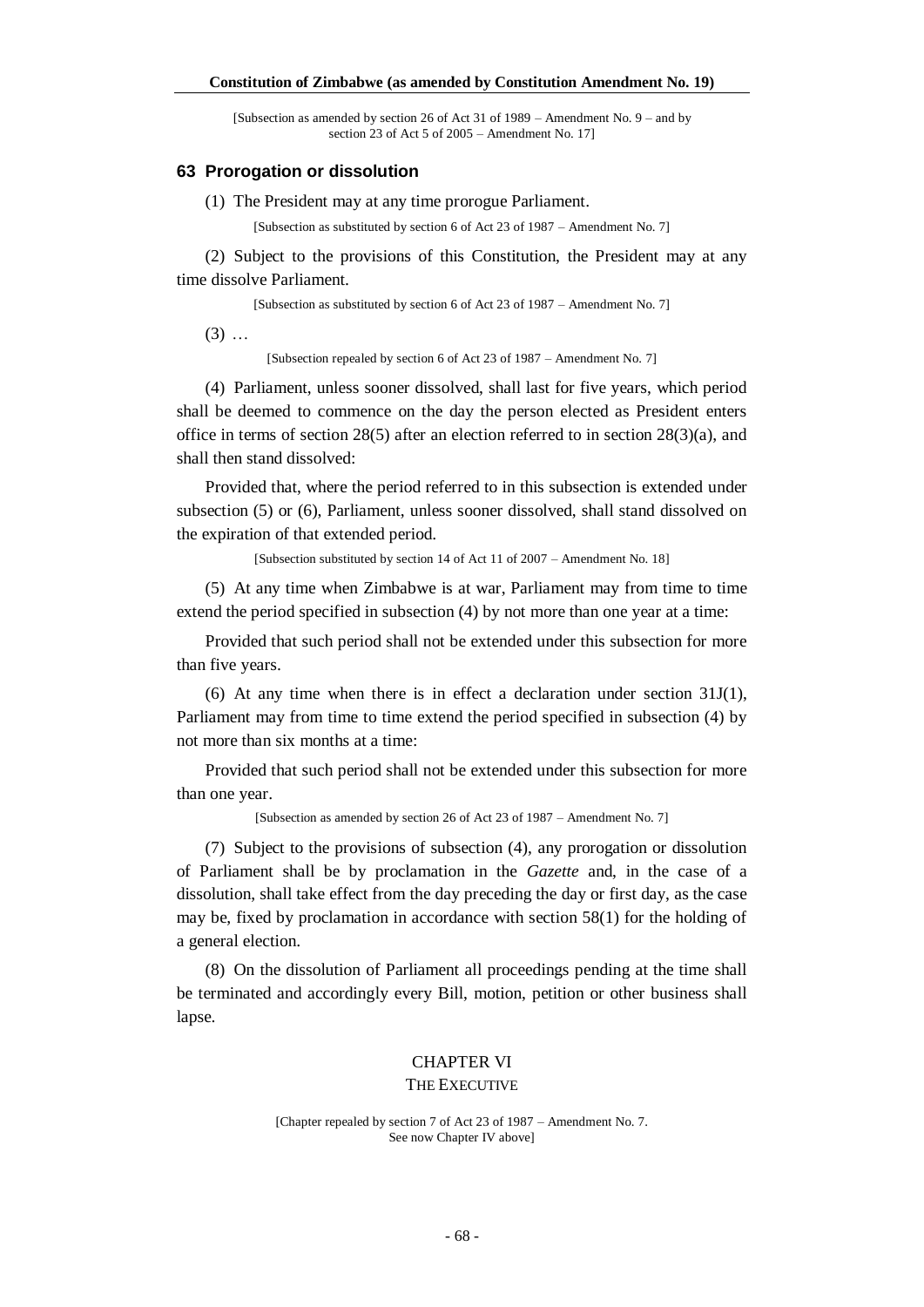[Subsection as amended by section 26 of Act 31 of 1989 – Amendment No. 9 – and by section 23 of Act 5 of 2005 – Amendment No. 17]

## 63 Prorogation or dissolution

(1) The President may at any time prorogue Parliament.

[Subsection as substituted by section 6 of Act 23 of 1987 – Amendment No. 7]

(2) Subject to the provisions of this Constitution, the President may at any time dissolve Parliament.

[Subsection as substituted by section 6 of Act 23 of 1987 – Amendment No. 7]

(3) …

[Subsection repealed by section 6 of Act 23 of 1987 – Amendment No. 7]

(4) Parliament, unless sooner dissolved, shall last for five years, which period shall be deemed to commence on the day the person elected as President enters office in terms of section 28(5) after an election referred to in section 28(3)(a), and shall then stand dissolved:

Provided that, where the period referred to in this subsection is extended under subsection (5) or (6), Parliament, unless sooner dissolved, shall stand dissolved on the expiration of that extended period.

[Subsection substituted by section 14 of Act 11 of 2007 – Amendment No. 18]

(5) At any time when Zimbabwe is at war, Parliament may from time to time extend the period specified in subsection (4) by not more than one year at a time:

Provided that such period shall not be extended under this subsection for more than five years.

(6) At any time when there is in effect a declaration under section 31J(1), Parliament may from time to time extend the period specified in subsection (4) by not more than six months at a time:

Provided that such period shall not be extended under this subsection for more than one year.

[Subsection as amended by section 26 of Act 23 of 1987 – Amendment No. 7]

(7) Subject to the provisions of subsection (4), any prorogation or dissolution of Parliament shall be by proclamation in the *Gazette* and, in the case of a dissolution, shall take effect from the day preceding the day or first day, as the case may be, fixed by proclamation in accordance with section 58(1) for the holding of a general election.

(8) On the dissolution of Parliament all proceedings pending at the time shall be terminated and accordingly every Bill, motion, petition or other business shall lapse.

# CHAPTER VI
## THE EXECUTIVE

[Chapter repealed by section 7 of Act 23 of 1987 – Amendment No. 7. See now Chapter IV above]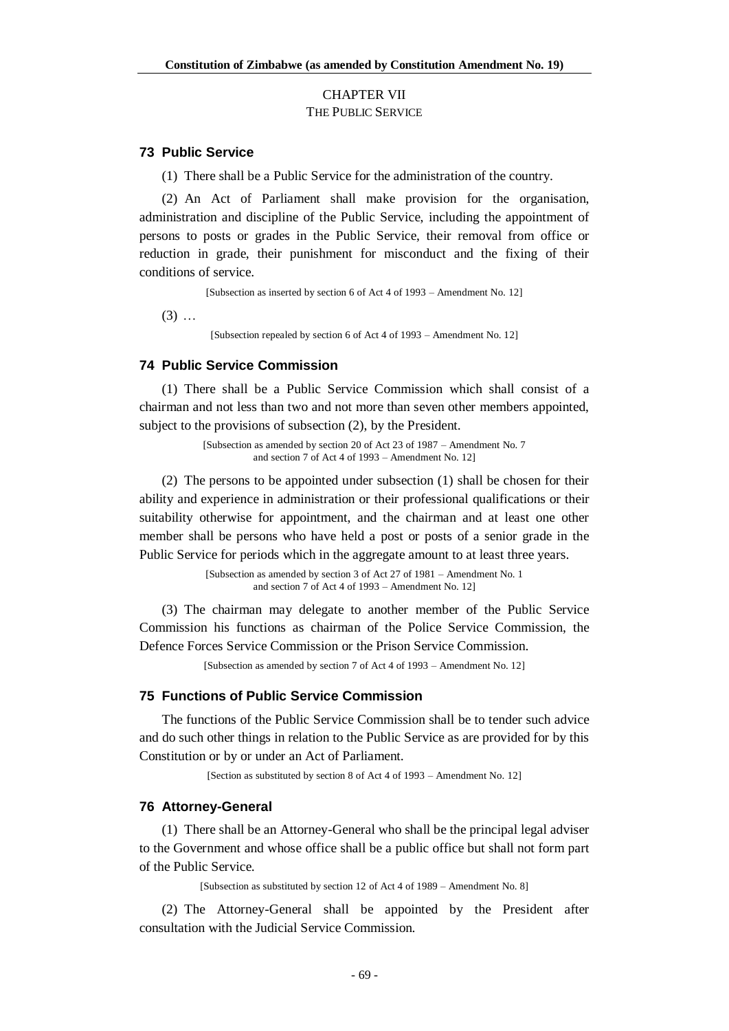# CHAPTER VII
## THE PUBLIC SERVICE

### 73 Public Service

(1) There shall be a Public Service for the administration of the country.

(2) An Act of Parliament shall make provision for the organisation, administration and discipline of the Public Service, including the appointment of persons to posts or grades in the Public Service, their removal from office or reduction in grade, their punishment for misconduct and the fixing of their conditions of service.

[Subsection as inserted by section 6 of Act 4 of 1993 – Amendment No. 12]

(3) …

[Subsection repealed by section 6 of Act 4 of 1993 – Amendment No. 12]

### 74 Public Service Commission

(1) There shall be a Public Service Commission which shall consist of a chairman and not less than two and not more than seven other members appointed, subject to the provisions of subsection (2), by the President.

[Subsection as amended by section 20 of Act 23 of 1987 – Amendment No. 7 and section 7 of Act 4 of 1993 – Amendment No. 12]

(2) The persons to be appointed under subsection (1) shall be chosen for their ability and experience in administration or their professional qualifications or their suitability otherwise for appointment, and the chairman and at least one other member shall be persons who have held a post or posts of a senior grade in the Public Service for periods which in the aggregate amount to at least three years.

[Subsection as amended by section 3 of Act 27 of 1981 – Amendment No. 1 and section 7 of Act 4 of 1993 – Amendment No. 12]

(3) The chairman may delegate to another member of the Public Service Commission his functions as chairman of the Police Service Commission, the Defence Forces Service Commission or the Prison Service Commission.

[Subsection as amended by section 7 of Act 4 of 1993 – Amendment No. 12]

### 75 Functions of Public Service Commission

The functions of the Public Service Commission shall be to tender such advice and do such other things in relation to the Public Service as are provided for by this Constitution or by or under an Act of Parliament.

[Section as substituted by section 8 of Act 4 of 1993 – Amendment No. 12]

### 76 Attorney-General

(1) There shall be an Attorney-General who shall be the principal legal adviser to the Government and whose office shall be a public office but shall not form part of the Public Service.

[Subsection as substituted by section 12 of Act 4 of 1989 – Amendment No. 8]

(2) The Attorney-General shall be appointed by the President after consultation with the Judicial Service Commission.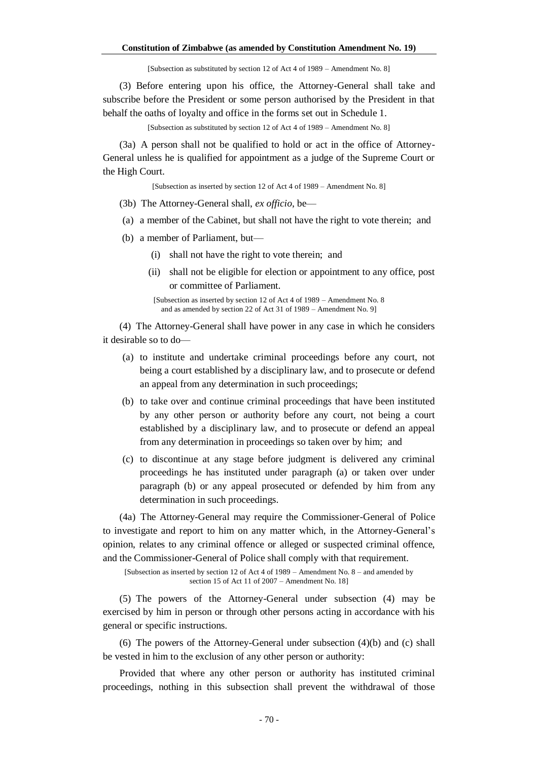[Subsection as substituted by section 12 of Act 4 of 1989 – Amendment No. 8]

(3) Before entering upon his office, the Attorney-General shall take and subscribe before the President or some person authorised by the President in that behalf the oaths of loyalty and office in the forms set out in Schedule 1.

[Subsection as substituted by section 12 of Act 4 of 1989 – Amendment No. 8]

(3a) A person shall not be qualified to hold or act in the office of Attorney-General unless he is qualified for appointment as a judge of the Supreme Court or the High Court.

[Subsection as inserted by section 12 of Act 4 of 1989 – Amendment No. 8]

(3b) The Attorney-General shall, *ex officio*, be—

(a) a member of the Cabinet, but shall not have the right to vote therein; and

(b) a member of Parliament, but—

(i) shall not have the right to vote therein; and

(ii) shall not be eligible for election or appointment to any office, post or committee of Parliament.

[Subsection as inserted by section 12 of Act 4 of 1989 – Amendment No. 8 and as amended by section 22 of Act 31 of 1989 – Amendment No. 9]

(4) The Attorney-General shall have power in any case in which he considers it desirable so to do—

(a) to institute and undertake criminal proceedings before any court, not being a court established by a disciplinary law, and to prosecute or defend an appeal from any determination in such proceedings;

(b) to take over and continue criminal proceedings that have been instituted by any other person or authority before any court, not being a court established by a disciplinary law, and to prosecute or defend an appeal from any determination in proceedings so taken over by him; and

(c) to discontinue at any stage before judgment is delivered any criminal proceedings he has instituted under paragraph (a) or taken over under paragraph (b) or any appeal prosecuted or defended by him from any determination in such proceedings.

(4a) The Attorney-General may require the Commissioner-General of Police to investigate and report to him on any matter which, in the Attorney-General's opinion, relates to any criminal offence or alleged or suspected criminal offence, and the Commissioner-General of Police shall comply with that requirement.

[Subsection as inserted by section 12 of Act 4 of 1989 – Amendment No. 8 – and amended by section 15 of Act 11 of 2007 – Amendment No. 18]

(5) The powers of the Attorney-General under subsection (4) may be exercised by him in person or through other persons acting in accordance with his general or specific instructions.

(6) The powers of the Attorney-General under subsection (4)(b) and (c) shall be vested in him to the exclusion of any other person or authority:

Provided that where any other person or authority has instituted criminal proceedings, nothing in this subsection shall prevent the withdrawal of those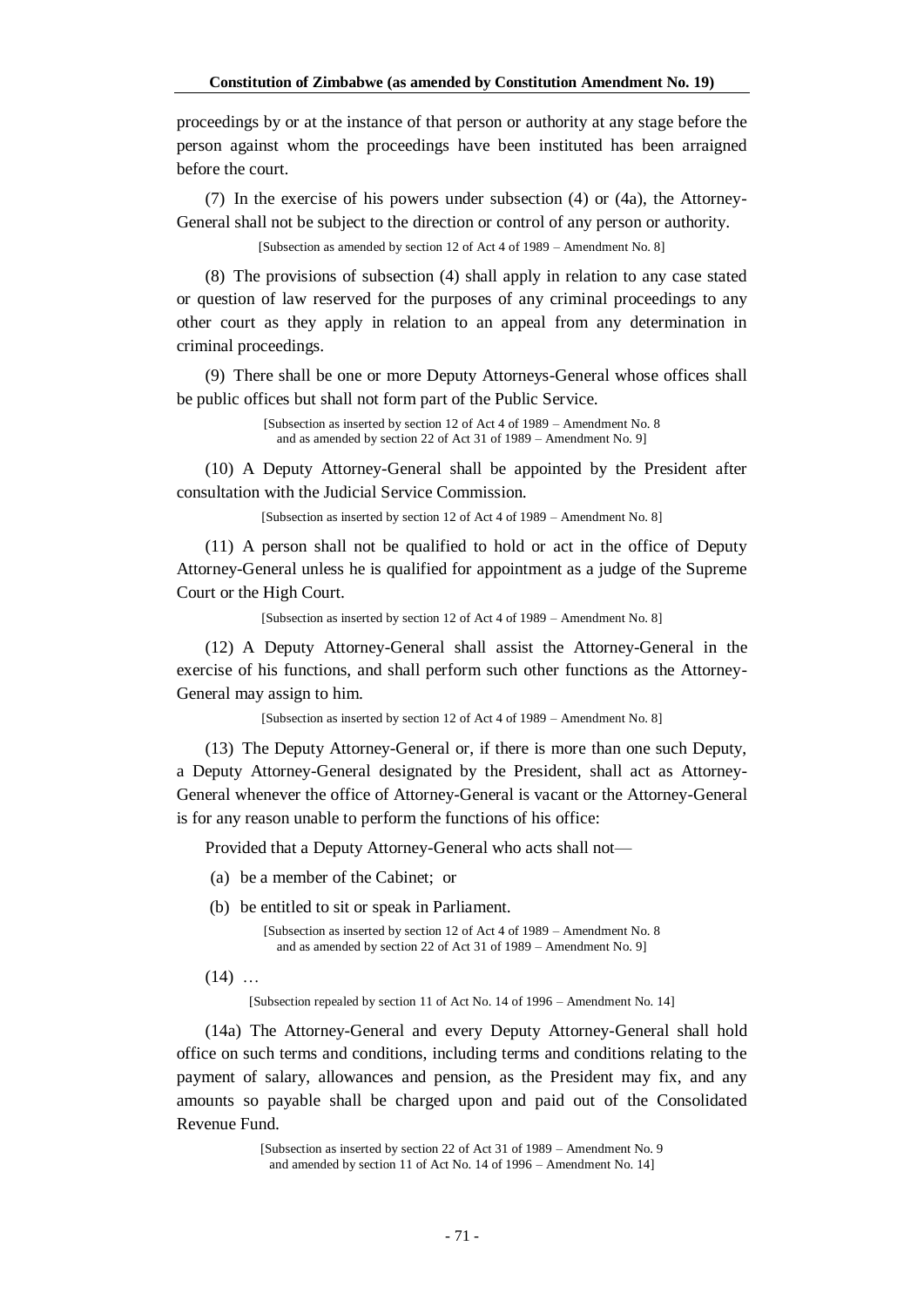proceedings by or at the instance of that person or authority at any stage before the person against whom the proceedings have been instituted has been arraigned before the court.

(7) In the exercise of his powers under subsection (4) or (4a), the Attorney-General shall not be subject to the direction or control of any person or authority.

[Subsection as amended by section 12 of Act 4 of 1989 – Amendment No. 8]

(8) The provisions of subsection (4) shall apply in relation to any case stated or question of law reserved for the purposes of any criminal proceedings to any other court as they apply in relation to an appeal from any determination in criminal proceedings.

(9) There shall be one or more Deputy Attorneys-General whose offices shall be public offices but shall not form part of the Public Service.

[Subsection as inserted by section 12 of Act 4 of 1989 – Amendment No. 8 and as amended by section 22 of Act 31 of 1989 – Amendment No. 9]

(10) A Deputy Attorney-General shall be appointed by the President after consultation with the Judicial Service Commission.

[Subsection as inserted by section 12 of Act 4 of 1989 – Amendment No. 8]

(11) A person shall not be qualified to hold or act in the office of Deputy Attorney-General unless he is qualified for appointment as a judge of the Supreme Court or the High Court.

[Subsection as inserted by section 12 of Act 4 of 1989 – Amendment No. 8]

(12) A Deputy Attorney-General shall assist the Attorney-General in the exercise of his functions, and shall perform such other functions as the Attorney-General may assign to him.

[Subsection as inserted by section 12 of Act 4 of 1989 – Amendment No. 8]

(13) The Deputy Attorney-General or, if there is more than one such Deputy, a Deputy Attorney-General designated by the President, shall act as Attorney-General whenever the office of Attorney-General is vacant or the Attorney-General is for any reason unable to perform the functions of his office:

Provided that a Deputy Attorney-General who acts shall not—

(a) be a member of the Cabinet; or

(b) be entitled to sit or speak in Parliament.

[Subsection as inserted by section 12 of Act 4 of 1989 – Amendment No. 8 and as amended by section 22 of Act 31 of 1989 – Amendment No. 9]

(14) …

[Subsection repealed by section 11 of Act No. 14 of 1996 – Amendment No. 14]

(14a) The Attorney-General and every Deputy Attorney-General shall hold office on such terms and conditions, including terms and conditions relating to the payment of salary, allowances and pension, as the President may fix, and any amounts so payable shall be charged upon and paid out of the Consolidated Revenue Fund.

[Subsection as inserted by section 22 of Act 31 of 1989 – Amendment No. 9 and amended by section 11 of Act No. 14 of 1996 – Amendment No. 14]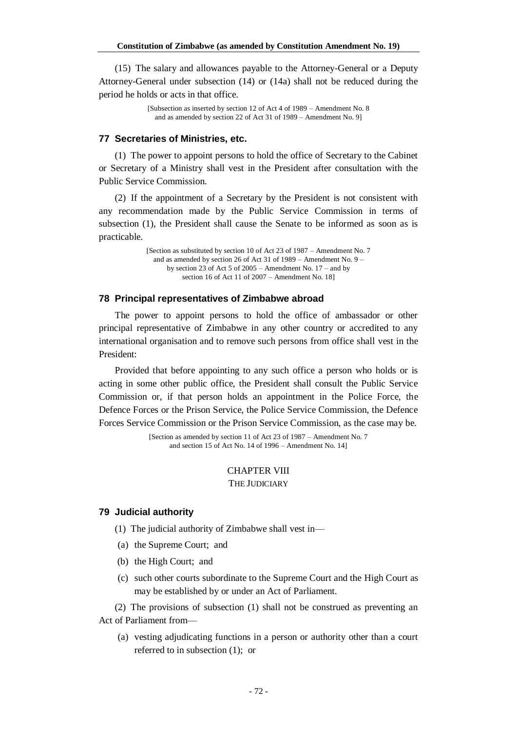(15) The salary and allowances payable to the Attorney-General or a Deputy Attorney-General under subsection (14) or (14a) shall not be reduced during the period he holds or acts in that office.

[Subsection as inserted by section 12 of Act 4 of 1989 – Amendment No. 8 and as amended by section 22 of Act 31 of 1989 – Amendment No. 9]

### 77 Secretaries of Ministries, etc.

(1) The power to appoint persons to hold the office of Secretary to the Cabinet or Secretary of a Ministry shall vest in the President after consultation with the Public Service Commission.

(2) If the appointment of a Secretary by the President is not consistent with any recommendation made by the Public Service Commission in terms of subsection (1), the President shall cause the Senate to be informed as soon as is practicable.

[Section as substituted by section 10 of Act 23 of 1987 – Amendment No. 7 and as amended by section 26 of Act 31 of 1989 – Amendment No. 9 – by section 23 of Act 5 of 2005 – Amendment No. 17 – and by section 16 of Act 11 of 2007 – Amendment No. 18]

### 78 Principal representatives of Zimbabwe abroad

The power to appoint persons to hold the office of ambassador or other principal representative of Zimbabwe in any other country or accredited to any international organisation and to remove such persons from office shall vest in the President:

Provided that before appointing to any such office a person who holds or is acting in some other public office, the President shall consult the Public Service Commission or, if that person holds an appointment in the Police Force, the Defence Forces or the Prison Service, the Police Service Commission, the Defence Forces Service Commission or the Prison Service Commission, as the case may be.

[Section as amended by section 11 of Act 23 of 1987 – Amendment No. 7 and section 15 of Act No. 14 of 1996 – Amendment No. 14]

## CHAPTER VIII
## THE JUDICIARY

### 79 Judicial authority

(1) The judicial authority of Zimbabwe shall vest in—

(a) the Supreme Court; and

(b) the High Court; and

(c) such other courts subordinate to the Supreme Court and the High Court as may be established by or under an Act of Parliament.

(2) The provisions of subsection (1) shall not be construed as preventing an Act of Parliament from—

(a) vesting adjudicating functions in a person or authority other than a court referred to in subsection (1); or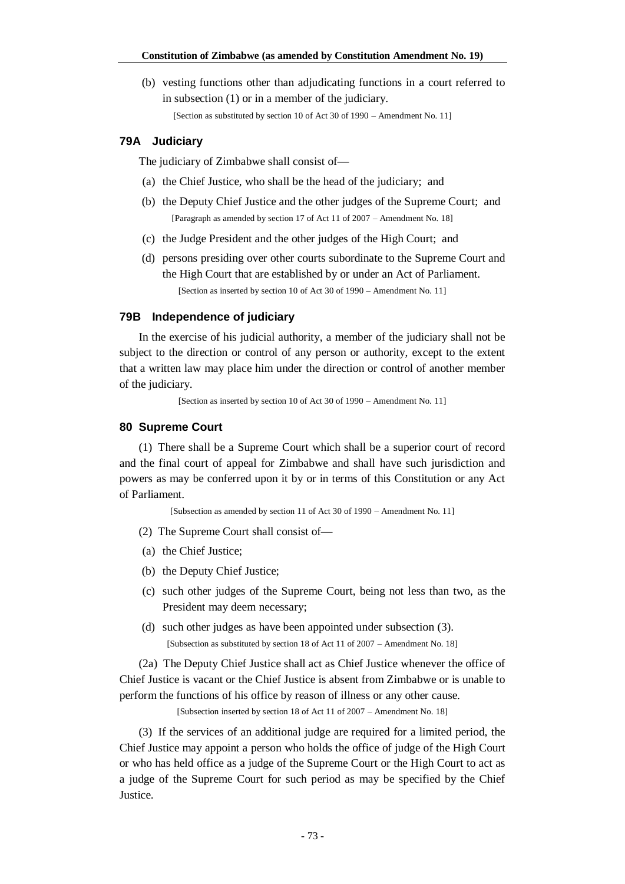(b) vesting functions other than adjudicating functions in a court referred to in subsection (1) or in a member of the judiciary.

[Section as substituted by section 10 of Act 30 of 1990 – Amendment No. 11]

### 79A Judiciary

The judiciary of Zimbabwe shall consist of—

(a) the Chief Justice, who shall be the head of the judiciary; and

(b) the Deputy Chief Justice and the other judges of the Supreme Court; and

[Paragraph as amended by section 17 of Act 11 of 2007 – Amendment No. 18]

(c) the Judge President and the other judges of the High Court; and

(d) persons presiding over other courts subordinate to the Supreme Court and the High Court that are established by or under an Act of Parliament.

[Section as inserted by section 10 of Act 30 of 1990 – Amendment No. 11]

### 79B Independence of judiciary

In the exercise of his judicial authority, a member of the judiciary shall not be subject to the direction or control of any person or authority, except to the extent that a written law may place him under the direction or control of another member of the judiciary.

[Section as inserted by section 10 of Act 30 of 1990 – Amendment No. 11]

### 80 Supreme Court

(1) There shall be a Supreme Court which shall be a superior court of record and the final court of appeal for Zimbabwe and shall have such jurisdiction and powers as may be conferred upon it by or in terms of this Constitution or any Act of Parliament.

[Subsection as amended by section 11 of Act 30 of 1990 – Amendment No. 11]

(2) The Supreme Court shall consist of—

(a) the Chief Justice;

(b) the Deputy Chief Justice;

(c) such other judges of the Supreme Court, being not less than two, as the President may deem necessary;

(d) such other judges as have been appointed under subsection (3).

[Subsection as substituted by section 18 of Act 11 of 2007 – Amendment No. 18]

(2a) The Deputy Chief Justice shall act as Chief Justice whenever the office of Chief Justice is vacant or the Chief Justice is absent from Zimbabwe or is unable to perform the functions of his office by reason of illness or any other cause.

[Subsection inserted by section 18 of Act 11 of 2007 – Amendment No. 18]

(3) If the services of an additional judge are required for a limited period, the Chief Justice may appoint a person who holds the office of judge of the High Court or who has held office as a judge of the Supreme Court or the High Court to act as a judge of the Supreme Court for such period as may be specified by the Chief Justice.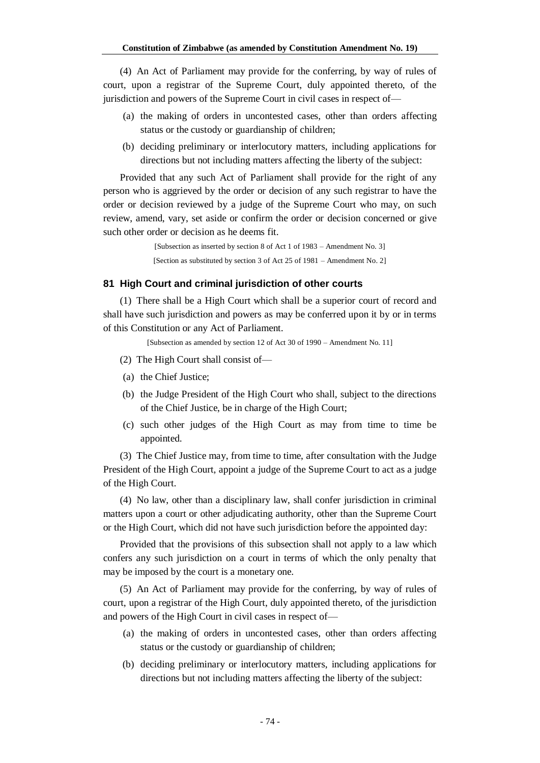(4) An Act of Parliament may provide for the conferring, by way of rules of court, upon a registrar of the Supreme Court, duly appointed thereto, of the jurisdiction and powers of the Supreme Court in civil cases in respect of—

(a) the making of orders in uncontested cases, other than orders affecting status or the custody or guardianship of children;

(b) deciding preliminary or interlocutory matters, including applications for directions but not including matters affecting the liberty of the subject:

Provided that any such Act of Parliament shall provide for the right of any person who is aggrieved by the order or decision of any such registrar to have the order or decision reviewed by a judge of the Supreme Court who may, on such review, amend, vary, set aside or confirm the order or decision concerned or give such other order or decision as he deems fit.

[Subsection as inserted by section 8 of Act 1 of 1983 – Amendment No. 3]

[Section as substituted by section 3 of Act 25 of 1981 – Amendment No. 2]

### 81 High Court and criminal jurisdiction of other courts

(1) There shall be a High Court which shall be a superior court of record and shall have such jurisdiction and powers as may be conferred upon it by or in terms of this Constitution or any Act of Parliament.

[Subsection as amended by section 12 of Act 30 of 1990 – Amendment No. 11]

(2) The High Court shall consist of—

(a) the Chief Justice;

(b) the Judge President of the High Court who shall, subject to the directions of the Chief Justice, be in charge of the High Court;

(c) such other judges of the High Court as may from time to time be appointed.

(3) The Chief Justice may, from time to time, after consultation with the Judge President of the High Court, appoint a judge of the Supreme Court to act as a judge of the High Court.

(4) No law, other than a disciplinary law, shall confer jurisdiction in criminal matters upon a court or other adjudicating authority, other than the Supreme Court or the High Court, which did not have such jurisdiction before the appointed day:

Provided that the provisions of this subsection shall not apply to a law which confers any such jurisdiction on a court in terms of which the only penalty that may be imposed by the court is a monetary one.

(5) An Act of Parliament may provide for the conferring, by way of rules of court, upon a registrar of the High Court, duly appointed thereto, of the jurisdiction and powers of the High Court in civil cases in respect of—

(a) the making of orders in uncontested cases, other than orders affecting status or the custody or guardianship of children;

(b) deciding preliminary or interlocutory matters, including applications for directions but not including matters affecting the liberty of the subject: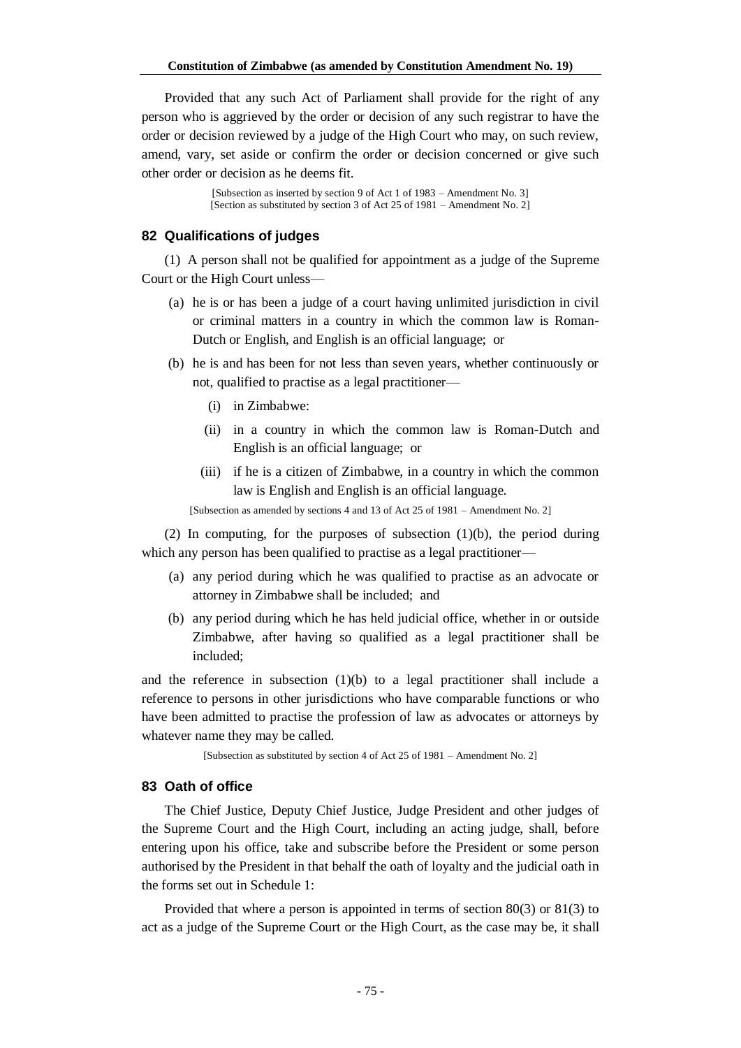Provided that any such Act of Parliament shall provide for the right of any person who is aggrieved by the order or decision of any such registrar to have the order or decision reviewed by a judge of the High Court who may, on such review, amend, vary, set aside or confirm the order or decision concerned or give such other order or decision as he deems fit.

[Subsection as inserted by section 9 of Act 1 of 1983 – Amendment No. 3]
[Section as substituted by section 3 of Act 25 of 1981 – Amendment No. 2]

### 82 Qualifications of judges

(1) A person shall not be qualified for appointment as a judge of the Supreme Court or the High Court unless—

(a) he is or has been a judge of a court having unlimited jurisdiction in civil or criminal matters in a country in which the common law is Roman-Dutch or English, and English is an official language; or

(b) he is and has been for not less than seven years, whether continuously or not, qualified to practise as a legal practitioner—

(i) in Zimbabwe:

(ii) in a country in which the common law is Roman-Dutch and English is an official language; or

(iii) if he is a citizen of Zimbabwe, in a country in which the common law is English and English is an official language.

[Subsection as amended by sections 4 and 13 of Act 25 of 1981 – Amendment No. 2]

(2) In computing, for the purposes of subsection (1)(b), the period during which any person has been qualified to practise as a legal practitioner—

(a) any period during which he was qualified to practise as an advocate or attorney in Zimbabwe shall be included; and

(b) any period during which he has held judicial office, whether in or outside Zimbabwe, after having so qualified as a legal practitioner shall be included;

and the reference in subsection (1)(b) to a legal practitioner shall include a reference to persons in other jurisdictions who have comparable functions or who have been admitted to practise the profession of law as advocates or attorneys by whatever name they may be called.

[Subsection as substituted by section 4 of Act 25 of 1981 – Amendment No. 2]

### 83 Oath of office

The Chief Justice, Deputy Chief Justice, Judge President and other judges of the Supreme Court and the High Court, including an acting judge, shall, before entering upon his office, take and subscribe before the President or some person authorised by the President in that behalf the oath of loyalty and the judicial oath in the forms set out in Schedule 1:

Provided that where a person is appointed in terms of section 80(3) or 81(3) to act as a judge of the Supreme Court or the High Court, as the case may be, it shall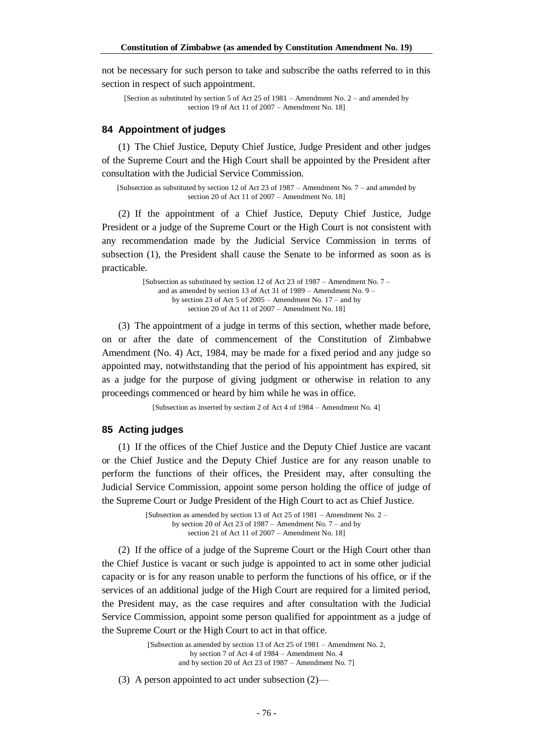not be necessary for such person to take and subscribe the oaths referred to in this section in respect of such appointment.

[Section as substituted by section 5 of Act 25 of 1981 – Amendment No. 2 – and amended by section 19 of Act 11 of 2007 – Amendment No. 18]

### 84 Appointment of judges

(1) The Chief Justice, Deputy Chief Justice, Judge President and other judges of the Supreme Court and the High Court shall be appointed by the President after consultation with the Judicial Service Commission.

[Subsection as substituted by section 12 of Act 23 of 1987 – Amendment No. 7 – and amended by section 20 of Act 11 of 2007 – Amendment No. 18]

(2) If the appointment of a Chief Justice, Deputy Chief Justice, Judge President or a judge of the Supreme Court or the High Court is not consistent with any recommendation made by the Judicial Service Commission in terms of subsection (1), the President shall cause the Senate to be informed as soon as is practicable.

[Subsection as substituted by section 12 of Act 23 of 1987 – Amendment No. 7 – and as amended by section 13 of Act 31 of 1989 – Amendment No. 9 – by section 23 of Act 5 of 2005 – Amendment No. 17 – and by section 20 of Act 11 of 2007 – Amendment No. 18]

(3) The appointment of a judge in terms of this section, whether made before, on or after the date of commencement of the Constitution of Zimbabwe Amendment (No. 4) Act, 1984, may be made for a fixed period and any judge so appointed may, notwithstanding that the period of his appointment has expired, sit as a judge for the purpose of giving judgment or otherwise in relation to any proceedings commenced or heard by him while he was in office.

[Subsection as inserted by section 2 of Act 4 of 1984 – Amendment No. 4]

### 85 Acting judges

(1) If the offices of the Chief Justice and the Deputy Chief Justice are vacant or the Chief Justice and the Deputy Chief Justice are for any reason unable to perform the functions of their offices, the President may, after consulting the Judicial Service Commission, appoint some person holding the office of judge of the Supreme Court or Judge President of the High Court to act as Chief Justice.

[Subsection as amended by section 13 of Act 25 of 1981 – Amendment No. 2 – by section 20 of Act 23 of 1987 – Amendment No. 7 – and by section 21 of Act 11 of 2007 – Amendment No. 18]

(2) If the office of a judge of the Supreme Court or the High Court other than the Chief Justice is vacant or such judge is appointed to act in some other judicial capacity or is for any reason unable to perform the functions of his office, or if the services of an additional judge of the High Court are required for a limited period, the President may, as the case requires and after consultation with the Judicial Service Commission, appoint some person qualified for appointment as a judge of the Supreme Court or the High Court to act in that office.

[Subsection as amended by section 13 of Act 25 of 1981 – Amendment No. 2, by section 7 of Act 4 of 1984 – Amendment No. 4 and by section 20 of Act 23 of 1987 – Amendment No. 7]

(3) A person appointed to act under subsection (2)—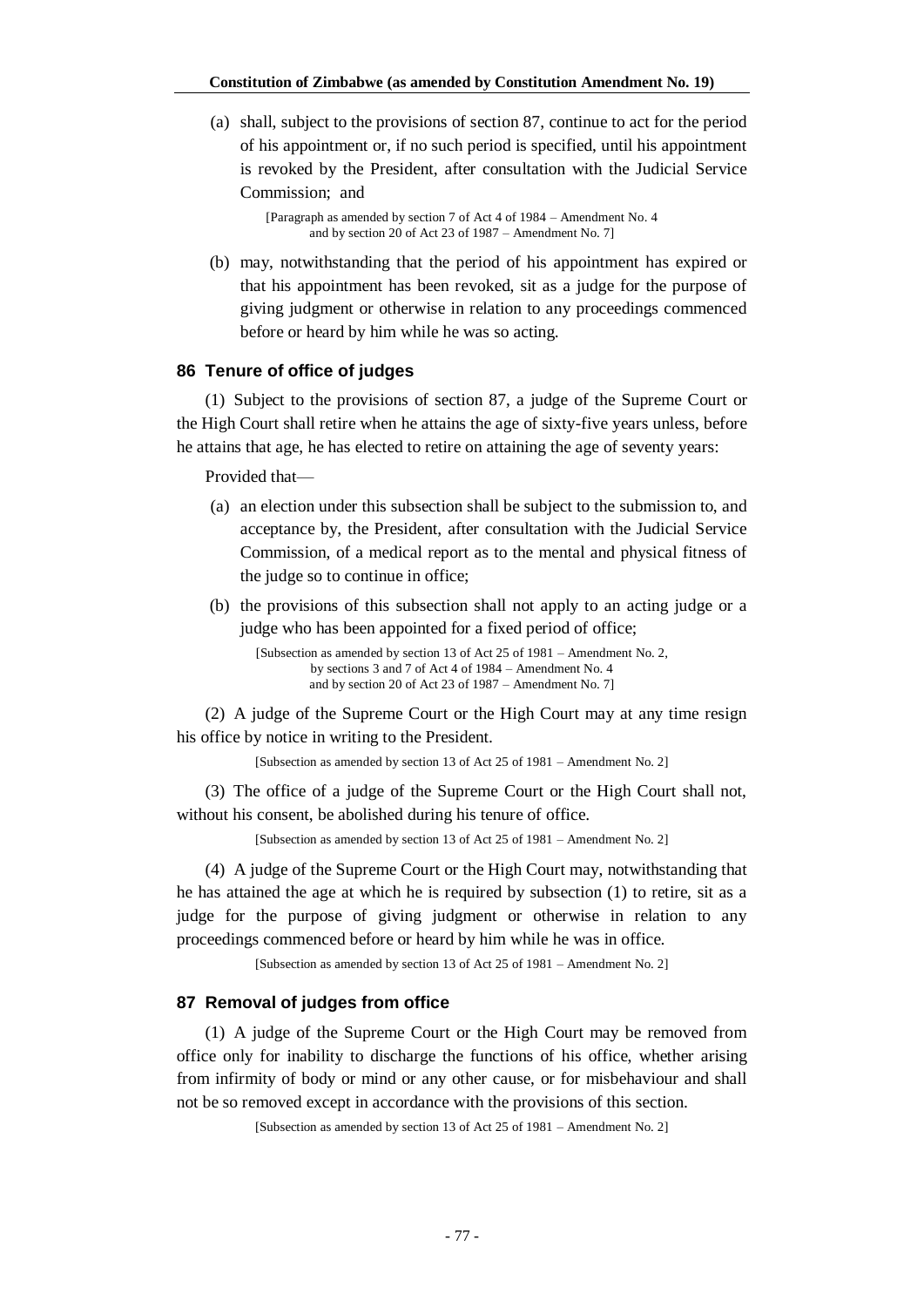(a) shall, subject to the provisions of section 87, continue to act for the period of his appointment or, if no such period is specified, until his appointment is revoked by the President, after consultation with the Judicial Service Commission; and

[Paragraph as amended by section 7 of Act 4 of 1984 – Amendment No. 4 and by section 20 of Act 23 of 1987 – Amendment No. 7]

(b) may, notwithstanding that the period of his appointment has expired or that his appointment has been revoked, sit as a judge for the purpose of giving judgment or otherwise in relation to any proceedings commenced before or heard by him while he was so acting.

### 86 Tenure of office of judges

(1) Subject to the provisions of section 87, a judge of the Supreme Court or the High Court shall retire when he attains the age of sixty-five years unless, before he attains that age, he has elected to retire on attaining the age of seventy years:

Provided that—

(a) an election under this subsection shall be subject to the submission to, and acceptance by, the President, after consultation with the Judicial Service Commission, of a medical report as to the mental and physical fitness of the judge so to continue in office;

(b) the provisions of this subsection shall not apply to an acting judge or a judge who has been appointed for a fixed period of office;

[Subsection as amended by section 13 of Act 25 of 1981 – Amendment No. 2, by sections 3 and 7 of Act 4 of 1984 – Amendment No. 4 and by section 20 of Act 23 of 1987 – Amendment No. 7]

(2) A judge of the Supreme Court or the High Court may at any time resign his office by notice in writing to the President.

[Subsection as amended by section 13 of Act 25 of 1981 – Amendment No. 2]

(3) The office of a judge of the Supreme Court or the High Court shall not, without his consent, be abolished during his tenure of office.

[Subsection as amended by section 13 of Act 25 of 1981 – Amendment No. 2]

(4) A judge of the Supreme Court or the High Court may, notwithstanding that he has attained the age at which he is required by subsection (1) to retire, sit as a judge for the purpose of giving judgment or otherwise in relation to any proceedings commenced before or heard by him while he was in office.

[Subsection as amended by section 13 of Act 25 of 1981 – Amendment No. 2]

### 87 Removal of judges from office

(1) A judge of the Supreme Court or the High Court may be removed from office only for inability to discharge the functions of his office, whether arising from infirmity of body or mind or any other cause, or for misbehaviour and shall not be so removed except in accordance with the provisions of this section.

[Subsection as amended by section 13 of Act 25 of 1981 – Amendment No. 2]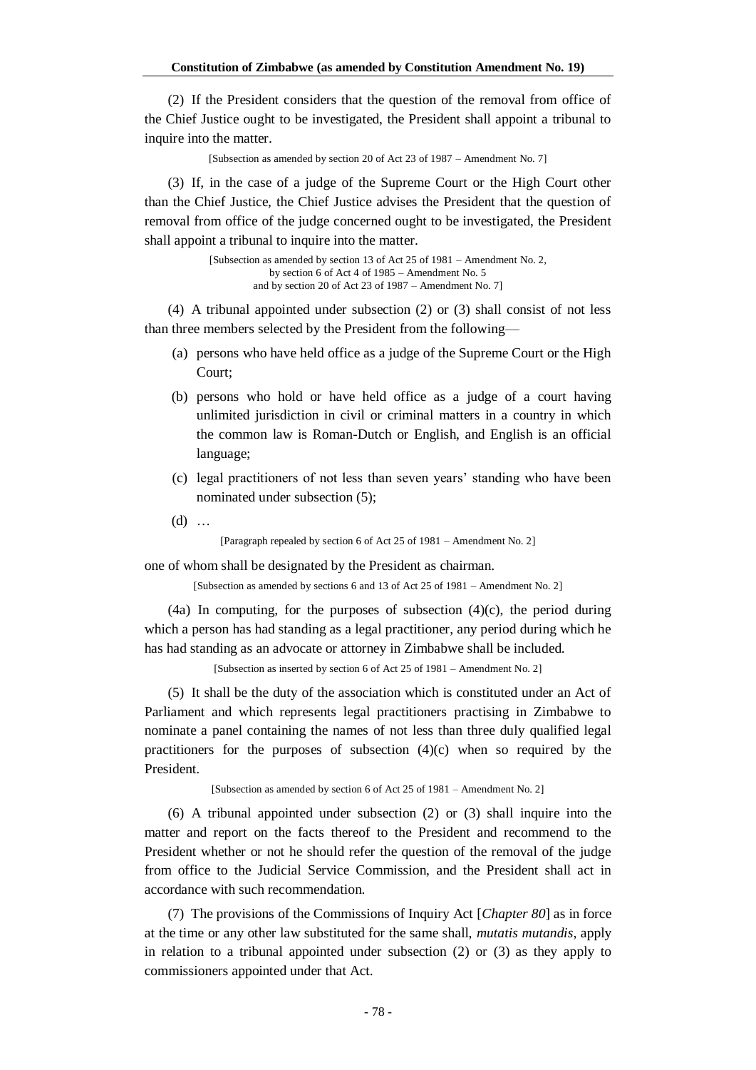(2) If the President considers that the question of the removal from office of the Chief Justice ought to be investigated, the President shall appoint a tribunal to inquire into the matter.

[Subsection as amended by section 20 of Act 23 of 1987 – Amendment No. 7]

(3) If, in the case of a judge of the Supreme Court or the High Court other than the Chief Justice, the Chief Justice advises the President that the question of removal from office of the judge concerned ought to be investigated, the President shall appoint a tribunal to inquire into the matter.

[Subsection as amended by section 13 of Act 25 of 1981 – Amendment No. 2, by section 6 of Act 4 of 1985 – Amendment No. 5 and by section 20 of Act 23 of 1987 – Amendment No. 7]

(4) A tribunal appointed under subsection (2) or (3) shall consist of not less than three members selected by the President from the following—

(a) persons who have held office as a judge of the Supreme Court or the High Court;

(b) persons who hold or have held office as a judge of a court having unlimited jurisdiction in civil or criminal matters in a country in which the common law is Roman-Dutch or English, and English is an official language;

(c) legal practitioners of not less than seven years' standing who have been nominated under subsection (5);

(d) …

[Paragraph repealed by section 6 of Act 25 of 1981 – Amendment No. 2]

one of whom shall be designated by the President as chairman.

[Subsection as amended by sections 6 and 13 of Act 25 of 1981 – Amendment No. 2]

(4a) In computing, for the purposes of subsection (4)(c), the period during which a person has had standing as a legal practitioner, any period during which he has had standing as an advocate or attorney in Zimbabwe shall be included.

[Subsection as inserted by section 6 of Act 25 of 1981 – Amendment No. 2]

(5) It shall be the duty of the association which is constituted under an Act of Parliament and which represents legal practitioners practising in Zimbabwe to nominate a panel containing the names of not less than three duly qualified legal practitioners for the purposes of subsection (4)(c) when so required by the President.

[Subsection as amended by section 6 of Act 25 of 1981 – Amendment No. 2]

(6) A tribunal appointed under subsection (2) or (3) shall inquire into the matter and report on the facts thereof to the President and recommend to the President whether or not he should refer the question of the removal of the judge from office to the Judicial Service Commission, and the President shall act in accordance with such recommendation.

(7) The provisions of the Commissions of Inquiry Act [*Chapter 80*] as in force at the time or any other law substituted for the same shall, *mutatis mutandis*, apply in relation to a tribunal appointed under subsection (2) or (3) as they apply to commissioners appointed under that Act.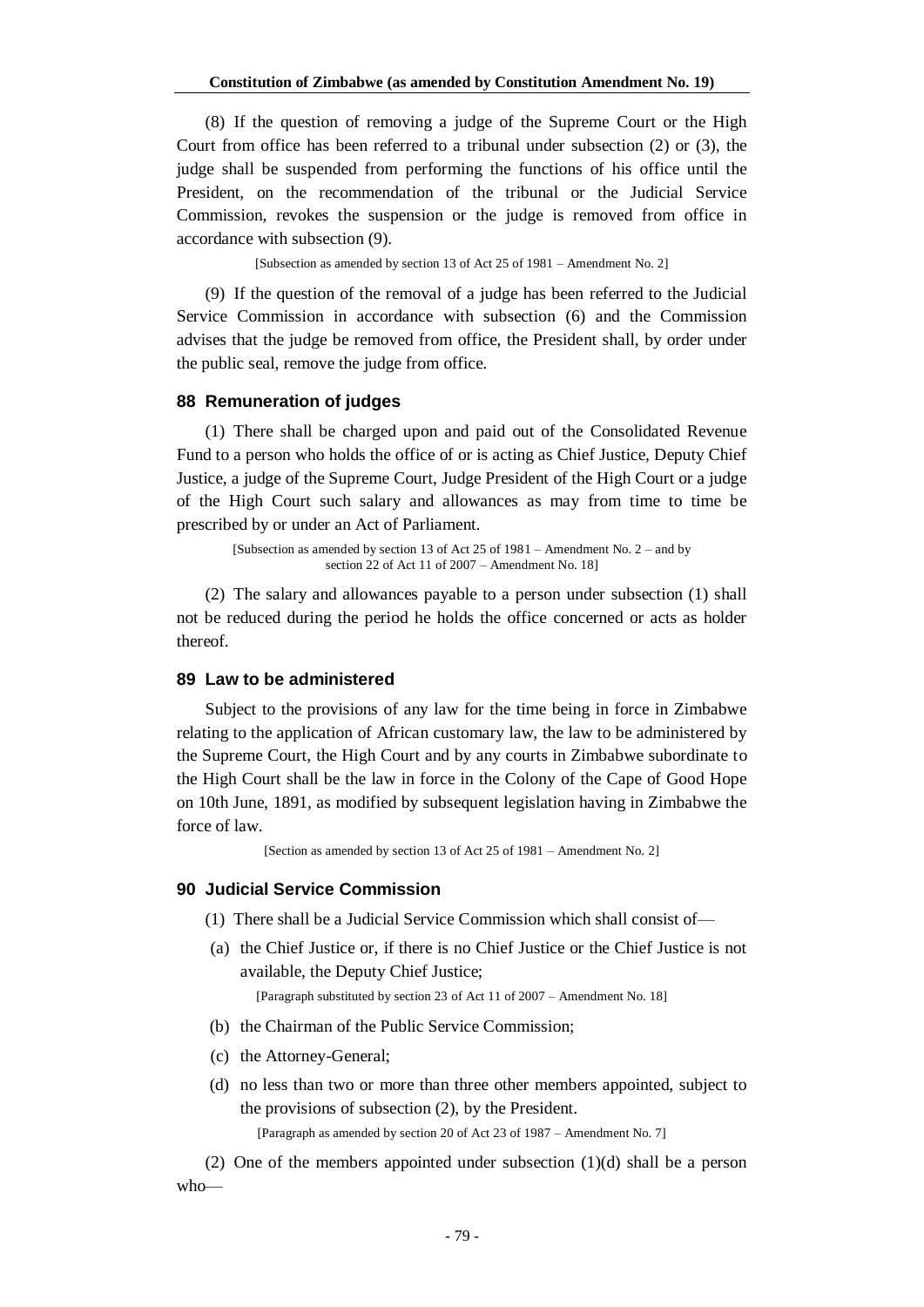(8) If the question of removing a judge of the Supreme Court or the High Court from office has been referred to a tribunal under subsection (2) or (3), the judge shall be suspended from performing the functions of his office until the President, on the recommendation of the tribunal or the Judicial Service Commission, revokes the suspension or the judge is removed from office in accordance with subsection (9).

[Subsection as amended by section 13 of Act 25 of 1981 – Amendment No. 2]

(9) If the question of the removal of a judge has been referred to the Judicial Service Commission in accordance with subsection (6) and the Commission advises that the judge be removed from office, the President shall, by order under the public seal, remove the judge from office.

### 88 Remuneration of judges

(1) There shall be charged upon and paid out of the Consolidated Revenue Fund to a person who holds the office of or is acting as Chief Justice, Deputy Chief Justice, a judge of the Supreme Court, Judge President of the High Court or a judge of the High Court such salary and allowances as may from time to time be prescribed by or under an Act of Parliament.

[Subsection as amended by section 13 of Act 25 of 1981 – Amendment No. 2 – and by section 22 of Act 11 of 2007 – Amendment No. 18]

(2) The salary and allowances payable to a person under subsection (1) shall not be reduced during the period he holds the office concerned or acts as holder thereof.

### 89 Law to be administered

Subject to the provisions of any law for the time being in force in Zimbabwe relating to the application of African customary law, the law to be administered by the Supreme Court, the High Court and by any courts in Zimbabwe subordinate to the High Court shall be the law in force in the Colony of the Cape of Good Hope on 10th June, 1891, as modified by subsequent legislation having in Zimbabwe the force of law.

[Section as amended by section 13 of Act 25 of 1981 – Amendment No. 2]

### 90 Judicial Service Commission

(1) There shall be a Judicial Service Commission which shall consist of—

(a) the Chief Justice or, if there is no Chief Justice or the Chief Justice is not available, the Deputy Chief Justice;

[Paragraph substituted by section 23 of Act 11 of 2007 – Amendment No. 18]

(b) the Chairman of the Public Service Commission;

(c) the Attorney-General;

(d) no less than two or more than three other members appointed, subject to the provisions of subsection (2), by the President.

[Paragraph as amended by section 20 of Act 23 of 1987 – Amendment No. 7]

(2) One of the members appointed under subsection (1)(d) shall be a person who—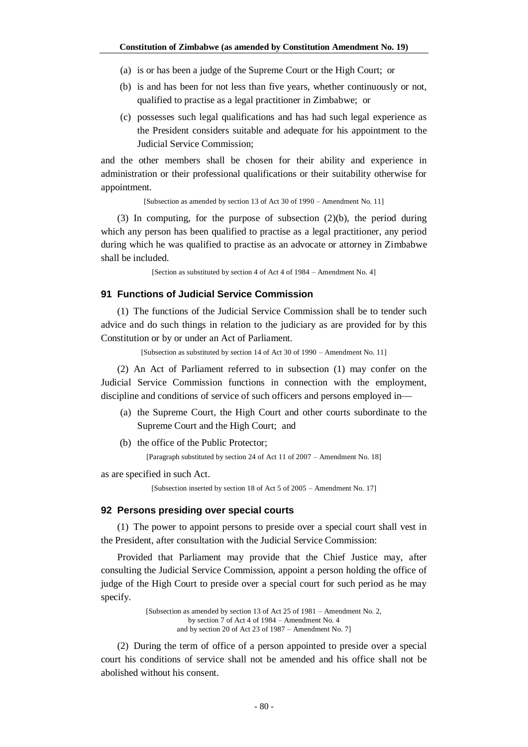(a) is or has been a judge of the Supreme Court or the High Court; or

(b) is and has been for not less than five years, whether continuously or not, qualified to practise as a legal practitioner in Zimbabwe; or

(c) possesses such legal qualifications and has had such legal experience as the President considers suitable and adequate for his appointment to the Judicial Service Commission;

and the other members shall be chosen for their ability and experience in administration or their professional qualifications or their suitability otherwise for appointment.

[Subsection as amended by section 13 of Act 30 of 1990 – Amendment No. 11]

(3) In computing, for the purpose of subsection (2)(b), the period during which any person has been qualified to practise as a legal practitioner, any period during which he was qualified to practise as an advocate or attorney in Zimbabwe shall be included.

[Section as substituted by section 4 of Act 4 of 1984 – Amendment No. 4]

### 91 Functions of Judicial Service Commission

(1) The functions of the Judicial Service Commission shall be to tender such advice and do such things in relation to the judiciary as are provided for by this Constitution or by or under an Act of Parliament.

[Subsection as substituted by section 14 of Act 30 of 1990 – Amendment No. 11]

(2) An Act of Parliament referred to in subsection (1) may confer on the Judicial Service Commission functions in connection with the employment, discipline and conditions of service of such officers and persons employed in—

(a) the Supreme Court, the High Court and other courts subordinate to the Supreme Court and the High Court; and

(b) the office of the Public Protector;

[Paragraph substituted by section 24 of Act 11 of 2007 – Amendment No. 18]

as are specified in such Act.

[Subsection inserted by section 18 of Act 5 of 2005 – Amendment No. 17]

### 92 Persons presiding over special courts

(1) The power to appoint persons to preside over a special court shall vest in the President, after consultation with the Judicial Service Commission:

Provided that Parliament may provide that the Chief Justice may, after consulting the Judicial Service Commission, appoint a person holding the office of judge of the High Court to preside over a special court for such period as he may specify.

[Subsection as amended by section 13 of Act 25 of 1981 – Amendment No. 2, by section 7 of Act 4 of 1984 – Amendment No. 4 and by section 20 of Act 23 of 1987 – Amendment No. 7]

(2) During the term of office of a person appointed to preside over a special court his conditions of service shall not be amended and his office shall not be abolished without his consent.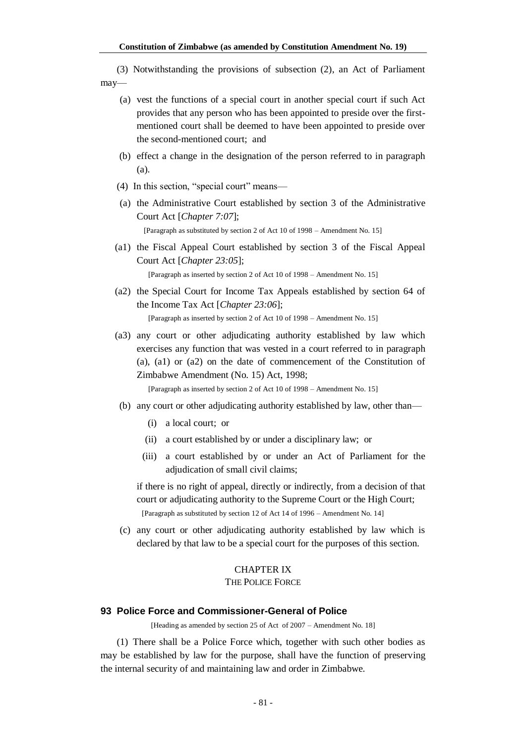(3) Notwithstanding the provisions of subsection (2), an Act of Parliament may—

(a) vest the functions of a special court in another special court if such Act provides that any person who has been appointed to preside over the first-mentioned court shall be deemed to have been appointed to preside over the second-mentioned court; and

(b) effect a change in the designation of the person referred to in paragraph (a).

(4) In this section, "special court" means—

(a) the Administrative Court established by section 3 of the Administrative Court Act [*Chapter 7:07*];

[Paragraph as substituted by section 2 of Act 10 of 1998 – Amendment No. 15]

(a1) the Fiscal Appeal Court established by section 3 of the Fiscal Appeal Court Act [*Chapter 23:05*];

[Paragraph as inserted by section 2 of Act 10 of 1998 – Amendment No. 15]

(a2) the Special Court for Income Tax Appeals established by section 64 of the Income Tax Act [*Chapter 23:06*];

[Paragraph as inserted by section 2 of Act 10 of 1998 – Amendment No. 15]

(a3) any court or other adjudicating authority established by law which exercises any function that was vested in a court referred to in paragraph (a), (a1) or (a2) on the date of commencement of the Constitution of Zimbabwe Amendment (No. 15) Act, 1998;

[Paragraph as inserted by section 2 of Act 10 of 1998 – Amendment No. 15]

(b) any court or other adjudicating authority established by law, other than—

(i) a local court; or

(ii) a court established by or under a disciplinary law; or

(iii) a court established by or under an Act of Parliament for the adjudication of small civil claims;

if there is no right of appeal, directly or indirectly, from a decision of that court or adjudicating authority to the Supreme Court or the High Court;

[Paragraph as substituted by section 12 of Act 14 of 1996 – Amendment No. 14]

(c) any court or other adjudicating authority established by law which is declared by that law to be a special court for the purposes of this section.

## CHAPTER IX
## THE POLICE FORCE

### 93 Police Force and Commissioner-General of Police

[Heading as amended by section 25 of Act of 2007 – Amendment No. 18]

(1) There shall be a Police Force which, together with such other bodies as may be established by law for the purpose, shall have the function of preserving the internal security of and maintaining law and order in Zimbabwe.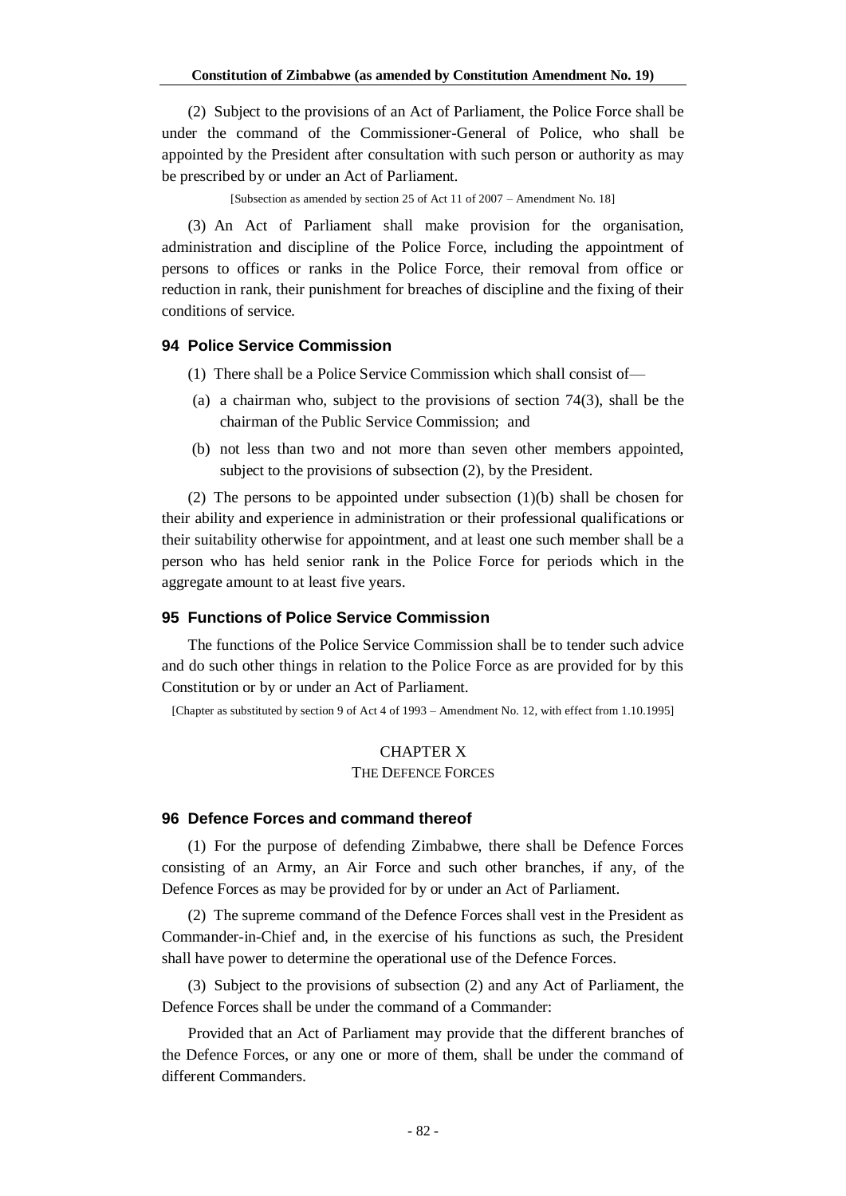(2) Subject to the provisions of an Act of Parliament, the Police Force shall be under the command of the Commissioner-General of Police, who shall be appointed by the President after consultation with such person or authority as may be prescribed by or under an Act of Parliament.

[Subsection as amended by section 25 of Act 11 of 2007 – Amendment No. 18]

(3) An Act of Parliament shall make provision for the organisation, administration and discipline of the Police Force, including the appointment of persons to offices or ranks in the Police Force, their removal from office or reduction in rank, their punishment for breaches of discipline and the fixing of their conditions of service.

### 94 Police Service Commission

(1) There shall be a Police Service Commission which shall consist of—

(a) a chairman who, subject to the provisions of section 74(3), shall be the chairman of the Public Service Commission; and

(b) not less than two and not more than seven other members appointed, subject to the provisions of subsection (2), by the President.

(2) The persons to be appointed under subsection (1)(b) shall be chosen for their ability and experience in administration or their professional qualifications or their suitability otherwise for appointment, and at least one such member shall be a person who has held senior rank in the Police Force for periods which in the aggregate amount to at least five years.

### 95 Functions of Police Service Commission

The functions of the Police Service Commission shall be to tender such advice and do such other things in relation to the Police Force as are provided for by this Constitution or by or under an Act of Parliament.

[Chapter as substituted by section 9 of Act 4 of 1993 – Amendment No. 12, with effect from 1.10.1995]

## CHAPTER X
## THE DEFENCE FORCES

### 96 Defence Forces and command thereof

(1) For the purpose of defending Zimbabwe, there shall be Defence Forces consisting of an Army, an Air Force and such other branches, if any, of the Defence Forces as may be provided for by or under an Act of Parliament.

(2) The supreme command of the Defence Forces shall vest in the President as Commander-in-Chief and, in the exercise of his functions as such, the President shall have power to determine the operational use of the Defence Forces.

(3) Subject to the provisions of subsection (2) and any Act of Parliament, the Defence Forces shall be under the command of a Commander:

Provided that an Act of Parliament may provide that the different branches of the Defence Forces, or any one or more of them, shall be under the command of different Commanders.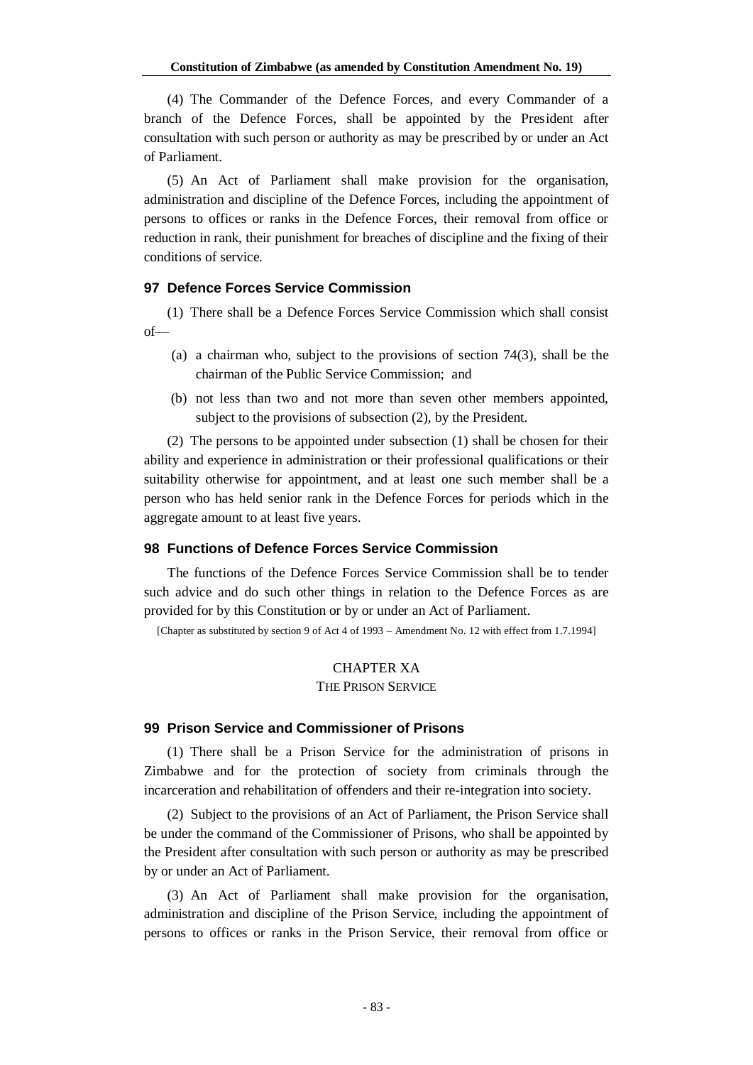(4) The Commander of the Defence Forces, and every Commander of a branch of the Defence Forces, shall be appointed by the President after consultation with such person or authority as may be prescribed by or under an Act of Parliament.

(5) An Act of Parliament shall make provision for the organisation, administration and discipline of the Defence Forces, including the appointment of persons to offices or ranks in the Defence Forces, their removal from office or reduction in rank, their punishment for breaches of discipline and the fixing of their conditions of service.

### 97 Defence Forces Service Commission

(1) There shall be a Defence Forces Service Commission which shall consist of—

(a) a chairman who, subject to the provisions of section 74(3), shall be the chairman of the Public Service Commission; and

(b) not less than two and not more than seven other members appointed, subject to the provisions of subsection (2), by the President.

(2) The persons to be appointed under subsection (1) shall be chosen for their ability and experience in administration or their professional qualifications or their suitability otherwise for appointment, and at least one such member shall be a person who has held senior rank in the Defence Forces for periods which in the aggregate amount to at least five years.

### 98 Functions of Defence Forces Service Commission

The functions of the Defence Forces Service Commission shall be to tender such advice and do such other things in relation to the Defence Forces as are provided for by this Constitution or by or under an Act of Parliament.

[Chapter as substituted by section 9 of Act 4 of 1993 – Amendment No. 12 with effect from 1.7.1994]

## CHAPTER XA
## THE PRISON SERVICE

### 99 Prison Service and Commissioner of Prisons

(1) There shall be a Prison Service for the administration of prisons in Zimbabwe and for the protection of society from criminals through the incarceration and rehabilitation of offenders and their re-integration into society.

(2) Subject to the provisions of an Act of Parliament, the Prison Service shall be under the command of the Commissioner of Prisons, who shall be appointed by the President after consultation with such person or authority as may be prescribed by or under an Act of Parliament.

(3) An Act of Parliament shall make provision for the organisation, administration and discipline of the Prison Service, including the appointment of persons to offices or ranks in the Prison Service, their removal from office or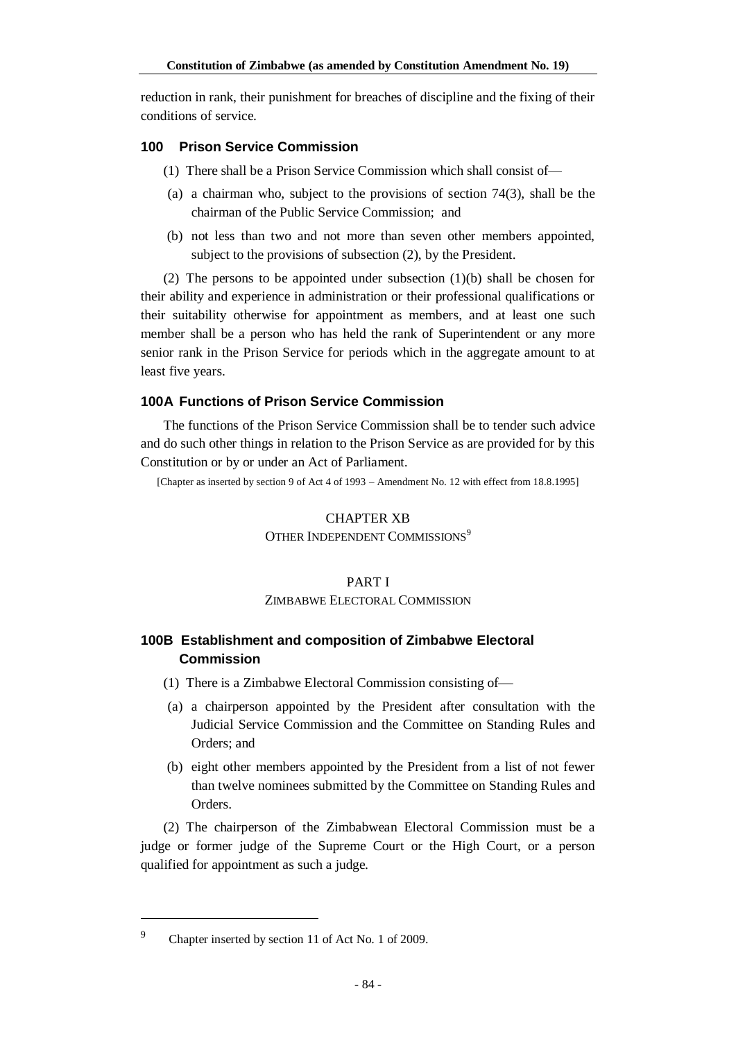reduction in rank, their punishment for breaches of discipline and the fixing of their conditions of service.

### 100 Prison Service Commission

(1) There shall be a Prison Service Commission which shall consist of—

(a) a chairman who, subject to the provisions of section 74(3), shall be the chairman of the Public Service Commission; and

(b) not less than two and not more than seven other members appointed, subject to the provisions of subsection (2), by the President.

(2) The persons to be appointed under subsection (1)(b) shall be chosen for their ability and experience in administration or their professional qualifications or their suitability otherwise for appointment as members, and at least one such member shall be a person who has held the rank of Superintendent or any more senior rank in the Prison Service for periods which in the aggregate amount to at least five years.

### 100A Functions of Prison Service Commission

The functions of the Prison Service Commission shall be to tender such advice and do such other things in relation to the Prison Service as are provided for by this Constitution or by or under an Act of Parliament.

[Chapter as inserted by section 9 of Act 4 of 1993 – Amendment No. 12 with effect from 18.8.1995]

## CHAPTER XB
## OTHER INDEPENDENT COMMISSIONS[9]

## PART I
## ZIMBABWE ELECTORAL COMMISSION

### 100B Establishment and composition of Zimbabwe Electoral Commission

(1) There is a Zimbabwe Electoral Commission consisting of—

(a) a chairperson appointed by the President after consultation with the Judicial Service Commission and the Committee on Standing Rules and Orders; and

(b) eight other members appointed by the President from a list of not fewer than twelve nominees submitted by the Committee on Standing Rules and Orders.

(2) The chairperson of the Zimbabwean Electoral Commission must be a judge or former judge of the Supreme Court or the High Court, or a person qualified for appointment as such a judge.

---

[9] Chapter inserted by section 11 of Act No. 1 of 2009.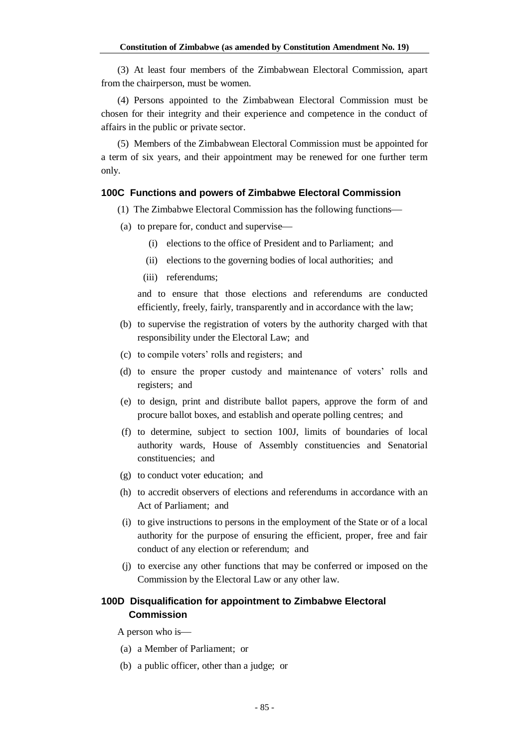(3) At least four members of the Zimbabwean Electoral Commission, apart from the chairperson, must be women.

(4) Persons appointed to the Zimbabwean Electoral Commission must be chosen for their integrity and their experience and competence in the conduct of affairs in the public or private sector.

(5) Members of the Zimbabwean Electoral Commission must be appointed for a term of six years, and their appointment may be renewed for one further term only.

### 100C Functions and powers of Zimbabwe Electoral Commission

(1) The Zimbabwe Electoral Commission has the following functions—

(a) to prepare for, conduct and supervise—

(i) elections to the office of President and to Parliament; and

(ii) elections to the governing bodies of local authorities; and

(iii) referendums;

and to ensure that those elections and referendums are conducted efficiently, freely, fairly, transparently and in accordance with the law;

(b) to supervise the registration of voters by the authority charged with that responsibility under the Electoral Law; and

(c) to compile voters' rolls and registers; and

(d) to ensure the proper custody and maintenance of voters' rolls and registers; and

(e) to design, print and distribute ballot papers, approve the form of and procure ballot boxes, and establish and operate polling centres; and

(f) to determine, subject to section 100J, limits of boundaries of local authority wards, House of Assembly constituencies and Senatorial constituencies; and

(g) to conduct voter education; and

(h) to accredit observers of elections and referendums in accordance with an Act of Parliament; and

(i) to give instructions to persons in the employment of the State or of a local authority for the purpose of ensuring the efficient, proper, free and fair conduct of any election or referendum; and

(j) to exercise any other functions that may be conferred or imposed on the Commission by the Electoral Law or any other law.

### 100D Disqualification for appointment to Zimbabwe Electoral Commission

A person who is—

(a) a Member of Parliament; or

(b) a public officer, other than a judge; or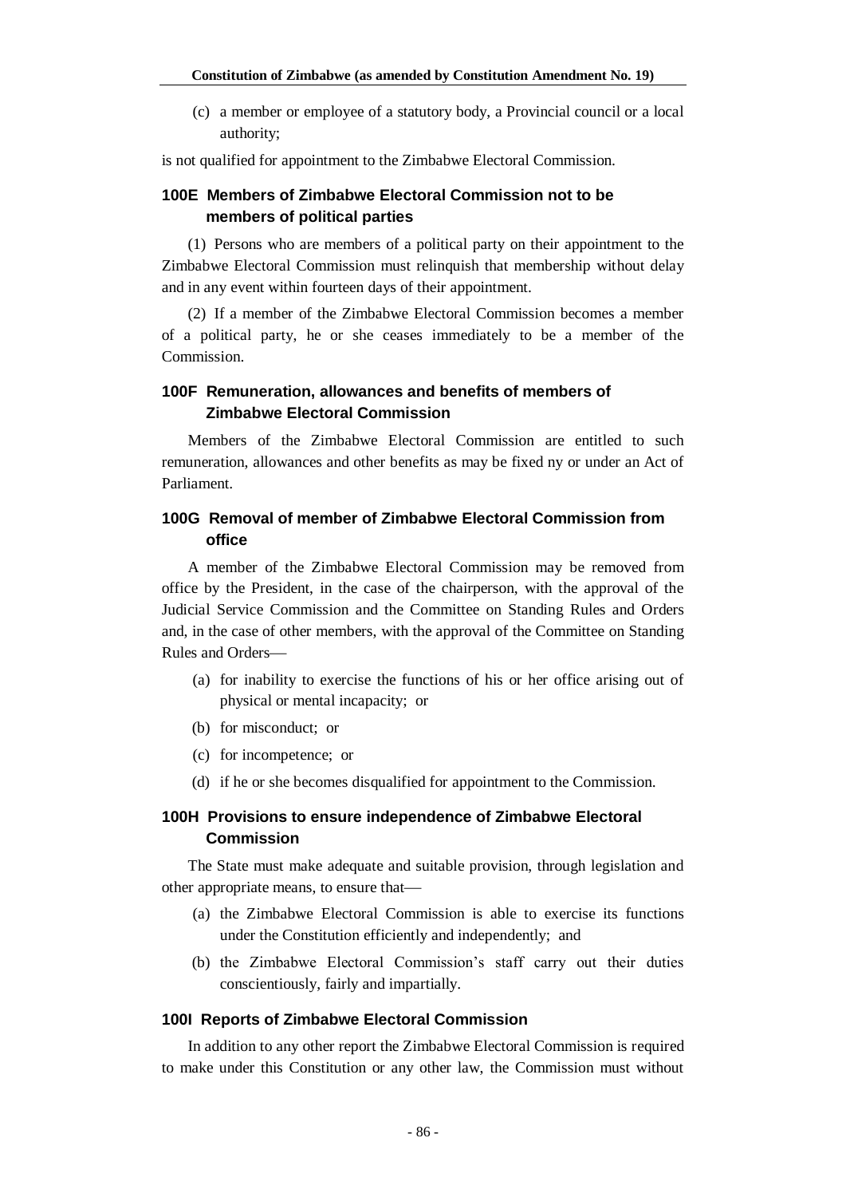(c) a member or employee of a statutory body, a Provincial council or a local authority;

is not qualified for appointment to the Zimbabwe Electoral Commission.

### 100E Members of Zimbabwe Electoral Commission not to be members of political parties

(1) Persons who are members of a political party on their appointment to the Zimbabwe Electoral Commission must relinquish that membership without delay and in any event within fourteen days of their appointment.

(2) If a member of the Zimbabwe Electoral Commission becomes a member of a political party, he or she ceases immediately to be a member of the Commission.

### 100F Remuneration, allowances and benefits of members of Zimbabwe Electoral Commission

Members of the Zimbabwe Electoral Commission are entitled to such remuneration, allowances and other benefits as may be fixed ny or under an Act of Parliament.

### 100G Removal of member of Zimbabwe Electoral Commission from office

A member of the Zimbabwe Electoral Commission may be removed from office by the President, in the case of the chairperson, with the approval of the Judicial Service Commission and the Committee on Standing Rules and Orders and, in the case of other members, with the approval of the Committee on Standing Rules and Orders—

(a) for inability to exercise the functions of his or her office arising out of physical or mental incapacity; or

(b) for misconduct; or

(c) for incompetence; or

(d) if he or she becomes disqualified for appointment to the Commission.

### 100H Provisions to ensure independence of Zimbabwe Electoral Commission

The State must make adequate and suitable provision, through legislation and other appropriate means, to ensure that—

(a) the Zimbabwe Electoral Commission is able to exercise its functions under the Constitution efficiently and independently; and

(b) the Zimbabwe Electoral Commission's staff carry out their duties conscientiously, fairly and impartially.

### 100I Reports of Zimbabwe Electoral Commission

In addition to any other report the Zimbabwe Electoral Commission is required to make under this Constitution or any other law, the Commission must without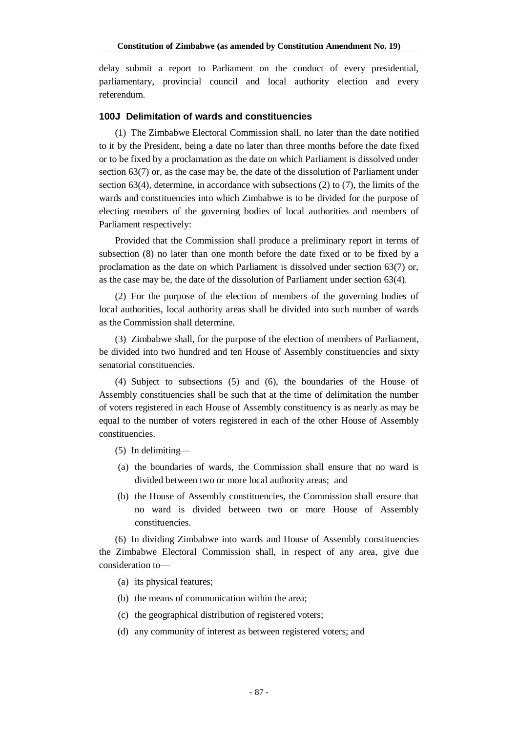delay submit a report to Parliament on the conduct of every presidential, parliamentary, provincial council and local authority election and every referendum.

### 100J Delimitation of wards and constituencies

(1) The Zimbabwe Electoral Commission shall, no later than the date notified to it by the President, being a date no later than three months before the date fixed or to be fixed by a proclamation as the date on which Parliament is dissolved under section 63(7) or, as the case may be, the date of the dissolution of Parliament under section 63(4), determine, in accordance with subsections (2) to (7), the limits of the wards and constituencies into which Zimbabwe is to be divided for the purpose of electing members of the governing bodies of local authorities and members of Parliament respectively:

Provided that the Commission shall produce a preliminary report in terms of subsection (8) no later than one month before the date fixed or to be fixed by a proclamation as the date on which Parliament is dissolved under section 63(7) or, as the case may be, the date of the dissolution of Parliament under section 63(4).

(2) For the purpose of the election of members of the governing bodies of local authorities, local authority areas shall be divided into such number of wards as the Commission shall determine.

(3) Zimbabwe shall, for the purpose of the election of members of Parliament, be divided into two hundred and ten House of Assembly constituencies and sixty senatorial constituencies.

(4) Subject to subsections (5) and (6), the boundaries of the House of Assembly constituencies shall be such that at the time of delimitation the number of voters registered in each House of Assembly constituency is as nearly as may be equal to the number of voters registered in each of the other House of Assembly constituencies.

(5) In delimiting—

(a) the boundaries of wards, the Commission shall ensure that no ward is divided between two or more local authority areas; and

(b) the House of Assembly constituencies, the Commission shall ensure that no ward is divided between two or more House of Assembly constituencies.

(6) In dividing Zimbabwe into wards and House of Assembly constituencies the Zimbabwe Electoral Commission shall, in respect of any area, give due consideration to—

(a) its physical features;

(b) the means of communication within the area;

(c) the geographical distribution of registered voters;

(d) any community of interest as between registered voters; and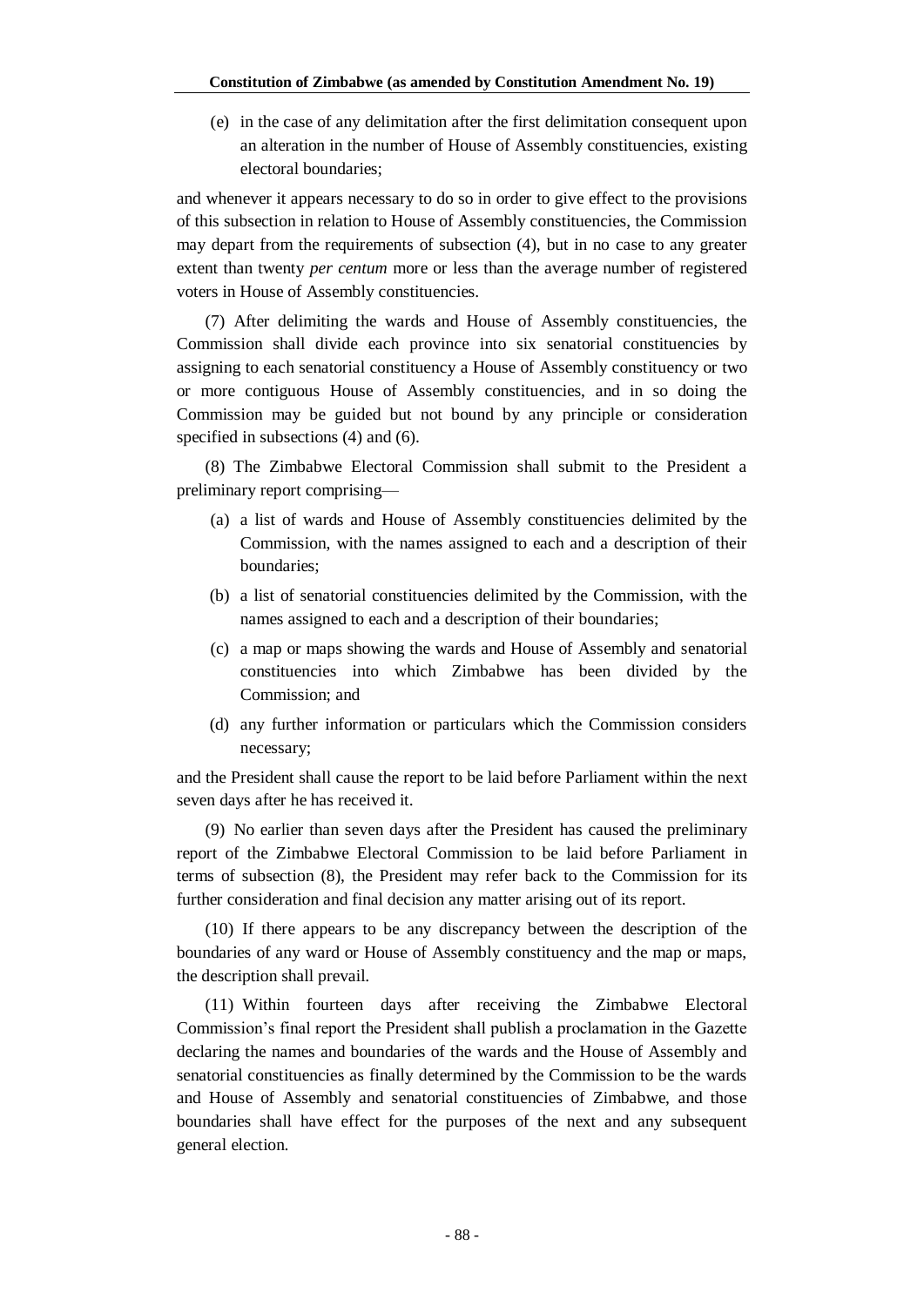(e) in the case of any delimitation after the first delimitation consequent upon an alteration in the number of House of Assembly constituencies, existing electoral boundaries;

and whenever it appears necessary to do so in order to give effect to the provisions of this subsection in relation to House of Assembly constituencies, the Commission may depart from the requirements of subsection (4), but in no case to any greater extent than twenty *per centum* more or less than the average number of registered voters in House of Assembly constituencies.

(7) After delimiting the wards and House of Assembly constituencies, the Commission shall divide each province into six senatorial constituencies by assigning to each senatorial constituency a House of Assembly constituency or two or more contiguous House of Assembly constituencies, and in so doing the Commission may be guided but not bound by any principle or consideration specified in subsections (4) and (6).

(8) The Zimbabwe Electoral Commission shall submit to the President a preliminary report comprising—

(a) a list of wards and House of Assembly constituencies delimited by the Commission, with the names assigned to each and a description of their boundaries;

(b) a list of senatorial constituencies delimited by the Commission, with the names assigned to each and a description of their boundaries;

(c) a map or maps showing the wards and House of Assembly and senatorial constituencies into which Zimbabwe has been divided by the Commission; and

(d) any further information or particulars which the Commission considers necessary;

and the President shall cause the report to be laid before Parliament within the next seven days after he has received it.

(9) No earlier than seven days after the President has caused the preliminary report of the Zimbabwe Electoral Commission to be laid before Parliament in terms of subsection (8), the President may refer back to the Commission for its further consideration and final decision any matter arising out of its report.

(10) If there appears to be any discrepancy between the description of the boundaries of any ward or House of Assembly constituency and the map or maps, the description shall prevail.

(11) Within fourteen days after receiving the Zimbabwe Electoral Commission's final report the President shall publish a proclamation in the Gazette declaring the names and boundaries of the wards and the House of Assembly and senatorial constituencies as finally determined by the Commission to be the wards and House of Assembly and senatorial constituencies of Zimbabwe, and those boundaries shall have effect for the purposes of the next and any subsequent general election.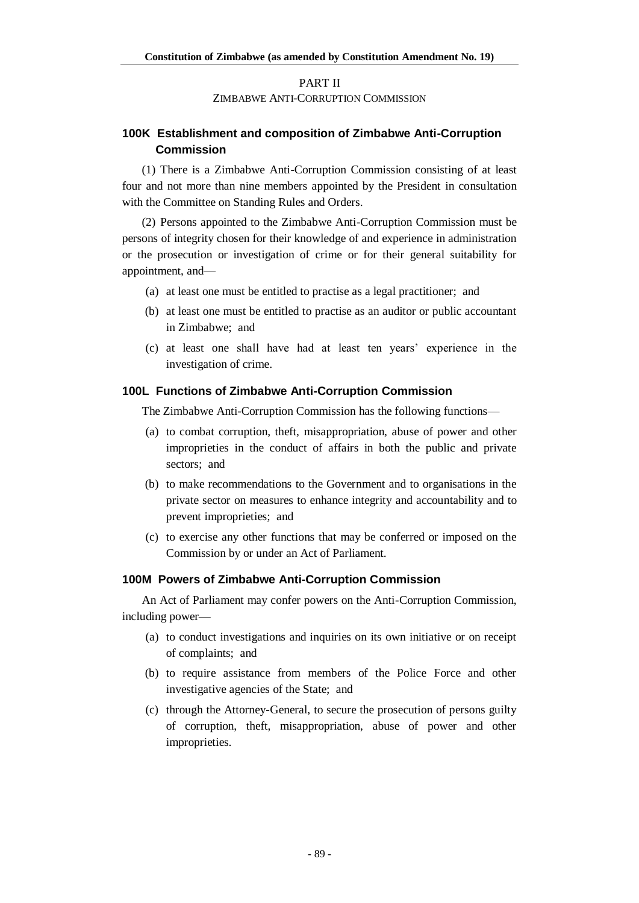## PART II

### ZIMBABWE ANTI-CORRUPTION COMMISSION

### 100K Establishment and composition of Zimbabwe Anti-Corruption Commission

(1) There is a Zimbabwe Anti-Corruption Commission consisting of at least four and not more than nine members appointed by the President in consultation with the Committee on Standing Rules and Orders.

(2) Persons appointed to the Zimbabwe Anti-Corruption Commission must be persons of integrity chosen for their knowledge of and experience in administration or the prosecution or investigation of crime or for their general suitability for appointment, and—

(a) at least one must be entitled to practise as a legal practitioner; and

(b) at least one must be entitled to practise as an auditor or public accountant in Zimbabwe; and

(c) at least one shall have had at least ten years' experience in the investigation of crime.

### 100L Functions of Zimbabwe Anti-Corruption Commission

The Zimbabwe Anti-Corruption Commission has the following functions—

(a) to combat corruption, theft, misappropriation, abuse of power and other improprieties in the conduct of affairs in both the public and private sectors; and

(b) to make recommendations to the Government and to organisations in the private sector on measures to enhance integrity and accountability and to prevent improprieties; and

(c) to exercise any other functions that may be conferred or imposed on the Commission by or under an Act of Parliament.

### 100M Powers of Zimbabwe Anti-Corruption Commission

An Act of Parliament may confer powers on the Anti-Corruption Commission, including power—

(a) to conduct investigations and inquiries on its own initiative or on receipt of complaints; and

(b) to require assistance from members of the Police Force and other investigative agencies of the State; and

(c) through the Attorney-General, to secure the prosecution of persons guilty of corruption, theft, misappropriation, abuse of power and other improprieties.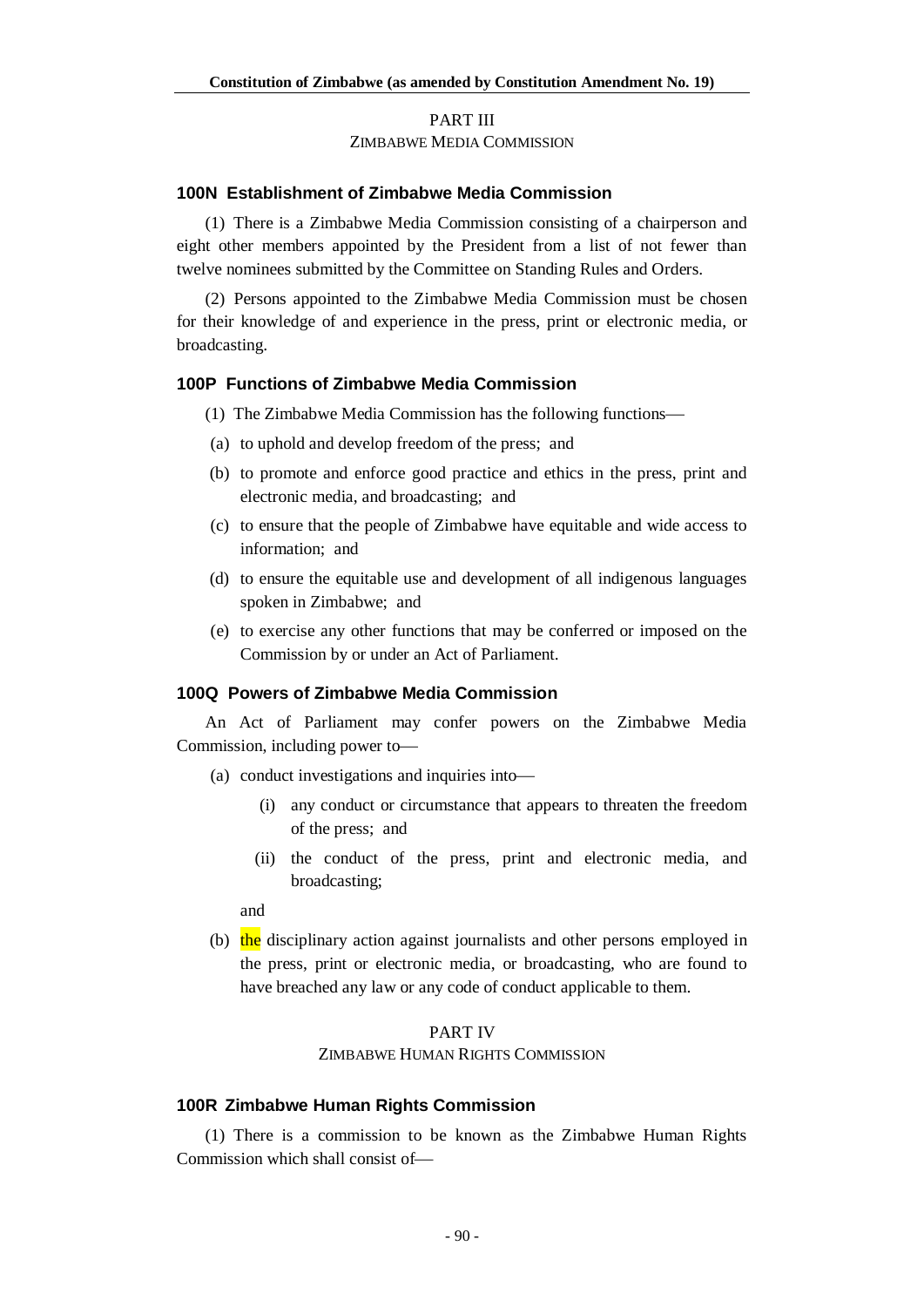PART III

ZIMBABWE MEDIA COMMISSION

### 100N Establishment of Zimbabwe Media Commission

(1) There is a Zimbabwe Media Commission consisting of a chairperson and eight other members appointed by the President from a list of not fewer than twelve nominees submitted by the Committee on Standing Rules and Orders.

(2) Persons appointed to the Zimbabwe Media Commission must be chosen for their knowledge of and experience in the press, print or electronic media, or broadcasting.

### 100P Functions of Zimbabwe Media Commission

(1) The Zimbabwe Media Commission has the following functions—

(a) to uphold and develop freedom of the press; and

(b) to promote and enforce good practice and ethics in the press, print and electronic media, and broadcasting; and

(c) to ensure that the people of Zimbabwe have equitable and wide access to information; and

(d) to ensure the equitable use and development of all indigenous languages spoken in Zimbabwe; and

(e) to exercise any other functions that may be conferred or imposed on the Commission by or under an Act of Parliament.

### 100Q Powers of Zimbabwe Media Commission

An Act of Parliament may confer powers on the Zimbabwe Media Commission, including power to—

(a) conduct investigations and inquiries into—

(i) any conduct or circumstance that appears to threaten the freedom of the press; and

(ii) the conduct of the press, print and electronic media, and broadcasting;

and

(b) the disciplinary action against journalists and other persons employed in the press, print or electronic media, or broadcasting, who are found to have breached any law or any code of conduct applicable to them.

PART IV

ZIMBABWE HUMAN RIGHTS COMMISSION

### 100R Zimbabwe Human Rights Commission

(1) There is a commission to be known as the Zimbabwe Human Rights Commission which shall consist of—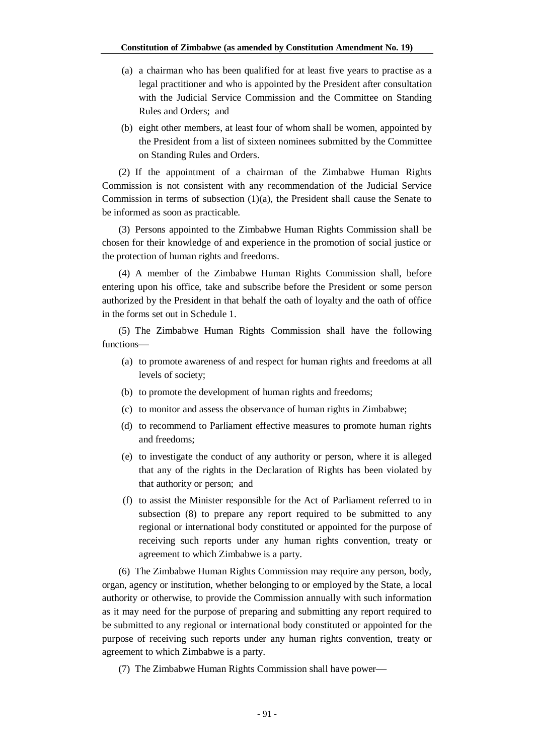(a) a chairman who has been qualified for at least five years to practise as a legal practitioner and who is appointed by the President after consultation with the Judicial Service Commission and the Committee on Standing Rules and Orders; and

(b) eight other members, at least four of whom shall be women, appointed by the President from a list of sixteen nominees submitted by the Committee on Standing Rules and Orders.

(2) If the appointment of a chairman of the Zimbabwe Human Rights Commission is not consistent with any recommendation of the Judicial Service Commission in terms of subsection (1)(a), the President shall cause the Senate to be informed as soon as practicable.

(3) Persons appointed to the Zimbabwe Human Rights Commission shall be chosen for their knowledge of and experience in the promotion of social justice or the protection of human rights and freedoms.

(4) A member of the Zimbabwe Human Rights Commission shall, before entering upon his office, take and subscribe before the President or some person authorized by the President in that behalf the oath of loyalty and the oath of office in the forms set out in Schedule 1.

(5) The Zimbabwe Human Rights Commission shall have the following functions—

(a) to promote awareness of and respect for human rights and freedoms at all levels of society;

(b) to promote the development of human rights and freedoms;

(c) to monitor and assess the observance of human rights in Zimbabwe;

(d) to recommend to Parliament effective measures to promote human rights and freedoms;

(e) to investigate the conduct of any authority or person, where it is alleged that any of the rights in the Declaration of Rights has been violated by that authority or person; and

(f) to assist the Minister responsible for the Act of Parliament referred to in subsection (8) to prepare any report required to be submitted to any regional or international body constituted or appointed for the purpose of receiving such reports under any human rights convention, treaty or agreement to which Zimbabwe is a party.

(6) The Zimbabwe Human Rights Commission may require any person, body, organ, agency or institution, whether belonging to or employed by the State, a local authority or otherwise, to provide the Commission annually with such information as it may need for the purpose of preparing and submitting any report required to be submitted to any regional or international body constituted or appointed for the purpose of receiving such reports under any human rights convention, treaty or agreement to which Zimbabwe is a party.

(7) The Zimbabwe Human Rights Commission shall have power—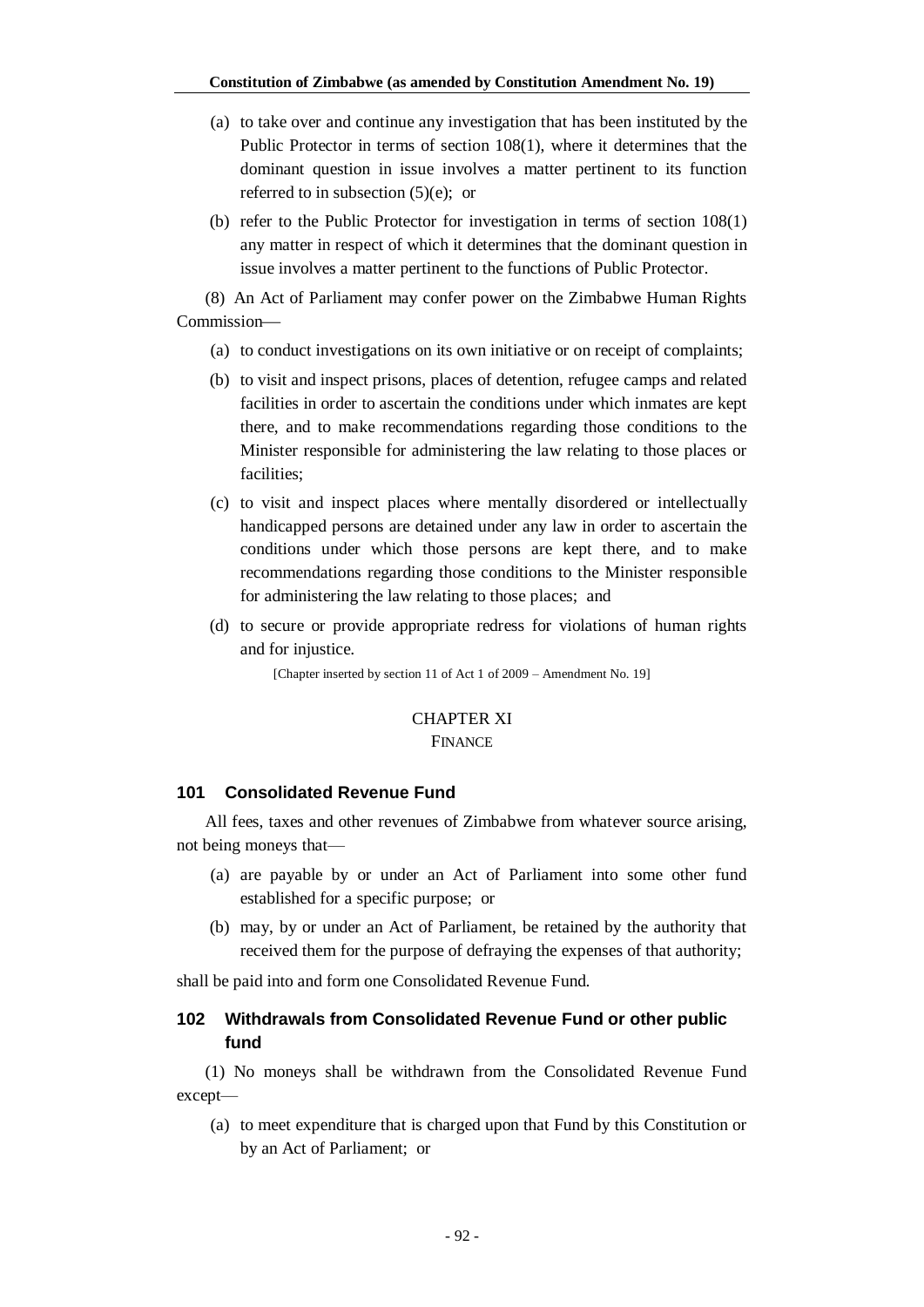(a) to take over and continue any investigation that has been instituted by the Public Protector in terms of section 108(1), where it determines that the dominant question in issue involves a matter pertinent to its function referred to in subsection (5)(e); or

(b) refer to the Public Protector for investigation in terms of section 108(1) any matter in respect of which it determines that the dominant question in issue involves a matter pertinent to the functions of Public Protector.

(8) An Act of Parliament may confer power on the Zimbabwe Human Rights Commission—

(a) to conduct investigations on its own initiative or on receipt of complaints;

(b) to visit and inspect prisons, places of detention, refugee camps and related facilities in order to ascertain the conditions under which inmates are kept there, and to make recommendations regarding those conditions to the Minister responsible for administering the law relating to those places or facilities;

(c) to visit and inspect places where mentally disordered or intellectually handicapped persons are detained under any law in order to ascertain the conditions under which those persons are kept there, and to make recommendations regarding those conditions to the Minister responsible for administering the law relating to those places; and

(d) to secure or provide appropriate redress for violations of human rights and for injustice.

[Chapter inserted by section 11 of Act 1 of 2009 – Amendment No. 19]

## CHAPTER XI
## FINANCE

### 101 Consolidated Revenue Fund

All fees, taxes and other revenues of Zimbabwe from whatever source arising, not being moneys that—

(a) are payable by or under an Act of Parliament into some other fund established for a specific purpose; or

(b) may, by or under an Act of Parliament, be retained by the authority that received them for the purpose of defraying the expenses of that authority;

shall be paid into and form one Consolidated Revenue Fund.

### 102 Withdrawals from Consolidated Revenue Fund or other public fund

(1) No moneys shall be withdrawn from the Consolidated Revenue Fund except—

(a) to meet expenditure that is charged upon that Fund by this Constitution or by an Act of Parliament; or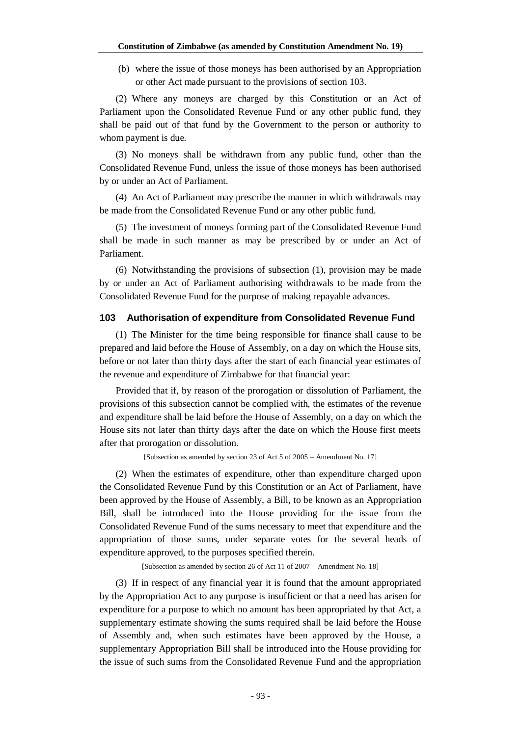(b) where the issue of those moneys has been authorised by an Appropriation or other Act made pursuant to the provisions of section 103.

(2) Where any moneys are charged by this Constitution or an Act of Parliament upon the Consolidated Revenue Fund or any other public fund, they shall be paid out of that fund by the Government to the person or authority to whom payment is due.

(3) No moneys shall be withdrawn from any public fund, other than the Consolidated Revenue Fund, unless the issue of those moneys has been authorised by or under an Act of Parliament.

(4) An Act of Parliament may prescribe the manner in which withdrawals may be made from the Consolidated Revenue Fund or any other public fund.

(5) The investment of moneys forming part of the Consolidated Revenue Fund shall be made in such manner as may be prescribed by or under an Act of Parliament.

(6) Notwithstanding the provisions of subsection (1), provision may be made by or under an Act of Parliament authorising withdrawals to be made from the Consolidated Revenue Fund for the purpose of making repayable advances.

### 103 Authorisation of expenditure from Consolidated Revenue Fund

(1) The Minister for the time being responsible for finance shall cause to be prepared and laid before the House of Assembly, on a day on which the House sits, before or not later than thirty days after the start of each financial year estimates of the revenue and expenditure of Zimbabwe for that financial year:

Provided that if, by reason of the prorogation or dissolution of Parliament, the provisions of this subsection cannot be complied with, the estimates of the revenue and expenditure shall be laid before the House of Assembly, on a day on which the House sits not later than thirty days after the date on which the House first meets after that prorogation or dissolution.

[Subsection as amended by section 23 of Act 5 of 2005 – Amendment No. 17]

(2) When the estimates of expenditure, other than expenditure charged upon the Consolidated Revenue Fund by this Constitution or an Act of Parliament, have been approved by the House of Assembly, a Bill, to be known as an Appropriation Bill, shall be introduced into the House providing for the issue from the Consolidated Revenue Fund of the sums necessary to meet that expenditure and the appropriation of those sums, under separate votes for the several heads of expenditure approved, to the purposes specified therein.

[Subsection as amended by section 26 of Act 11 of 2007 – Amendment No. 18]

(3) If in respect of any financial year it is found that the amount appropriated by the Appropriation Act to any purpose is insufficient or that a need has arisen for expenditure for a purpose to which no amount has been appropriated by that Act, a supplementary estimate showing the sums required shall be laid before the House of Assembly and, when such estimates have been approved by the House, a supplementary Appropriation Bill shall be introduced into the House providing for the issue of such sums from the Consolidated Revenue Fund and the appropriation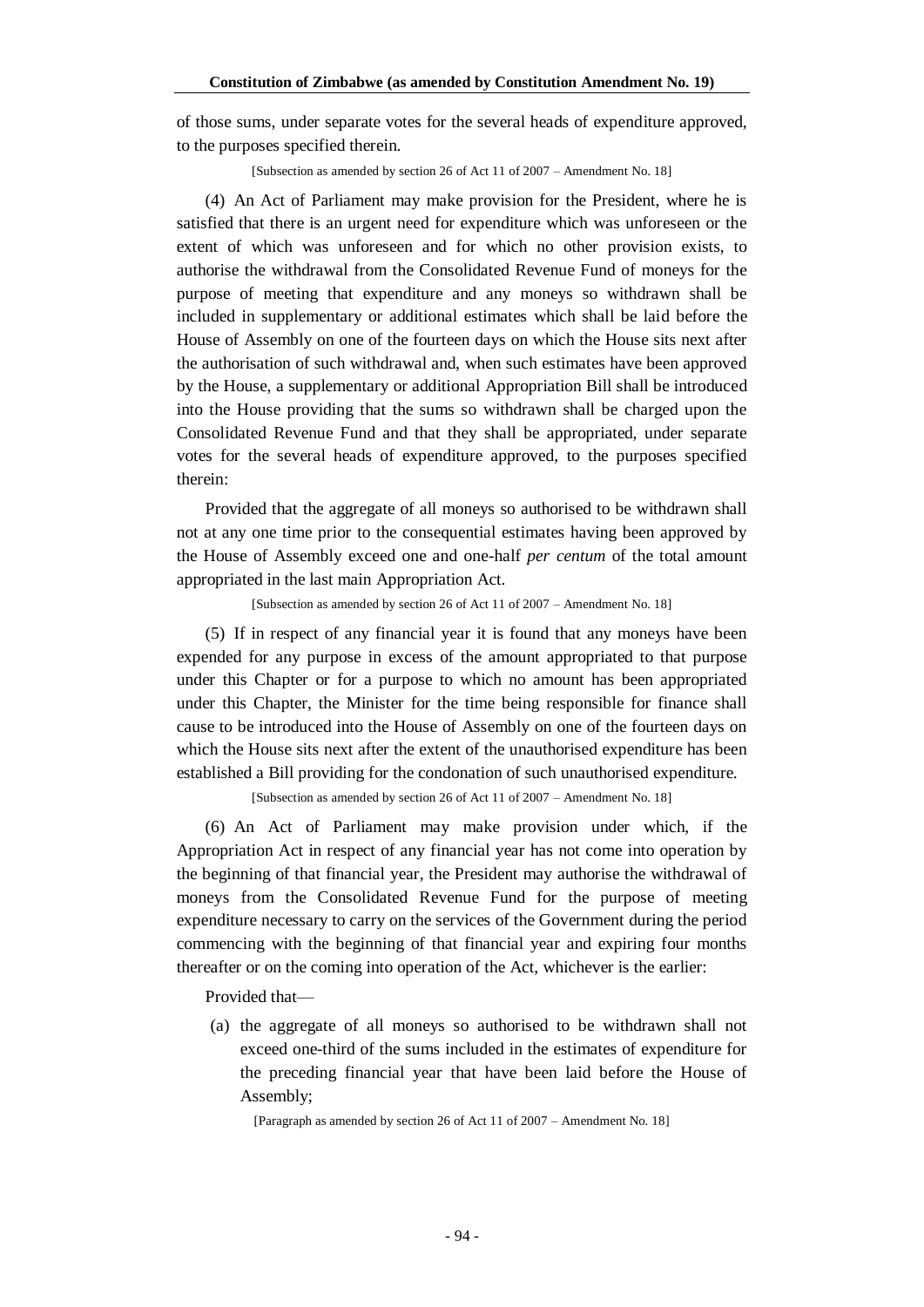of those sums, under separate votes for the several heads of expenditure approved, to the purposes specified therein.

[Subsection as amended by section 26 of Act 11 of 2007 – Amendment No. 18]

(4) An Act of Parliament may make provision for the President, where he is satisfied that there is an urgent need for expenditure which was unforeseen or the extent of which was unforeseen and for which no other provision exists, to authorise the withdrawal from the Consolidated Revenue Fund of moneys for the purpose of meeting that expenditure and any moneys so withdrawn shall be included in supplementary or additional estimates which shall be laid before the House of Assembly on one of the fourteen days on which the House sits next after the authorisation of such withdrawal and, when such estimates have been approved by the House, a supplementary or additional Appropriation Bill shall be introduced into the House providing that the sums so withdrawn shall be charged upon the Consolidated Revenue Fund and that they shall be appropriated, under separate votes for the several heads of expenditure approved, to the purposes specified therein:

Provided that the aggregate of all moneys so authorised to be withdrawn shall not at any one time prior to the consequential estimates having been approved by the House of Assembly exceed one and one-half *per centum* of the total amount appropriated in the last main Appropriation Act.

[Subsection as amended by section 26 of Act 11 of 2007 – Amendment No. 18]

(5) If in respect of any financial year it is found that any moneys have been expended for any purpose in excess of the amount appropriated to that purpose under this Chapter or for a purpose to which no amount has been appropriated under this Chapter, the Minister for the time being responsible for finance shall cause to be introduced into the House of Assembly on one of the fourteen days on which the House sits next after the extent of the unauthorised expenditure has been established a Bill providing for the condonation of such unauthorised expenditure.

[Subsection as amended by section 26 of Act 11 of 2007 – Amendment No. 18]

(6) An Act of Parliament may make provision under which, if the Appropriation Act in respect of any financial year has not come into operation by the beginning of that financial year, the President may authorise the withdrawal of moneys from the Consolidated Revenue Fund for the purpose of meeting expenditure necessary to carry on the services of the Government during the period commencing with the beginning of that financial year and expiring four months thereafter or on the coming into operation of the Act, whichever is the earlier:

Provided that—

(a) the aggregate of all moneys so authorised to be withdrawn shall not exceed one-third of the sums included in the estimates of expenditure for the preceding financial year that have been laid before the House of Assembly;

[Paragraph as amended by section 26 of Act 11 of 2007 – Amendment No. 18]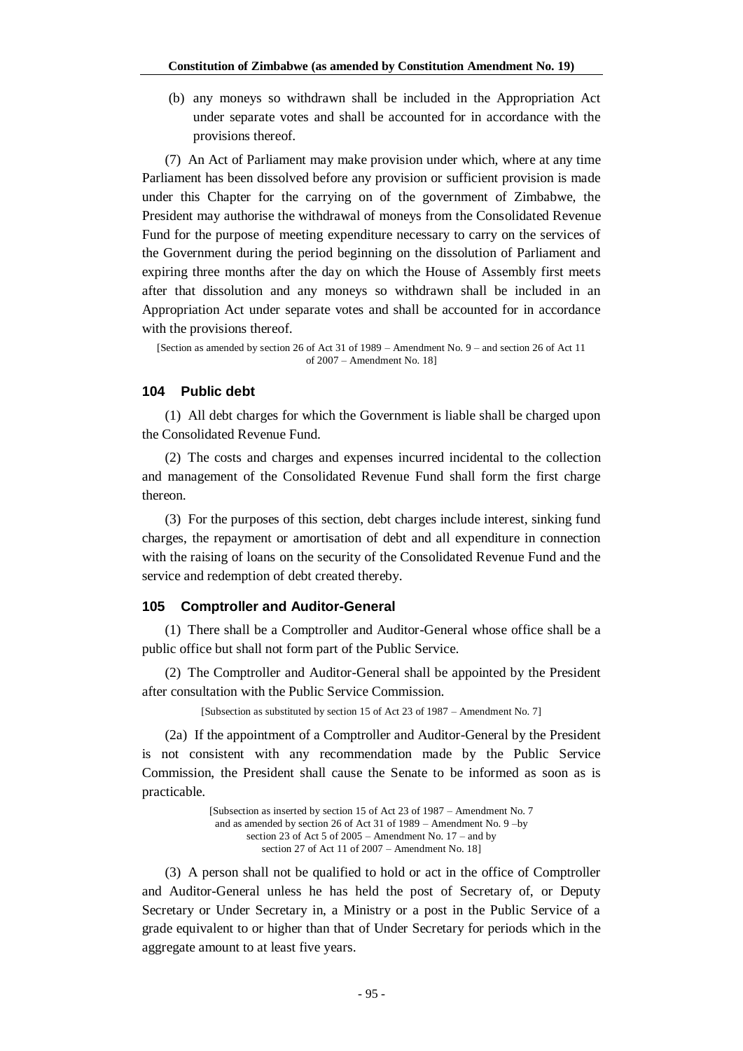(b) any moneys so withdrawn shall be included in the Appropriation Act under separate votes and shall be accounted for in accordance with the provisions thereof.

(7) An Act of Parliament may make provision under which, where at any time Parliament has been dissolved before any provision or sufficient provision is made under this Chapter for the carrying on of the government of Zimbabwe, the President may authorise the withdrawal of moneys from the Consolidated Revenue Fund for the purpose of meeting expenditure necessary to carry on the services of the Government during the period beginning on the dissolution of Parliament and expiring three months after the day on which the House of Assembly first meets after that dissolution and any moneys so withdrawn shall be included in an Appropriation Act under separate votes and shall be accounted for in accordance with the provisions thereof.

[Section as amended by section 26 of Act 31 of 1989 – Amendment No. 9 – and section 26 of Act 11 of 2007 – Amendment No. 18]

### 104 Public debt

(1) All debt charges for which the Government is liable shall be charged upon the Consolidated Revenue Fund.

(2) The costs and charges and expenses incurred incidental to the collection and management of the Consolidated Revenue Fund shall form the first charge thereon.

(3) For the purposes of this section, debt charges include interest, sinking fund charges, the repayment or amortisation of debt and all expenditure in connection with the raising of loans on the security of the Consolidated Revenue Fund and the service and redemption of debt created thereby.

### 105 Comptroller and Auditor-General

(1) There shall be a Comptroller and Auditor-General whose office shall be a public office but shall not form part of the Public Service.

(2) The Comptroller and Auditor-General shall be appointed by the President after consultation with the Public Service Commission.

[Subsection as substituted by section 15 of Act 23 of 1987 – Amendment No. 7]

(2a) If the appointment of a Comptroller and Auditor-General by the President is not consistent with any recommendation made by the Public Service Commission, the President shall cause the Senate to be informed as soon as is practicable.

[Subsection as inserted by section 15 of Act 23 of 1987 – Amendment No. 7 and as amended by section 26 of Act 31 of 1989 – Amendment No. 9 –by section 23 of Act 5 of 2005 – Amendment No. 17 – and by section 27 of Act 11 of 2007 – Amendment No. 18]

(3) A person shall not be qualified to hold or act in the office of Comptroller and Auditor-General unless he has held the post of Secretary of, or Deputy Secretary or Under Secretary in, a Ministry or a post in the Public Service of a grade equivalent to or higher than that of Under Secretary for periods which in the aggregate amount to at least five years.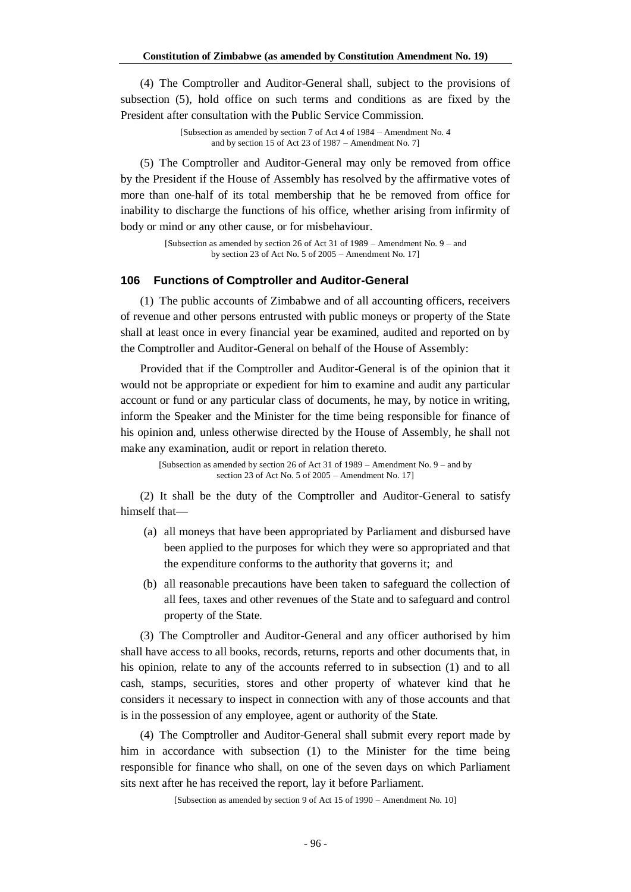(4) The Comptroller and Auditor-General shall, subject to the provisions of subsection (5), hold office on such terms and conditions as are fixed by the President after consultation with the Public Service Commission.

[Subsection as amended by section 7 of Act 4 of 1984 – Amendment No. 4 and by section 15 of Act 23 of 1987 – Amendment No. 7]

(5) The Comptroller and Auditor-General may only be removed from office by the President if the House of Assembly has resolved by the affirmative votes of more than one-half of its total membership that he be removed from office for inability to discharge the functions of his office, whether arising from infirmity of body or mind or any other cause, or for misbehaviour.

[Subsection as amended by section 26 of Act 31 of 1989 – Amendment No. 9 – and by section 23 of Act No. 5 of 2005 – Amendment No. 17]

### 106 Functions of Comptroller and Auditor-General

(1) The public accounts of Zimbabwe and of all accounting officers, receivers of revenue and other persons entrusted with public moneys or property of the State shall at least once in every financial year be examined, audited and reported on by the Comptroller and Auditor-General on behalf of the House of Assembly:

Provided that if the Comptroller and Auditor-General is of the opinion that it would not be appropriate or expedient for him to examine and audit any particular account or fund or any particular class of documents, he may, by notice in writing, inform the Speaker and the Minister for the time being responsible for finance of his opinion and, unless otherwise directed by the House of Assembly, he shall not make any examination, audit or report in relation thereto.

[Subsection as amended by section 26 of Act 31 of 1989 – Amendment No. 9 – and by section 23 of Act No. 5 of 2005 – Amendment No. 17]

(2) It shall be the duty of the Comptroller and Auditor-General to satisfy himself that—

(a) all moneys that have been appropriated by Parliament and disbursed have been applied to the purposes for which they were so appropriated and that the expenditure conforms to the authority that governs it; and

(b) all reasonable precautions have been taken to safeguard the collection of all fees, taxes and other revenues of the State and to safeguard and control property of the State.

(3) The Comptroller and Auditor-General and any officer authorised by him shall have access to all books, records, returns, reports and other documents that, in his opinion, relate to any of the accounts referred to in subsection (1) and to all cash, stamps, securities, stores and other property of whatever kind that he considers it necessary to inspect in connection with any of those accounts and that is in the possession of any employee, agent or authority of the State.

(4) The Comptroller and Auditor-General shall submit every report made by him in accordance with subsection (1) to the Minister for the time being responsible for finance who shall, on one of the seven days on which Parliament sits next after he has received the report, lay it before Parliament.

[Subsection as amended by section 9 of Act 15 of 1990 – Amendment No. 10]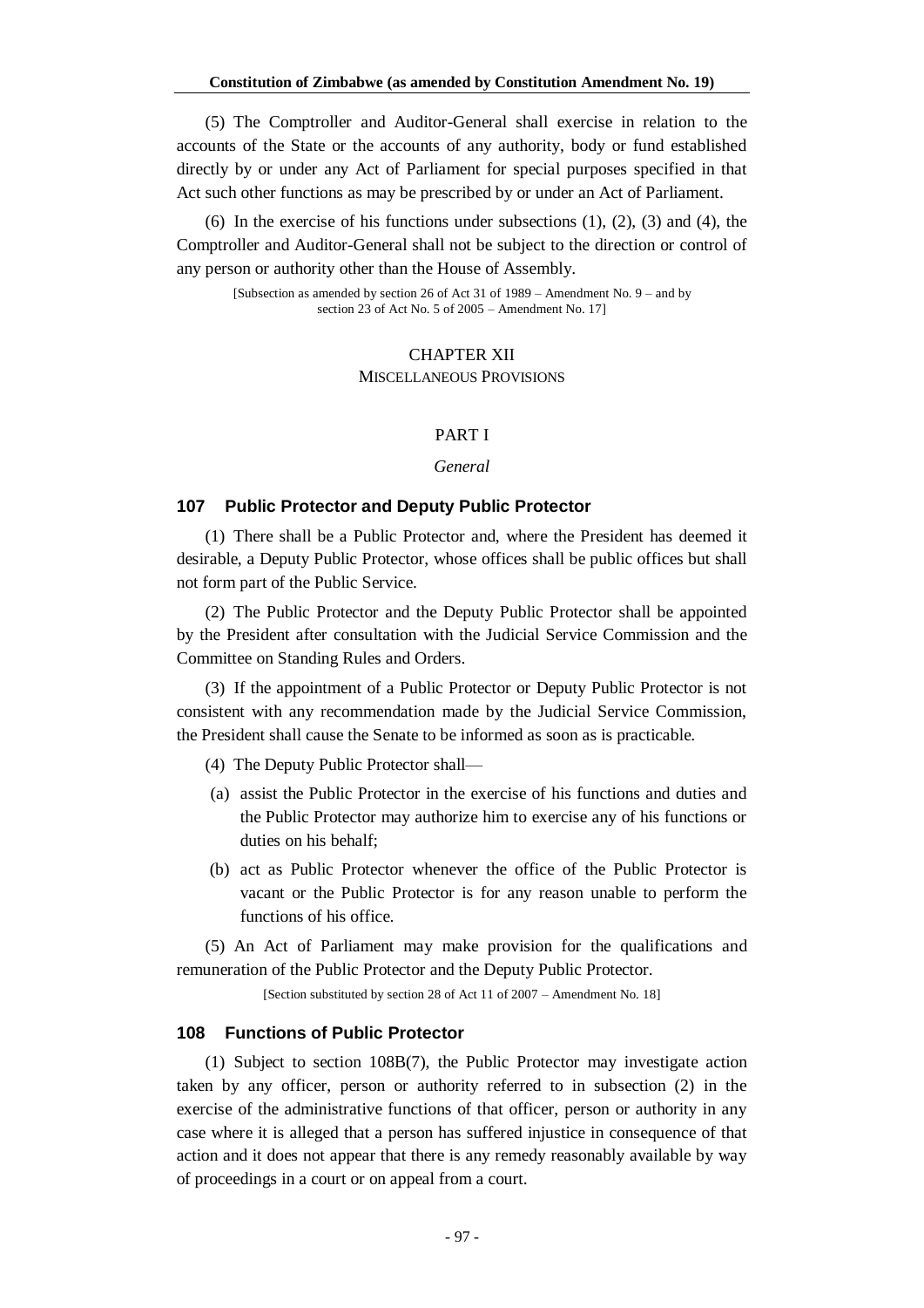(5) The Comptroller and Auditor-General shall exercise in relation to the accounts of the State or the accounts of any authority, body or fund established directly by or under any Act of Parliament for special purposes specified in that Act such other functions as may be prescribed by or under an Act of Parliament.

(6) In the exercise of his functions under subsections (1), (2), (3) and (4), the Comptroller and Auditor-General shall not be subject to the direction or control of any person or authority other than the House of Assembly.

[Subsection as amended by section 26 of Act 31 of 1989 – Amendment No. 9 – and by section 23 of Act No. 5 of 2005 – Amendment No. 17]

# CHAPTER XII
## MISCELLANEOUS PROVISIONS

### PART I
*General*

### 107 Public Protector and Deputy Public Protector

(1) There shall be a Public Protector and, where the President has deemed it desirable, a Deputy Public Protector, whose offices shall be public offices but shall not form part of the Public Service.

(2) The Public Protector and the Deputy Public Protector shall be appointed by the President after consultation with the Judicial Service Commission and the Committee on Standing Rules and Orders.

(3) If the appointment of a Public Protector or Deputy Public Protector is not consistent with any recommendation made by the Judicial Service Commission, the President shall cause the Senate to be informed as soon as is practicable.

(4) The Deputy Public Protector shall—

(a) assist the Public Protector in the exercise of his functions and duties and the Public Protector may authorize him to exercise any of his functions or duties on his behalf;

(b) act as Public Protector whenever the office of the Public Protector is vacant or the Public Protector is for any reason unable to perform the functions of his office.

(5) An Act of Parliament may make provision for the qualifications and remuneration of the Public Protector and the Deputy Public Protector.

[Section substituted by section 28 of Act 11 of 2007 – Amendment No. 18]

### 108 Functions of Public Protector

(1) Subject to section 108B(7), the Public Protector may investigate action taken by any officer, person or authority referred to in subsection (2) in the exercise of the administrative functions of that officer, person or authority in any case where it is alleged that a person has suffered injustice in consequence of that action and it does not appear that there is any remedy reasonably available by way of proceedings in a court or on appeal from a court.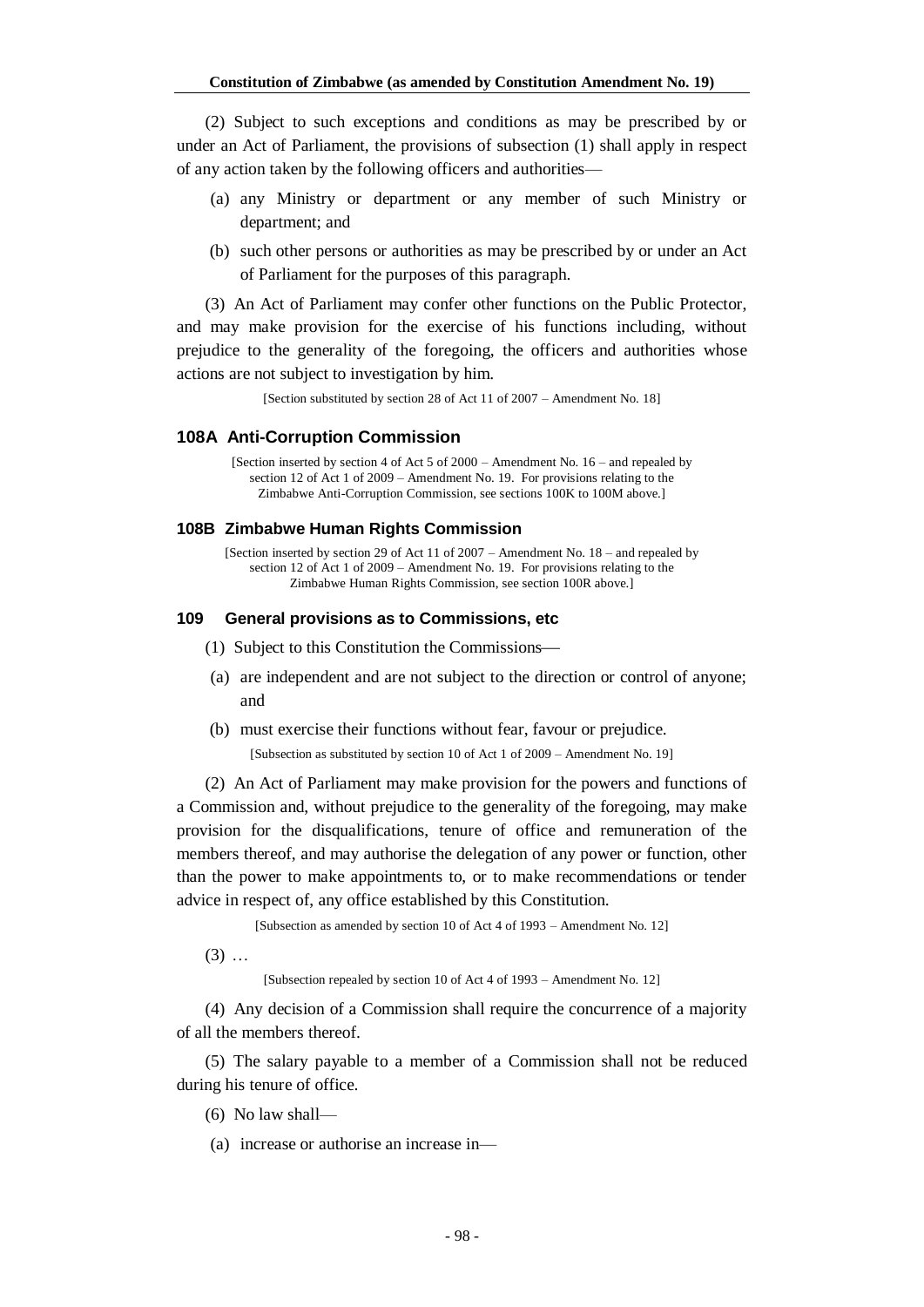(2) Subject to such exceptions and conditions as may be prescribed by or under an Act of Parliament, the provisions of subsection (1) shall apply in respect of any action taken by the following officers and authorities—

(a) any Ministry or department or any member of such Ministry or department; and

(b) such other persons or authorities as may be prescribed by or under an Act of Parliament for the purposes of this paragraph.

(3) An Act of Parliament may confer other functions on the Public Protector, and may make provision for the exercise of his functions including, without prejudice to the generality of the foregoing, the officers and authorities whose actions are not subject to investigation by him.

[Section substituted by section 28 of Act 11 of 2007 – Amendment No. 18]

### 108A Anti-Corruption Commission

[Section inserted by section 4 of Act 5 of 2000 – Amendment No. 16 – and repealed by section 12 of Act 1 of 2009 – Amendment No. 19. For provisions relating to the Zimbabwe Anti-Corruption Commission, see sections 100K to 100M above.]

### 108B Zimbabwe Human Rights Commission

[Section inserted by section 29 of Act 11 of 2007 – Amendment No. 18 – and repealed by section 12 of Act 1 of 2009 – Amendment No. 19. For provisions relating to the Zimbabwe Human Rights Commission, see section 100R above.]

### 109 General provisions as to Commissions, etc

(1) Subject to this Constitution the Commissions—

(a) are independent and are not subject to the direction or control of anyone; and

(b) must exercise their functions without fear, favour or prejudice.

[Subsection as substituted by section 10 of Act 1 of 2009 – Amendment No. 19]

(2) An Act of Parliament may make provision for the powers and functions of a Commission and, without prejudice to the generality of the foregoing, may make provision for the disqualifications, tenure of office and remuneration of the members thereof, and may authorise the delegation of any power or function, other than the power to make appointments to, or to make recommendations or tender advice in respect of, any office established by this Constitution.

[Subsection as amended by section 10 of Act 4 of 1993 – Amendment No. 12]

(3) …

[Subsection repealed by section 10 of Act 4 of 1993 – Amendment No. 12]

(4) Any decision of a Commission shall require the concurrence of a majority of all the members thereof.

(5) The salary payable to a member of a Commission shall not be reduced during his tenure of office.

(6) No law shall—

(a) increase or authorise an increase in—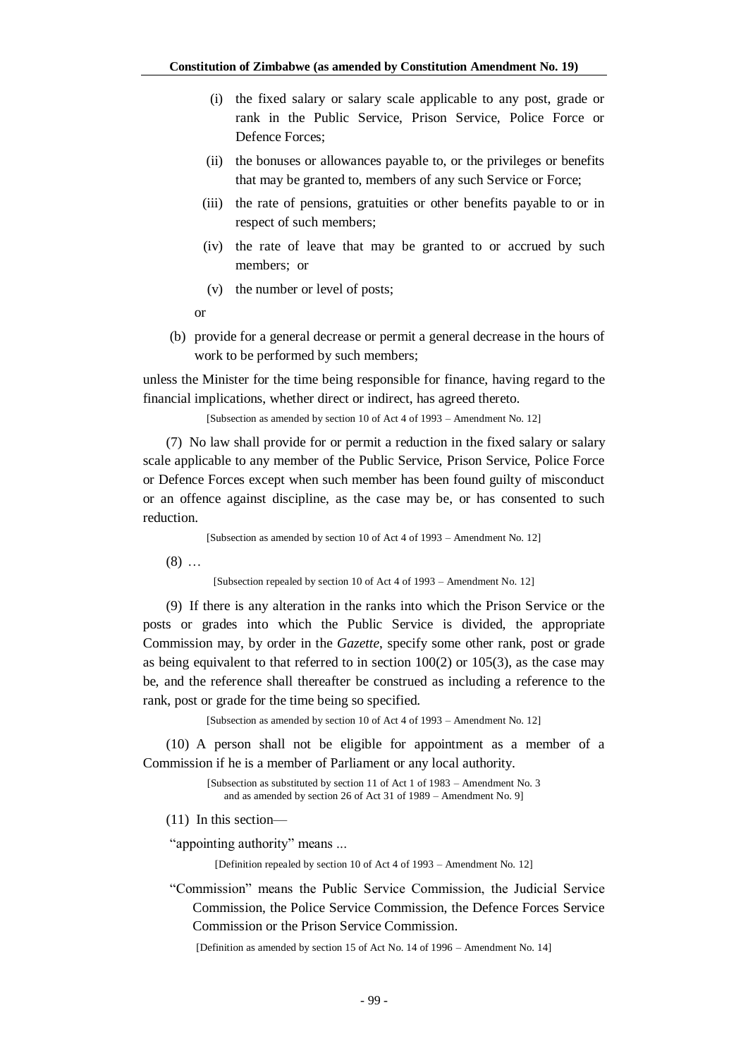(i) the fixed salary or salary scale applicable to any post, grade or rank in the Public Service, Prison Service, Police Force or Defence Forces;

(ii) the bonuses or allowances payable to, or the privileges or benefits that may be granted to, members of any such Service or Force;

(iii) the rate of pensions, gratuities or other benefits payable to or in respect of such members;

(iv) the rate of leave that may be granted to or accrued by such members; or

(v) the number or level of posts;

or

(b) provide for a general decrease or permit a general decrease in the hours of work to be performed by such members;

unless the Minister for the time being responsible for finance, having regard to the financial implications, whether direct or indirect, has agreed thereto.

[Subsection as amended by section 10 of Act 4 of 1993 – Amendment No. 12]

(7) No law shall provide for or permit a reduction in the fixed salary or salary scale applicable to any member of the Public Service, Prison Service, Police Force or Defence Forces except when such member has been found guilty of misconduct or an offence against discipline, as the case may be, or has consented to such reduction.

[Subsection as amended by section 10 of Act 4 of 1993 – Amendment No. 12]

(8) …

[Subsection repealed by section 10 of Act 4 of 1993 – Amendment No. 12]

(9) If there is any alteration in the ranks into which the Prison Service or the posts or grades into which the Public Service is divided, the appropriate Commission may, by order in the *Gazette*, specify some other rank, post or grade as being equivalent to that referred to in section 100(2) or 105(3), as the case may be, and the reference shall thereafter be construed as including a reference to the rank, post or grade for the time being so specified.

[Subsection as amended by section 10 of Act 4 of 1993 – Amendment No. 12]

(10) A person shall not be eligible for appointment as a member of a Commission if he is a member of Parliament or any local authority.

[Subsection as substituted by section 11 of Act 1 of 1983 – Amendment No. 3 and as amended by section 26 of Act 31 of 1989 – Amendment No. 9]

(11) In this section—

"appointing authority" means ...

[Definition repealed by section 10 of Act 4 of 1993 – Amendment No. 12]

"Commission" means the Public Service Commission, the Judicial Service Commission, the Police Service Commission, the Defence Forces Service Commission or the Prison Service Commission.

[Definition as amended by section 15 of Act No. 14 of 1996 – Amendment No. 14]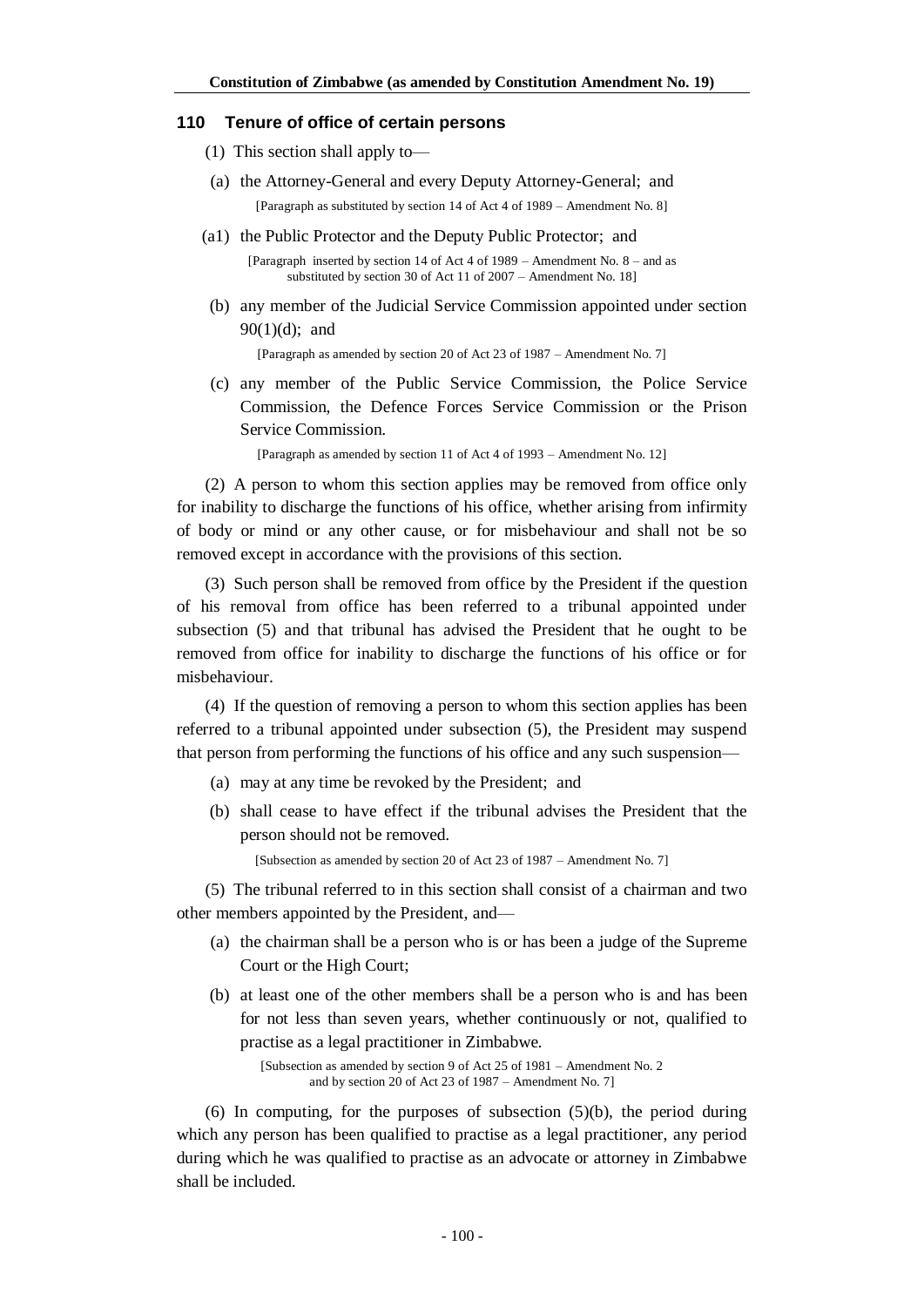### 110 Tenure of office of certain persons

(1) This section shall apply to—

(a) the Attorney-General and every Deputy Attorney-General; and

[Paragraph as substituted by section 14 of Act 4 of 1989 – Amendment No. 8]

(a1) the Public Protector and the Deputy Public Protector; and

[Paragraph inserted by section 14 of Act 4 of 1989 – Amendment No. 8 – and as substituted by section 30 of Act 11 of 2007 – Amendment No. 18]

(b) any member of the Judicial Service Commission appointed under section 90(1)(d); and

[Paragraph as amended by section 20 of Act 23 of 1987 – Amendment No. 7]

(c) any member of the Public Service Commission, the Police Service Commission, the Defence Forces Service Commission or the Prison Service Commission.

[Paragraph as amended by section 11 of Act 4 of 1993 – Amendment No. 12]

(2) A person to whom this section applies may be removed from office only for inability to discharge the functions of his office, whether arising from infirmity of body or mind or any other cause, or for misbehaviour and shall not be so removed except in accordance with the provisions of this section.

(3) Such person shall be removed from office by the President if the question of his removal from office has been referred to a tribunal appointed under subsection (5) and that tribunal has advised the President that he ought to be removed from office for inability to discharge the functions of his office or for misbehaviour.

(4) If the question of removing a person to whom this section applies has been referred to a tribunal appointed under subsection (5), the President may suspend that person from performing the functions of his office and any such suspension—

(a) may at any time be revoked by the President; and

(b) shall cease to have effect if the tribunal advises the President that the person should not be removed.

[Subsection as amended by section 20 of Act 23 of 1987 – Amendment No. 7]

(5) The tribunal referred to in this section shall consist of a chairman and two other members appointed by the President, and—

(a) the chairman shall be a person who is or has been a judge of the Supreme Court or the High Court;

(b) at least one of the other members shall be a person who is and has been for not less than seven years, whether continuously or not, qualified to practise as a legal practitioner in Zimbabwe.

[Subsection as amended by section 9 of Act 25 of 1981 – Amendment No. 2 and by section 20 of Act 23 of 1987 – Amendment No. 7]

(6) In computing, for the purposes of subsection (5)(b), the period during which any person has been qualified to practise as a legal practitioner, any period during which he was qualified to practise as an advocate or attorney in Zimbabwe shall be included.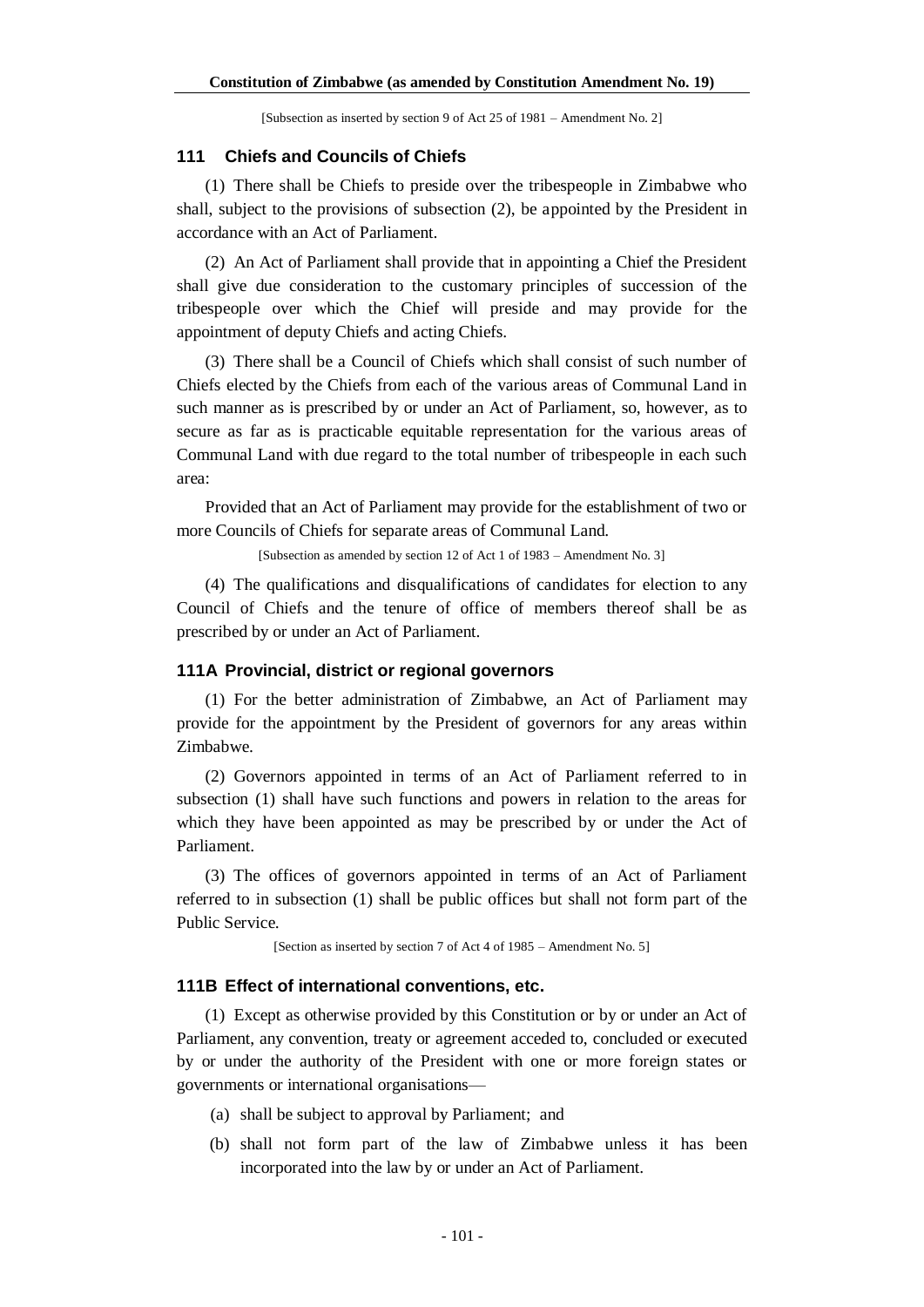[Subsection as inserted by section 9 of Act 25 of 1981 – Amendment No. 2]

### 111 Chiefs and Councils of Chiefs

(1) There shall be Chiefs to preside over the tribespeople in Zimbabwe who shall, subject to the provisions of subsection (2), be appointed by the President in accordance with an Act of Parliament.

(2) An Act of Parliament shall provide that in appointing a Chief the President shall give due consideration to the customary principles of succession of the tribespeople over which the Chief will preside and may provide for the appointment of deputy Chiefs and acting Chiefs.

(3) There shall be a Council of Chiefs which shall consist of such number of Chiefs elected by the Chiefs from each of the various areas of Communal Land in such manner as is prescribed by or under an Act of Parliament, so, however, as to secure as far as is practicable equitable representation for the various areas of Communal Land with due regard to the total number of tribespeople in each such area:

Provided that an Act of Parliament may provide for the establishment of two or more Councils of Chiefs for separate areas of Communal Land.

[Subsection as amended by section 12 of Act 1 of 1983 – Amendment No. 3]

(4) The qualifications and disqualifications of candidates for election to any Council of Chiefs and the tenure of office of members thereof shall be as prescribed by or under an Act of Parliament.

### 111A Provincial, district or regional governors

(1) For the better administration of Zimbabwe, an Act of Parliament may provide for the appointment by the President of governors for any areas within Zimbabwe.

(2) Governors appointed in terms of an Act of Parliament referred to in subsection (1) shall have such functions and powers in relation to the areas for which they have been appointed as may be prescribed by or under the Act of Parliament.

(3) The offices of governors appointed in terms of an Act of Parliament referred to in subsection (1) shall be public offices but shall not form part of the Public Service.

[Section as inserted by section 7 of Act 4 of 1985 – Amendment No. 5]

### 111B Effect of international conventions, etc.

(1) Except as otherwise provided by this Constitution or by or under an Act of Parliament, any convention, treaty or agreement acceded to, concluded or executed by or under the authority of the President with one or more foreign states or governments or international organisations—

(a) shall be subject to approval by Parliament; and

(b) shall not form part of the law of Zimbabwe unless it has been incorporated into the law by or under an Act of Parliament.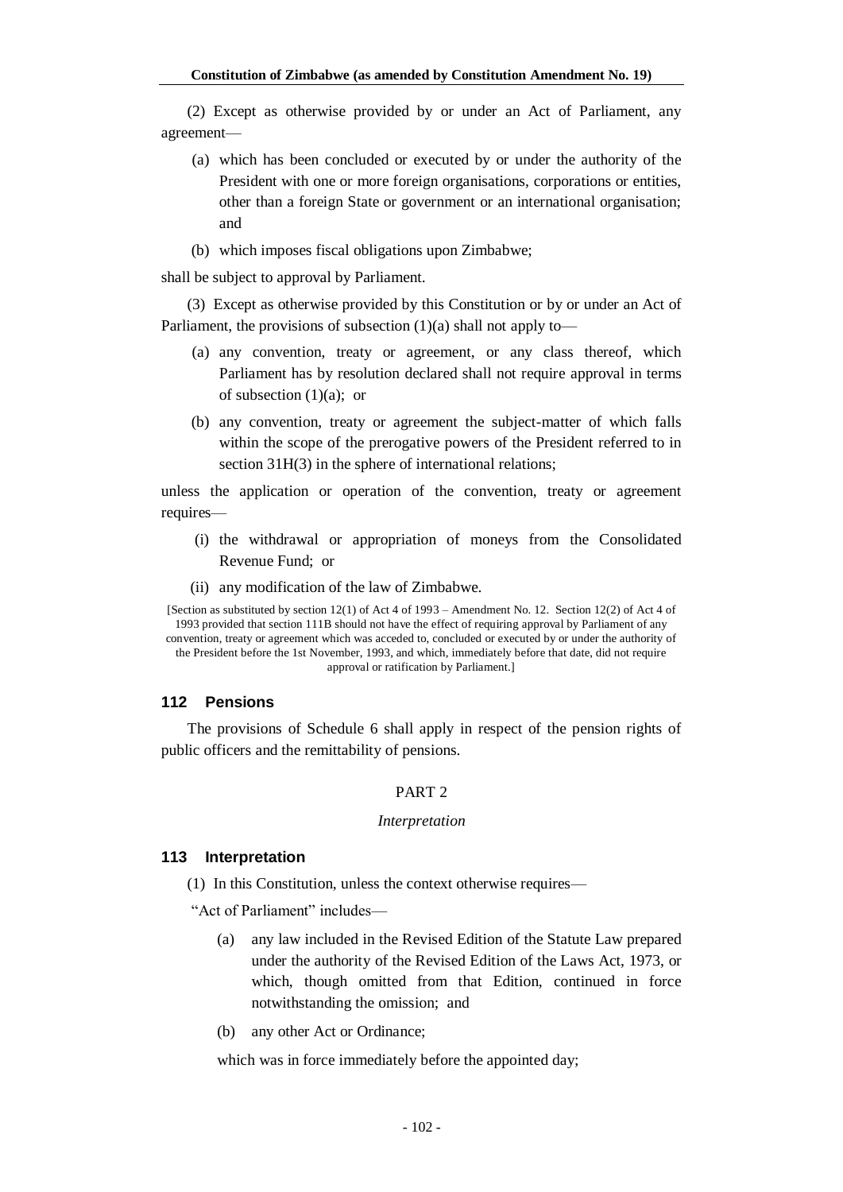(2) Except as otherwise provided by or under an Act of Parliament, any agreement—

(a) which has been concluded or executed by or under the authority of the President with one or more foreign organisations, corporations or entities, other than a foreign State or government or an international organisation; and

(b) which imposes fiscal obligations upon Zimbabwe;

shall be subject to approval by Parliament.

(3) Except as otherwise provided by this Constitution or by or under an Act of Parliament, the provisions of subsection (1)(a) shall not apply to—

(a) any convention, treaty or agreement, or any class thereof, which Parliament has by resolution declared shall not require approval in terms of subsection (1)(a); or

(b) any convention, treaty or agreement the subject-matter of which falls within the scope of the prerogative powers of the President referred to in section 31H(3) in the sphere of international relations;

unless the application or operation of the convention, treaty or agreement requires—

(i) the withdrawal or appropriation of moneys from the Consolidated Revenue Fund; or

(ii) any modification of the law of Zimbabwe.

[Section as substituted by section 12(1) of Act 4 of 1993 – Amendment No. 12. Section 12(2) of Act 4 of 1993 provided that section 111B should not have the effect of requiring approval by Parliament of any convention, treaty or agreement which was acceded to, concluded or executed by or under the authority of the President before the 1st November, 1993, and which, immediately before that date, did not require approval or ratification by Parliament.]

### 112 Pensions

The provisions of Schedule 6 shall apply in respect of the pension rights of public officers and the remittability of pensions.

## PART 2

*Interpretation*

### 113 Interpretation

(1) In this Constitution, unless the context otherwise requires—

"Act of Parliament" includes—

(a) any law included in the Revised Edition of the Statute Law prepared under the authority of the Revised Edition of the Laws Act, 1973, or which, though omitted from that Edition, continued in force notwithstanding the omission; and

(b) any other Act or Ordinance;

which was in force immediately before the appointed day;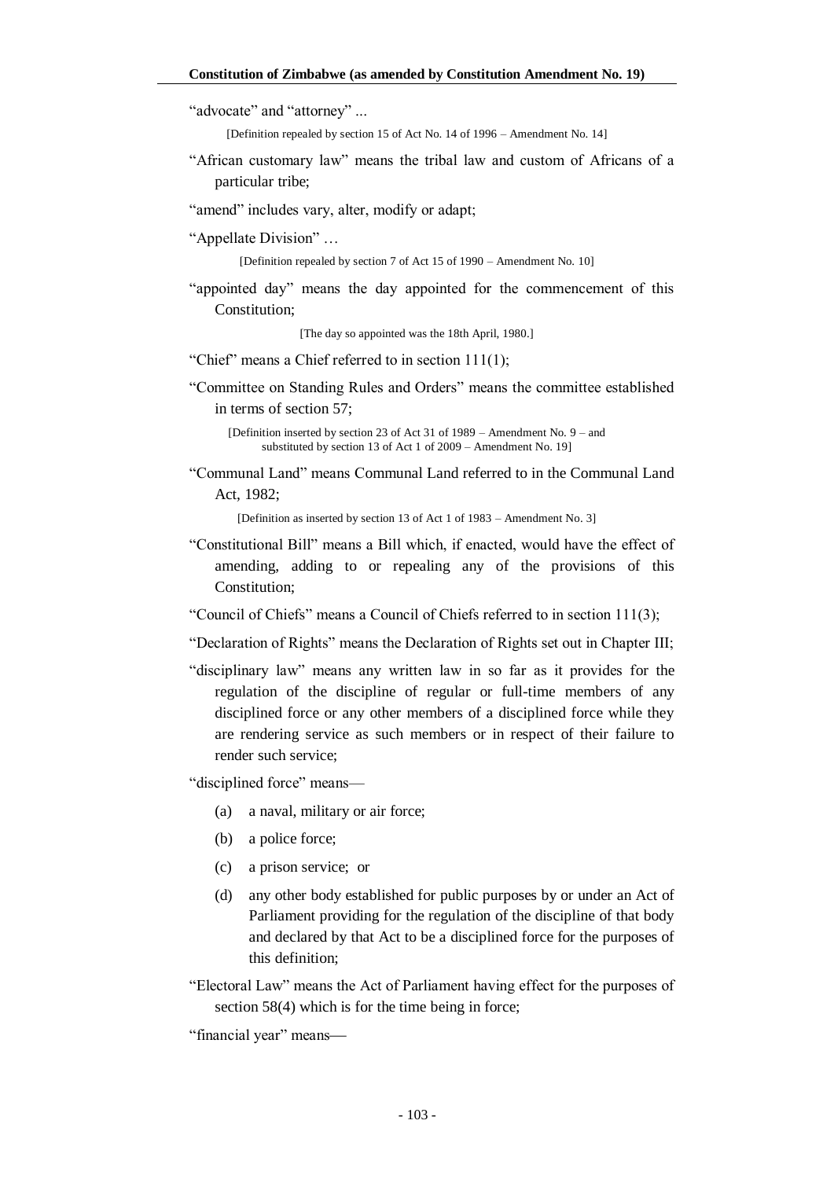"advocate" and "attorney" ...

[Definition repealed by section 15 of Act No. 14 of 1996 – Amendment No. 14]

"African customary law" means the tribal law and custom of Africans of a particular tribe;

"amend" includes vary, alter, modify or adapt;

"Appellate Division" …

[Definition repealed by section 7 of Act 15 of 1990 – Amendment No. 10]

"appointed day" means the day appointed for the commencement of this Constitution;

[The day so appointed was the 18th April, 1980.]

"Chief" means a Chief referred to in section 111(1);

"Committee on Standing Rules and Orders" means the committee established in terms of section 57;

[Definition inserted by section 23 of Act 31 of 1989 – Amendment No. 9 – and substituted by section 13 of Act 1 of 2009 – Amendment No. 19]

"Communal Land" means Communal Land referred to in the Communal Land Act, 1982;

[Definition as inserted by section 13 of Act 1 of 1983 – Amendment No. 3]

"Constitutional Bill" means a Bill which, if enacted, would have the effect of amending, adding to or repealing any of the provisions of this Constitution;

"Council of Chiefs" means a Council of Chiefs referred to in section 111(3);

"Declaration of Rights" means the Declaration of Rights set out in Chapter III;

"disciplinary law" means any written law in so far as it provides for the regulation of the discipline of regular or full-time members of any disciplined force or any other members of a disciplined force while they are rendering service as such members or in respect of their failure to render such service;

"disciplined force" means—

(a) a naval, military or air force;

(b) a police force;

(c) a prison service; or

(d) any other body established for public purposes by or under an Act of Parliament providing for the regulation of the discipline of that body and declared by that Act to be a disciplined force for the purposes of this definition;

"Electoral Law" means the Act of Parliament having effect for the purposes of section 58(4) which is for the time being in force;

"financial year" means—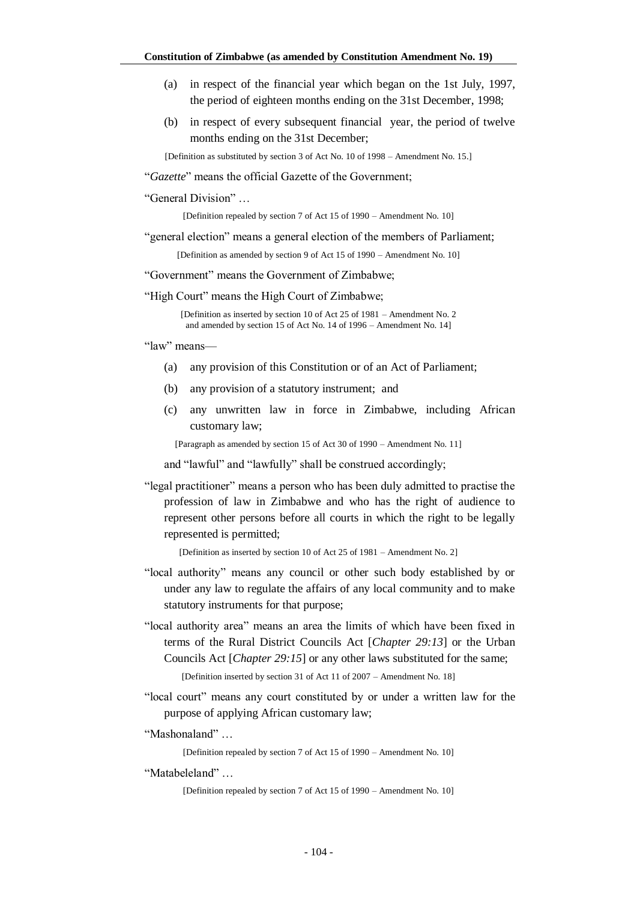(a) in respect of the financial year which began on the 1st July, 1997, the period of eighteen months ending on the 31st December, 1998;

(b) in respect of every subsequent financial year, the period of twelve months ending on the 31st December;

[Definition as substituted by section 3 of Act No. 10 of 1998 – Amendment No. 15.]

"*Gazette*" means the official Gazette of the Government;

"General Division" …

[Definition repealed by section 7 of Act 15 of 1990 – Amendment No. 10]

"general election" means a general election of the members of Parliament;

[Definition as amended by section 9 of Act 15 of 1990 – Amendment No. 10]

"Government" means the Government of Zimbabwe;

"High Court" means the High Court of Zimbabwe;

[Definition as inserted by section 10 of Act 25 of 1981 – Amendment No. 2 and amended by section 15 of Act No. 14 of 1996 – Amendment No. 14]

"law" means—

(a) any provision of this Constitution or of an Act of Parliament;

(b) any provision of a statutory instrument; and

(c) any unwritten law in force in Zimbabwe, including African customary law;

[Paragraph as amended by section 15 of Act 30 of 1990 – Amendment No. 11]

and "lawful" and "lawfully" shall be construed accordingly;

"legal practitioner" means a person who has been duly admitted to practise the profession of law in Zimbabwe and who has the right of audience to represent other persons before all courts in which the right to be legally represented is permitted;

[Definition as inserted by section 10 of Act 25 of 1981 – Amendment No. 2]

"local authority" means any council or other such body established by or under any law to regulate the affairs of any local community and to make statutory instruments for that purpose;

"local authority area" means an area the limits of which have been fixed in terms of the Rural District Councils Act [*Chapter 29:13*] or the Urban Councils Act [*Chapter 29:15*] or any other laws substituted for the same;

[Definition inserted by section 31 of Act 11 of 2007 – Amendment No. 18]

"local court" means any court constituted by or under a written law for the purpose of applying African customary law;

"Mashonaland" …

[Definition repealed by section 7 of Act 15 of 1990 – Amendment No. 10]

"Matabeleland" …

[Definition repealed by section 7 of Act 15 of 1990 – Amendment No. 10]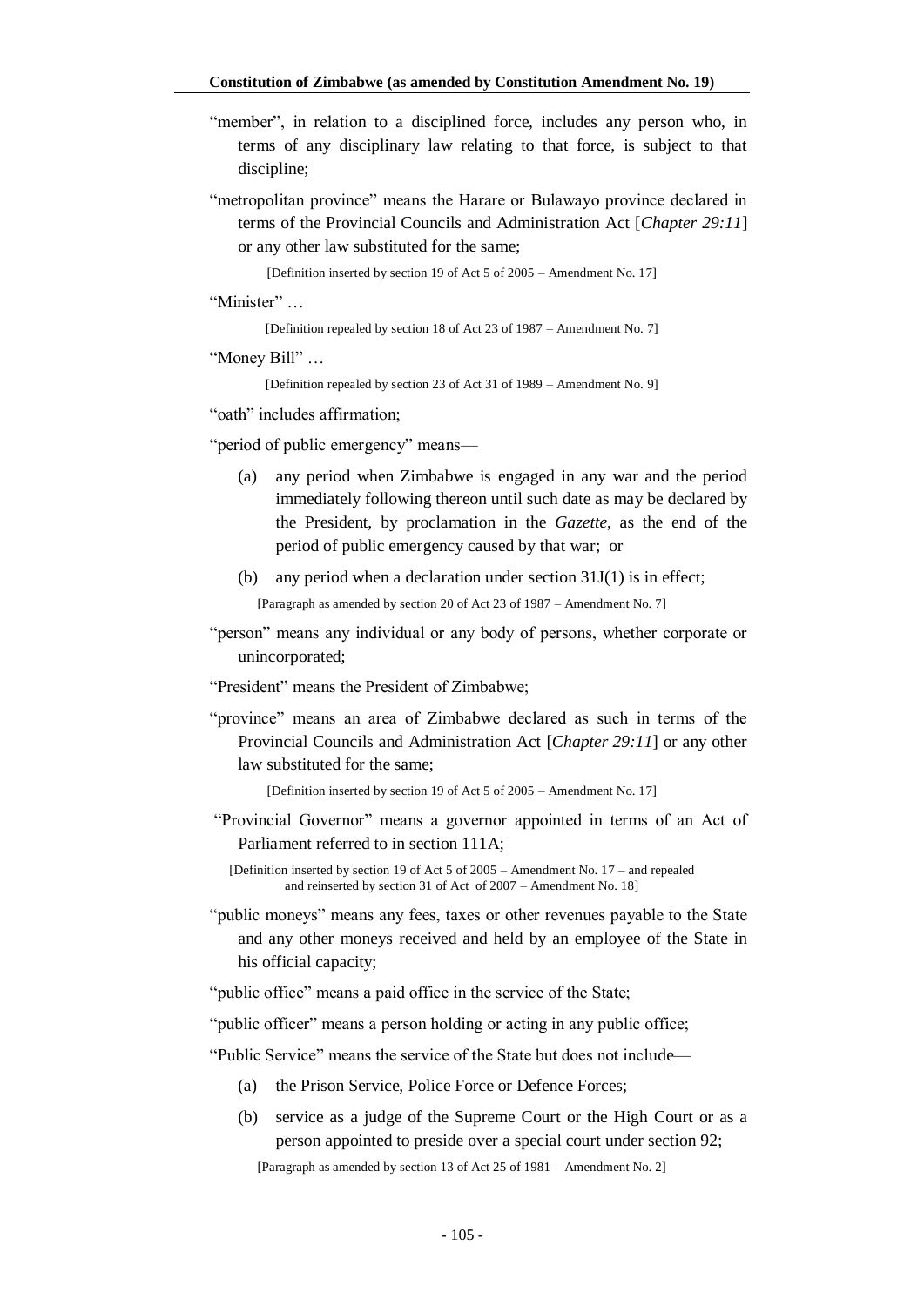"member", in relation to a disciplined force, includes any person who, in terms of any disciplinary law relating to that force, is subject to that discipline;

"metropolitan province" means the Harare or Bulawayo province declared in terms of the Provincial Councils and Administration Act [*Chapter 29:11*] or any other law substituted for the same;

[Definition inserted by section 19 of Act 5 of 2005 – Amendment No. 17]

"Minister" …

[Definition repealed by section 18 of Act 23 of 1987 – Amendment No. 7]

"Money Bill" …

[Definition repealed by section 23 of Act 31 of 1989 – Amendment No. 9]

"oath" includes affirmation;

"period of public emergency" means—

(a) any period when Zimbabwe is engaged in any war and the period immediately following thereon until such date as may be declared by the President, by proclamation in the *Gazette*, as the end of the period of public emergency caused by that war; or

(b) any period when a declaration under section 31J(1) is in effect;

[Paragraph as amended by section 20 of Act 23 of 1987 – Amendment No. 7]

"person" means any individual or any body of persons, whether corporate or unincorporated;

"President" means the President of Zimbabwe;

"province" means an area of Zimbabwe declared as such in terms of the Provincial Councils and Administration Act [*Chapter 29:11*] or any other law substituted for the same;

[Definition inserted by section 19 of Act 5 of 2005 – Amendment No. 17]

"Provincial Governor" means a governor appointed in terms of an Act of Parliament referred to in section 111A;

[Definition inserted by section 19 of Act 5 of 2005 – Amendment No. 17 – and repealed and reinserted by section 31 of Act of 2007 – Amendment No. 18]

"public moneys" means any fees, taxes or other revenues payable to the State and any other moneys received and held by an employee of the State in his official capacity;

"public office" means a paid office in the service of the State;

"public officer" means a person holding or acting in any public office;

"Public Service" means the service of the State but does not include—

(a) the Prison Service, Police Force or Defence Forces;

(b) service as a judge of the Supreme Court or the High Court or as a person appointed to preside over a special court under section 92;

[Paragraph as amended by section 13 of Act 25 of 1981 – Amendment No. 2]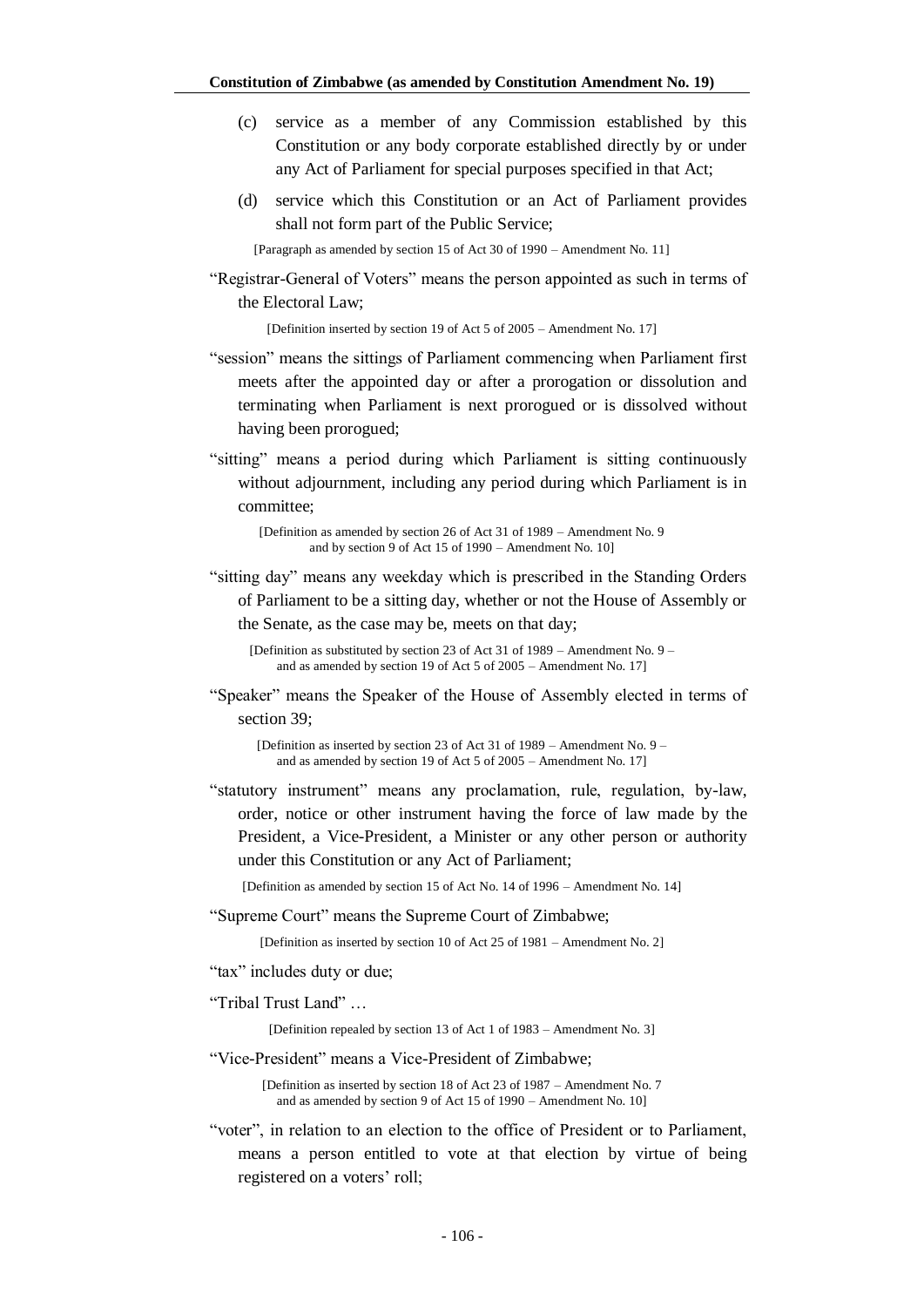(c) service as a member of any Commission established by this Constitution or any body corporate established directly by or under any Act of Parliament for special purposes specified in that Act;

(d) service which this Constitution or an Act of Parliament provides shall not form part of the Public Service;

[Paragraph as amended by section 15 of Act 30 of 1990 – Amendment No. 11]

"Registrar-General of Voters" means the person appointed as such in terms of the Electoral Law;

[Definition inserted by section 19 of Act 5 of 2005 – Amendment No. 17]

"session" means the sittings of Parliament commencing when Parliament first meets after the appointed day or after a prorogation or dissolution and terminating when Parliament is next prorogued or is dissolved without having been prorogued;

"sitting" means a period during which Parliament is sitting continuously without adjournment, including any period during which Parliament is in committee;

[Definition as amended by section 26 of Act 31 of 1989 – Amendment No. 9 and by section 9 of Act 15 of 1990 – Amendment No. 10]

"sitting day" means any weekday which is prescribed in the Standing Orders of Parliament to be a sitting day, whether or not the House of Assembly or the Senate, as the case may be, meets on that day;

[Definition as substituted by section 23 of Act 31 of 1989 – Amendment No. 9 – and as amended by section 19 of Act 5 of 2005 – Amendment No. 17]

"Speaker" means the Speaker of the House of Assembly elected in terms of section 39;

[Definition as inserted by section 23 of Act 31 of 1989 – Amendment No. 9 – and as amended by section 19 of Act 5 of 2005 – Amendment No. 17]

"statutory instrument" means any proclamation, rule, regulation, by-law, order, notice or other instrument having the force of law made by the President, a Vice-President, a Minister or any other person or authority under this Constitution or any Act of Parliament;

[Definition as amended by section 15 of Act No. 14 of 1996 – Amendment No. 14]

"Supreme Court" means the Supreme Court of Zimbabwe;

[Definition as inserted by section 10 of Act 25 of 1981 – Amendment No. 2]

"tax" includes duty or due;

"Tribal Trust Land" …

[Definition repealed by section 13 of Act 1 of 1983 – Amendment No. 3]

"Vice-President" means a Vice-President of Zimbabwe;

[Definition as inserted by section 18 of Act 23 of 1987 – Amendment No. 7 and as amended by section 9 of Act 15 of 1990 – Amendment No. 10]

"voter", in relation to an election to the office of President or to Parliament, means a person entitled to vote at that election by virtue of being registered on a voters' roll;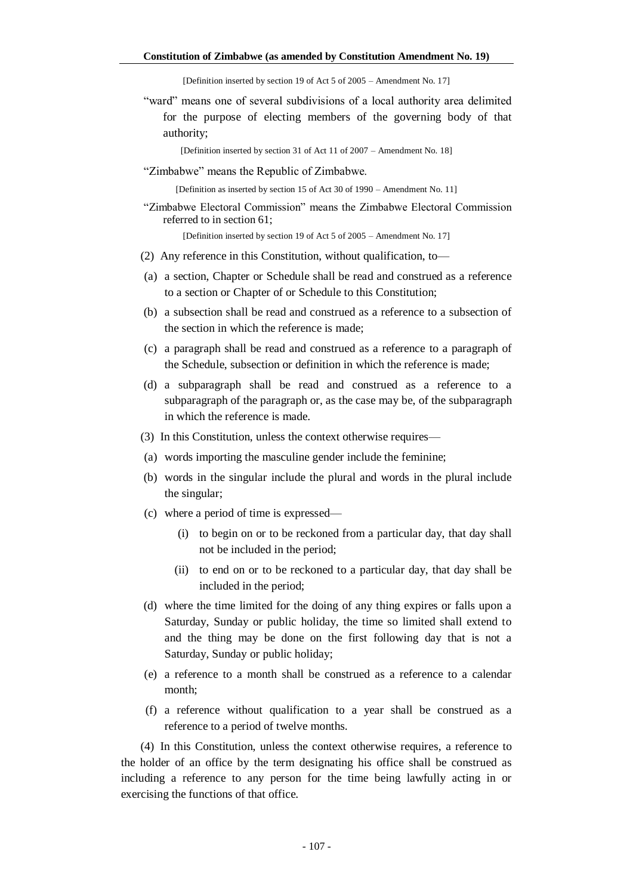[Definition inserted by section 19 of Act 5 of 2005 – Amendment No. 17]

"ward" means one of several subdivisions of a local authority area delimited for the purpose of electing members of the governing body of that authority;

[Definition inserted by section 31 of Act 11 of 2007 – Amendment No. 18]

"Zimbabwe" means the Republic of Zimbabwe.

[Definition as inserted by section 15 of Act 30 of 1990 – Amendment No. 11]

"Zimbabwe Electoral Commission" means the Zimbabwe Electoral Commission referred to in section 61;

[Definition inserted by section 19 of Act 5 of 2005 – Amendment No. 17]

(2) Any reference in this Constitution, without qualification, to—

(a) a section, Chapter or Schedule shall be read and construed as a reference to a section or Chapter of or Schedule to this Constitution;

(b) a subsection shall be read and construed as a reference to a subsection of the section in which the reference is made;

(c) a paragraph shall be read and construed as a reference to a paragraph of the Schedule, subsection or definition in which the reference is made;

(d) a subparagraph shall be read and construed as a reference to a subparagraph of the paragraph or, as the case may be, of the subparagraph in which the reference is made.

(3) In this Constitution, unless the context otherwise requires—

(a) words importing the masculine gender include the feminine;

(b) words in the singular include the plural and words in the plural include the singular;

(c) where a period of time is expressed—

(i) to begin on or to be reckoned from a particular day, that day shall not be included in the period;

(ii) to end on or to be reckoned to a particular day, that day shall be included in the period;

(d) where the time limited for the doing of any thing expires or falls upon a Saturday, Sunday or public holiday, the time so limited shall extend to and the thing may be done on the first following day that is not a Saturday, Sunday or public holiday;

(e) a reference to a month shall be construed as a reference to a calendar month;

(f) a reference without qualification to a year shall be construed as a reference to a period of twelve months.

(4) In this Constitution, unless the context otherwise requires, a reference to the holder of an office by the term designating his office shall be construed as including a reference to any person for the time being lawfully acting in or exercising the functions of that office.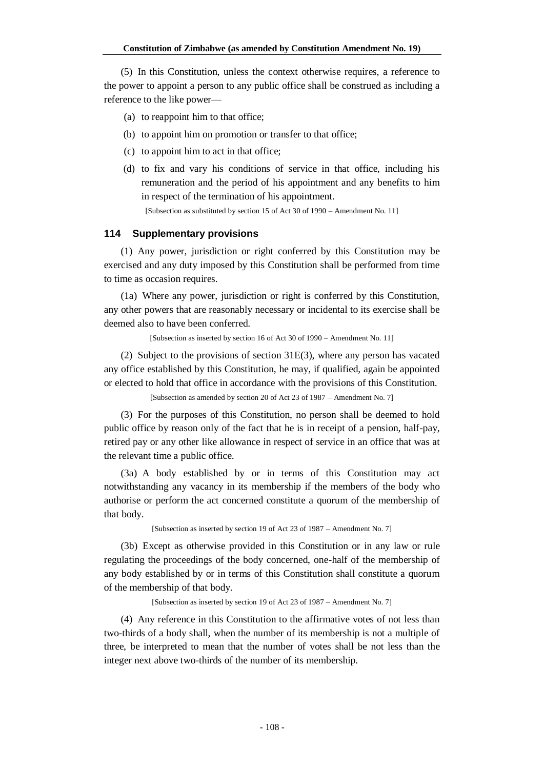(5) In this Constitution, unless the context otherwise requires, a reference to the power to appoint a person to any public office shall be construed as including a reference to the like power—

- (a) to reappoint him to that office;
- (b) to appoint him on promotion or transfer to that office;
- (c) to appoint him to act in that office;
- (d) to fix and vary his conditions of service in that office, including his remuneration and the period of his appointment and any benefits to him in respect of the termination of his appointment.

[Subsection as substituted by section 15 of Act 30 of 1990 – Amendment No. 11]

### 114 Supplementary provisions

(1) Any power, jurisdiction or right conferred by this Constitution may be exercised and any duty imposed by this Constitution shall be performed from time to time as occasion requires.

(1a) Where any power, jurisdiction or right is conferred by this Constitution, any other powers that are reasonably necessary or incidental to its exercise shall be deemed also to have been conferred.

[Subsection as inserted by section 16 of Act 30 of 1990 – Amendment No. 11]

(2) Subject to the provisions of section 31E(3), where any person has vacated any office established by this Constitution, he may, if qualified, again be appointed or elected to hold that office in accordance with the provisions of this Constitution.

[Subsection as amended by section 20 of Act 23 of 1987 – Amendment No. 7]

(3) For the purposes of this Constitution, no person shall be deemed to hold public office by reason only of the fact that he is in receipt of a pension, half-pay, retired pay or any other like allowance in respect of service in an office that was at the relevant time a public office.

(3a) A body established by or in terms of this Constitution may act notwithstanding any vacancy in its membership if the members of the body who authorise or perform the act concerned constitute a quorum of the membership of that body.

[Subsection as inserted by section 19 of Act 23 of 1987 – Amendment No. 7]

(3b) Except as otherwise provided in this Constitution or in any law or rule regulating the proceedings of the body concerned, one-half of the membership of any body established by or in terms of this Constitution shall constitute a quorum of the membership of that body.

[Subsection as inserted by section 19 of Act 23 of 1987 – Amendment No. 7]

(4) Any reference in this Constitution to the affirmative votes of not less than two-thirds of a body shall, when the number of its membership is not a multiple of three, be interpreted to mean that the number of votes shall be not less than the integer next above two-thirds of the number of its membership.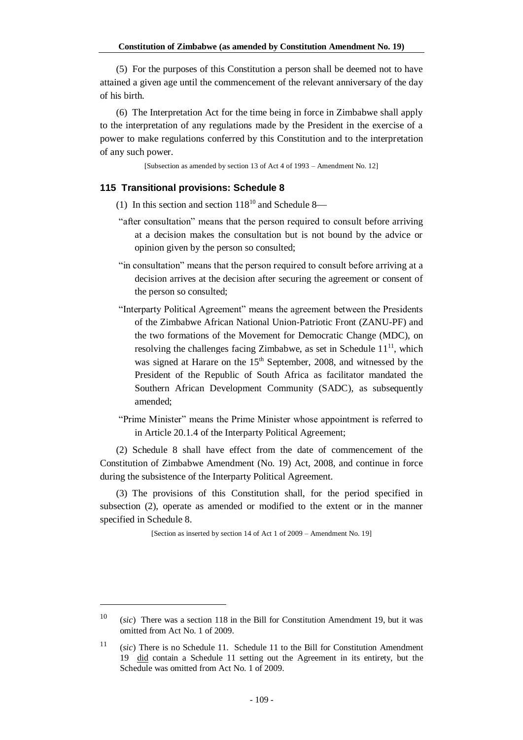(5) For the purposes of this Constitution a person shall be deemed not to have attained a given age until the commencement of the relevant anniversary of the day of his birth.

(6) The Interpretation Act for the time being in force in Zimbabwe shall apply to the interpretation of any regulations made by the President in the exercise of a power to make regulations conferred by this Constitution and to the interpretation of any such power.

[Subsection as amended by section 13 of Act 4 of 1993 – Amendment No. 12]

### 115 Transitional provisions: Schedule 8

(1) In this section and section 118[10] and Schedule 8—

"after consultation" means that the person required to consult before arriving at a decision makes the consultation but is not bound by the advice or opinion given by the person so consulted;

"in consultation" means that the person required to consult before arriving at a decision arrives at the decision after securing the agreement or consent of the person so consulted;

"Interparty Political Agreement" means the agreement between the Presidents of the Zimbabwe African National Union-Patriotic Front (ZANU-PF) and the two formations of the Movement for Democratic Change (MDC), on resolving the challenges facing Zimbabwe, as set in Schedule 11[11], which was signed at Harare on the 15th September, 2008, and witnessed by the President of the Republic of South Africa as facilitator mandated the Southern African Development Community (SADC), as subsequently amended;

"Prime Minister" means the Prime Minister whose appointment is referred to in Article 20.1.4 of the Interparty Political Agreement;

(2) Schedule 8 shall have effect from the date of commencement of the Constitution of Zimbabwe Amendment (No. 19) Act, 2008, and continue in force during the subsistence of the Interparty Political Agreement.

(3) The provisions of this Constitution shall, for the period specified in subsection (2), operate as amended or modified to the extent or in the manner specified in Schedule 8.

[Section as inserted by section 14 of Act 1 of 2009 – Amendment No. 19]

---

[10] (*sic*) There was a section 118 in the Bill for Constitution Amendment 19, but it was omitted from Act No. 1 of 2009.

[11] (*sic*) There is no Schedule 11. Schedule 11 to the Bill for Constitution Amendment 19 did contain a Schedule 11 setting out the Agreement in its entirety, but the Schedule was omitted from Act No. 1 of 2009.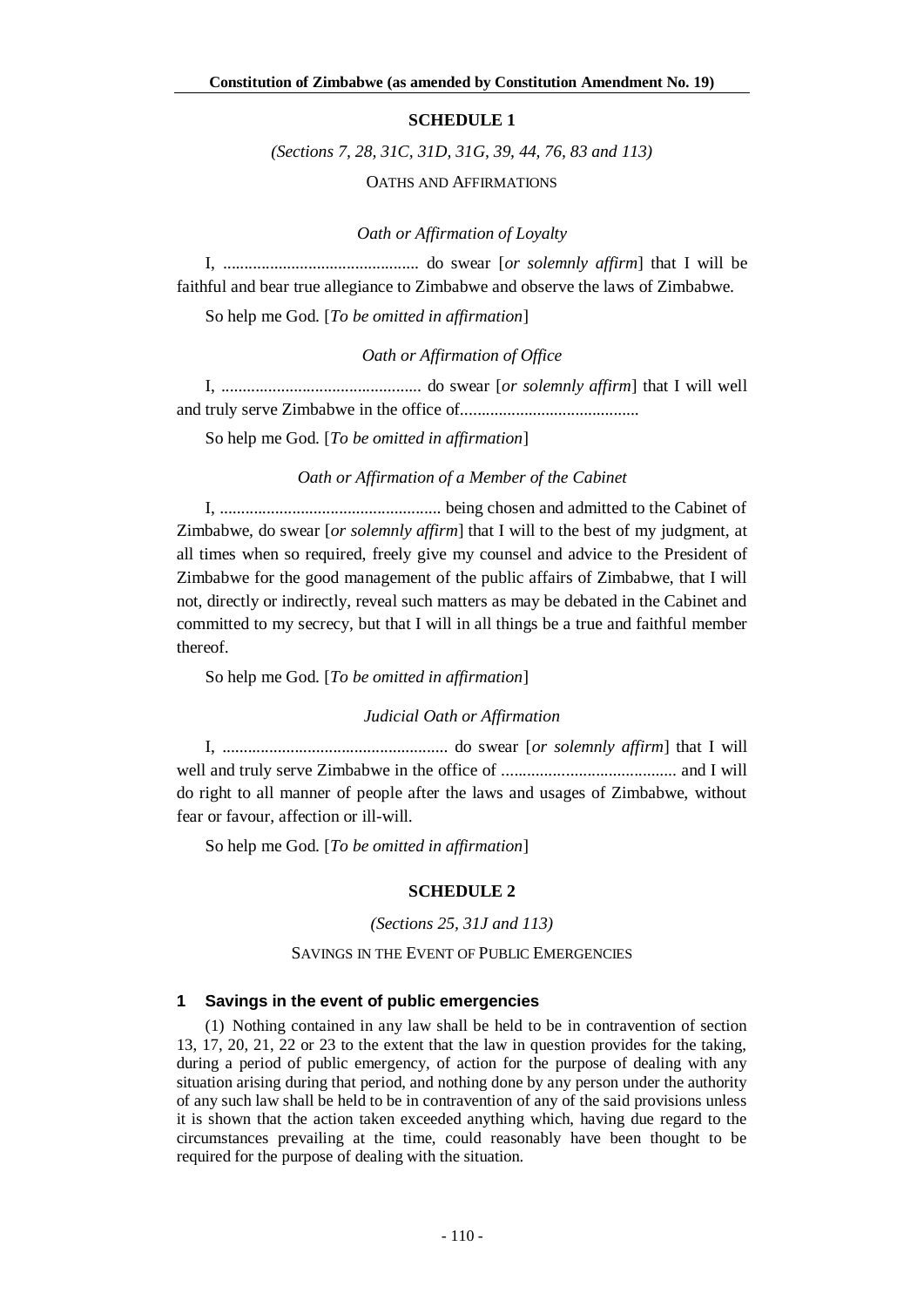## SCHEDULE 1

*(Sections 7, 28, 31C, 31D, 31G, 39, 44, 76, 83 and 113)*

OATHS AND AFFIRMATIONS

*Oath or Affirmation of Loyalty*

I, .............................................. do swear [*or solemnly affirm*] that I will be faithful and bear true allegiance to Zimbabwe and observe the laws of Zimbabwe.

So help me God. [*To be omitted in affirmation*]

*Oath or Affirmation of Office*

I, ............................................... do swear [*or solemnly affirm*] that I will well and truly serve Zimbabwe in the office of..........................................

So help me God. [*To be omitted in affirmation*]

*Oath or Affirmation of a Member of the Cabinet*

I, .................................................... being chosen and admitted to the Cabinet of Zimbabwe, do swear [*or solemnly affirm*] that I will to the best of my judgment, at all times when so required, freely give my counsel and advice to the President of Zimbabwe for the good management of the public affairs of Zimbabwe, that I will not, directly or indirectly, reveal such matters as may be debated in the Cabinet and committed to my secrecy, but that I will in all things be a true and faithful member thereof.

So help me God. [*To be omitted in affirmation*]

*Judicial Oath or Affirmation*

I, ..................................................... do swear [*or solemnly affirm*] that I will well and truly serve Zimbabwe in the office of ......................................... and I will do right to all manner of people after the laws and usages of Zimbabwe, without fear or favour, affection or ill-will.

So help me God. [*To be omitted in affirmation*]

## SCHEDULE 2

*(Sections 25, 31J and 113)*

SAVINGS IN THE EVENT OF PUBLIC EMERGENCIES

### 1 Savings in the event of public emergencies

(1) Nothing contained in any law shall be held to be in contravention of section 13, 17, 20, 21, 22 or 23 to the extent that the law in question provides for the taking, during a period of public emergency, of action for the purpose of dealing with any situation arising during that period, and nothing done by any person under the authority of any such law shall be held to be in contravention of any of the said provisions unless it is shown that the action taken exceeded anything which, having due regard to the circumstances prevailing at the time, could reasonably have been thought to be required for the purpose of dealing with the situation.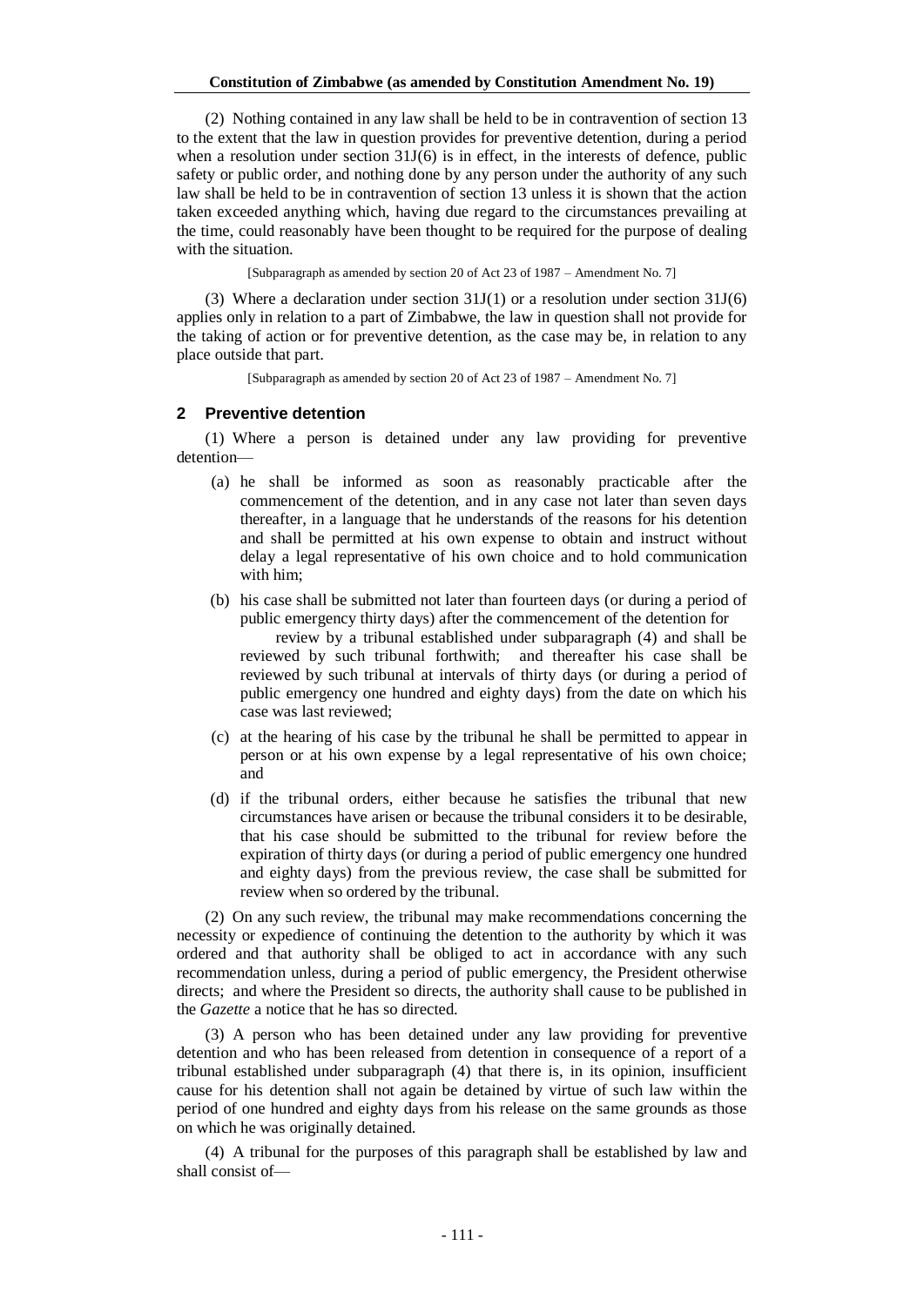(2) Nothing contained in any law shall be held to be in contravention of section 13 to the extent that the law in question provides for preventive detention, during a period when a resolution under section 31J(6) is in effect, in the interests of defence, public safety or public order, and nothing done by any person under the authority of any such law shall be held to be in contravention of section 13 unless it is shown that the action taken exceeded anything which, having due regard to the circumstances prevailing at the time, could reasonably have been thought to be required for the purpose of dealing with the situation.

[Subparagraph as amended by section 20 of Act 23 of 1987 – Amendment No. 7]

(3) Where a declaration under section 31J(1) or a resolution under section 31J(6) applies only in relation to a part of Zimbabwe, the law in question shall not provide for the taking of action or for preventive detention, as the case may be, in relation to any place outside that part.

[Subparagraph as amended by section 20 of Act 23 of 1987 – Amendment No. 7]

### 2 Preventive detention

(1) Where a person is detained under any law providing for preventive detention—

(a) he shall be informed as soon as reasonably practicable after the commencement of the detention, and in any case not later than seven days thereafter, in a language that he understands of the reasons for his detention and shall be permitted at his own expense to obtain and instruct without delay a legal representative of his own choice and to hold communication with him;

(b) his case shall be submitted not later than fourteen days (or during a period of public emergency thirty days) after the commencement of the detention for review by a tribunal established under subparagraph (4) and shall be reviewed by such tribunal forthwith; and thereafter his case shall be reviewed by such tribunal at intervals of thirty days (or during a period of public emergency one hundred and eighty days) from the date on which his case was last reviewed;

(c) at the hearing of his case by the tribunal he shall be permitted to appear in person or at his own expense by a legal representative of his own choice; and

(d) if the tribunal orders, either because he satisfies the tribunal that new circumstances have arisen or because the tribunal considers it to be desirable, that his case should be submitted to the tribunal for review before the expiration of thirty days (or during a period of public emergency one hundred and eighty days) from the previous review, the case shall be submitted for review when so ordered by the tribunal.

(2) On any such review, the tribunal may make recommendations concerning the necessity or expedience of continuing the detention to the authority by which it was ordered and that authority shall be obliged to act in accordance with any such recommendation unless, during a period of public emergency, the President otherwise directs; and where the President so directs, the authority shall cause to be published in the *Gazette* a notice that he has so directed.

(3) A person who has been detained under any law providing for preventive detention and who has been released from detention in consequence of a report of a tribunal established under subparagraph (4) that there is, in its opinion, insufficient cause for his detention shall not again be detained by virtue of such law within the period of one hundred and eighty days from his release on the same grounds as those on which he was originally detained.

(4) A tribunal for the purposes of this paragraph shall be established by law and shall consist of—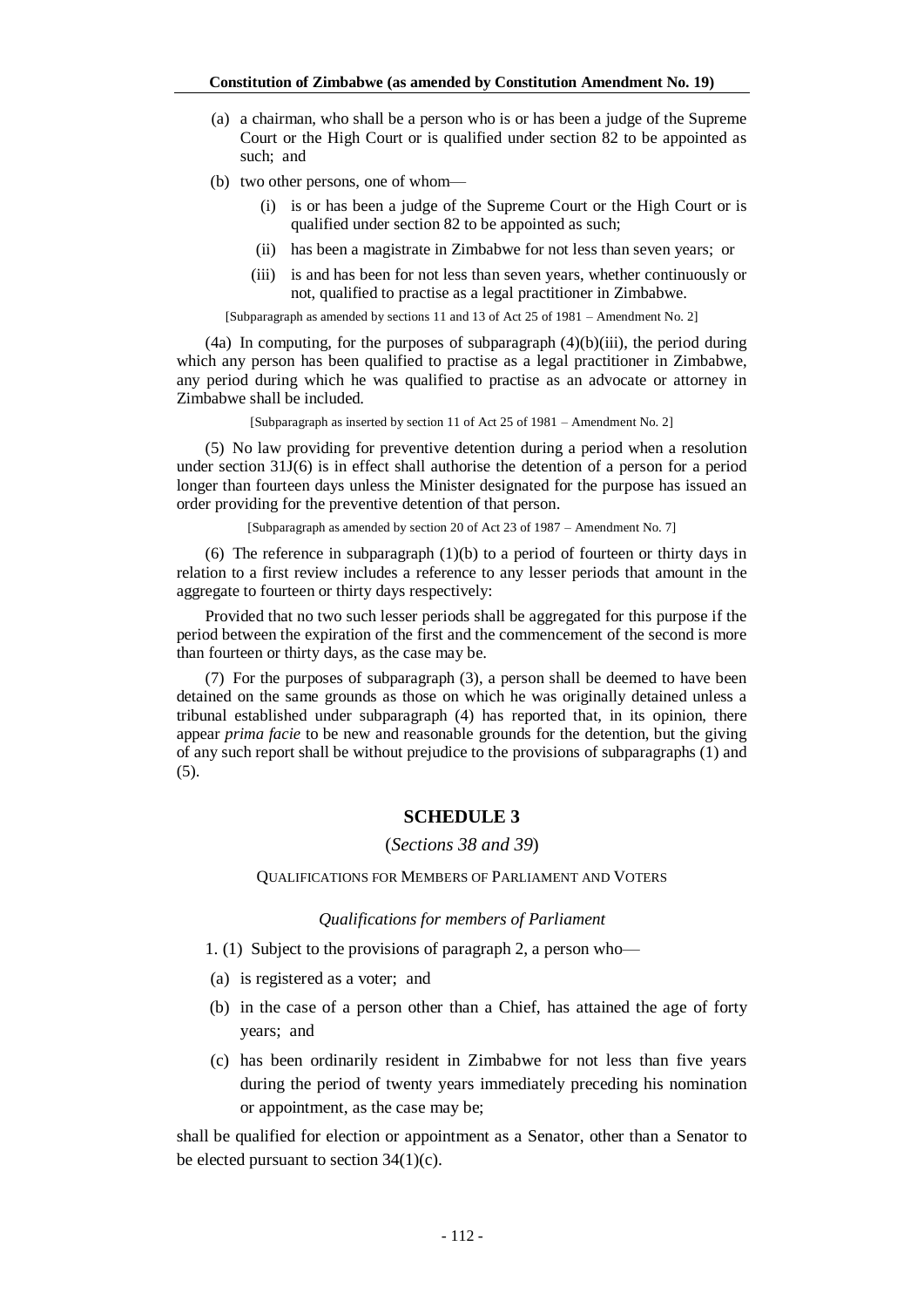(a) a chairman, who shall be a person who is or has been a judge of the Supreme Court or the High Court or is qualified under section 82 to be appointed as such; and

(b) two other persons, one of whom—

(i) is or has been a judge of the Supreme Court or the High Court or is qualified under section 82 to be appointed as such;

(ii) has been a magistrate in Zimbabwe for not less than seven years; or

(iii) is and has been for not less than seven years, whether continuously or not, qualified to practise as a legal practitioner in Zimbabwe.

[Subparagraph as amended by sections 11 and 13 of Act 25 of 1981 – Amendment No. 2]

(4a) In computing, for the purposes of subparagraph (4)(b)(iii), the period during which any person has been qualified to practise as a legal practitioner in Zimbabwe, any period during which he was qualified to practise as an advocate or attorney in Zimbabwe shall be included.

[Subparagraph as inserted by section 11 of Act 25 of 1981 – Amendment No. 2]

(5) No law providing for preventive detention during a period when a resolution under section 31J(6) is in effect shall authorise the detention of a person for a period longer than fourteen days unless the Minister designated for the purpose has issued an order providing for the preventive detention of that person.

[Subparagraph as amended by section 20 of Act 23 of 1987 – Amendment No. 7]

(6) The reference in subparagraph (1)(b) to a period of fourteen or thirty days in relation to a first review includes a reference to any lesser periods that amount in the aggregate to fourteen or thirty days respectively:

Provided that no two such lesser periods shall be aggregated for this purpose if the period between the expiration of the first and the commencement of the second is more than fourteen or thirty days, as the case may be.

(7) For the purposes of subparagraph (3), a person shall be deemed to have been detained on the same grounds as those on which he was originally detained unless a tribunal established under subparagraph (4) has reported that, in its opinion, there appear *prima facie* to be new and reasonable grounds for the detention, but the giving of any such report shall be without prejudice to the provisions of subparagraphs (1) and (5).

## SCHEDULE 3

(*Sections 38 and 39*)

QUALIFICATIONS FOR MEMBERS OF PARLIAMENT AND VOTERS

*Qualifications for members of Parliament*

1. (1) Subject to the provisions of paragraph 2, a person who—

(a) is registered as a voter; and

(b) in the case of a person other than a Chief, has attained the age of forty years; and

(c) has been ordinarily resident in Zimbabwe for not less than five years during the period of twenty years immediately preceding his nomination or appointment, as the case may be;

shall be qualified for election or appointment as a Senator, other than a Senator to be elected pursuant to section 34(1)(c).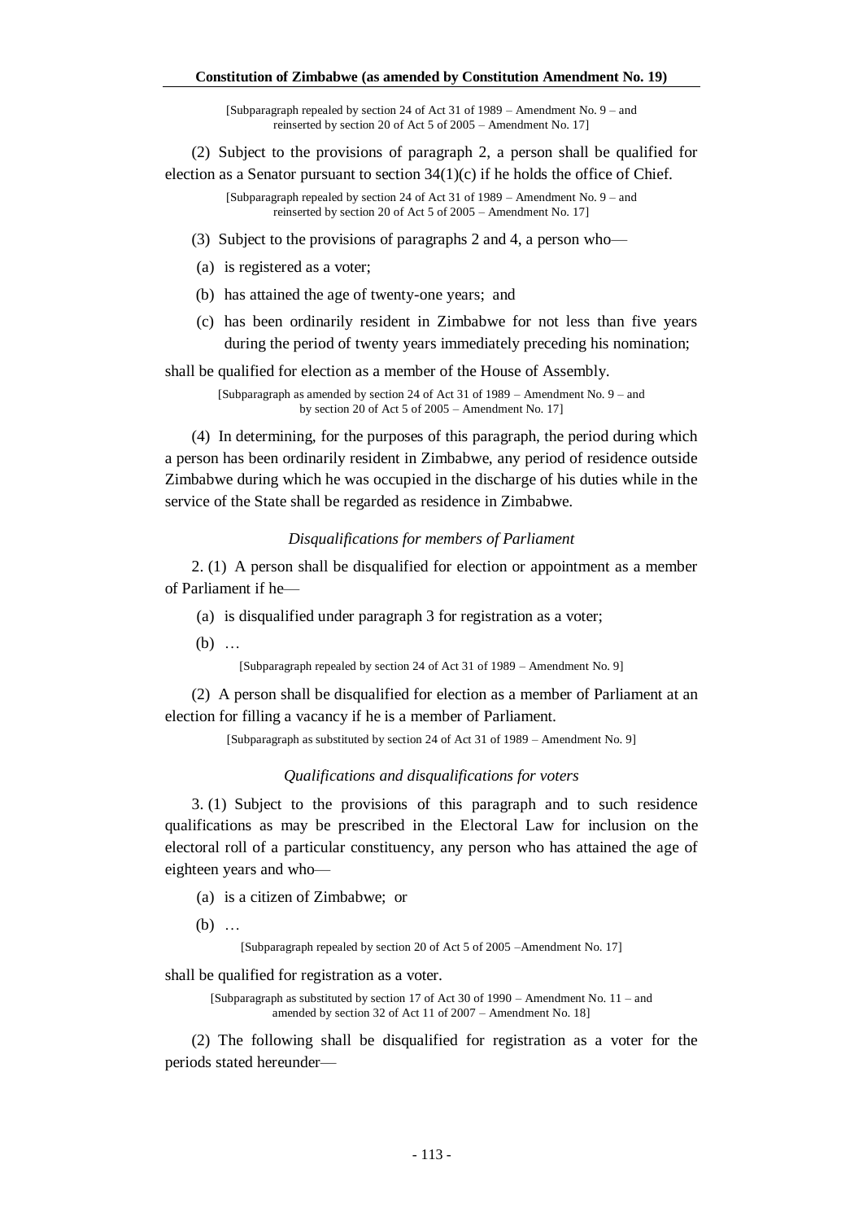[Subparagraph repealed by section 24 of Act 31 of 1989 – Amendment No. 9 – and reinserted by section 20 of Act 5 of 2005 – Amendment No. 17]

(2) Subject to the provisions of paragraph 2, a person shall be qualified for election as a Senator pursuant to section 34(1)(c) if he holds the office of Chief.

[Subparagraph repealed by section 24 of Act 31 of 1989 – Amendment No. 9 – and reinserted by section 20 of Act 5 of 2005 – Amendment No. 17]

(3) Subject to the provisions of paragraphs 2 and 4, a person who—

(a) is registered as a voter;

(b) has attained the age of twenty-one years; and

(c) has been ordinarily resident in Zimbabwe for not less than five years during the period of twenty years immediately preceding his nomination;

shall be qualified for election as a member of the House of Assembly.

[Subparagraph as amended by section 24 of Act 31 of 1989 – Amendment No. 9 – and by section 20 of Act 5 of 2005 – Amendment No. 17]

(4) In determining, for the purposes of this paragraph, the period during which a person has been ordinarily resident in Zimbabwe, any period of residence outside Zimbabwe during which he was occupied in the discharge of his duties while in the service of the State shall be regarded as residence in Zimbabwe.

*Disqualifications for members of Parliament*

2. (1) A person shall be disqualified for election or appointment as a member of Parliament if he—

(a) is disqualified under paragraph 3 for registration as a voter;

(b) …

[Subparagraph repealed by section 24 of Act 31 of 1989 – Amendment No. 9]

(2) A person shall be disqualified for election as a member of Parliament at an election for filling a vacancy if he is a member of Parliament.

[Subparagraph as substituted by section 24 of Act 31 of 1989 – Amendment No. 9]

*Qualifications and disqualifications for voters*

3. (1) Subject to the provisions of this paragraph and to such residence qualifications as may be prescribed in the Electoral Law for inclusion on the electoral roll of a particular constituency, any person who has attained the age of eighteen years and who—

(a) is a citizen of Zimbabwe; or

(b) …

[Subparagraph repealed by section 20 of Act 5 of 2005 –Amendment No. 17]

shall be qualified for registration as a voter.

[Subparagraph as substituted by section 17 of Act 30 of 1990 – Amendment No. 11 – and amended by section 32 of Act 11 of 2007 – Amendment No. 18]

(2) The following shall be disqualified for registration as a voter for the periods stated hereunder—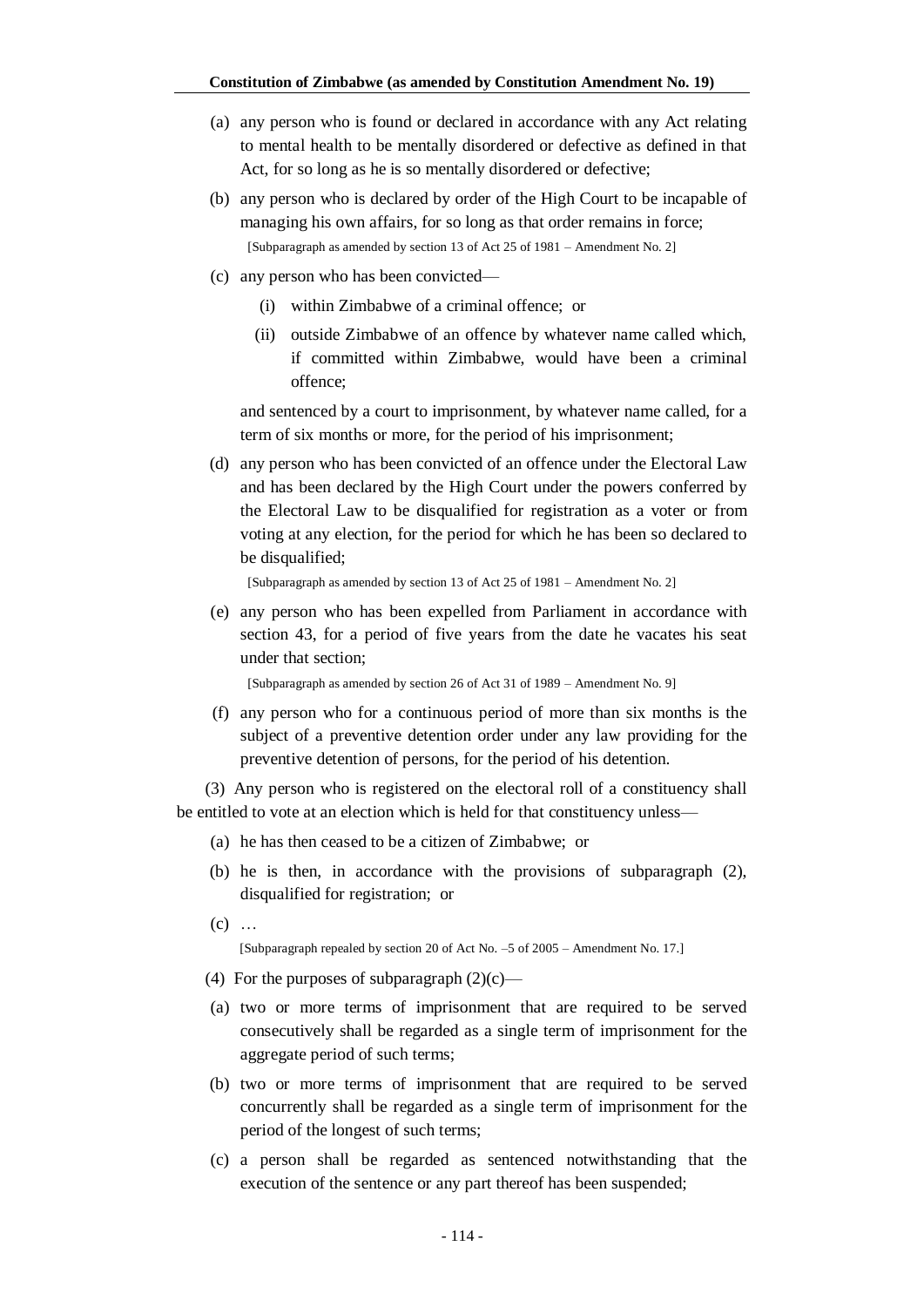(a) any person who is found or declared in accordance with any Act relating to mental health to be mentally disordered or defective as defined in that Act, for so long as he is so mentally disordered or defective;

(b) any person who is declared by order of the High Court to be incapable of managing his own affairs, for so long as that order remains in force;

[Subparagraph as amended by section 13 of Act 25 of 1981 – Amendment No. 2]

(c) any person who has been convicted—

(i) within Zimbabwe of a criminal offence; or

(ii) outside Zimbabwe of an offence by whatever name called which, if committed within Zimbabwe, would have been a criminal offence;

and sentenced by a court to imprisonment, by whatever name called, for a term of six months or more, for the period of his imprisonment;

(d) any person who has been convicted of an offence under the Electoral Law and has been declared by the High Court under the powers conferred by the Electoral Law to be disqualified for registration as a voter or from voting at any election, for the period for which he has been so declared to be disqualified;

[Subparagraph as amended by section 13 of Act 25 of 1981 – Amendment No. 2]

(e) any person who has been expelled from Parliament in accordance with section 43, for a period of five years from the date he vacates his seat under that section;

[Subparagraph as amended by section 26 of Act 31 of 1989 – Amendment No. 9]

(f) any person who for a continuous period of more than six months is the subject of a preventive detention order under any law providing for the preventive detention of persons, for the period of his detention.

(3) Any person who is registered on the electoral roll of a constituency shall be entitled to vote at an election which is held for that constituency unless—

(a) he has then ceased to be a citizen of Zimbabwe; or

(b) he is then, in accordance with the provisions of subparagraph (2), disqualified for registration; or

(c) …

[Subparagraph repealed by section 20 of Act No. –5 of 2005 – Amendment No. 17.]

(4) For the purposes of subparagraph (2)(c)—

(a) two or more terms of imprisonment that are required to be served consecutively shall be regarded as a single term of imprisonment for the aggregate period of such terms;

(b) two or more terms of imprisonment that are required to be served concurrently shall be regarded as a single term of imprisonment for the period of the longest of such terms;

(c) a person shall be regarded as sentenced notwithstanding that the execution of the sentence or any part thereof has been suspended;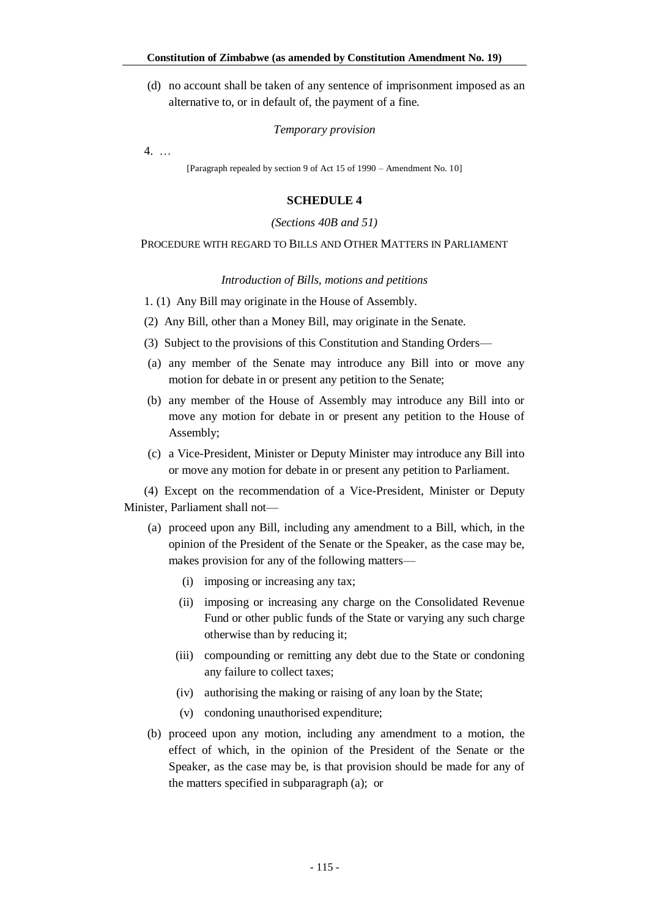(d) no account shall be taken of any sentence of imprisonment imposed as an alternative to, or in default of, the payment of a fine.

*Temporary provision*

4. …

[Paragraph repealed by section 9 of Act 15 of 1990 – Amendment No. 10]

## SCHEDULE 4

*(Sections 40B and 51)*

PROCEDURE WITH REGARD TO BILLS AND OTHER MATTERS IN PARLIAMENT

*Introduction of Bills, motions and petitions*

1. (1) Any Bill may originate in the House of Assembly.

(2) Any Bill, other than a Money Bill, may originate in the Senate.

(3) Subject to the provisions of this Constitution and Standing Orders—

(a) any member of the Senate may introduce any Bill into or move any motion for debate in or present any petition to the Senate;

(b) any member of the House of Assembly may introduce any Bill into or move any motion for debate in or present any petition to the House of Assembly;

(c) a Vice-President, Minister or Deputy Minister may introduce any Bill into or move any motion for debate in or present any petition to Parliament.

(4) Except on the recommendation of a Vice-President, Minister or Deputy Minister, Parliament shall not—

(a) proceed upon any Bill, including any amendment to a Bill, which, in the opinion of the President of the Senate or the Speaker, as the case may be, makes provision for any of the following matters—

(i) imposing or increasing any tax;

(ii) imposing or increasing any charge on the Consolidated Revenue Fund or other public funds of the State or varying any such charge otherwise than by reducing it;

(iii) compounding or remitting any debt due to the State or condoning any failure to collect taxes;

(iv) authorising the making or raising of any loan by the State;

(v) condoning unauthorised expenditure;

(b) proceed upon any motion, including any amendment to a motion, the effect of which, in the opinion of the President of the Senate or the Speaker, as the case may be, is that provision should be made for any of the matters specified in subparagraph (a); or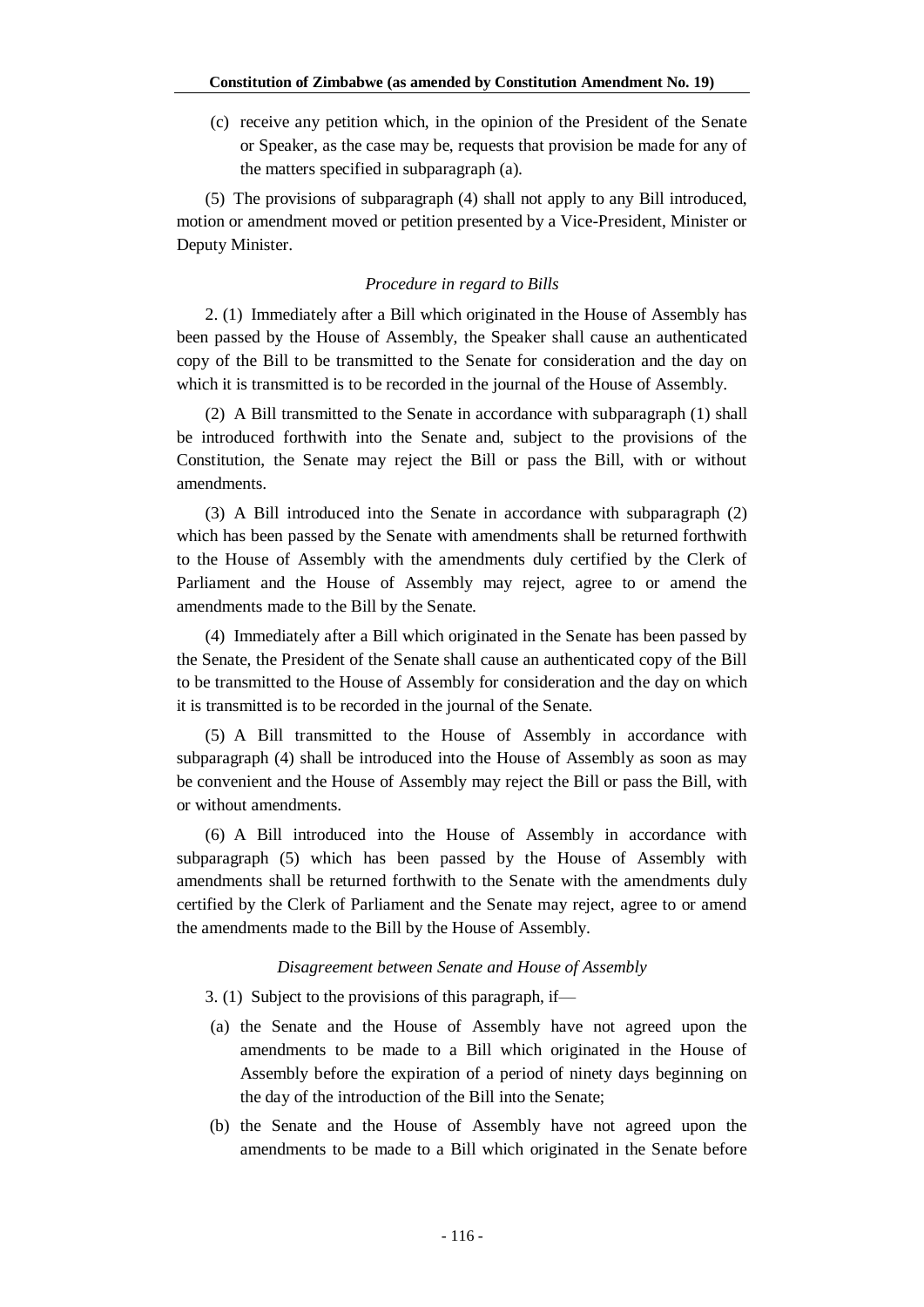(c) receive any petition which, in the opinion of the President of the Senate or Speaker, as the case may be, requests that provision be made for any of the matters specified in subparagraph (a).

(5) The provisions of subparagraph (4) shall not apply to any Bill introduced, motion or amendment moved or petition presented by a Vice-President, Minister or Deputy Minister.

*Procedure in regard to Bills*

2. (1) Immediately after a Bill which originated in the House of Assembly has been passed by the House of Assembly, the Speaker shall cause an authenticated copy of the Bill to be transmitted to the Senate for consideration and the day on which it is transmitted is to be recorded in the journal of the House of Assembly.

(2) A Bill transmitted to the Senate in accordance with subparagraph (1) shall be introduced forthwith into the Senate and, subject to the provisions of the Constitution, the Senate may reject the Bill or pass the Bill, with or without amendments.

(3) A Bill introduced into the Senate in accordance with subparagraph (2) which has been passed by the Senate with amendments shall be returned forthwith to the House of Assembly with the amendments duly certified by the Clerk of Parliament and the House of Assembly may reject, agree to or amend the amendments made to the Bill by the Senate.

(4) Immediately after a Bill which originated in the Senate has been passed by the Senate, the President of the Senate shall cause an authenticated copy of the Bill to be transmitted to the House of Assembly for consideration and the day on which it is transmitted is to be recorded in the journal of the Senate.

(5) A Bill transmitted to the House of Assembly in accordance with subparagraph (4) shall be introduced into the House of Assembly as soon as may be convenient and the House of Assembly may reject the Bill or pass the Bill, with or without amendments.

(6) A Bill introduced into the House of Assembly in accordance with subparagraph (5) which has been passed by the House of Assembly with amendments shall be returned forthwith to the Senate with the amendments duly certified by the Clerk of Parliament and the Senate may reject, agree to or amend the amendments made to the Bill by the House of Assembly.

*Disagreement between Senate and House of Assembly*

3. (1) Subject to the provisions of this paragraph, if—

(a) the Senate and the House of Assembly have not agreed upon the amendments to be made to a Bill which originated in the House of Assembly before the expiration of a period of ninety days beginning on the day of the introduction of the Bill into the Senate;

(b) the Senate and the House of Assembly have not agreed upon the amendments to be made to a Bill which originated in the Senate before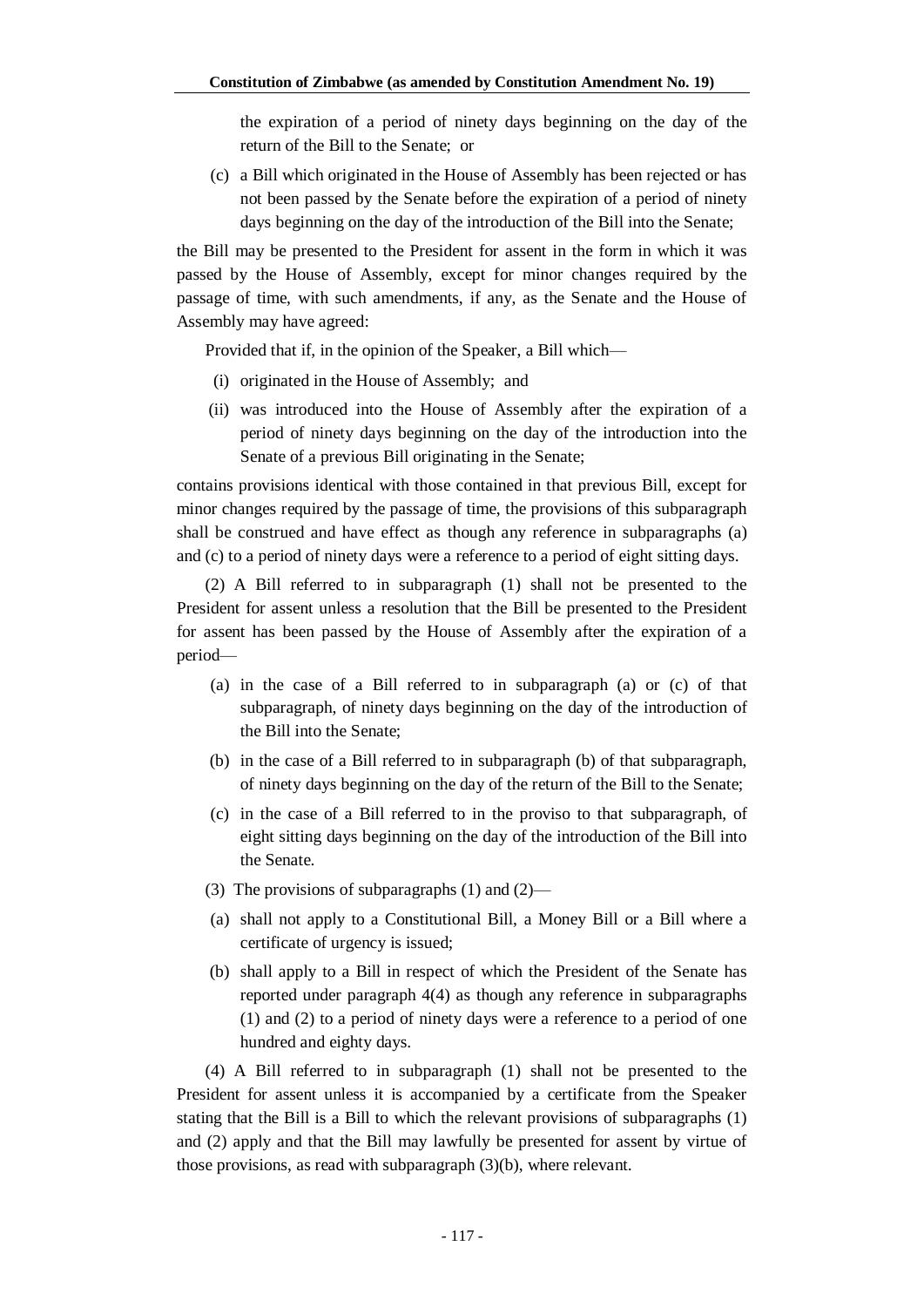the expiration of a period of ninety days beginning on the day of the return of the Bill to the Senate; or

(c) a Bill which originated in the House of Assembly has been rejected or has not been passed by the Senate before the expiration of a period of ninety days beginning on the day of the introduction of the Bill into the Senate;

the Bill may be presented to the President for assent in the form in which it was passed by the House of Assembly, except for minor changes required by the passage of time, with such amendments, if any, as the Senate and the House of Assembly may have agreed:

Provided that if, in the opinion of the Speaker, a Bill which—

(i) originated in the House of Assembly; and

(ii) was introduced into the House of Assembly after the expiration of a period of ninety days beginning on the day of the introduction into the Senate of a previous Bill originating in the Senate;

contains provisions identical with those contained in that previous Bill, except for minor changes required by the passage of time, the provisions of this subparagraph shall be construed and have effect as though any reference in subparagraphs (a) and (c) to a period of ninety days were a reference to a period of eight sitting days.

(2) A Bill referred to in subparagraph (1) shall not be presented to the President for assent unless a resolution that the Bill be presented to the President for assent has been passed by the House of Assembly after the expiration of a period—

(a) in the case of a Bill referred to in subparagraph (a) or (c) of that subparagraph, of ninety days beginning on the day of the introduction of the Bill into the Senate;

(b) in the case of a Bill referred to in subparagraph (b) of that subparagraph, of ninety days beginning on the day of the return of the Bill to the Senate;

(c) in the case of a Bill referred to in the proviso to that subparagraph, of eight sitting days beginning on the day of the introduction of the Bill into the Senate.

(3) The provisions of subparagraphs (1) and (2)—

(a) shall not apply to a Constitutional Bill, a Money Bill or a Bill where a certificate of urgency is issued;

(b) shall apply to a Bill in respect of which the President of the Senate has reported under paragraph 4(4) as though any reference in subparagraphs (1) and (2) to a period of ninety days were a reference to a period of one hundred and eighty days.

(4) A Bill referred to in subparagraph (1) shall not be presented to the President for assent unless it is accompanied by a certificate from the Speaker stating that the Bill is a Bill to which the relevant provisions of subparagraphs (1) and (2) apply and that the Bill may lawfully be presented for assent by virtue of those provisions, as read with subparagraph (3)(b), where relevant.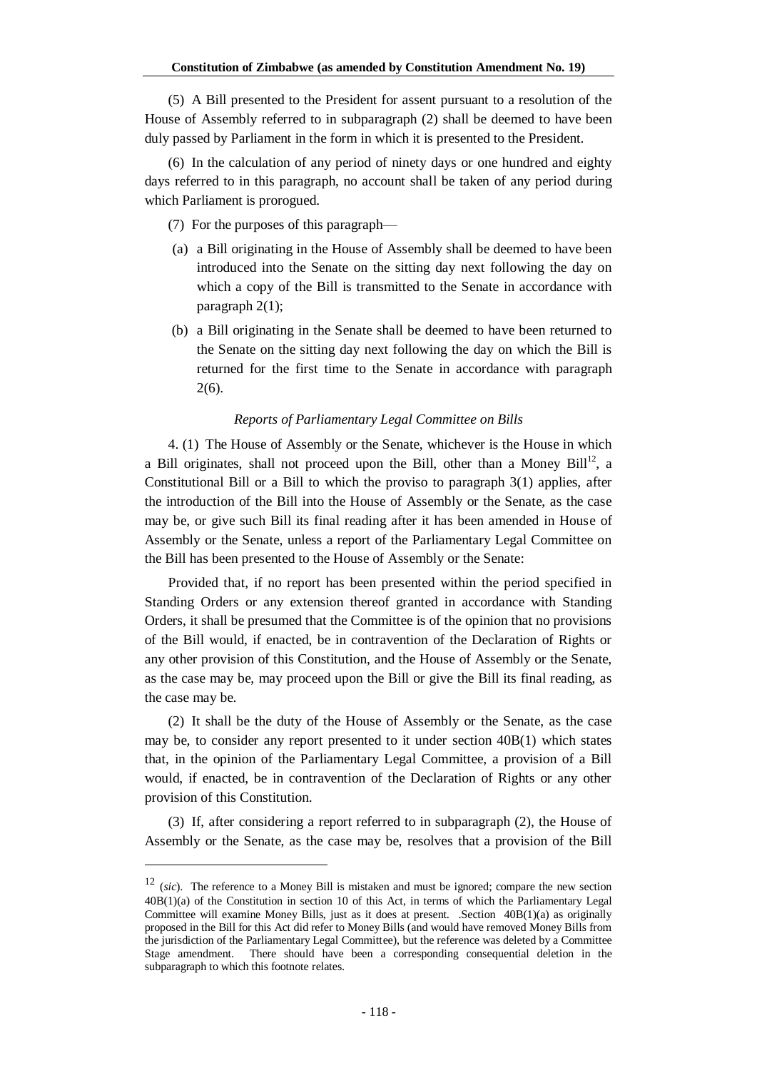(5) A Bill presented to the President for assent pursuant to a resolution of the House of Assembly referred to in subparagraph (2) shall be deemed to have been duly passed by Parliament in the form in which it is presented to the President.

(6) In the calculation of any period of ninety days or one hundred and eighty days referred to in this paragraph, no account shall be taken of any period during which Parliament is prorogued.

(7) For the purposes of this paragraph—

(a) a Bill originating in the House of Assembly shall be deemed to have been introduced into the Senate on the sitting day next following the day on which a copy of the Bill is transmitted to the Senate in accordance with paragraph 2(1);

(b) a Bill originating in the Senate shall be deemed to have been returned to the Senate on the sitting day next following the day on which the Bill is returned for the first time to the Senate in accordance with paragraph 2(6).

*Reports of Parliamentary Legal Committee on Bills*

4. (1) The House of Assembly or the Senate, whichever is the House in which a Bill originates, shall not proceed upon the Bill, other than a Money Bill[12], a Constitutional Bill or a Bill to which the proviso to paragraph 3(1) applies, after the introduction of the Bill into the House of Assembly or the Senate, as the case may be, or give such Bill its final reading after it has been amended in House of Assembly or the Senate, unless a report of the Parliamentary Legal Committee on the Bill has been presented to the House of Assembly or the Senate:

Provided that, if no report has been presented within the period specified in Standing Orders or any extension thereof granted in accordance with Standing Orders, it shall be presumed that the Committee is of the opinion that no provisions of the Bill would, if enacted, be in contravention of the Declaration of Rights or any other provision of this Constitution, and the House of Assembly or the Senate, as the case may be, may proceed upon the Bill or give the Bill its final reading, as the case may be.

(2) It shall be the duty of the House of Assembly or the Senate, as the case may be, to consider any report presented to it under section 40B(1) which states that, in the opinion of the Parliamentary Legal Committee, a provision of a Bill would, if enacted, be in contravention of the Declaration of Rights or any other provision of this Constitution.

(3) If, after considering a report referred to in subparagraph (2), the House of Assembly or the Senate, as the case may be, resolves that a provision of the Bill

---

[12] (*sic*). The reference to a Money Bill is mistaken and must be ignored; compare the new section 40B(1)(a) of the Constitution in section 10 of this Act, in terms of which the Parliamentary Legal Committee will examine Money Bills, just as it does at present. .Section 40B(1)(a) as originally proposed in the Bill for this Act did refer to Money Bills (and would have removed Money Bills from the jurisdiction of the Parliamentary Legal Committee), but the reference was deleted by a Committee Stage amendment. There should have been a corresponding consequential deletion in the subparagraph to which this footnote relates.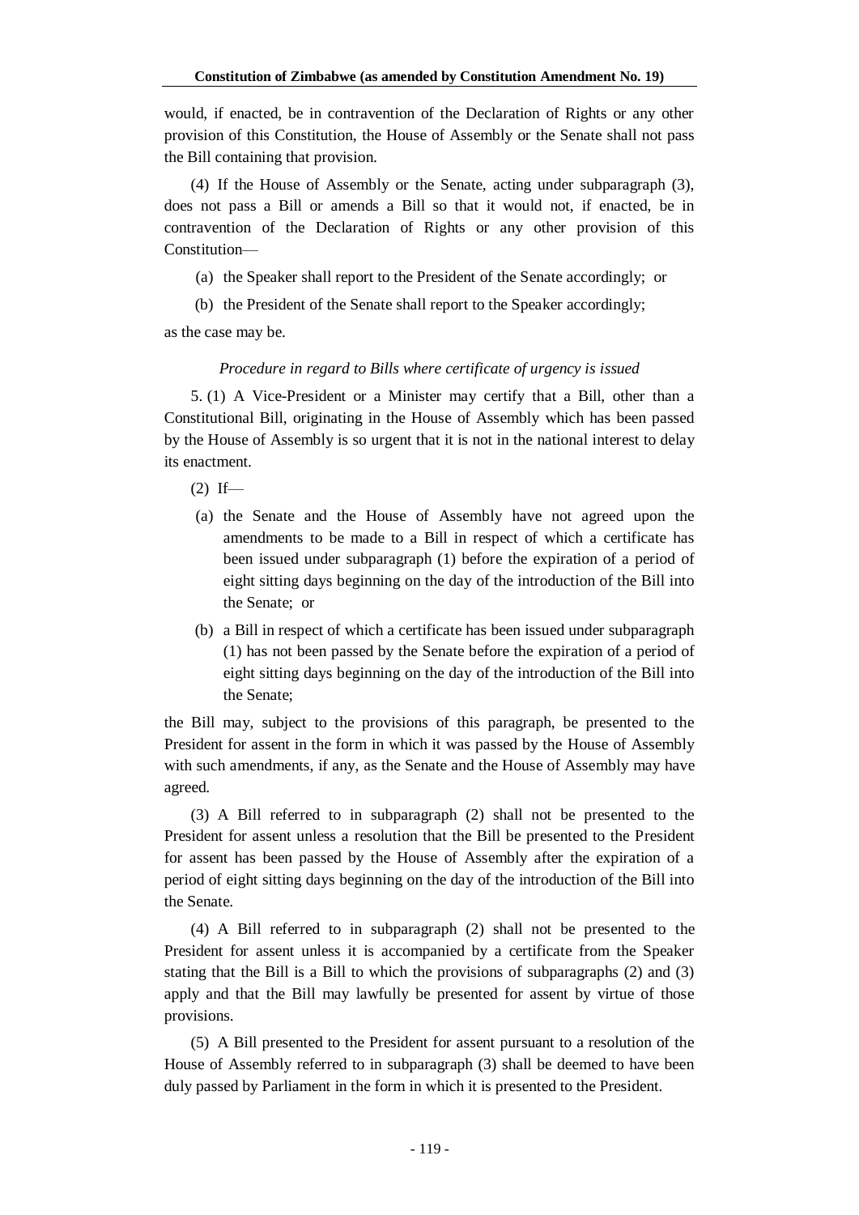would, if enacted, be in contravention of the Declaration of Rights or any other provision of this Constitution, the House of Assembly or the Senate shall not pass the Bill containing that provision.

(4) If the House of Assembly or the Senate, acting under subparagraph (3), does not pass a Bill or amends a Bill so that it would not, if enacted, be in contravention of the Declaration of Rights or any other provision of this Constitution—

(a) the Speaker shall report to the President of the Senate accordingly; or

(b) the President of the Senate shall report to the Speaker accordingly;

as the case may be.

*Procedure in regard to Bills where certificate of urgency is issued*

5. (1) A Vice-President or a Minister may certify that a Bill, other than a Constitutional Bill, originating in the House of Assembly which has been passed by the House of Assembly is so urgent that it is not in the national interest to delay its enactment.

(2) If—

(a) the Senate and the House of Assembly have not agreed upon the amendments to be made to a Bill in respect of which a certificate has been issued under subparagraph (1) before the expiration of a period of eight sitting days beginning on the day of the introduction of the Bill into the Senate; or

(b) a Bill in respect of which a certificate has been issued under subparagraph (1) has not been passed by the Senate before the expiration of a period of eight sitting days beginning on the day of the introduction of the Bill into the Senate;

the Bill may, subject to the provisions of this paragraph, be presented to the President for assent in the form in which it was passed by the House of Assembly with such amendments, if any, as the Senate and the House of Assembly may have agreed.

(3) A Bill referred to in subparagraph (2) shall not be presented to the President for assent unless a resolution that the Bill be presented to the President for assent has been passed by the House of Assembly after the expiration of a period of eight sitting days beginning on the day of the introduction of the Bill into the Senate.

(4) A Bill referred to in subparagraph (2) shall not be presented to the President for assent unless it is accompanied by a certificate from the Speaker stating that the Bill is a Bill to which the provisions of subparagraphs (2) and (3) apply and that the Bill may lawfully be presented for assent by virtue of those provisions.

(5) A Bill presented to the President for assent pursuant to a resolution of the House of Assembly referred to in subparagraph (3) shall be deemed to have been duly passed by Parliament in the form in which it is presented to the President.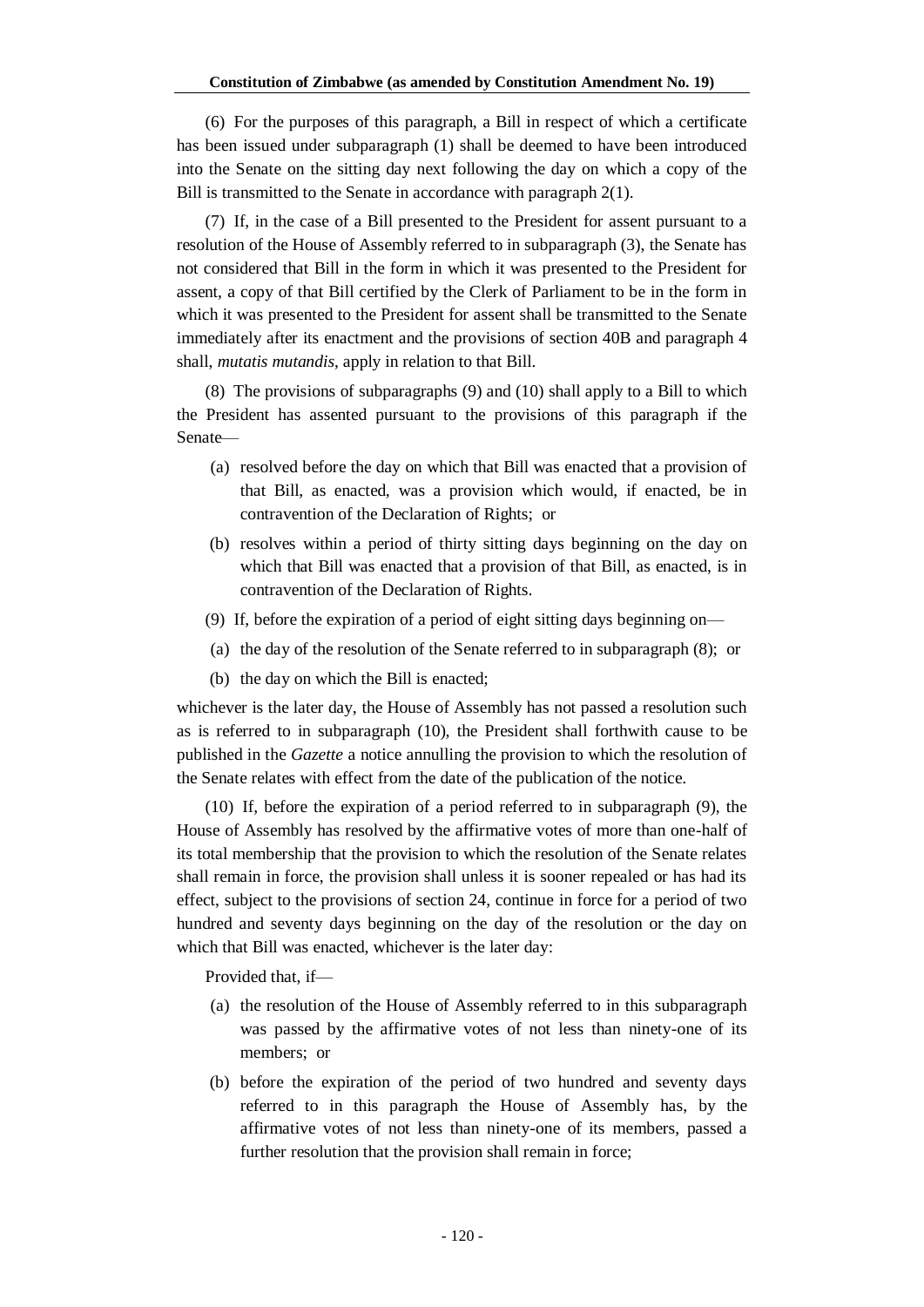(6) For the purposes of this paragraph, a Bill in respect of which a certificate has been issued under subparagraph (1) shall be deemed to have been introduced into the Senate on the sitting day next following the day on which a copy of the Bill is transmitted to the Senate in accordance with paragraph 2(1).

(7) If, in the case of a Bill presented to the President for assent pursuant to a resolution of the House of Assembly referred to in subparagraph (3), the Senate has not considered that Bill in the form in which it was presented to the President for assent, a copy of that Bill certified by the Clerk of Parliament to be in the form in which it was presented to the President for assent shall be transmitted to the Senate immediately after its enactment and the provisions of section 40B and paragraph 4 shall, *mutatis mutandis*, apply in relation to that Bill.

(8) The provisions of subparagraphs (9) and (10) shall apply to a Bill to which the President has assented pursuant to the provisions of this paragraph if the Senate—

(a) resolved before the day on which that Bill was enacted that a provision of that Bill, as enacted, was a provision which would, if enacted, be in contravention of the Declaration of Rights; or

(b) resolves within a period of thirty sitting days beginning on the day on which that Bill was enacted that a provision of that Bill, as enacted, is in contravention of the Declaration of Rights.

(9) If, before the expiration of a period of eight sitting days beginning on—

(a) the day of the resolution of the Senate referred to in subparagraph (8); or

(b) the day on which the Bill is enacted;

whichever is the later day, the House of Assembly has not passed a resolution such as is referred to in subparagraph (10), the President shall forthwith cause to be published in the *Gazette* a notice annulling the provision to which the resolution of the Senate relates with effect from the date of the publication of the notice.

(10) If, before the expiration of a period referred to in subparagraph (9), the House of Assembly has resolved by the affirmative votes of more than one-half of its total membership that the provision to which the resolution of the Senate relates shall remain in force, the provision shall unless it is sooner repealed or has had its effect, subject to the provisions of section 24, continue in force for a period of two hundred and seventy days beginning on the day of the resolution or the day on which that Bill was enacted, whichever is the later day:

Provided that, if—

(a) the resolution of the House of Assembly referred to in this subparagraph was passed by the affirmative votes of not less than ninety-one of its members; or

(b) before the expiration of the period of two hundred and seventy days referred to in this paragraph the House of Assembly has, by the affirmative votes of not less than ninety-one of its members, passed a further resolution that the provision shall remain in force;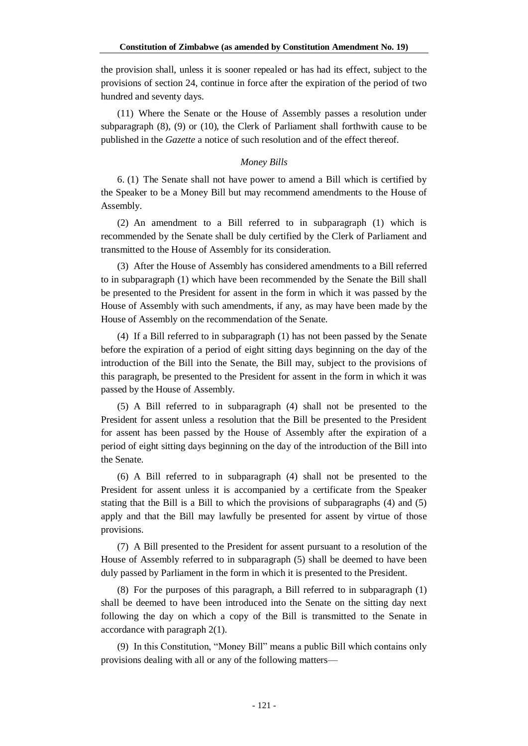the provision shall, unless it is sooner repealed or has had its effect, subject to the provisions of section 24, continue in force after the expiration of the period of two hundred and seventy days.

(11) Where the Senate or the House of Assembly passes a resolution under subparagraph (8), (9) or (10), the Clerk of Parliament shall forthwith cause to be published in the *Gazette* a notice of such resolution and of the effect thereof.

*Money Bills*

6. (1) The Senate shall not have power to amend a Bill which is certified by the Speaker to be a Money Bill but may recommend amendments to the House of Assembly.

(2) An amendment to a Bill referred to in subparagraph (1) which is recommended by the Senate shall be duly certified by the Clerk of Parliament and transmitted to the House of Assembly for its consideration.

(3) After the House of Assembly has considered amendments to a Bill referred to in subparagraph (1) which have been recommended by the Senate the Bill shall be presented to the President for assent in the form in which it was passed by the House of Assembly with such amendments, if any, as may have been made by the House of Assembly on the recommendation of the Senate.

(4) If a Bill referred to in subparagraph (1) has not been passed by the Senate before the expiration of a period of eight sitting days beginning on the day of the introduction of the Bill into the Senate, the Bill may, subject to the provisions of this paragraph, be presented to the President for assent in the form in which it was passed by the House of Assembly.

(5) A Bill referred to in subparagraph (4) shall not be presented to the President for assent unless a resolution that the Bill be presented to the President for assent has been passed by the House of Assembly after the expiration of a period of eight sitting days beginning on the day of the introduction of the Bill into the Senate.

(6) A Bill referred to in subparagraph (4) shall not be presented to the President for assent unless it is accompanied by a certificate from the Speaker stating that the Bill is a Bill to which the provisions of subparagraphs (4) and (5) apply and that the Bill may lawfully be presented for assent by virtue of those provisions.

(7) A Bill presented to the President for assent pursuant to a resolution of the House of Assembly referred to in subparagraph (5) shall be deemed to have been duly passed by Parliament in the form in which it is presented to the President.

(8) For the purposes of this paragraph, a Bill referred to in subparagraph (1) shall be deemed to have been introduced into the Senate on the sitting day next following the day on which a copy of the Bill is transmitted to the Senate in accordance with paragraph 2(1).

(9) In this Constitution, "Money Bill" means a public Bill which contains only provisions dealing with all or any of the following matters—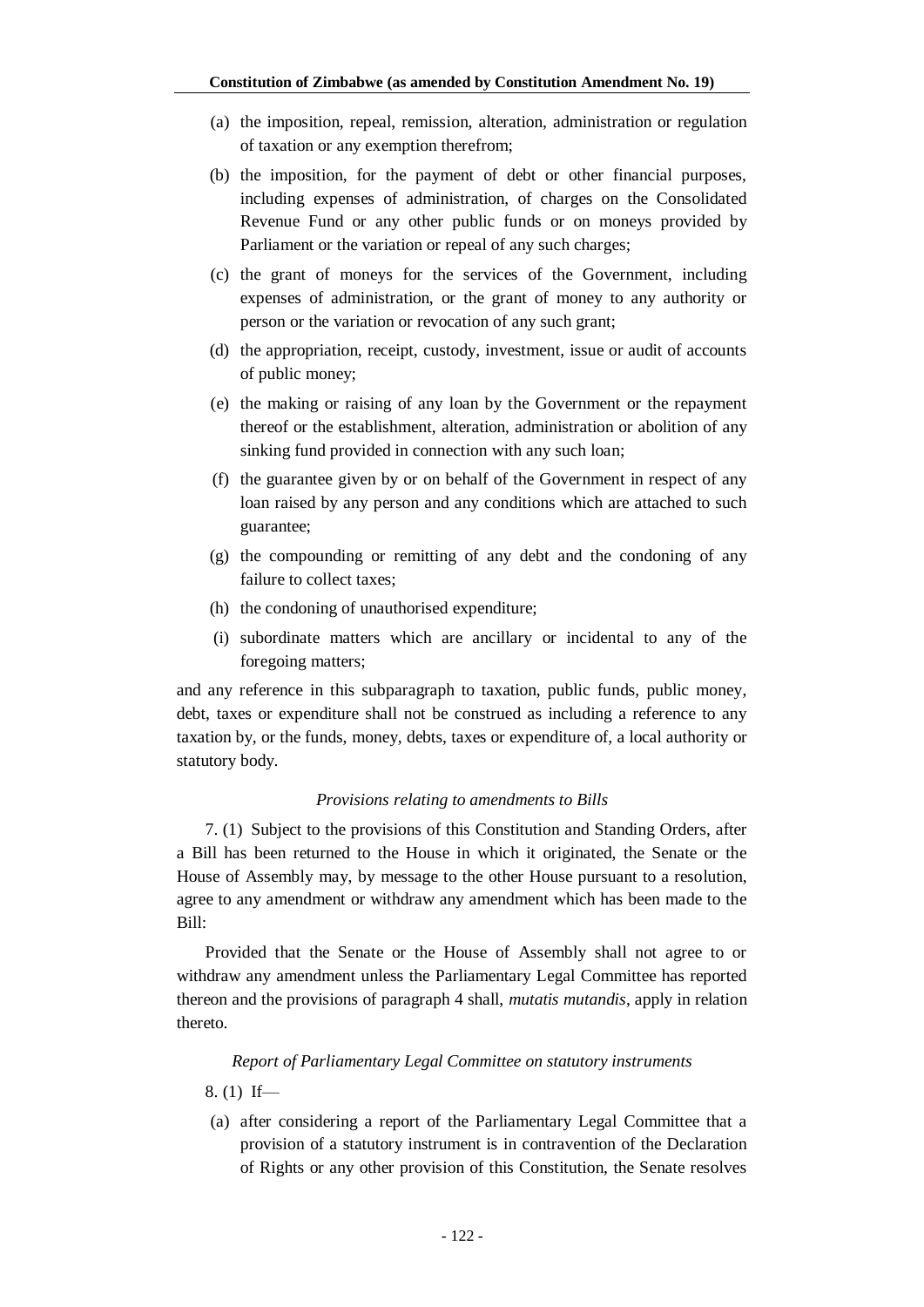(a) the imposition, repeal, remission, alteration, administration or regulation of taxation or any exemption therefrom;

(b) the imposition, for the payment of debt or other financial purposes, including expenses of administration, of charges on the Consolidated Revenue Fund or any other public funds or on moneys provided by Parliament or the variation or repeal of any such charges;

(c) the grant of moneys for the services of the Government, including expenses of administration, or the grant of money to any authority or person or the variation or revocation of any such grant;

(d) the appropriation, receipt, custody, investment, issue or audit of accounts of public money;

(e) the making or raising of any loan by the Government or the repayment thereof or the establishment, alteration, administration or abolition of any sinking fund provided in connection with any such loan;

(f) the guarantee given by or on behalf of the Government in respect of any loan raised by any person and any conditions which are attached to such guarantee;

(g) the compounding or remitting of any debt and the condoning of any failure to collect taxes;

(h) the condoning of unauthorised expenditure;

(i) subordinate matters which are ancillary or incidental to any of the foregoing matters;

and any reference in this subparagraph to taxation, public funds, public money, debt, taxes or expenditure shall not be construed as including a reference to any taxation by, or the funds, money, debts, taxes or expenditure of, a local authority or statutory body.

*Provisions relating to amendments to Bills*

7. (1) Subject to the provisions of this Constitution and Standing Orders, after a Bill has been returned to the House in which it originated, the Senate or the House of Assembly may, by message to the other House pursuant to a resolution, agree to any amendment or withdraw any amendment which has been made to the Bill:

Provided that the Senate or the House of Assembly shall not agree to or withdraw any amendment unless the Parliamentary Legal Committee has reported thereon and the provisions of paragraph 4 shall, *mutatis mutandis*, apply in relation thereto.

*Report of Parliamentary Legal Committee on statutory instruments*

8. (1) If—

(a) after considering a report of the Parliamentary Legal Committee that a provision of a statutory instrument is in contravention of the Declaration of Rights or any other provision of this Constitution, the Senate resolves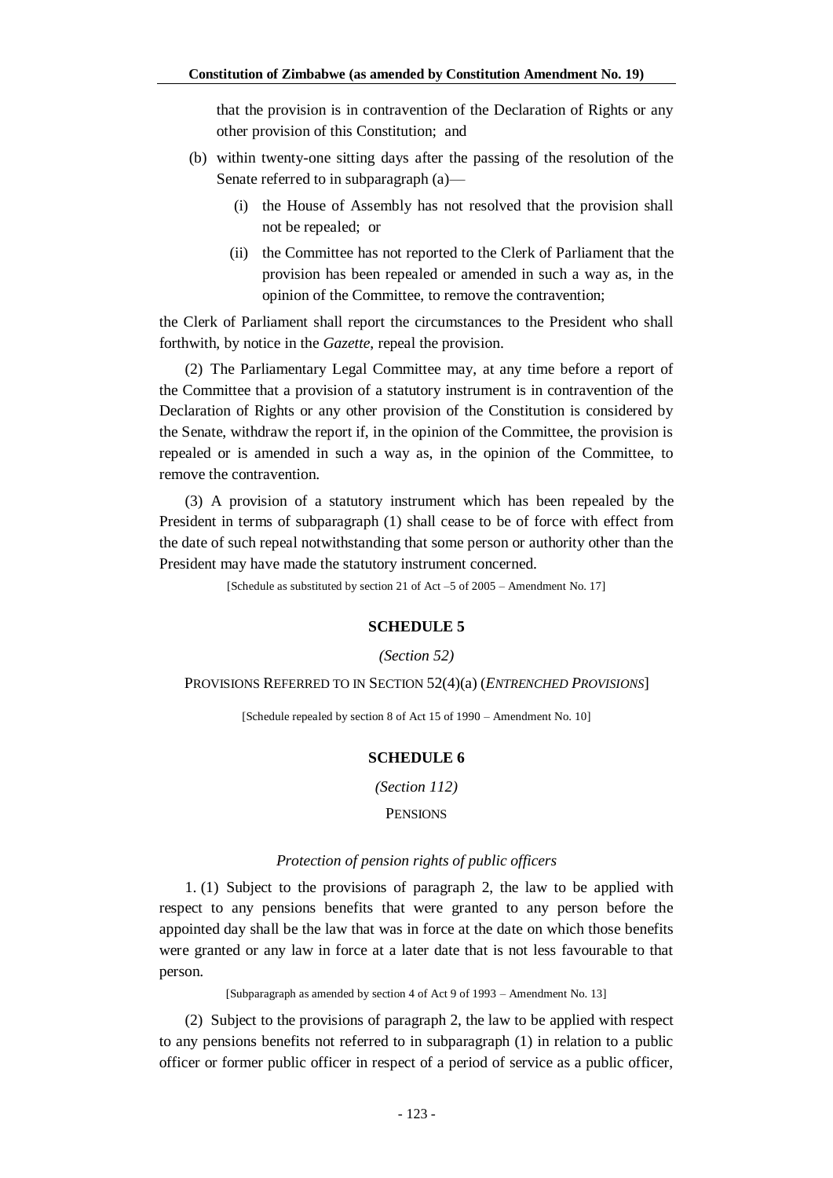that the provision is in contravention of the Declaration of Rights or any other provision of this Constitution; and

(b) within twenty-one sitting days after the passing of the resolution of the Senate referred to in subparagraph (a)—

(i) the House of Assembly has not resolved that the provision shall not be repealed; or

(ii) the Committee has not reported to the Clerk of Parliament that the provision has been repealed or amended in such a way as, in the opinion of the Committee, to remove the contravention;

the Clerk of Parliament shall report the circumstances to the President who shall forthwith, by notice in the *Gazette*, repeal the provision.

(2) The Parliamentary Legal Committee may, at any time before a report of the Committee that a provision of a statutory instrument is in contravention of the Declaration of Rights or any other provision of the Constitution is considered by the Senate, withdraw the report if, in the opinion of the Committee, the provision is repealed or is amended in such a way as, in the opinion of the Committee, to remove the contravention.

(3) A provision of a statutory instrument which has been repealed by the President in terms of subparagraph (1) shall cease to be of force with effect from the date of such repeal notwithstanding that some person or authority other than the President may have made the statutory instrument concerned.

[Schedule as substituted by section 21 of Act –5 of 2005 – Amendment No. 17]

## SCHEDULE 5

*(Section 52)*

PROVISIONS REFERRED TO IN SECTION 52(4)(a) (*ENTRENCHED PROVISIONS*]

[Schedule repealed by section 8 of Act 15 of 1990 – Amendment No. 10]

## SCHEDULE 6

*(Section 112)*

PENSIONS

*Protection of pension rights of public officers*

1. (1) Subject to the provisions of paragraph 2, the law to be applied with respect to any pensions benefits that were granted to any person before the appointed day shall be the law that was in force at the date on which those benefits were granted or any law in force at a later date that is not less favourable to that person.

[Subparagraph as amended by section 4 of Act 9 of 1993 – Amendment No. 13]

(2) Subject to the provisions of paragraph 2, the law to be applied with respect to any pensions benefits not referred to in subparagraph (1) in relation to a public officer or former public officer in respect of a period of service as a public officer,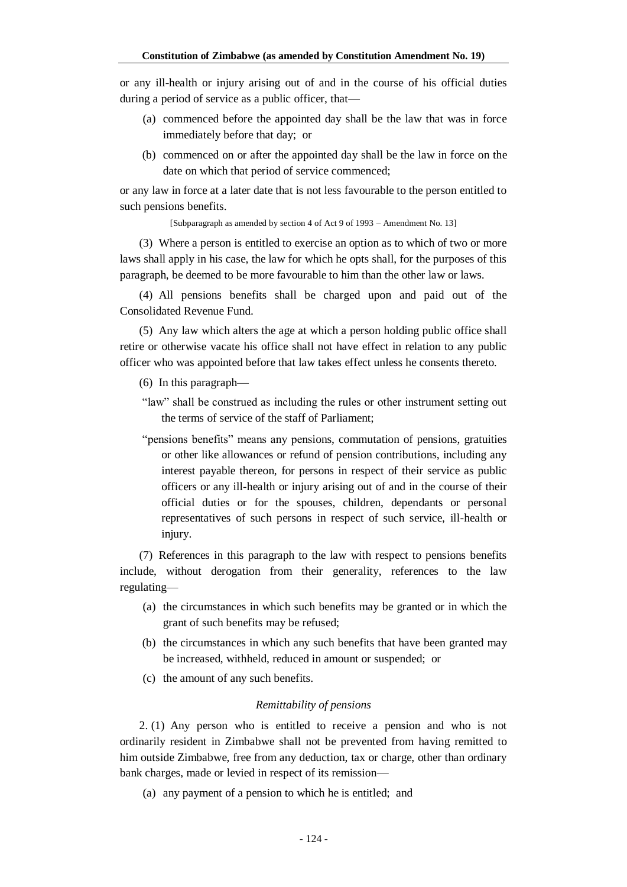or any ill-health or injury arising out of and in the course of his official duties during a period of service as a public officer, that—

(a) commenced before the appointed day shall be the law that was in force immediately before that day; or

(b) commenced on or after the appointed day shall be the law in force on the date on which that period of service commenced;

or any law in force at a later date that is not less favourable to the person entitled to such pensions benefits.

[Subparagraph as amended by section 4 of Act 9 of 1993 – Amendment No. 13]

(3) Where a person is entitled to exercise an option as to which of two or more laws shall apply in his case, the law for which he opts shall, for the purposes of this paragraph, be deemed to be more favourable to him than the other law or laws.

(4) All pensions benefits shall be charged upon and paid out of the Consolidated Revenue Fund.

(5) Any law which alters the age at which a person holding public office shall retire or otherwise vacate his office shall not have effect in relation to any public officer who was appointed before that law takes effect unless he consents thereto.

(6) In this paragraph—

"law" shall be construed as including the rules or other instrument setting out the terms of service of the staff of Parliament;

"pensions benefits" means any pensions, commutation of pensions, gratuities or other like allowances or refund of pension contributions, including any interest payable thereon, for persons in respect of their service as public officers or any ill-health or injury arising out of and in the course of their official duties or for the spouses, children, dependants or personal representatives of such persons in respect of such service, ill-health or injury.

(7) References in this paragraph to the law with respect to pensions benefits include, without derogation from their generality, references to the law regulating—

(a) the circumstances in which such benefits may be granted or in which the grant of such benefits may be refused;

(b) the circumstances in which any such benefits that have been granted may be increased, withheld, reduced in amount or suspended; or

(c) the amount of any such benefits.

*Remittability of pensions*

2. (1) Any person who is entitled to receive a pension and who is not ordinarily resident in Zimbabwe shall not be prevented from having remitted to him outside Zimbabwe, free from any deduction, tax or charge, other than ordinary bank charges, made or levied in respect of its remission—

(a) any payment of a pension to which he is entitled; and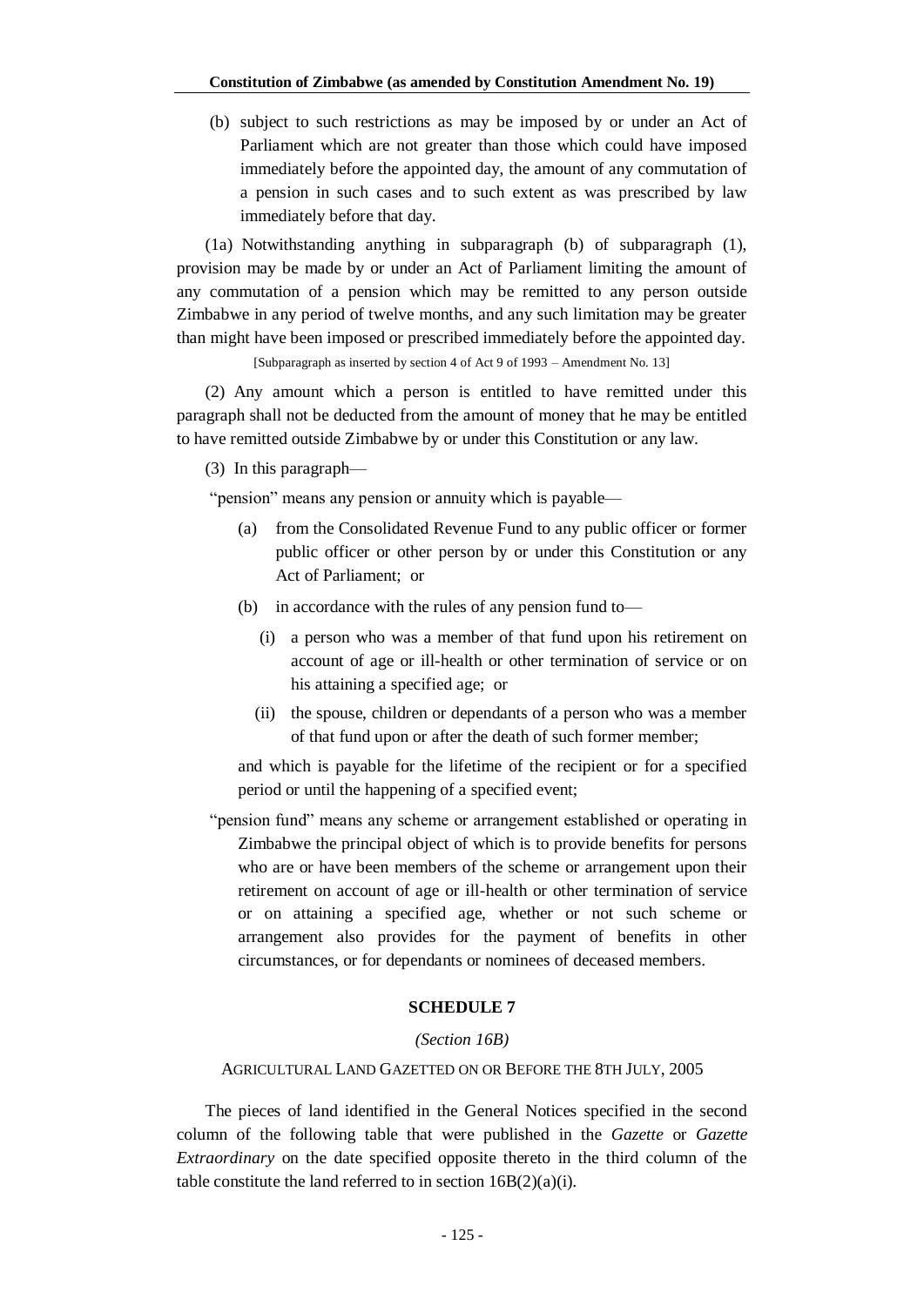(b) subject to such restrictions as may be imposed by or under an Act of Parliament which are not greater than those which could have imposed immediately before the appointed day, the amount of any commutation of a pension in such cases and to such extent as was prescribed by law immediately before that day.

(1a) Notwithstanding anything in subparagraph (b) of subparagraph (1), provision may be made by or under an Act of Parliament limiting the amount of any commutation of a pension which may be remitted to any person outside Zimbabwe in any period of twelve months, and any such limitation may be greater than might have been imposed or prescribed immediately before the appointed day.

[Subparagraph as inserted by section 4 of Act 9 of 1993 – Amendment No. 13]

(2) Any amount which a person is entitled to have remitted under this paragraph shall not be deducted from the amount of money that he may be entitled to have remitted outside Zimbabwe by or under this Constitution or any law.

(3) In this paragraph—

"pension" means any pension or annuity which is payable—

- (a) from the Consolidated Revenue Fund to any public officer or former public officer or other person by or under this Constitution or any Act of Parliament; or
- (b) in accordance with the rules of any pension fund to—
  - (i) a person who was a member of that fund upon his retirement on account of age or ill-health or other termination of service or on his attaining a specified age; or
  - (ii) the spouse, children or dependants of a person who was a member of that fund upon or after the death of such former member;

and which is payable for the lifetime of the recipient or for a specified period or until the happening of a specified event;

"pension fund" means any scheme or arrangement established or operating in Zimbabwe the principal object of which is to provide benefits for persons who are or have been members of the scheme or arrangement upon their retirement on account of age or ill-health or other termination of service or on attaining a specified age, whether or not such scheme or arrangement also provides for the payment of benefits in other circumstances, or for dependants or nominees of deceased members.

## SCHEDULE 7

*(Section 16B)*

AGRICULTURAL LAND GAZETTED ON OR BEFORE THE 8TH JULY, 2005

The pieces of land identified in the General Notices specified in the second column of the following table that were published in the *Gazette* or *Gazette Extraordinary* on the date specified opposite thereto in the third column of the table constitute the land referred to in section 16B(2)(a)(i).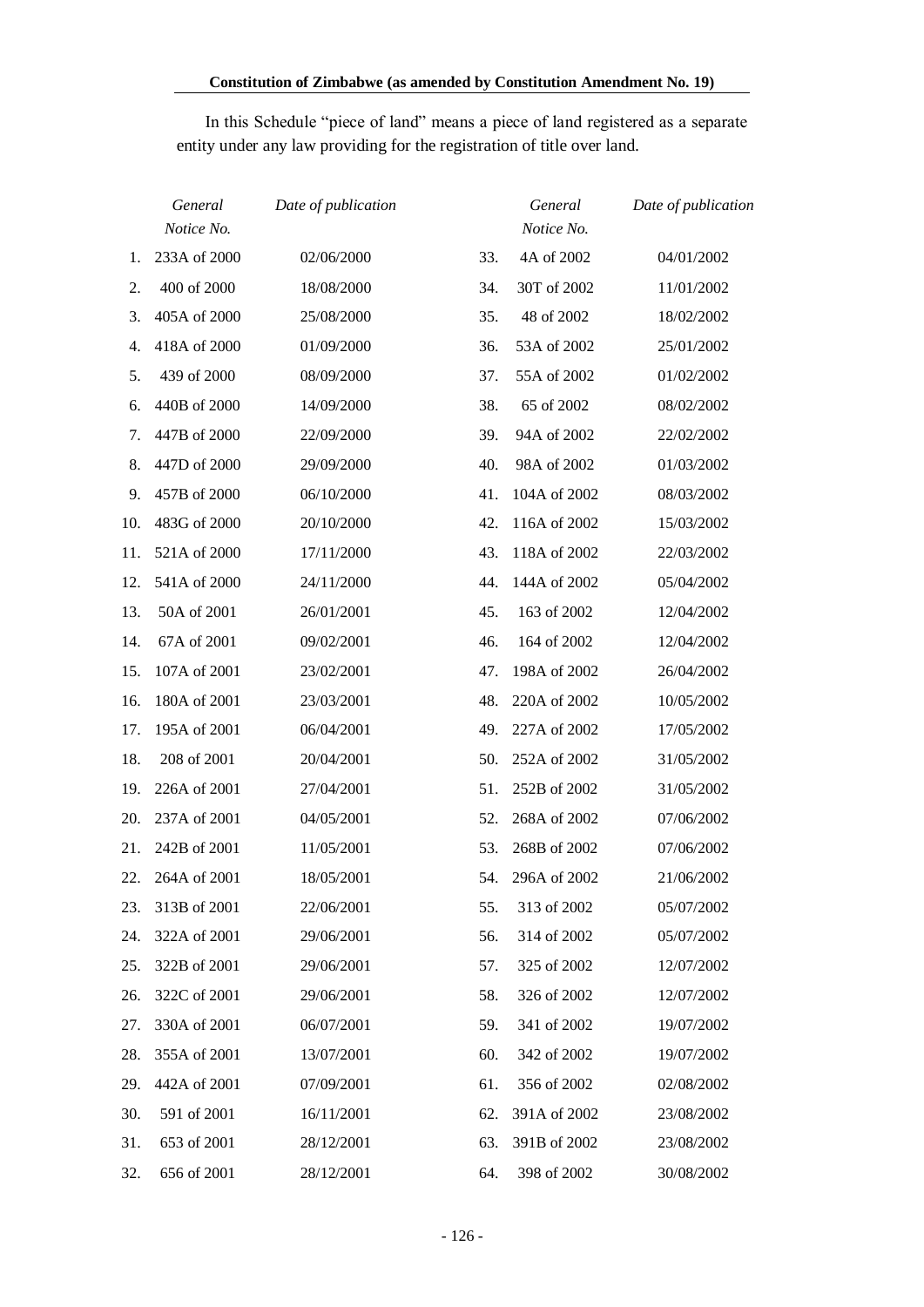In this Schedule "piece of land" means a piece of land registered as a separate entity under any law providing for the registration of title over land.

| | *General Notice No.* | *Date of publication* | | *General Notice No.* | *Date of publication* |
|---|---|---|---|---|---|
| 1. | 233A of 2000 | 02/06/2000 | 33. | 4A of 2002 | 04/01/2002 |
| 2. | 400 of 2000 | 18/08/2000 | 34. | 30T of 2002 | 11/01/2002 |
| 3. | 405A of 2000 | 25/08/2000 | 35. | 48 of 2002 | 18/02/2002 |
| 4. | 418A of 2000 | 01/09/2000 | 36. | 53A of 2002 | 25/01/2002 |
| 5. | 439 of 2000 | 08/09/2000 | 37. | 55A of 2002 | 01/02/2002 |
| 6. | 440B of 2000 | 14/09/2000 | 38. | 65 of 2002 | 08/02/2002 |
| 7. | 447B of 2000 | 22/09/2000 | 39. | 94A of 2002 | 22/02/2002 |
| 8. | 447D of 2000 | 29/09/2000 | 40. | 98A of 2002 | 01/03/2002 |
| 9. | 457B of 2000 | 06/10/2000 | 41. | 104A of 2002 | 08/03/2002 |
| 10. | 483G of 2000 | 20/10/2000 | 42. | 116A of 2002 | 15/03/2002 |
| 11. | 521A of 2000 | 17/11/2000 | 43. | 118A of 2002 | 22/03/2002 |
| 12. | 541A of 2000 | 24/11/2000 | 44. | 144A of 2002 | 05/04/2002 |
| 13. | 50A of 2001 | 26/01/2001 | 45. | 163 of 2002 | 12/04/2002 |
| 14. | 67A of 2001 | 09/02/2001 | 46. | 164 of 2002 | 12/04/2002 |
| 15. | 107A of 2001 | 23/02/2001 | 47. | 198A of 2002 | 26/04/2002 |
| 16. | 180A of 2001 | 23/03/2001 | 48. | 220A of 2002 | 10/05/2002 |
| 17. | 195A of 2001 | 06/04/2001 | 49. | 227A of 2002 | 17/05/2002 |
| 18. | 208 of 2001 | 20/04/2001 | 50. | 252A of 2002 | 31/05/2002 |
| 19. | 226A of 2001 | 27/04/2001 | 51. | 252B of 2002 | 31/05/2002 |
| 20. | 237A of 2001 | 04/05/2001 | 52. | 268A of 2002 | 07/06/2002 |
| 21. | 242B of 2001 | 11/05/2001 | 53. | 268B of 2002 | 07/06/2002 |
| 22. | 264A of 2001 | 18/05/2001 | 54. | 296A of 2002 | 21/06/2002 |
| 23. | 313B of 2001 | 22/06/2001 | 55. | 313 of 2002 | 05/07/2002 |
| 24. | 322A of 2001 | 29/06/2001 | 56. | 314 of 2002 | 05/07/2002 |
| 25. | 322B of 2001 | 29/06/2001 | 57. | 325 of 2002 | 12/07/2002 |
| 26. | 322C of 2001 | 29/06/2001 | 58. | 326 of 2002 | 12/07/2002 |
| 27. | 330A of 2001 | 06/07/2001 | 59. | 341 of 2002 | 19/07/2002 |
| 28. | 355A of 2001 | 13/07/2001 | 60. | 342 of 2002 | 19/07/2002 |
| 29. | 442A of 2001 | 07/09/2001 | 61. | 356 of 2002 | 02/08/2002 |
| 30. | 591 of 2001 | 16/11/2001 | 62. | 391A of 2002 | 23/08/2002 |
| 31. | 653 of 2001 | 28/12/2001 | 63. | 391B of 2002 | 23/08/2002 |
| 32. | 656 of 2001 | 28/12/2001 | 64. | 398 of 2002 | 30/08/2002 |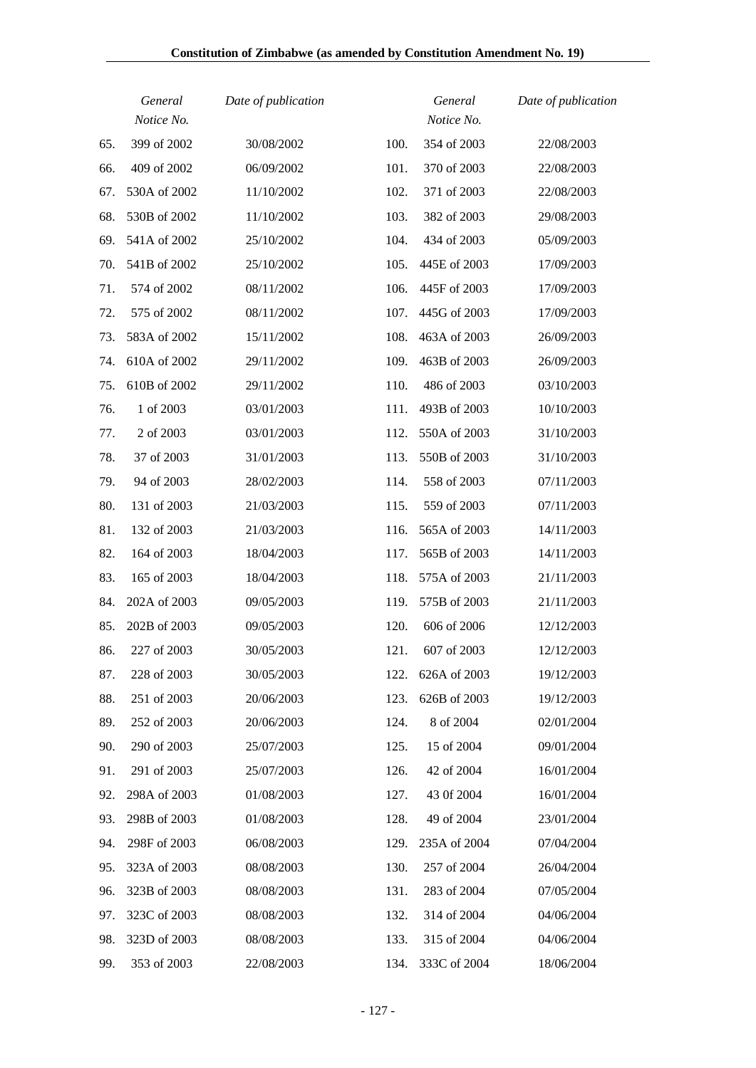| | General Notice No. | Date of publication | | General Notice No. | Date of publication |
|---|---|---|---|---|---|
| 65. | 399 of 2002 | 30/08/2002 | 100. | 354 of 2003 | 22/08/2003 |
| 66. | 409 of 2002 | 06/09/2002 | 101. | 370 of 2003 | 22/08/2003 |
| 67. | 530A of 2002 | 11/10/2002 | 102. | 371 of 2003 | 22/08/2003 |
| 68. | 530B of 2002 | 11/10/2002 | 103. | 382 of 2003 | 29/08/2003 |
| 69. | 541A of 2002 | 25/10/2002 | 104. | 434 of 2003 | 05/09/2003 |
| 70. | 541B of 2002 | 25/10/2002 | 105. | 445E of 2003 | 17/09/2003 |
| 71. | 574 of 2002 | 08/11/2002 | 106. | 445F of 2003 | 17/09/2003 |
| 72. | 575 of 2002 | 08/11/2002 | 107. | 445G of 2003 | 17/09/2003 |
| 73. | 583A of 2002 | 15/11/2002 | 108. | 463A of 2003 | 26/09/2003 |
| 74. | 610A of 2002 | 29/11/2002 | 109. | 463B of 2003 | 26/09/2003 |
| 75. | 610B of 2002 | 29/11/2002 | 110. | 486 of 2003 | 03/10/2003 |
| 76. | 1 of 2003 | 03/01/2003 | 111. | 493B of 2003 | 10/10/2003 |
| 77. | 2 of 2003 | 03/01/2003 | 112. | 550A of 2003 | 31/10/2003 |
| 78. | 37 of 2003 | 31/01/2003 | 113. | 550B of 2003 | 31/10/2003 |
| 79. | 94 of 2003 | 28/02/2003 | 114. | 558 of 2003 | 07/11/2003 |
| 80. | 131 of 2003 | 21/03/2003 | 115. | 559 of 2003 | 07/11/2003 |
| 81. | 132 of 2003 | 21/03/2003 | 116. | 565A of 2003 | 14/11/2003 |
| 82. | 164 of 2003 | 18/04/2003 | 117. | 565B of 2003 | 14/11/2003 |
| 83. | 165 of 2003 | 18/04/2003 | 118. | 575A of 2003 | 21/11/2003 |
| 84. | 202A of 2003 | 09/05/2003 | 119. | 575B of 2003 | 21/11/2003 |
| 85. | 202B of 2003 | 09/05/2003 | 120. | 606 of 2006 | 12/12/2003 |
| 86. | 227 of 2003 | 30/05/2003 | 121. | 607 of 2003 | 12/12/2003 |
| 87. | 228 of 2003 | 30/05/2003 | 122. | 626A of 2003 | 19/12/2003 |
| 88. | 251 of 2003 | 20/06/2003 | 123. | 626B of 2003 | 19/12/2003 |
| 89. | 252 of 2003 | 20/06/2003 | 124. | 8 of 2004 | 02/01/2004 |
| 90. | 290 of 2003 | 25/07/2003 | 125. | 15 of 2004 | 09/01/2004 |
| 91. | 291 of 2003 | 25/07/2003 | 126. | 42 of 2004 | 16/01/2004 |
| 92. | 298A of 2003 | 01/08/2003 | 127. | 43 0f 2004 | 16/01/2004 |
| 93. | 298B of 2003 | 01/08/2003 | 128. | 49 of 2004 | 23/01/2004 |
| 94. | 298F of 2003 | 06/08/2003 | 129. | 235A of 2004 | 07/04/2004 |
| 95. | 323A of 2003 | 08/08/2003 | 130. | 257 of 2004 | 26/04/2004 |
| 96. | 323B of 2003 | 08/08/2003 | 131. | 283 of 2004 | 07/05/2004 |
| 97. | 323C of 2003 | 08/08/2003 | 132. | 314 of 2004 | 04/06/2004 |
| 98. | 323D of 2003 | 08/08/2003 | 133. | 315 of 2004 | 04/06/2004 |
| 99. | 353 of 2003 | 22/08/2003 | 134. | 333C of 2004 | 18/06/2004 |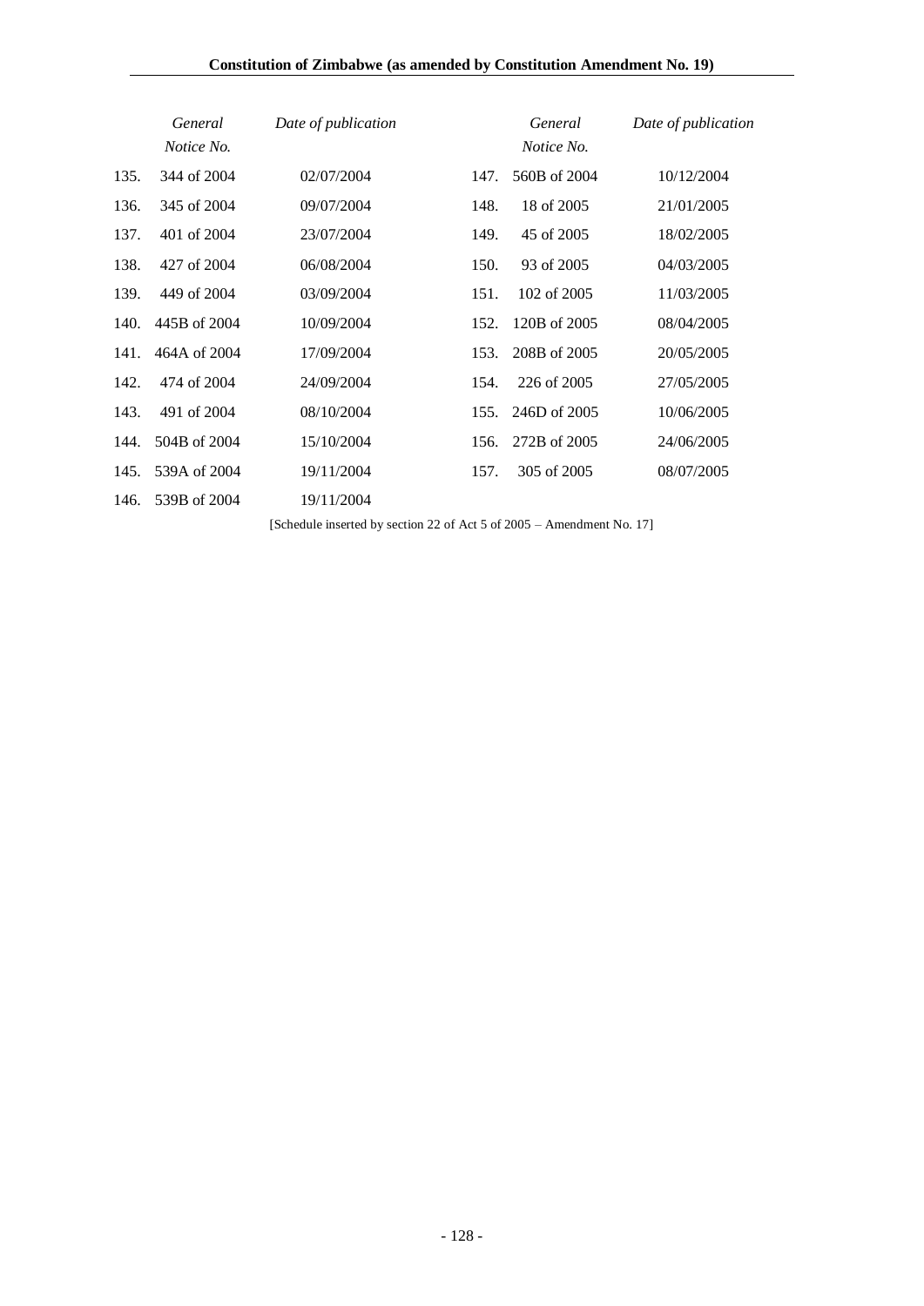| | General Notice No. | Date of publication | | General Notice No. | Date of publication |
|---|---|---|---|---|---|
| 135. | 344 of 2004 | 02/07/2004 | 147. | 560B of 2004 | 10/12/2004 |
| 136. | 345 of 2004 | 09/07/2004 | 148. | 18 of 2005 | 21/01/2005 |
| 137. | 401 of 2004 | 23/07/2004 | 149. | 45 of 2005 | 18/02/2005 |
| 138. | 427 of 2004 | 06/08/2004 | 150. | 93 of 2005 | 04/03/2005 |
| 139. | 449 of 2004 | 03/09/2004 | 151. | 102 of 2005 | 11/03/2005 |
| 140. | 445B of 2004 | 10/09/2004 | 152. | 120B of 2005 | 08/04/2005 |
| 141. | 464A of 2004 | 17/09/2004 | 153. | 208B of 2005 | 20/05/2005 |
| 142. | 474 of 2004 | 24/09/2004 | 154. | 226 of 2005 | 27/05/2005 |
| 143. | 491 of 2004 | 08/10/2004 | 155. | 246D of 2005 | 10/06/2005 |
| 144. | 504B of 2004 | 15/10/2004 | 156. | 272B of 2005 | 24/06/2005 |
| 145. | 539A of 2004 | 19/11/2004 | 157. | 305 of 2005 | 08/07/2005 |
| 146. | 539B of 2004 | 19/11/2004 | | | |

[Schedule inserted by section 22 of Act 5 of 2005 – Amendment No. 17]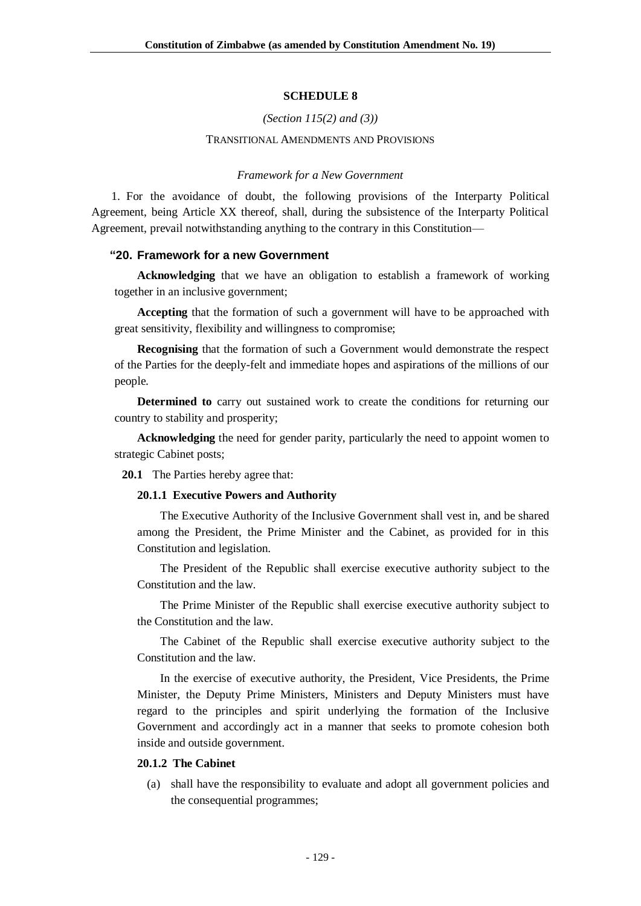## SCHEDULE 8

*(Section 115(2) and (3))*

TRANSITIONAL AMENDMENTS AND PROVISIONS

*Framework for a New Government*

1. For the avoidance of doubt, the following provisions of the Interparty Political Agreement, being Article XX thereof, shall, during the subsistence of the Interparty Political Agreement, prevail notwithstanding anything to the contrary in this Constitution—

### "20. Framework for a new Government

**Acknowledging** that we have an obligation to establish a framework of working together in an inclusive government;

**Accepting** that the formation of such a government will have to be approached with great sensitivity, flexibility and willingness to compromise;

**Recognising** that the formation of such a Government would demonstrate the respect of the Parties for the deeply-felt and immediate hopes and aspirations of the millions of our people.

**Determined to** carry out sustained work to create the conditions for returning our country to stability and prosperity;

**Acknowledging** the need for gender parity, particularly the need to appoint women to strategic Cabinet posts;

**20.1** The Parties hereby agree that:

**20.1.1 Executive Powers and Authority**

The Executive Authority of the Inclusive Government shall vest in, and be shared among the President, the Prime Minister and the Cabinet, as provided for in this Constitution and legislation.

The President of the Republic shall exercise executive authority subject to the Constitution and the law.

The Prime Minister of the Republic shall exercise executive authority subject to the Constitution and the law.

The Cabinet of the Republic shall exercise executive authority subject to the Constitution and the law.

In the exercise of executive authority, the President, Vice Presidents, the Prime Minister, the Deputy Prime Ministers, Ministers and Deputy Ministers must have regard to the principles and spirit underlying the formation of the Inclusive Government and accordingly act in a manner that seeks to promote cohesion both inside and outside government.

**20.1.2 The Cabinet**

(a) shall have the responsibility to evaluate and adopt all government policies and the consequential programmes;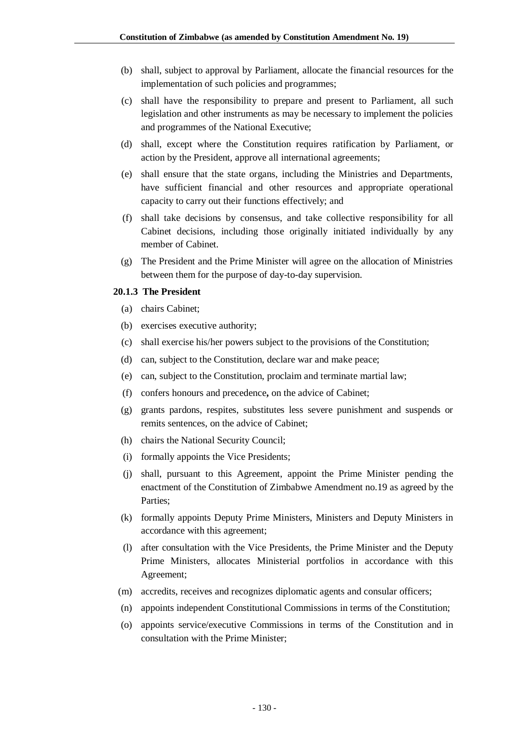(b) shall, subject to approval by Parliament, allocate the financial resources for the implementation of such policies and programmes;

(c) shall have the responsibility to prepare and present to Parliament, all such legislation and other instruments as may be necessary to implement the policies and programmes of the National Executive;

(d) shall, except where the Constitution requires ratification by Parliament, or action by the President, approve all international agreements;

(e) shall ensure that the state organs, including the Ministries and Departments, have sufficient financial and other resources and appropriate operational capacity to carry out their functions effectively; and

(f) shall take decisions by consensus, and take collective responsibility for all Cabinet decisions, including those originally initiated individually by any member of Cabinet.

(g) The President and the Prime Minister will agree on the allocation of Ministries between them for the purpose of day-to-day supervision.

**20.1.3 The President**

(a) chairs Cabinet;

(b) exercises executive authority;

(c) shall exercise his/her powers subject to the provisions of the Constitution;

(d) can, subject to the Constitution, declare war and make peace;

(e) can, subject to the Constitution, proclaim and terminate martial law;

(f) confers honours and precedence**,** on the advice of Cabinet;

(g) grants pardons, respites, substitutes less severe punishment and suspends or remits sentences, on the advice of Cabinet;

(h) chairs the National Security Council;

(i) formally appoints the Vice Presidents;

(j) shall, pursuant to this Agreement, appoint the Prime Minister pending the enactment of the Constitution of Zimbabwe Amendment no.19 as agreed by the Parties;

(k) formally appoints Deputy Prime Ministers, Ministers and Deputy Ministers in accordance with this agreement;

(l) after consultation with the Vice Presidents, the Prime Minister and the Deputy Prime Ministers, allocates Ministerial portfolios in accordance with this Agreement;

(m) accredits, receives and recognizes diplomatic agents and consular officers;

(n) appoints independent Constitutional Commissions in terms of the Constitution;

(o) appoints service/executive Commissions in terms of the Constitution and in consultation with the Prime Minister;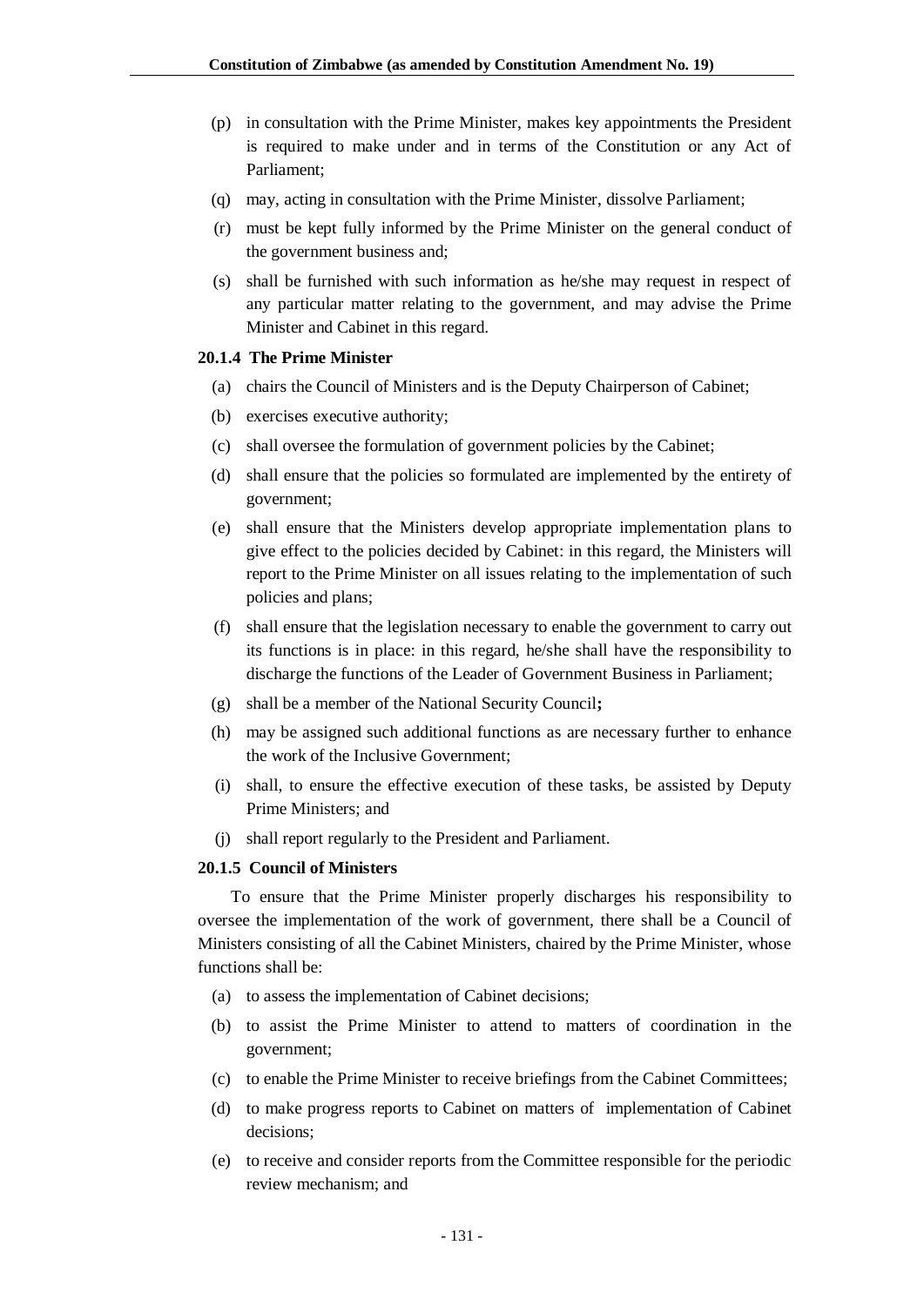(p) in consultation with the Prime Minister, makes key appointments the President is required to make under and in terms of the Constitution or any Act of Parliament;

(q) may, acting in consultation with the Prime Minister, dissolve Parliament;

(r) must be kept fully informed by the Prime Minister on the general conduct of the government business and;

(s) shall be furnished with such information as he/she may request in respect of any particular matter relating to the government, and may advise the Prime Minister and Cabinet in this regard.

**20.1.4 The Prime Minister**

(a) chairs the Council of Ministers and is the Deputy Chairperson of Cabinet;

(b) exercises executive authority;

(c) shall oversee the formulation of government policies by the Cabinet;

(d) shall ensure that the policies so formulated are implemented by the entirety of government;

(e) shall ensure that the Ministers develop appropriate implementation plans to give effect to the policies decided by Cabinet: in this regard, the Ministers will report to the Prime Minister on all issues relating to the implementation of such policies and plans;

(f) shall ensure that the legislation necessary to enable the government to carry out its functions is in place: in this regard, he/she shall have the responsibility to discharge the functions of the Leader of Government Business in Parliament;

(g) shall be a member of the National Security Council**;**

(h) may be assigned such additional functions as are necessary further to enhance the work of the Inclusive Government;

(i) shall, to ensure the effective execution of these tasks, be assisted by Deputy Prime Ministers; and

(j) shall report regularly to the President and Parliament.

**20.1.5 Council of Ministers**

To ensure that the Prime Minister properly discharges his responsibility to oversee the implementation of the work of government, there shall be a Council of Ministers consisting of all the Cabinet Ministers, chaired by the Prime Minister, whose functions shall be:

(a) to assess the implementation of Cabinet decisions;

(b) to assist the Prime Minister to attend to matters of coordination in the government;

(c) to enable the Prime Minister to receive briefings from the Cabinet Committees;

(d) to make progress reports to Cabinet on matters of implementation of Cabinet decisions;

(e) to receive and consider reports from the Committee responsible for the periodic review mechanism; and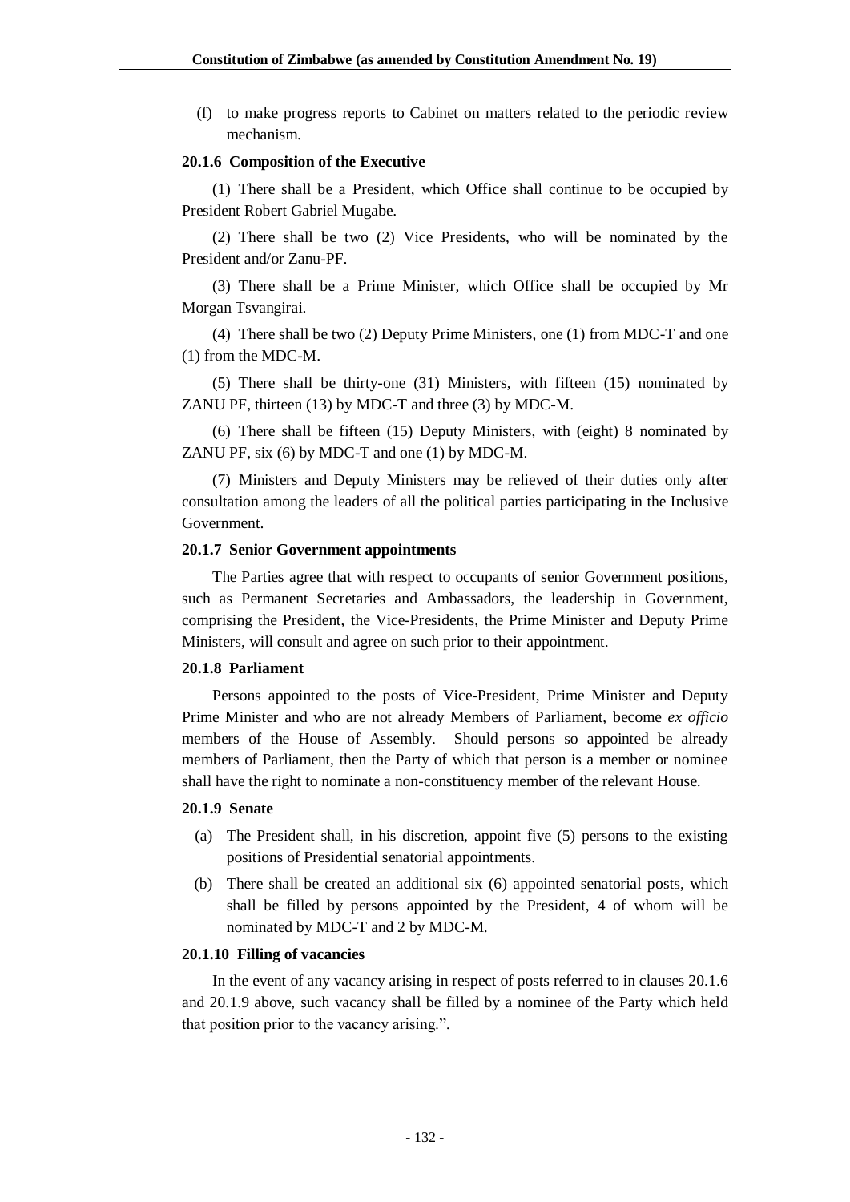(f) to make progress reports to Cabinet on matters related to the periodic review mechanism.

**20.1.6 Composition of the Executive**

(1) There shall be a President, which Office shall continue to be occupied by President Robert Gabriel Mugabe.

(2) There shall be two (2) Vice Presidents, who will be nominated by the President and/or Zanu-PF.

(3) There shall be a Prime Minister, which Office shall be occupied by Mr Morgan Tsvangirai.

(4) There shall be two (2) Deputy Prime Ministers, one (1) from MDC-T and one (1) from the MDC-M.

(5) There shall be thirty-one (31) Ministers, with fifteen (15) nominated by ZANU PF, thirteen (13) by MDC-T and three (3) by MDC-M.

(6) There shall be fifteen (15) Deputy Ministers, with (eight) 8 nominated by ZANU PF, six (6) by MDC-T and one (1) by MDC-M.

(7) Ministers and Deputy Ministers may be relieved of their duties only after consultation among the leaders of all the political parties participating in the Inclusive Government.

**20.1.7 Senior Government appointments**

The Parties agree that with respect to occupants of senior Government positions, such as Permanent Secretaries and Ambassadors, the leadership in Government, comprising the President, the Vice-Presidents, the Prime Minister and Deputy Prime Ministers, will consult and agree on such prior to their appointment.

**20.1.8 Parliament**

Persons appointed to the posts of Vice-President, Prime Minister and Deputy Prime Minister and who are not already Members of Parliament, become *ex officio* members of the House of Assembly. Should persons so appointed be already members of Parliament, then the Party of which that person is a member or nominee shall have the right to nominate a non-constituency member of the relevant House.

**20.1.9 Senate**

(a) The President shall, in his discretion, appoint five (5) persons to the existing positions of Presidential senatorial appointments.

(b) There shall be created an additional six (6) appointed senatorial posts, which shall be filled by persons appointed by the President, 4 of whom will be nominated by MDC-T and 2 by MDC-M.

**20.1.10 Filling of vacancies**

In the event of any vacancy arising in respect of posts referred to in clauses 20.1.6 and 20.1.9 above, such vacancy shall be filled by a nominee of the Party which held that position prior to the vacancy arising.".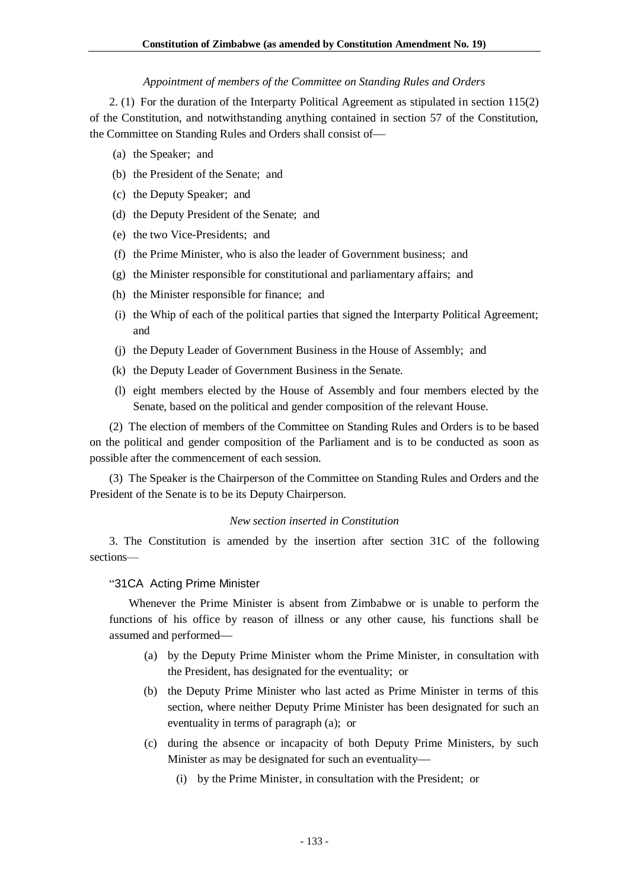*Appointment of members of the Committee on Standing Rules and Orders*

2. (1) For the duration of the Interparty Political Agreement as stipulated in section 115(2) of the Constitution, and notwithstanding anything contained in section 57 of the Constitution, the Committee on Standing Rules and Orders shall consist of—

(a) the Speaker; and

(b) the President of the Senate; and

(c) the Deputy Speaker; and

(d) the Deputy President of the Senate; and

(e) the two Vice-Presidents; and

(f) the Prime Minister, who is also the leader of Government business; and

(g) the Minister responsible for constitutional and parliamentary affairs; and

(h) the Minister responsible for finance; and

(i) the Whip of each of the political parties that signed the Interparty Political Agreement; and

(j) the Deputy Leader of Government Business in the House of Assembly; and

(k) the Deputy Leader of Government Business in the Senate.

(l) eight members elected by the House of Assembly and four members elected by the Senate, based on the political and gender composition of the relevant House.

(2) The election of members of the Committee on Standing Rules and Orders is to be based on the political and gender composition of the Parliament and is to be conducted as soon as possible after the commencement of each session.

(3) The Speaker is the Chairperson of the Committee on Standing Rules and Orders and the President of the Senate is to be its Deputy Chairperson.

*New section inserted in Constitution*

3. The Constitution is amended by the insertion after section 31C of the following sections—

"31CA Acting Prime Minister

Whenever the Prime Minister is absent from Zimbabwe or is unable to perform the functions of his office by reason of illness or any other cause, his functions shall be assumed and performed—

(a) by the Deputy Prime Minister whom the Prime Minister, in consultation with the President, has designated for the eventuality; or

(b) the Deputy Prime Minister who last acted as Prime Minister in terms of this section, where neither Deputy Prime Minister has been designated for such an eventuality in terms of paragraph (a); or

(c) during the absence or incapacity of both Deputy Prime Ministers, by such Minister as may be designated for such an eventuality—

(i) by the Prime Minister, in consultation with the President; or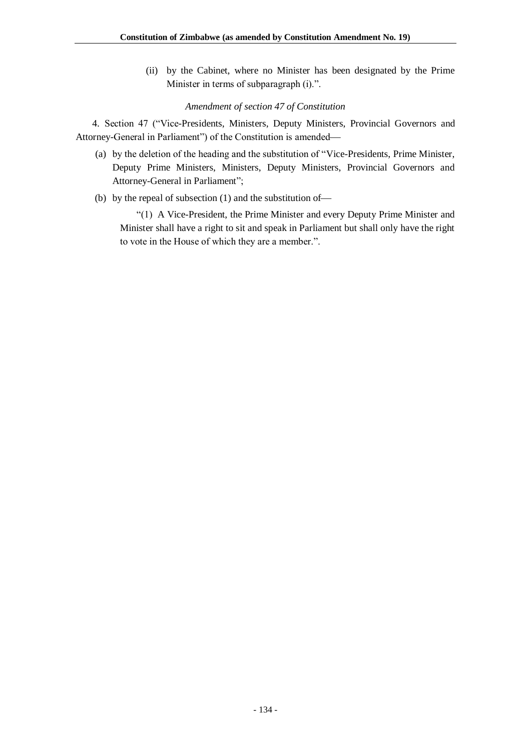(ii) by the Cabinet, where no Minister has been designated by the Prime Minister in terms of subparagraph (i).".

*Amendment of section 47 of Constitution*

4. Section 47 ("Vice-Presidents, Ministers, Deputy Ministers, Provincial Governors and Attorney-General in Parliament") of the Constitution is amended—

(a) by the deletion of the heading and the substitution of "Vice-Presidents, Prime Minister, Deputy Prime Ministers, Ministers, Deputy Ministers, Provincial Governors and Attorney-General in Parliament";

(b) by the repeal of subsection (1) and the substitution of—

"(1) A Vice-President, the Prime Minister and every Deputy Prime Minister and Minister shall have a right to sit and speak in Parliament but shall only have the right to vote in the House of which they are a member.".